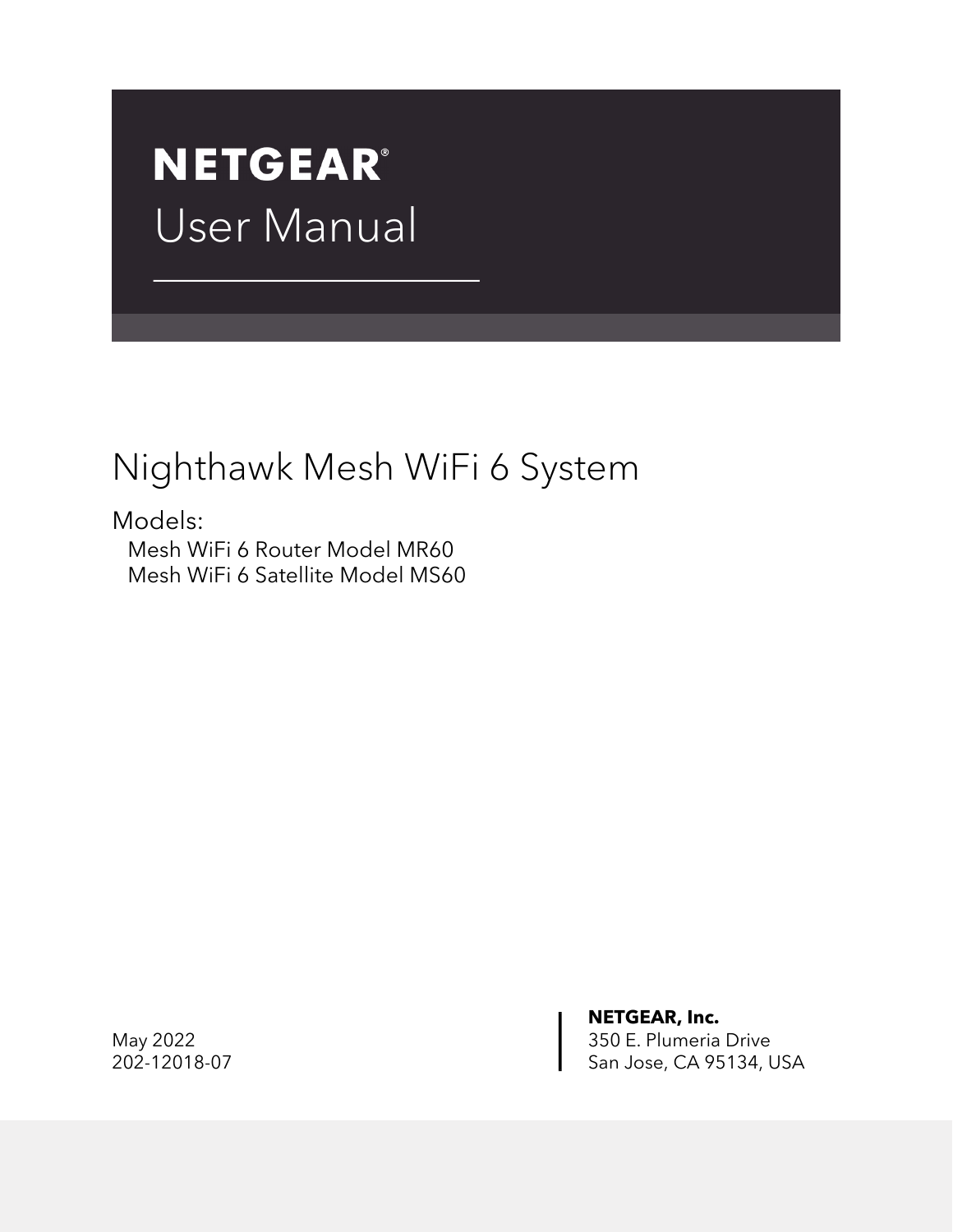# NETGEAR®

# User Manual

## Nighthawk Mesh WiFi 6 System

Models:

Mesh WiFi 6 Router Model MR60
Mesh WiFi 6 Satellite Model MS60

May 2022
202-12018-07

**NETGEAR, Inc.**
350 E. Plumeria Drive
San Jose, CA 95134, USA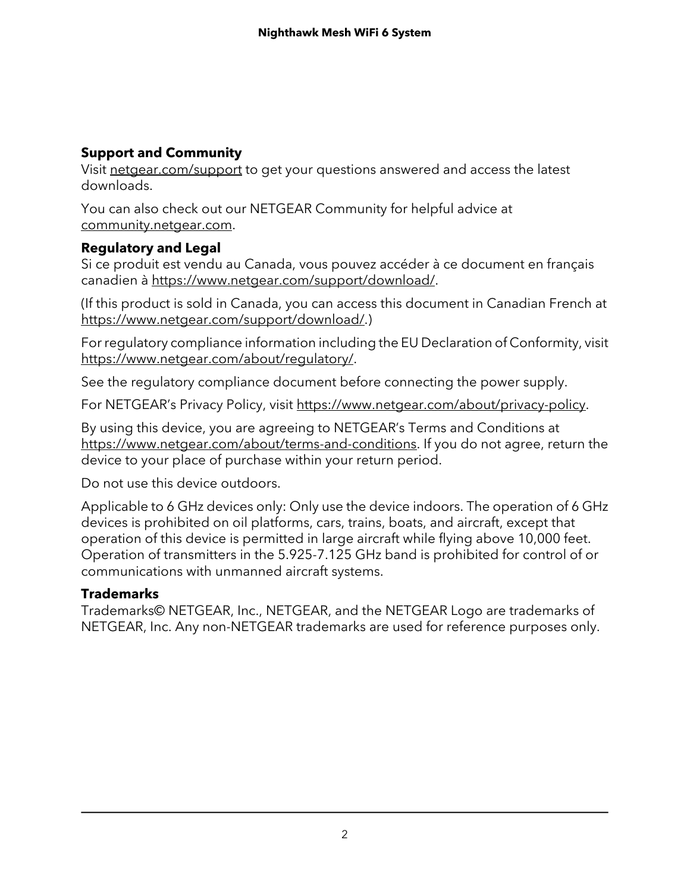## Support and Community

Visit netgear.com/support to get your questions answered and access the latest downloads.

You can also check out our NETGEAR Community for helpful advice at community.netgear.com.

## Regulatory and Legal

Si ce produit est vendu au Canada, vous pouvez accéder à ce document en français canadien à https://www.netgear.com/support/download/.

(If this product is sold in Canada, you can access this document in Canadian French at https://www.netgear.com/support/download/.)

For regulatory compliance information including the EU Declaration of Conformity, visit https://www.netgear.com/about/regulatory/.

See the regulatory compliance document before connecting the power supply.

For NETGEAR's Privacy Policy, visit https://www.netgear.com/about/privacy-policy.

By using this device, you are agreeing to NETGEAR's Terms and Conditions at https://www.netgear.com/about/terms-and-conditions. If you do not agree, return the device to your place of purchase within your return period.

Do not use this device outdoors.

Applicable to 6 GHz devices only: Only use the device indoors. The operation of 6 GHz devices is prohibited on oil platforms, cars, trains, boats, and aircraft, except that operation of this device is permitted in large aircraft while flying above 10,000 feet. Operation of transmitters in the 5.925-7.125 GHz band is prohibited for control of or communications with unmanned aircraft systems.

## Trademarks

Trademarks© NETGEAR, Inc., NETGEAR, and the NETGEAR Logo are trademarks of NETGEAR, Inc. Any non-NETGEAR trademarks are used for reference purposes only.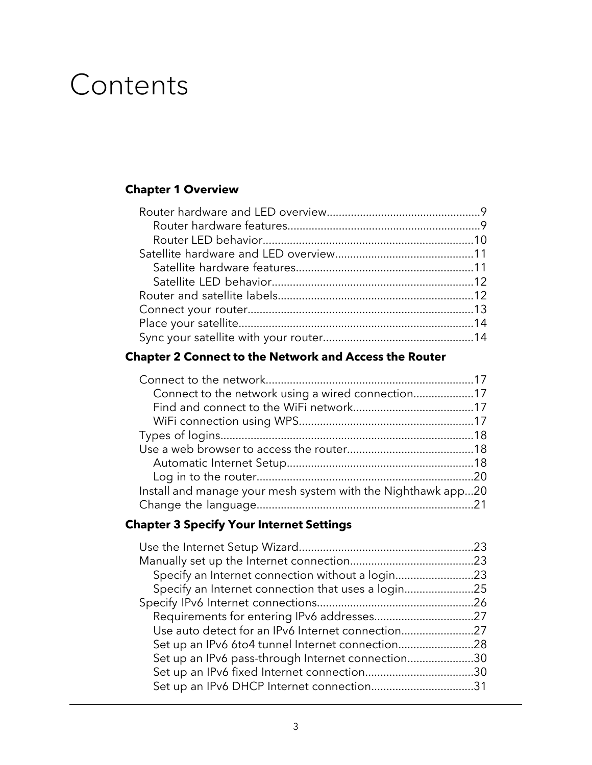# Contents

**Chapter 1 Overview**

Router hardware and LED overview...................................................9
 Router hardware features...............................................................9
 Router LED behavior.....................................................................10
Satellite hardware and LED overview.............................................11
 Satellite hardware features...........................................................11
 Satellite LED behavior...................................................................12
Router and satellite labels.................................................................12
Connect your router...........................................................................13
Place your satellite.............................................................................14
Sync your satellite with your router..................................................14

**Chapter 2 Connect to the Network and Access the Router**

Connect to the network.....................................................................17
 Connect to the network using a wired connection....................17
 Find and connect to the WiFi network........................................17
 WiFi connection using WPS..........................................................17
Types of logins...................................................................................18
Use a web browser to access the router..........................................18
 Automatic Internet Setup..............................................................18
 Log in to the router........................................................................20
Install and manage your mesh system with the Nighthawk app...20
Change the language........................................................................21

**Chapter 3 Specify Your Internet Settings**

Use the Internet Setup Wizard..........................................................23
Manually set up the Internet connection.........................................23
 Specify an Internet connection without a login..........................23
 Specify an Internet connection that uses a login.......................25
Specify IPv6 Internet connections....................................................26
 Requirements for entering IPv6 addresses.................................27
 Use auto detect for an IPv6 Internet connection........................27
 Set up an IPv6 6to4 tunnel Internet connection.........................28
 Set up an IPv6 pass-through Internet connection......................30
 Set up an IPv6 fixed Internet connection....................................30
 Set up an IPv6 DHCP Internet connection..................................31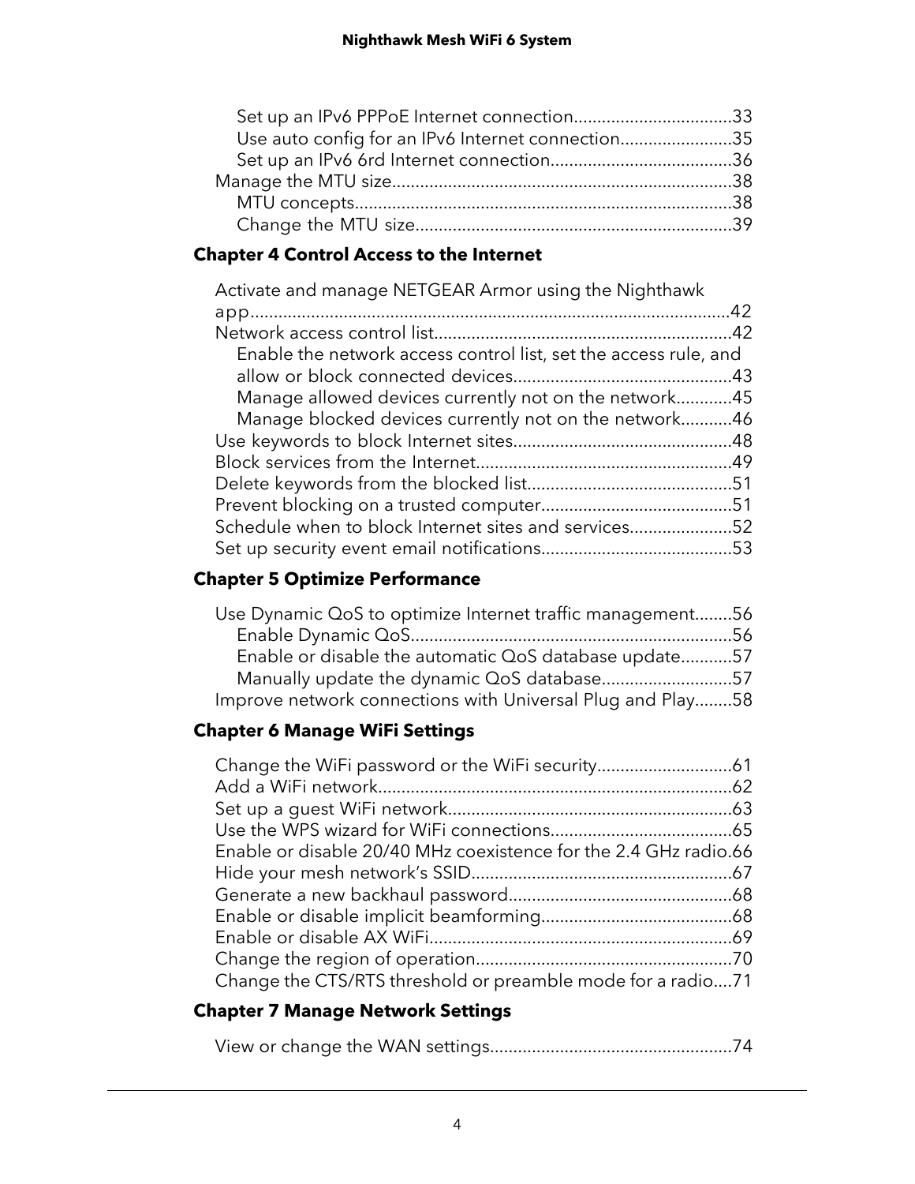Set up an IPv6 PPPoE Internet connection..................................33
Use auto config for an IPv6 Internet connection........................35
Set up an IPv6 6rd Internet connection.......................................36
Manage the MTU size.........................................................................38
MTU concepts.................................................................................38
Change the MTU size....................................................................39

**Chapter 4 Control Access to the Internet**

Activate and manage NETGEAR Armor using the Nighthawk app.......................................................................................................42
Network access control list................................................................42
Enable the network access control list, set the access rule, and allow or block connected devices...............................................43
Manage allowed devices currently not on the network............45
Manage blocked devices currently not on the network...........46
Use keywords to block Internet sites...............................................48
Block services from the Internet.......................................................49
Delete keywords from the blocked list............................................51
Prevent blocking on a trusted computer.........................................51
Schedule when to block Internet sites and services......................52
Set up security event email notifications.........................................53

**Chapter 5 Optimize Performance**

Use Dynamic QoS to optimize Internet traffic management........56
Enable Dynamic QoS.....................................................................56
Enable or disable the automatic QoS database update...........57
Manually update the dynamic QoS database............................57
Improve network connections with Universal Plug and Play........58

**Chapter 6 Manage WiFi Settings**

Change the WiFi password or the WiFi security.............................61
Add a WiFi network............................................................................62
Set up a guest WiFi network.............................................................63
Use the WPS wizard for WiFi connections.......................................65
Enable or disable 20/40 MHz coexistence for the 2.4 GHz radio.66
Hide your mesh network's SSID.......................................................67
Generate a new backhaul password................................................68
Enable or disable implicit beamforming.........................................68
Enable or disable AX WiFi.................................................................69
Change the region of operation.......................................................70
Change the CTS/RTS threshold or preamble mode for a radio....71

**Chapter 7 Manage Network Settings**

View or change the WAN settings....................................................74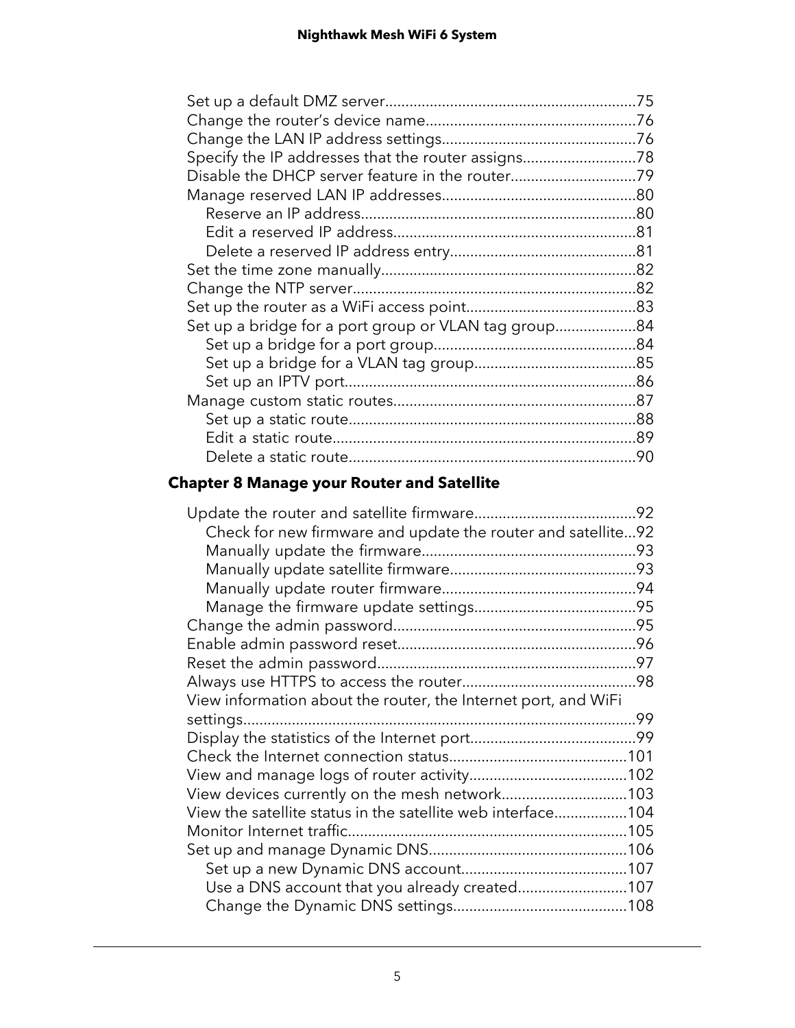Set up a default DMZ server.............................................................75
Change the router's device name....................................................76
Change the LAN IP address settings................................................76
Specify the IP addresses that the router assigns............................78
Disable the DHCP server feature in the router...............................79
Manage reserved LAN IP addresses................................................80
- Reserve an IP address....................................................................80
- Edit a reserved IP address............................................................81
- Delete a reserved IP address entry..............................................81

Set the time zone manually...............................................................82
Change the NTP server......................................................................82
Set up the router as a WiFi access point..........................................83
Set up a bridge for a port group or VLAN tag group....................84
- Set up a bridge for a port group.................................................84
- Set up a bridge for a VLAN tag group........................................85
- Set up an IPTV port.......................................................................86

Manage custom static routes............................................................87
- Set up a static route.......................................................................88
- Edit a static route...........................................................................89
- Delete a static route.......................................................................90

**Chapter 8 Manage your Router and Satellite**

Update the router and satellite firmware........................................92
- Check for new firmware and update the router and satellite...92
- Manually update the firmware.....................................................93
- Manually update satellite firmware..............................................93
- Manually update router firmware................................................94
- Manage the firmware update settings........................................95

Change the admin password............................................................95
Enable admin password reset...........................................................96
Reset the admin password................................................................97
Always use HTTPS to access the router...........................................98
View information about the router, the Internet port, and WiFi settings...............................................................................................99
Display the statistics of the Internet port.........................................99
Check the Internet connection status............................................101
View and manage logs of router activity.......................................102
View devices currently on the mesh network...............................103
View the satellite status in the satellite web interface..................104
Monitor Internet traffic.....................................................................105
Set up and manage Dynamic DNS..................................................106
- Set up a new Dynamic DNS account..........................................107
- Use a DNS account that you already created...........................107
- Change the Dynamic DNS settings............................................108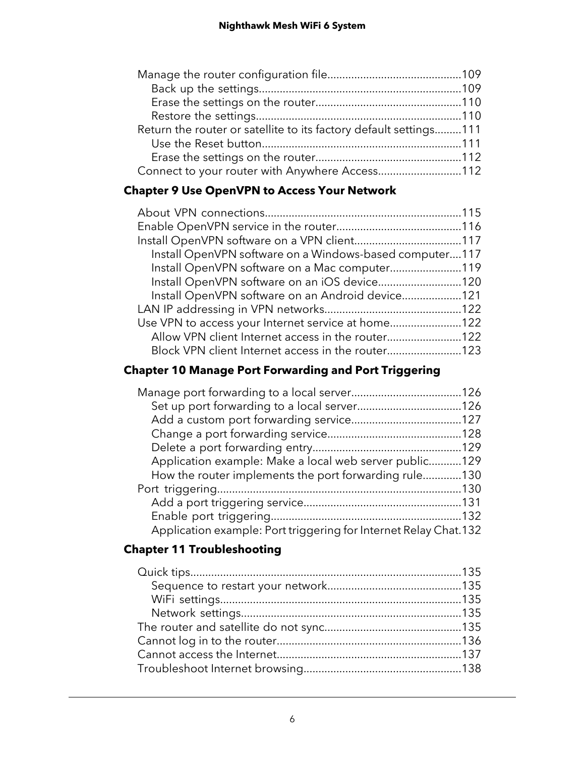Manage the router configuration file.............................................109
  Back up the settings....................................................................109
  Erase the settings on the router.................................................110
  Restore the settings.....................................................................110
Return the router or satellite to its factory default settings.........111
  Use the Reset button...................................................................111
  Erase the settings on the router.................................................112
Connect to your router with Anywhere Access............................112

**Chapter 9 Use OpenVPN to Access Your Network**

About VPN connections..................................................................115
Enable OpenVPN service in the router..........................................116
Install OpenVPN software on a VPN client....................................117
  Install OpenVPN software on a Windows-based computer....117
  Install OpenVPN software on a Mac computer........................119
  Install OpenVPN software on an iOS device............................120
  Install OpenVPN software on an Android device....................121
LAN IP addressing in VPN networks..............................................122
Use VPN to access your Internet service at home........................122
  Allow VPN client Internet access in the router.........................122
  Block VPN client Internet access in the router.........................123

**Chapter 10 Manage Port Forwarding and Port Triggering**

Manage port forwarding to a local server.....................................126
  Set up port forwarding to a local server...................................126
  Add a custom port forwarding service.....................................127
  Change a port forwarding service.............................................128
  Delete a port forwarding entry..................................................129
  Application example: Make a local web server public...........129
  How the router implements the port forwarding rule.............130
Port triggering..................................................................................130
  Add a port triggering service.....................................................131
  Enable port triggering................................................................132
  Application example: Port triggering for Internet Relay Chat.132

**Chapter 11 Troubleshooting**

Quick tips...........................................................................................135
  Sequence to restart your network.............................................135
  WiFi settings.................................................................................135
  Network settings..........................................................................135
The router and satellite do not sync..............................................135
Cannot log in to the router..............................................................136
Cannot access the Internet..............................................................137
Troubleshoot Internet browsing.....................................................138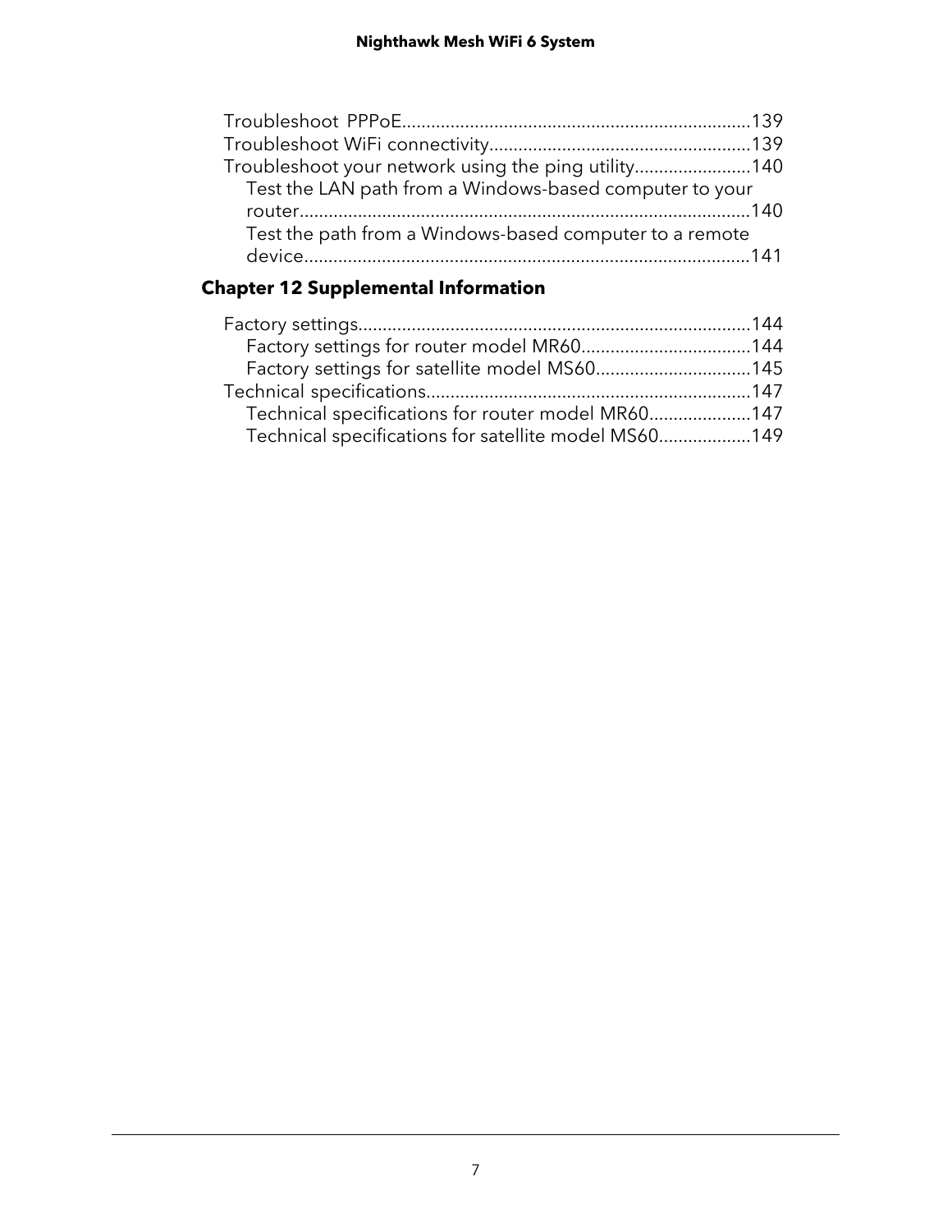Troubleshoot PPPoE........................................................................139
Troubleshoot WiFi connectivity......................................................139
Troubleshoot your network using the ping utility........................140
  Test the LAN path from a Windows-based computer to your router..............................................................................................140
  Test the path from a Windows-based computer to a remote device............................................................................................141

**Chapter 12 Supplemental Information**

Factory settings.................................................................................144
  Factory settings for router model MR60...................................144
  Factory settings for satellite model MS60................................145
Technical specifications...................................................................147
  Technical specifications for router model MR60.....................147
  Technical specifications for satellite model MS60...................149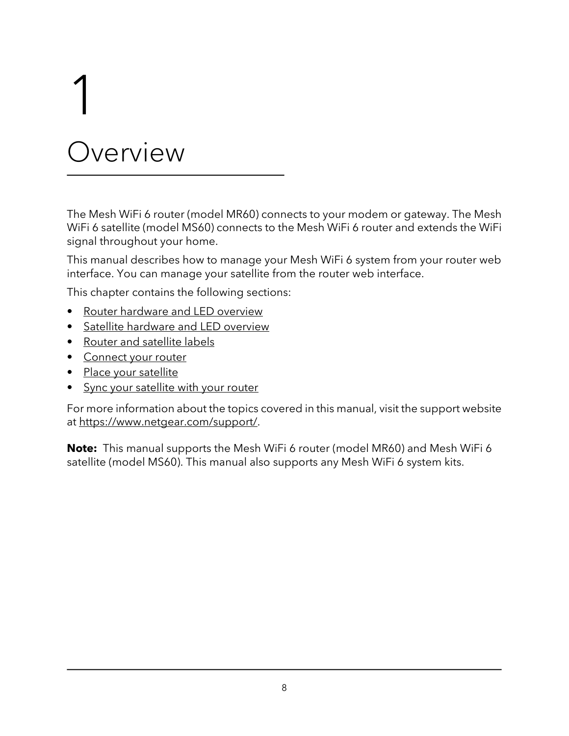# 1 Overview

The Mesh WiFi 6 router (model MR60) connects to your modem or gateway. The Mesh WiFi 6 satellite (model MS60) connects to the Mesh WiFi 6 router and extends the WiFi signal throughout your home.

This manual describes how to manage your Mesh WiFi 6 system from your router web interface. You can manage your satellite from the router web interface.

This chapter contains the following sections:

- Router hardware and LED overview
- Satellite hardware and LED overview
- Router and satellite labels
- Connect your router
- Place your satellite
- Sync your satellite with your router

For more information about the topics covered in this manual, visit the support website at https://www.netgear.com/support/.

**Note:** This manual supports the Mesh WiFi 6 router (model MR60) and Mesh WiFi 6 satellite (model MS60). This manual also supports any Mesh WiFi 6 system kits.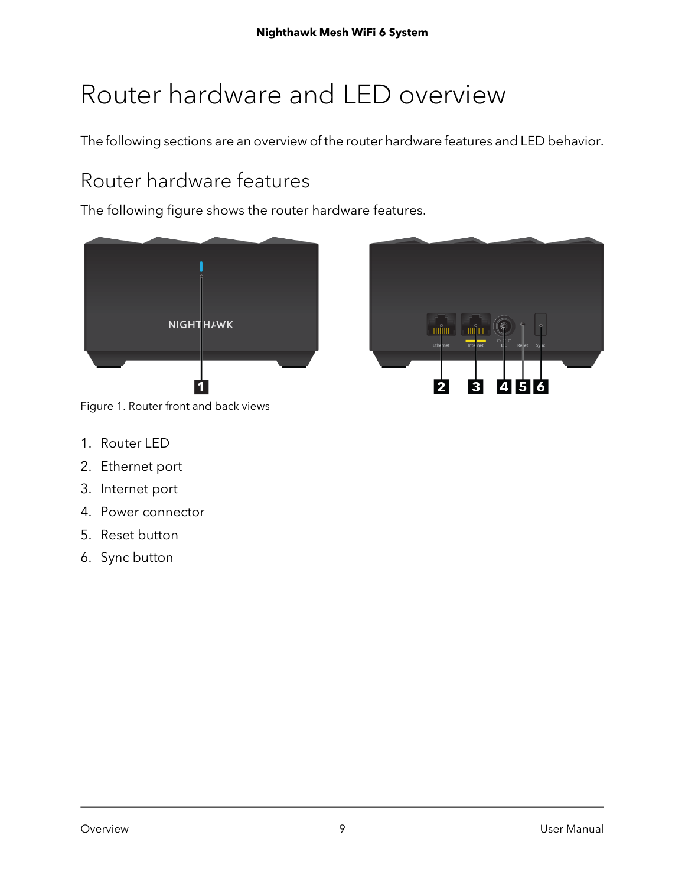# Router hardware and LED overview

The following sections are an overview of the router hardware features and LED behavior.

## Router hardware features

The following figure shows the router hardware features.

Figure 1. Router front and back views

1. Router LED
2. Ethernet port
3. Internet port
4. Power connector
5. Reset button
6. Sync button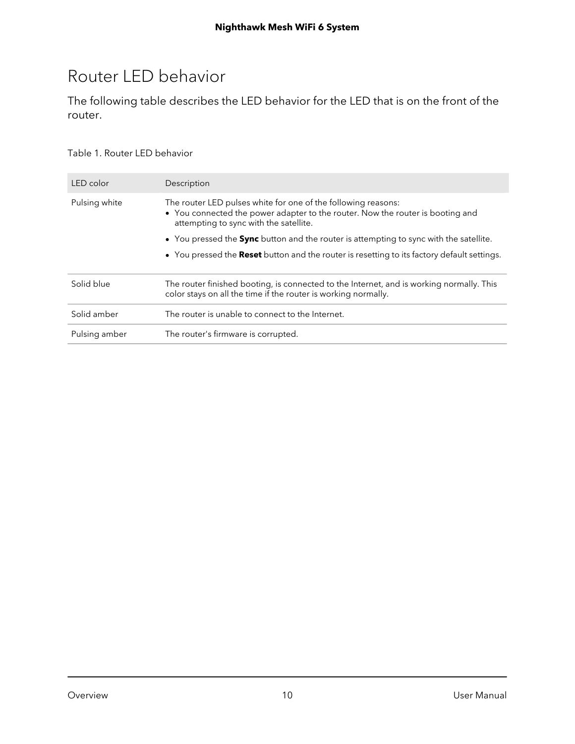# Router LED behavior

The following table describes the LED behavior for the LED that is on the front of the router.

Table 1. Router LED behavior

| LED color | Description |
| --- | --- |
| Pulsing white | The router LED pulses white for one of the following reasons:<br>• You connected the power adapter to the router. Now the router is booting and attempting to sync with the satellite.<br>• You pressed the **Sync** button and the router is attempting to sync with the satellite.<br>• You pressed the **Reset** button and the router is resetting to its factory default settings. |
| Solid blue | The router finished booting, is connected to the Internet, and is working normally. This color stays on all the time if the router is working normally. |
| Solid amber | The router is unable to connect to the Internet. |
| Pulsing amber | The router's firmware is corrupted. |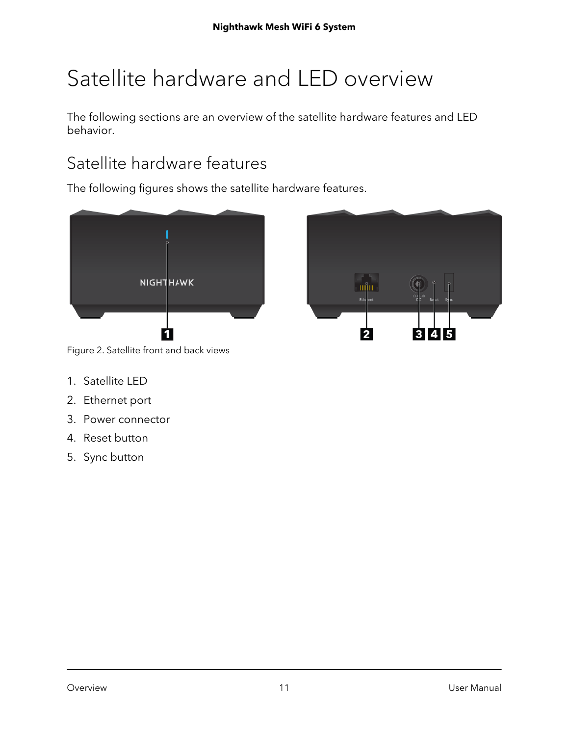# Satellite hardware and LED overview

The following sections are an overview of the satellite hardware features and LED behavior.

## Satellite hardware features

The following figures shows the satellite hardware features.

Figure 2. Satellite front and back views

1. Satellite LED
2. Ethernet port
3. Power connector
4. Reset button
5. Sync button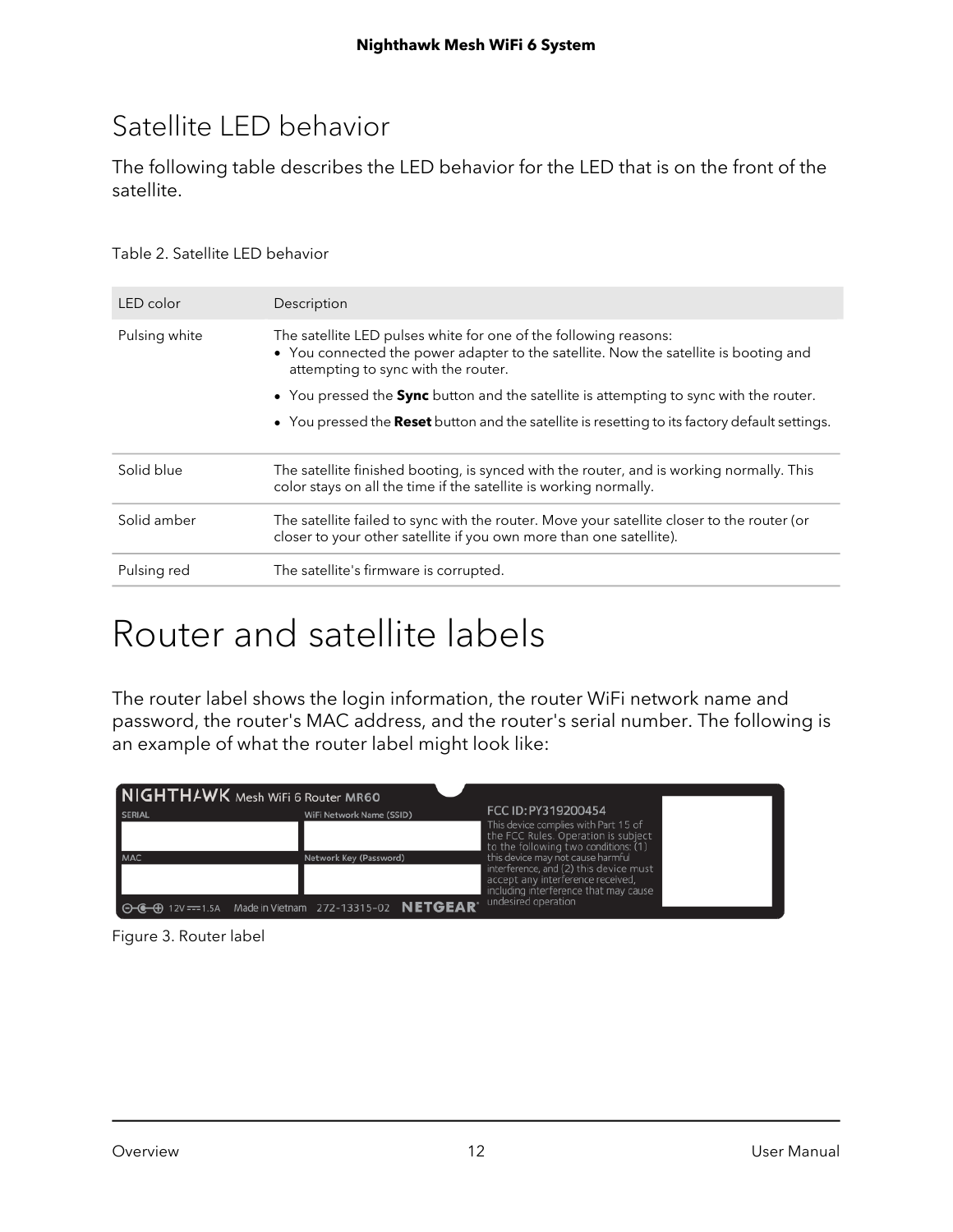## Satellite LED behavior

The following table describes the LED behavior for the LED that is on the front of the satellite.

Table 2. Satellite LED behavior

| LED color | Description |
|---|---|
| Pulsing white | The satellite LED pulses white for one of the following reasons:<br>• You connected the power adapter to the satellite. Now the satellite is booting and attempting to sync with the router.<br>• You pressed the **Sync** button and the satellite is attempting to sync with the router.<br>• You pressed the **Reset** button and the satellite is resetting to its factory default settings. |
| Solid blue | The satellite finished booting, is synced with the router, and is working normally. This color stays on all the time if the satellite is working normally. |
| Solid amber | The satellite failed to sync with the router. Move your satellite closer to the router (or closer to your other satellite if you own more than one satellite). |
| Pulsing red | The satellite's firmware is corrupted. |

# Router and satellite labels

The router label shows the login information, the router WiFi network name and password, the router's MAC address, and the router's serial number. The following is an example of what the router label might look like:

NIGHTHAWK Mesh WiFi 6 Router MR60

SERIAL

WiFi Network Name (SSID)

MAC

Network Key (Password)

12V 1.5A Made in Vietnam 272-13315-02 NETGEAR

FCC ID: PY319200454

This device complies with Part 15 of the FCC Rules. Operation is subject to the following two conditions: (1) this device may not cause harmful interference, and (2) this device must accept any interference received, including interference that may cause undesired operation

Figure 3. Router label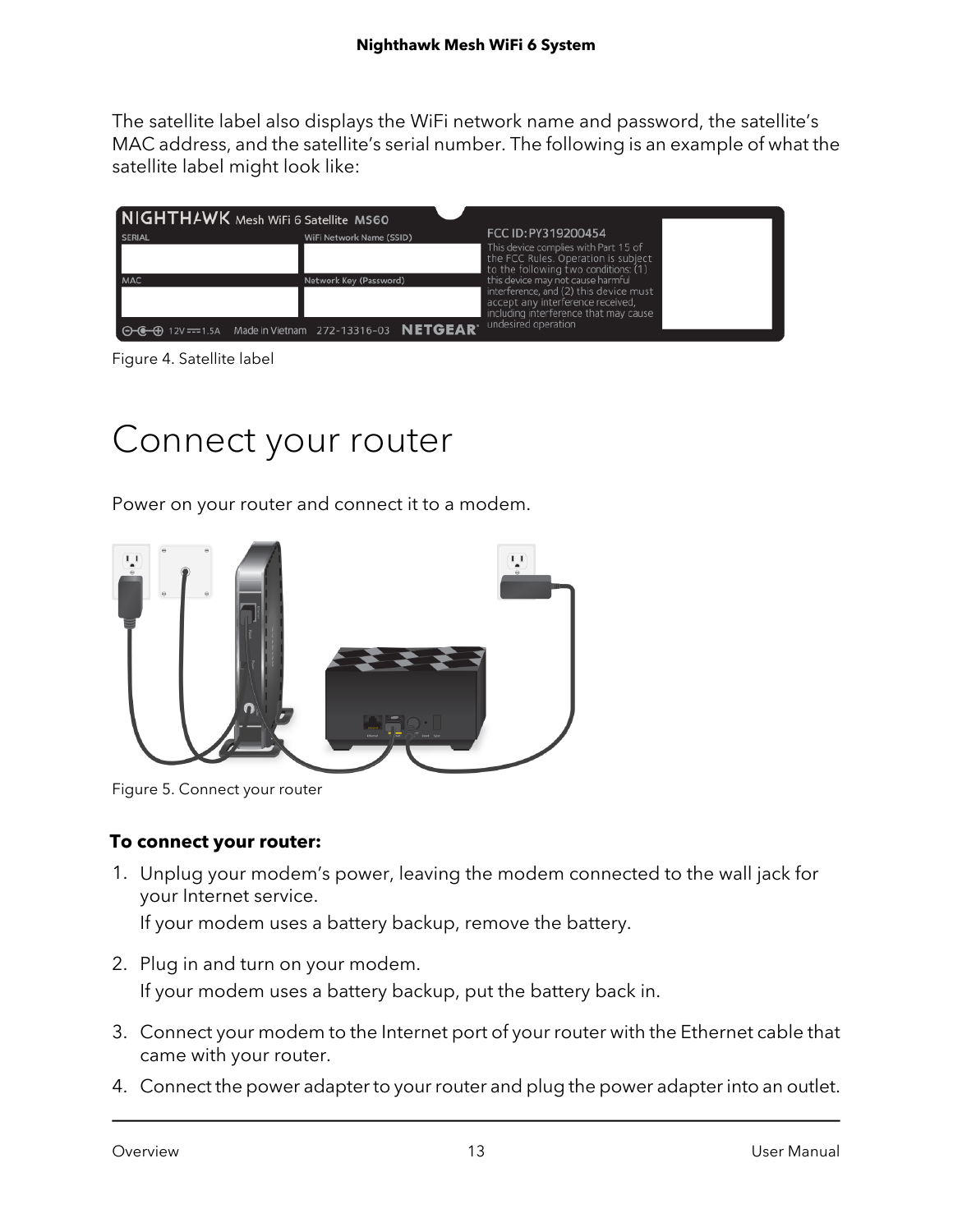The satellite label also displays the WiFi network name and password, the satellite's MAC address, and the satellite's serial number. The following is an example of what the satellite label might look like:

Figure 4. Satellite label

# Connect your router

Power on your router and connect it to a modem.

Figure 5. Connect your router

**To connect your router:**

1. Unplug your modem's power, leaving the modem connected to the wall jack for your Internet service.

   If your modem uses a battery backup, remove the battery.

2. Plug in and turn on your modem.

   If your modem uses a battery backup, put the battery back in.

3. Connect your modem to the Internet port of your router with the Ethernet cable that came with your router.
4. Connect the power adapter to your router and plug the power adapter into an outlet.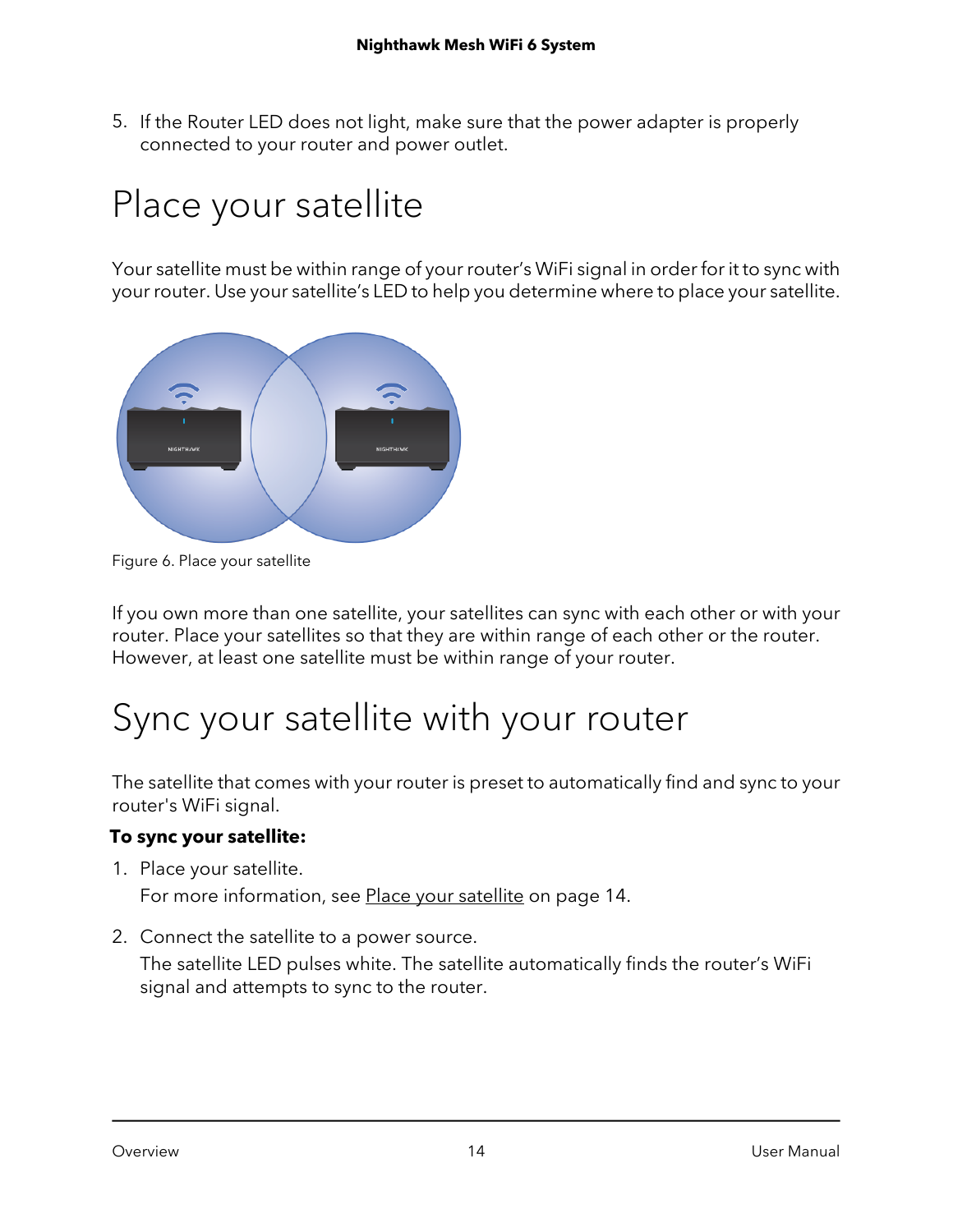5. If the Router LED does not light, make sure that the power adapter is properly connected to your router and power outlet.

# Place your satellite

Your satellite must be within range of your router's WiFi signal in order for it to sync with your router. Use your satellite's LED to help you determine where to place your satellite.

Figure 6. Place your satellite

If you own more than one satellite, your satellites can sync with each other or with your router. Place your satellites so that they are within range of each other or the router. However, at least one satellite must be within range of your router.

# Sync your satellite with your router

The satellite that comes with your router is preset to automatically find and sync to your router's WiFi signal.

**To sync your satellite:**

1. Place your satellite.

   For more information, see Place your satellite on page 14.

2. Connect the satellite to a power source.

   The satellite LED pulses white. The satellite automatically finds the router's WiFi signal and attempts to sync to the router.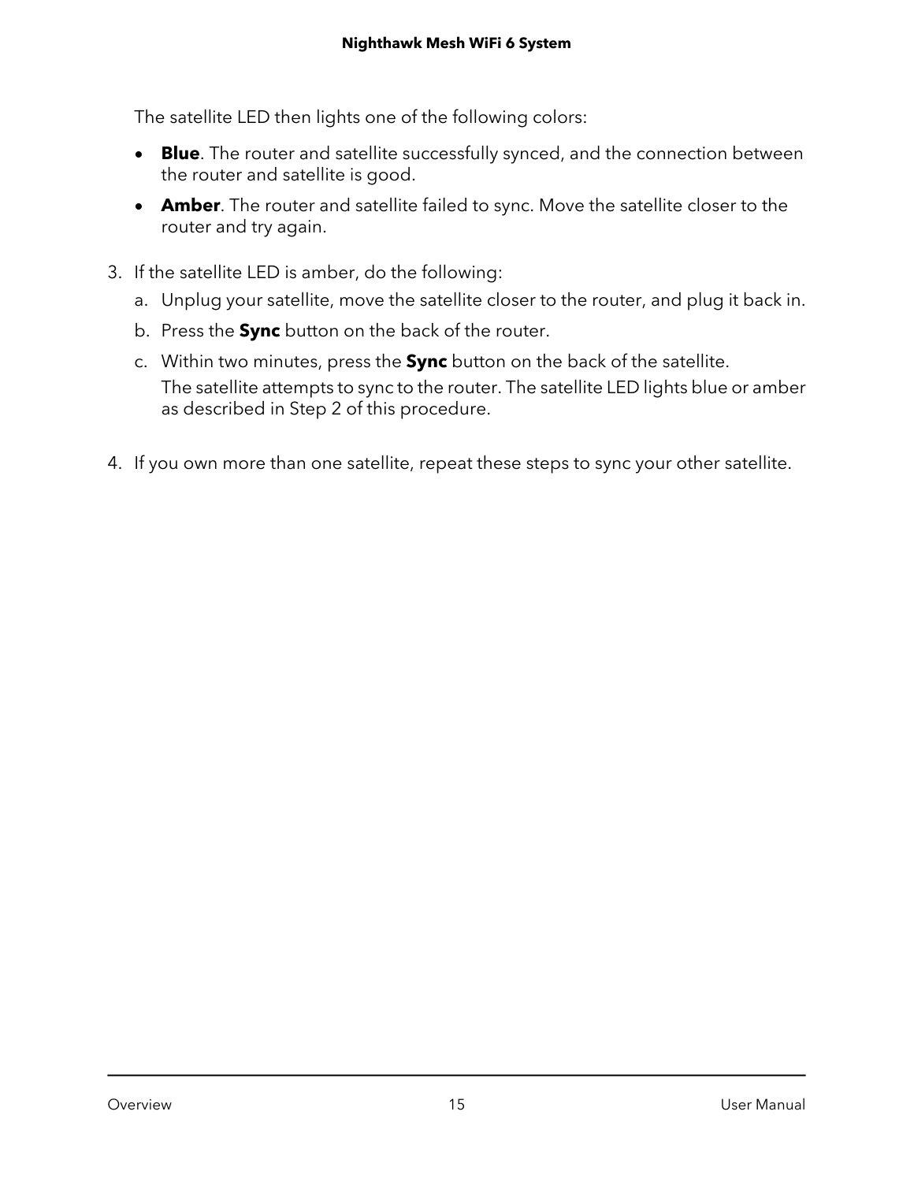The satellite LED then lights one of the following colors:

- **Blue**. The router and satellite successfully synced, and the connection between the router and satellite is good.
- **Amber**. The router and satellite failed to sync. Move the satellite closer to the router and try again.

3. If the satellite LED is amber, do the following:
   a. Unplug your satellite, move the satellite closer to the router, and plug it back in.
   b. Press the **Sync** button on the back of the router.
   c. Within two minutes, press the **Sync** button on the back of the satellite.
      The satellite attempts to sync to the router. The satellite LED lights blue or amber as described in Step 2 of this procedure.

4. If you own more than one satellite, repeat these steps to sync your other satellite.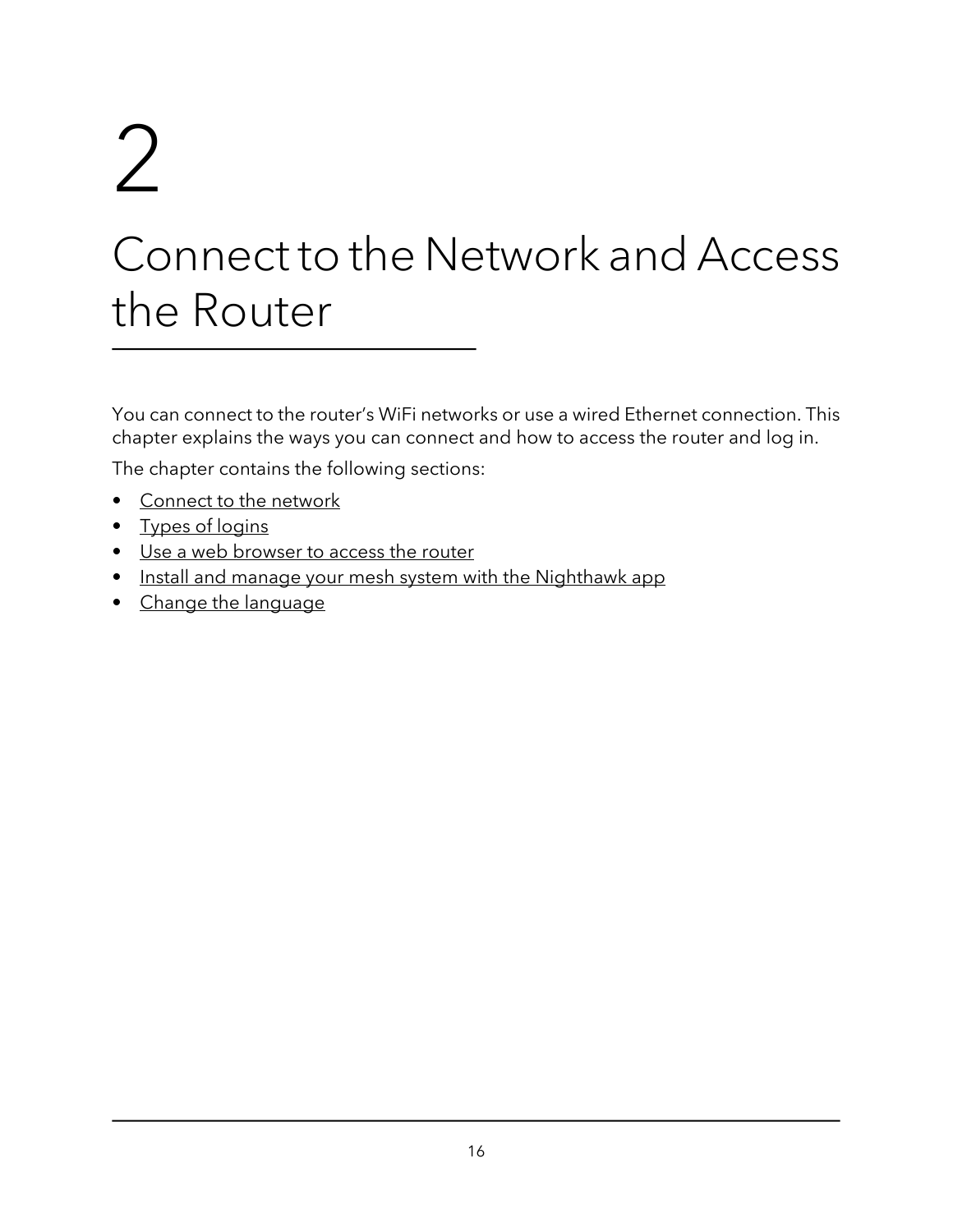# 2

# Connect to the Network and Access the Router

You can connect to the router's WiFi networks or use a wired Ethernet connection. This chapter explains the ways you can connect and how to access the router and log in.

The chapter contains the following sections:

- Connect to the network
- Types of logins
- Use a web browser to access the router
- Install and manage your mesh system with the Nighthawk app
- Change the language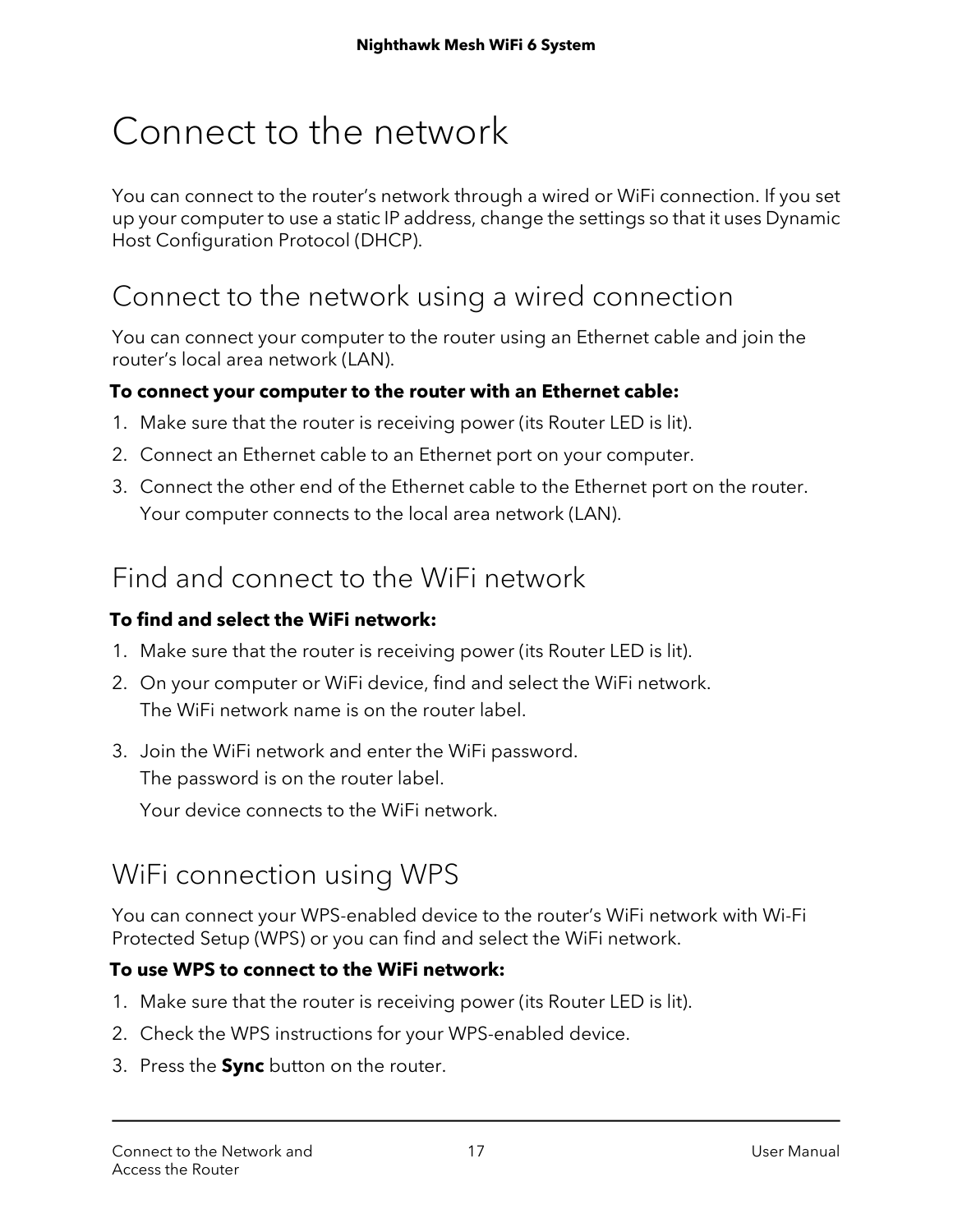# Connect to the network

You can connect to the router's network through a wired or WiFi connection. If you set up your computer to use a static IP address, change the settings so that it uses Dynamic Host Configuration Protocol (DHCP).

## Connect to the network using a wired connection

You can connect your computer to the router using an Ethernet cable and join the router's local area network (LAN).

**To connect your computer to the router with an Ethernet cable:**

1. Make sure that the router is receiving power (its Router LED is lit).
2. Connect an Ethernet cable to an Ethernet port on your computer.
3. Connect the other end of the Ethernet cable to the Ethernet port on the router.
   Your computer connects to the local area network (LAN).

## Find and connect to the WiFi network

**To find and select the WiFi network:**

1. Make sure that the router is receiving power (its Router LED is lit).
2. On your computer or WiFi device, find and select the WiFi network.
   The WiFi network name is on the router label.
3. Join the WiFi network and enter the WiFi password.
   The password is on the router label.

   Your device connects to the WiFi network.

## WiFi connection using WPS

You can connect your WPS-enabled device to the router's WiFi network with Wi-Fi Protected Setup (WPS) or you can find and select the WiFi network.

**To use WPS to connect to the WiFi network:**

1. Make sure that the router is receiving power (its Router LED is lit).
2. Check the WPS instructions for your WPS-enabled device.
3. Press the **Sync** button on the router.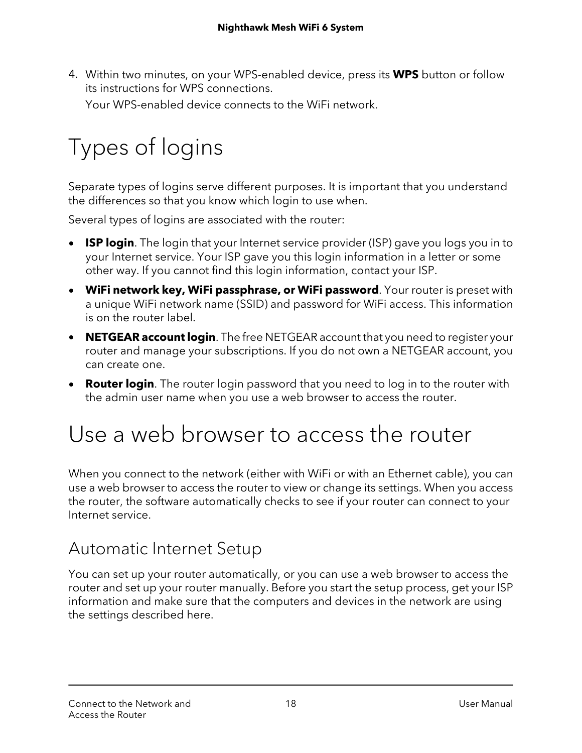4. Within two minutes, on your WPS-enabled device, press its **WPS** button or follow its instructions for WPS connections.

   Your WPS-enabled device connects to the WiFi network.

# Types of logins

Separate types of logins serve different purposes. It is important that you understand the differences so that you know which login to use when.

Several types of logins are associated with the router:

- **ISP login**. The login that your Internet service provider (ISP) gave you logs you in to your Internet service. Your ISP gave you this login information in a letter or some other way. If you cannot find this login information, contact your ISP.
- **WiFi network key, WiFi passphrase, or WiFi password**. Your router is preset with a unique WiFi network name (SSID) and password for WiFi access. This information is on the router label.
- **NETGEAR account login**. The free NETGEAR account that you need to register your router and manage your subscriptions. If you do not own a NETGEAR account, you can create one.
- **Router login**. The router login password that you need to log in to the router with the admin user name when you use a web browser to access the router.

# Use a web browser to access the router

When you connect to the network (either with WiFi or with an Ethernet cable), you can use a web browser to access the router to view or change its settings. When you access the router, the software automatically checks to see if your router can connect to your Internet service.

## Automatic Internet Setup

You can set up your router automatically, or you can use a web browser to access the router and set up your router manually. Before you start the setup process, get your ISP information and make sure that the computers and devices in the network are using the settings described here.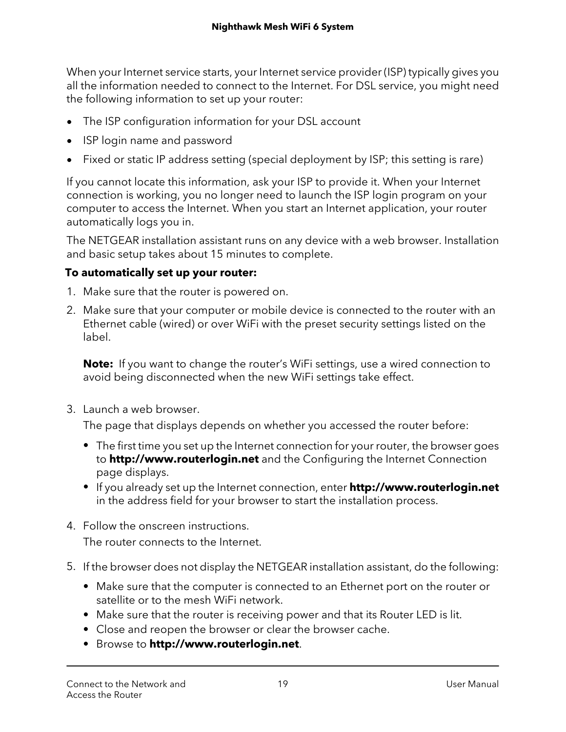When your Internet service starts, your Internet service provider (ISP) typically gives you all the information needed to connect to the Internet. For DSL service, you might need the following information to set up your router:

- The ISP configuration information for your DSL account
- ISP login name and password
- Fixed or static IP address setting (special deployment by ISP; this setting is rare)

If you cannot locate this information, ask your ISP to provide it. When your Internet connection is working, you no longer need to launch the ISP login program on your computer to access the Internet. When you start an Internet application, your router automatically logs you in.

The NETGEAR installation assistant runs on any device with a web browser. Installation and basic setup takes about 15 minutes to complete.

**To automatically set up your router:**

1. Make sure that the router is powered on.
2. Make sure that your computer or mobile device is connected to the router with an Ethernet cable (wired) or over WiFi with the preset security settings listed on the label.

   **Note:** If you want to change the router's WiFi settings, use a wired connection to avoid being disconnected when the new WiFi settings take effect.

3. Launch a web browser.

   The page that displays depends on whether you accessed the router before:

   - The first time you set up the Internet connection for your router, the browser goes to **http://www.routerlogin.net** and the Configuring the Internet Connection page displays.
   - If you already set up the Internet connection, enter **http://www.routerlogin.net** in the address field for your browser to start the installation process.

4. Follow the onscreen instructions.

   The router connects to the Internet.

5. If the browser does not display the NETGEAR installation assistant, do the following:

   - Make sure that the computer is connected to an Ethernet port on the router or satellite or to the mesh WiFi network.
   - Make sure that the router is receiving power and that its Router LED is lit.
   - Close and reopen the browser or clear the browser cache.
   - Browse to **http://www.routerlogin.net**.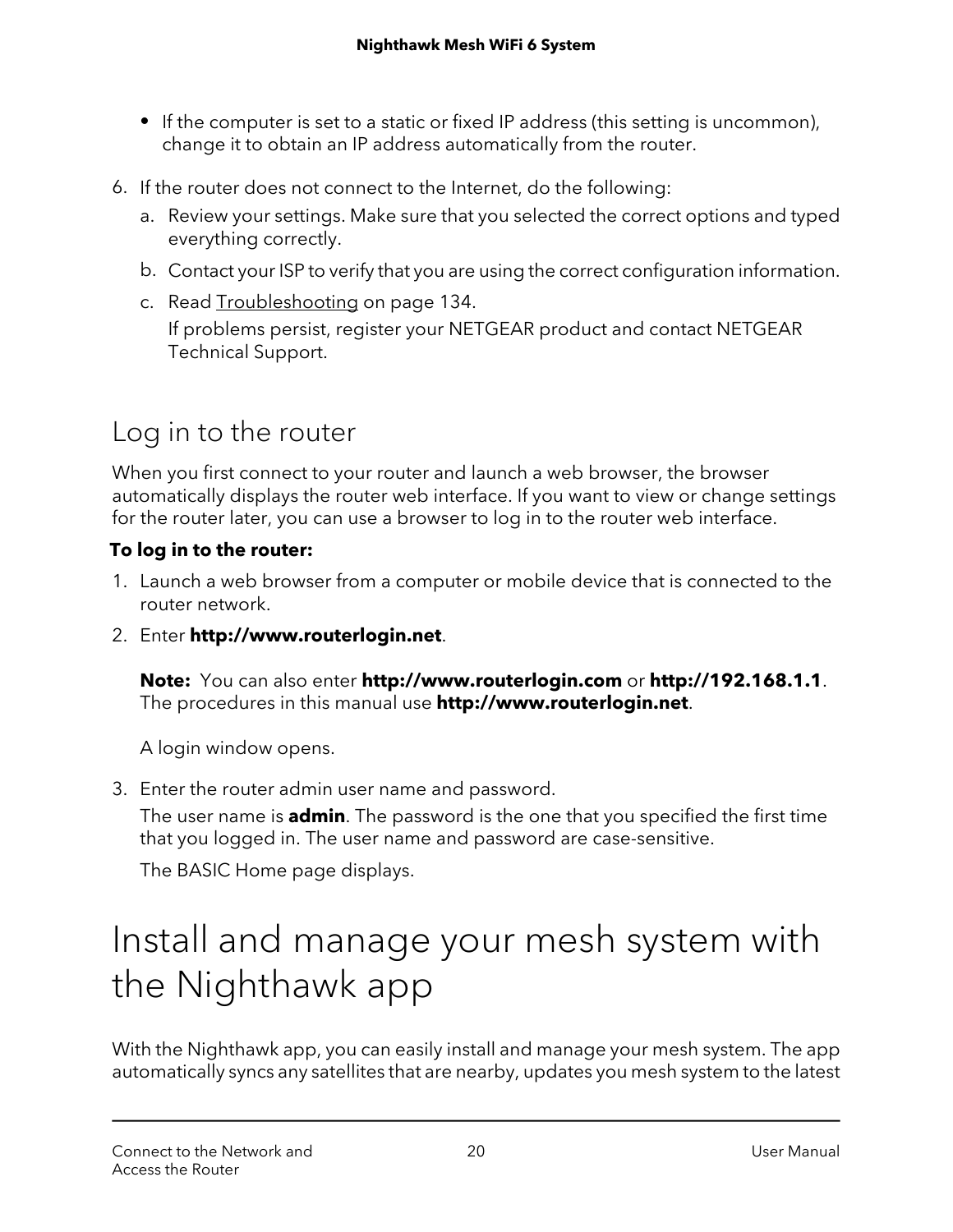- If the computer is set to a static or fixed IP address (this setting is uncommon), change it to obtain an IP address automatically from the router.

6. If the router does not connect to the Internet, do the following:
   a. Review your settings. Make sure that you selected the correct options and typed everything correctly.
   b. Contact your ISP to verify that you are using the correct configuration information.
   c. Read Troubleshooting on page 134.
      If problems persist, register your NETGEAR product and contact NETGEAR Technical Support.

## Log in to the router

When you first connect to your router and launch a web browser, the browser automatically displays the router web interface. If you want to view or change settings for the router later, you can use a browser to log in to the router web interface.

**To log in to the router:**

1. Launch a web browser from a computer or mobile device that is connected to the router network.
2. Enter **http://www.routerlogin.net**.

   **Note:** You can also enter **http://www.routerlogin.com** or **http://192.168.1.1**. The procedures in this manual use **http://www.routerlogin.net**.

   A login window opens.

3. Enter the router admin user name and password.

   The user name is **admin**. The password is the one that you specified the first time that you logged in. The user name and password are case-sensitive.

   The BASIC Home page displays.

# Install and manage your mesh system with the Nighthawk app

With the Nighthawk app, you can easily install and manage your mesh system. The app automatically syncs any satellites that are nearby, updates you mesh system to the latest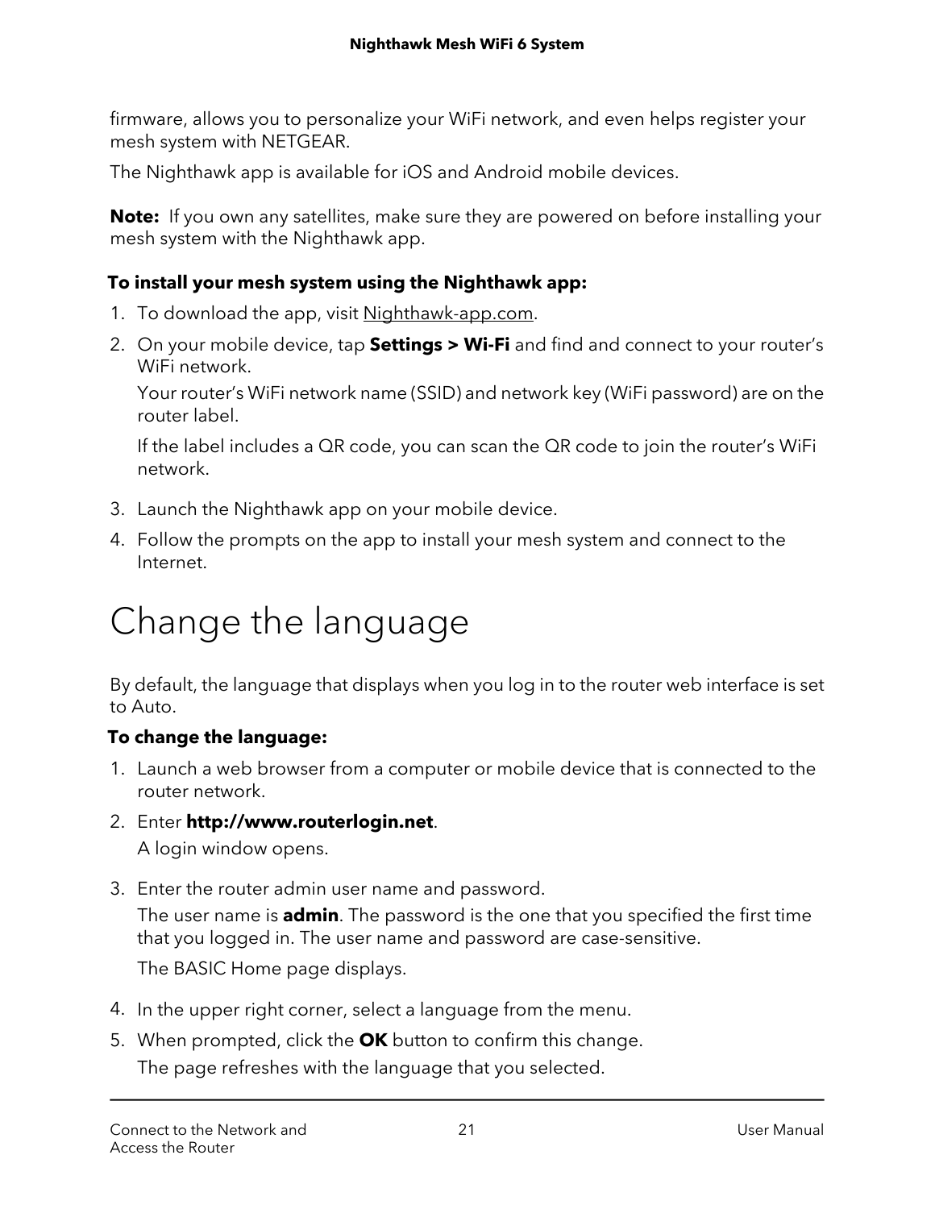firmware, allows you to personalize your WiFi network, and even helps register your mesh system with NETGEAR.

The Nighthawk app is available for iOS and Android mobile devices.

**Note:** If you own any satellites, make sure they are powered on before installing your mesh system with the Nighthawk app.

**To install your mesh system using the Nighthawk app:**

1. To download the app, visit Nighthawk-app.com.
2. On your mobile device, tap **Settings > Wi-Fi** and find and connect to your router's WiFi network.

   Your router's WiFi network name (SSID) and network key (WiFi password) are on the router label.

   If the label includes a QR code, you can scan the QR code to join the router's WiFi network.

3. Launch the Nighthawk app on your mobile device.
4. Follow the prompts on the app to install your mesh system and connect to the Internet.

# Change the language

By default, the language that displays when you log in to the router web interface is set to Auto.

**To change the language:**

1. Launch a web browser from a computer or mobile device that is connected to the router network.
2. Enter **http://www.routerlogin.net**.

   A login window opens.

3. Enter the router admin user name and password.

   The user name is **admin**. The password is the one that you specified the first time that you logged in. The user name and password are case-sensitive.

   The BASIC Home page displays.

4. In the upper right corner, select a language from the menu.
5. When prompted, click the **OK** button to confirm this change.

   The page refreshes with the language that you selected.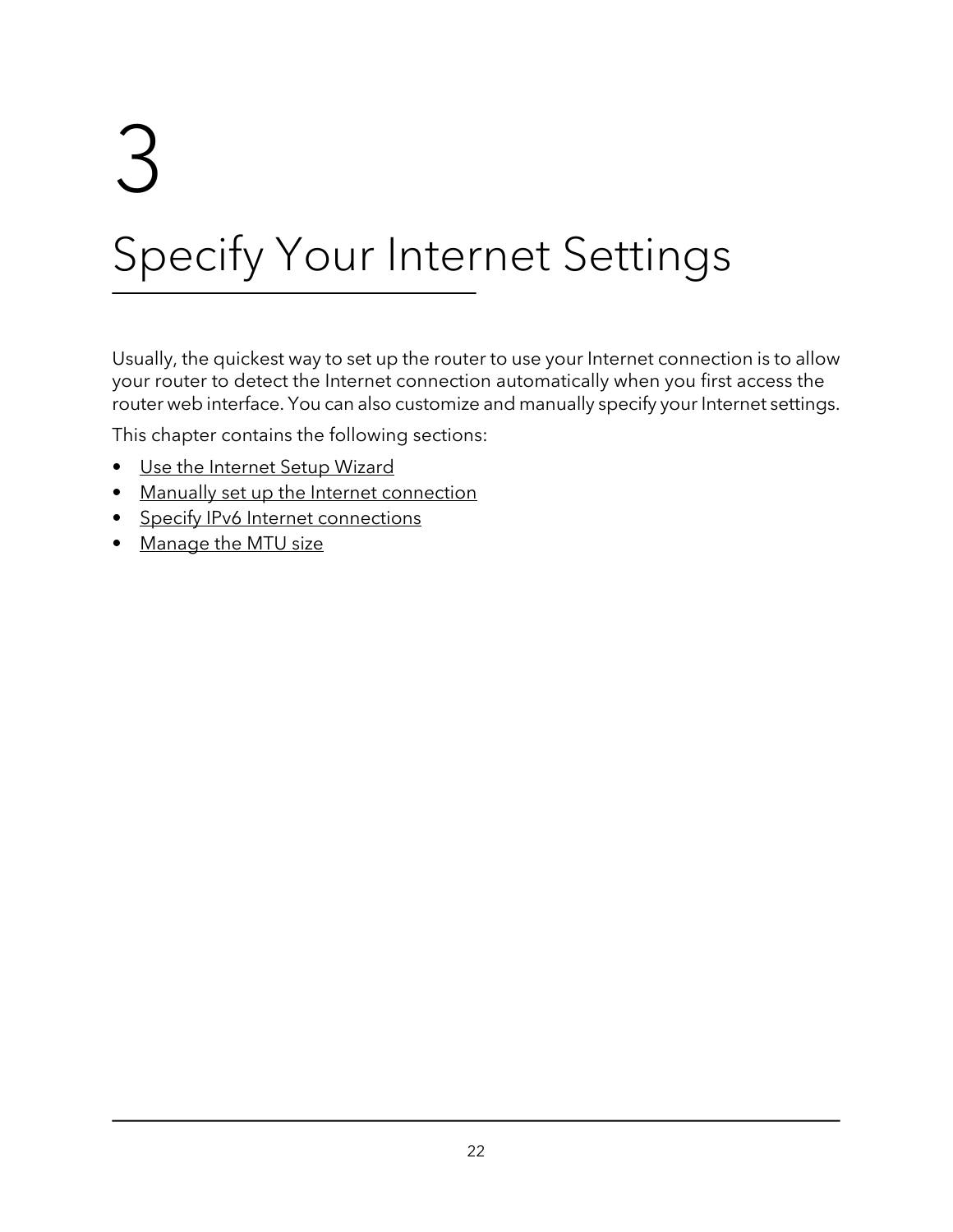# 3

# Specify Your Internet Settings

Usually, the quickest way to set up the router to use your Internet connection is to allow your router to detect the Internet connection automatically when you first access the router web interface. You can also customize and manually specify your Internet settings.

This chapter contains the following sections:

- Use the Internet Setup Wizard
- Manually set up the Internet connection
- Specify IPv6 Internet connections
- Manage the MTU size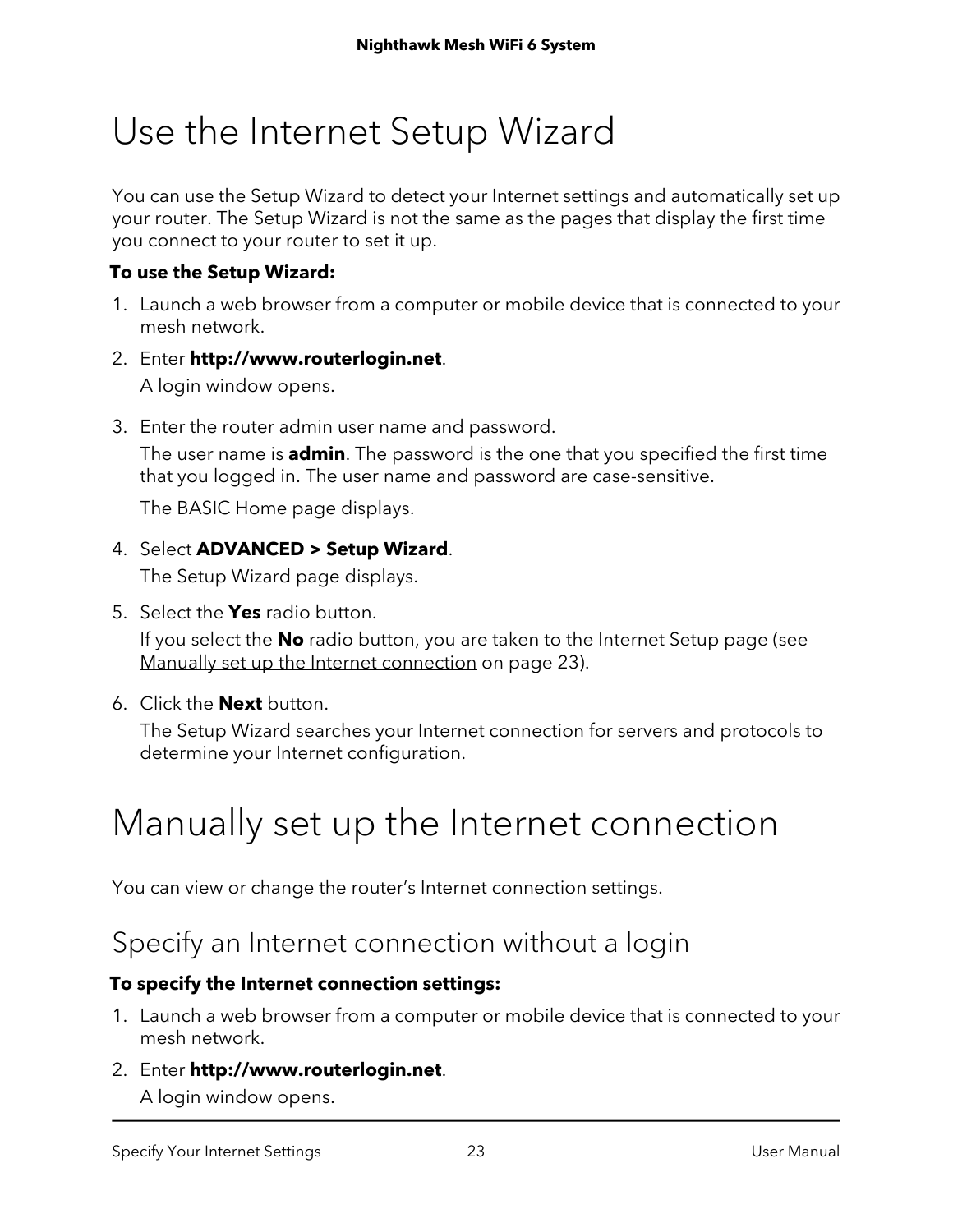# Use the Internet Setup Wizard

You can use the Setup Wizard to detect your Internet settings and automatically set up your router. The Setup Wizard is not the same as the pages that display the first time you connect to your router to set it up.

**To use the Setup Wizard:**

1. Launch a web browser from a computer or mobile device that is connected to your mesh network.
2. Enter **http://www.routerlogin.net**.

   A login window opens.
3. Enter the router admin user name and password.

   The user name is **admin**. The password is the one that you specified the first time that you logged in. The user name and password are case-sensitive.

   The BASIC Home page displays.
4. Select **ADVANCED > Setup Wizard**.

   The Setup Wizard page displays.
5. Select the **Yes** radio button.

   If you select the **No** radio button, you are taken to the Internet Setup page (see Manually set up the Internet connection on page 23).
6. Click the **Next** button.

   The Setup Wizard searches your Internet connection for servers and protocols to determine your Internet configuration.

# Manually set up the Internet connection

You can view or change the router's Internet connection settings.

## Specify an Internet connection without a login

**To specify the Internet connection settings:**

1. Launch a web browser from a computer or mobile device that is connected to your mesh network.
2. Enter **http://www.routerlogin.net**.

   A login window opens.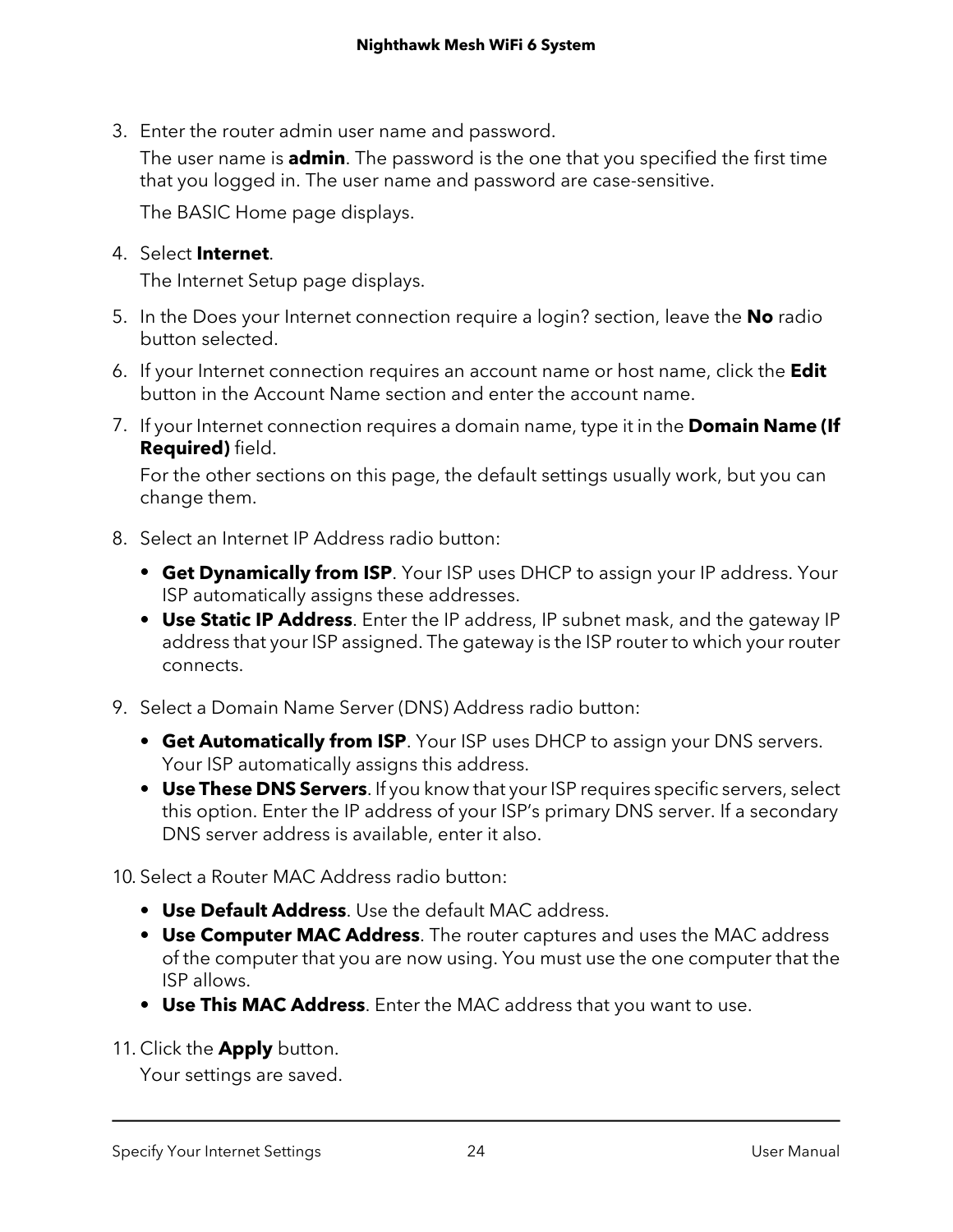3. Enter the router admin user name and password.

   The user name is **admin**. The password is the one that you specified the first time that you logged in. The user name and password are case-sensitive.

   The BASIC Home page displays.

4. Select **Internet**.

   The Internet Setup page displays.

5. In the Does your Internet connection require a login? section, leave the **No** radio button selected.

6. If your Internet connection requires an account name or host name, click the **Edit** button in the Account Name section and enter the account name.

7. If your Internet connection requires a domain name, type it in the **Domain Name (If Required)** field.

   For the other sections on this page, the default settings usually work, but you can change them.

8. Select an Internet IP Address radio button:

   - **Get Dynamically from ISP**. Your ISP uses DHCP to assign your IP address. Your ISP automatically assigns these addresses.
   - **Use Static IP Address**. Enter the IP address, IP subnet mask, and the gateway IP address that your ISP assigned. The gateway is the ISP router to which your router connects.

9. Select a Domain Name Server (DNS) Address radio button:

   - **Get Automatically from ISP**. Your ISP uses DHCP to assign your DNS servers. Your ISP automatically assigns this address.
   - **Use These DNS Servers**. If you know that your ISP requires specific servers, select this option. Enter the IP address of your ISP's primary DNS server. If a secondary DNS server address is available, enter it also.

10. Select a Router MAC Address radio button:

    - **Use Default Address**. Use the default MAC address.
    - **Use Computer MAC Address**. The router captures and uses the MAC address of the computer that you are now using. You must use the one computer that the ISP allows.
    - **Use This MAC Address**. Enter the MAC address that you want to use.

11. Click the **Apply** button.

    Your settings are saved.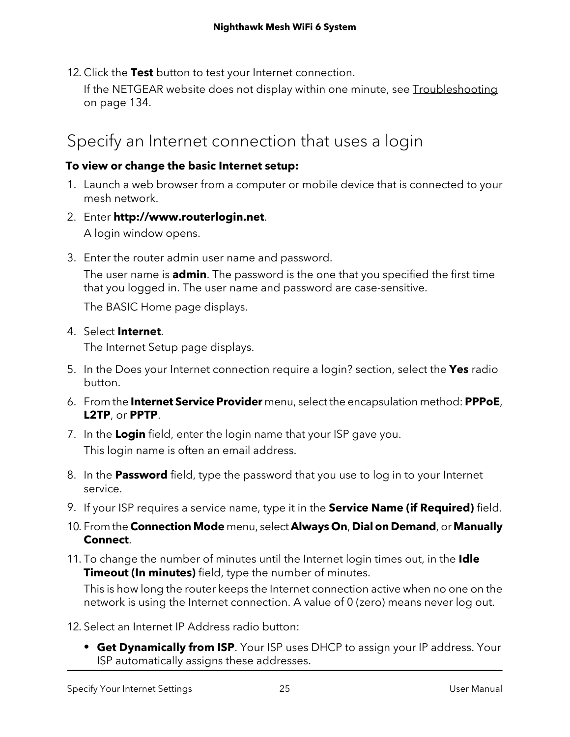12. Click the **Test** button to test your Internet connection.

    If the NETGEAR website does not display within one minute, see Troubleshooting on page 134.

## Specify an Internet connection that uses a login

**To view or change the basic Internet setup:**

1. Launch a web browser from a computer or mobile device that is connected to your mesh network.
2. Enter **http://www.routerlogin.net**.

   A login window opens.

3. Enter the router admin user name and password.

   The user name is **admin**. The password is the one that you specified the first time that you logged in. The user name and password are case-sensitive.

   The BASIC Home page displays.

4. Select **Internet**.

   The Internet Setup page displays.

5. In the Does your Internet connection require a login? section, select the **Yes** radio button.
6. From the **Internet Service Provider** menu, select the encapsulation method: **PPPoE**, **L2TP**, or **PPTP**.
7. In the **Login** field, enter the login name that your ISP gave you.

   This login name is often an email address.

8. In the **Password** field, type the password that you use to log in to your Internet service.
9. If your ISP requires a service name, type it in the **Service Name (if Required)** field.
10. From the **Connection Mode** menu, select **Always On**, **Dial on Demand**, or **Manually Connect**.
11. To change the number of minutes until the Internet login times out, in the **Idle Timeout (In minutes)** field, type the number of minutes.

    This is how long the router keeps the Internet connection active when no one on the network is using the Internet connection. A value of 0 (zero) means never log out.

12. Select an Internet IP Address radio button:
    - **Get Dynamically from ISP**. Your ISP uses DHCP to assign your IP address. Your ISP automatically assigns these addresses.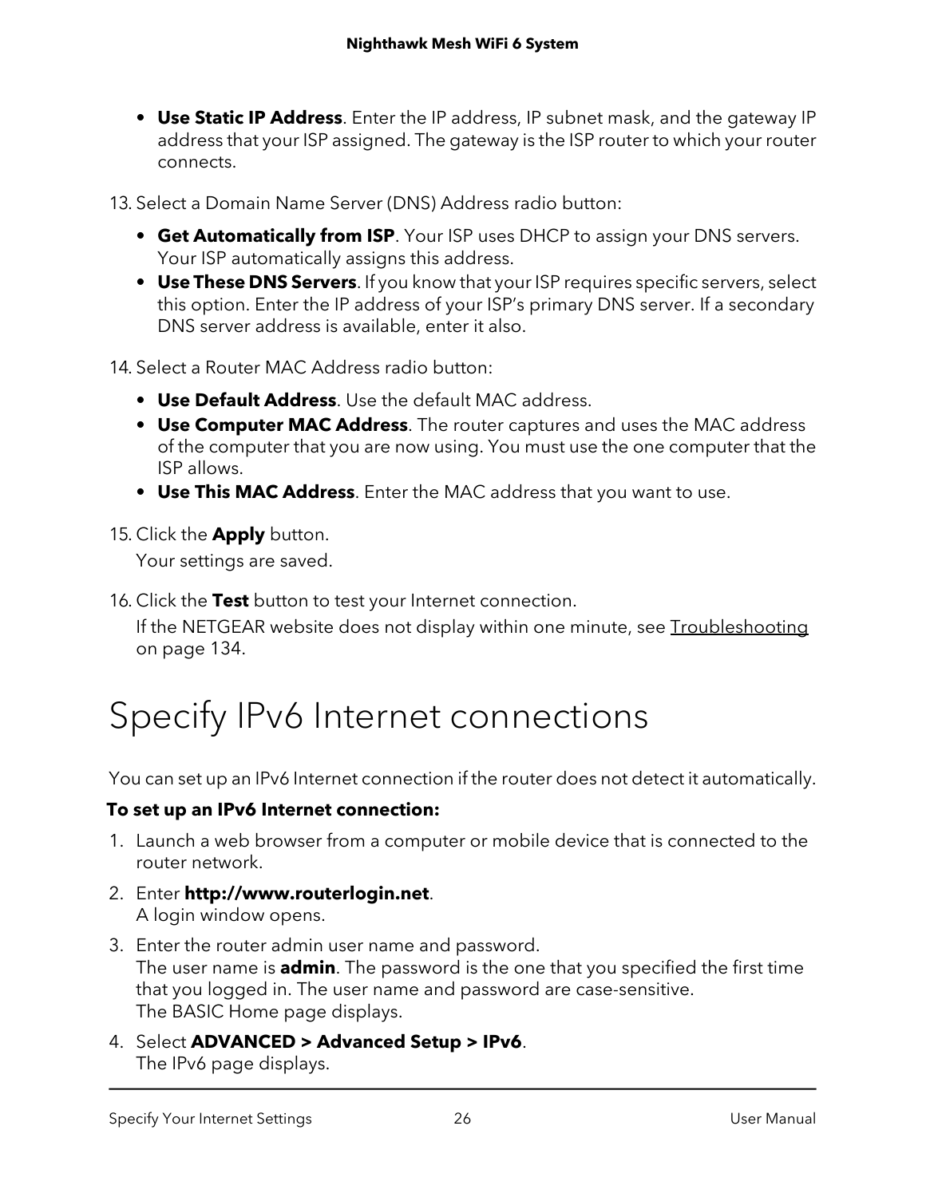- **Use Static IP Address**. Enter the IP address, IP subnet mask, and the gateway IP address that your ISP assigned. The gateway is the ISP router to which your router connects.

13. Select a Domain Name Server (DNS) Address radio button:
    - **Get Automatically from ISP**. Your ISP uses DHCP to assign your DNS servers. Your ISP automatically assigns this address.
    - **Use These DNS Servers**. If you know that your ISP requires specific servers, select this option. Enter the IP address of your ISP's primary DNS server. If a secondary DNS server address is available, enter it also.

14. Select a Router MAC Address radio button:
    - **Use Default Address**. Use the default MAC address.
    - **Use Computer MAC Address**. The router captures and uses the MAC address of the computer that you are now using. You must use the one computer that the ISP allows.
    - **Use This MAC Address**. Enter the MAC address that you want to use.

15. Click the **Apply** button.

    Your settings are saved.

16. Click the **Test** button to test your Internet connection.

    If the NETGEAR website does not display within one minute, see Troubleshooting on page 134.

# Specify IPv6 Internet connections

You can set up an IPv6 Internet connection if the router does not detect it automatically.

**To set up an IPv6 Internet connection:**

1. Launch a web browser from a computer or mobile device that is connected to the router network.
2. Enter **http://www.routerlogin.net**.
   A login window opens.
3. Enter the router admin user name and password.
   The user name is **admin**. The password is the one that you specified the first time that you logged in. The user name and password are case-sensitive.
   The BASIC Home page displays.
4. Select **ADVANCED > Advanced Setup > IPv6**.
   The IPv6 page displays.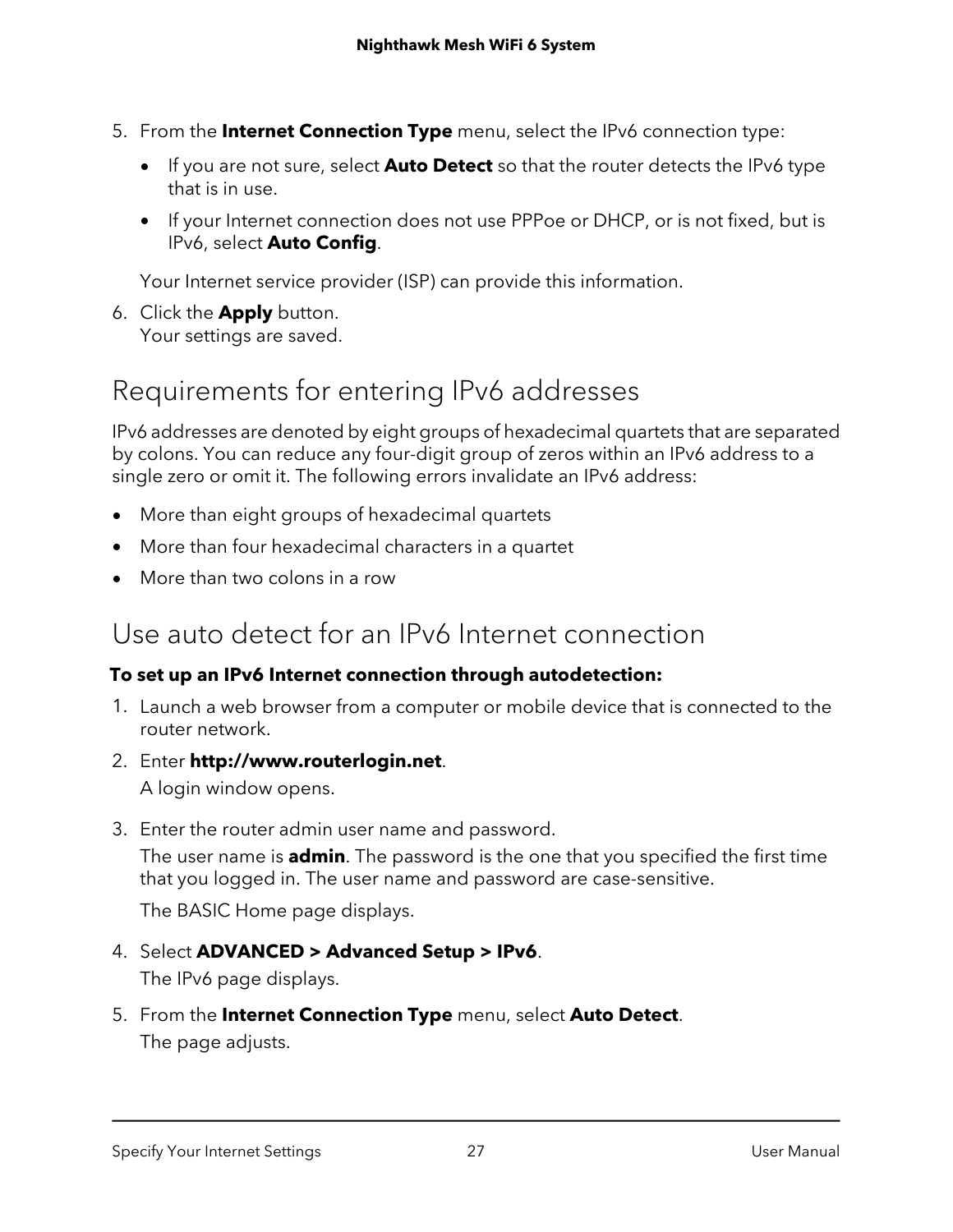5. From the **Internet Connection Type** menu, select the IPv6 connection type:

   - If you are not sure, select **Auto Detect** so that the router detects the IPv6 type that is in use.
   - If your Internet connection does not use PPPoe or DHCP, or is not fixed, but is IPv6, select **Auto Config**.

   Your Internet service provider (ISP) can provide this information.

6. Click the **Apply** button.
   Your settings are saved.

## Requirements for entering IPv6 addresses

IPv6 addresses are denoted by eight groups of hexadecimal quartets that are separated by colons. You can reduce any four-digit group of zeros within an IPv6 address to a single zero or omit it. The following errors invalidate an IPv6 address:

- More than eight groups of hexadecimal quartets
- More than four hexadecimal characters in a quartet
- More than two colons in a row

## Use auto detect for an IPv6 Internet connection

**To set up an IPv6 Internet connection through autodetection:**

1. Launch a web browser from a computer or mobile device that is connected to the router network.
2. Enter **http://www.routerlogin.net**.

   A login window opens.

3. Enter the router admin user name and password.

   The user name is **admin**. The password is the one that you specified the first time that you logged in. The user name and password are case-sensitive.

   The BASIC Home page displays.

4. Select **ADVANCED > Advanced Setup > IPv6**.

   The IPv6 page displays.

5. From the **Internet Connection Type** menu, select **Auto Detect**.

   The page adjusts.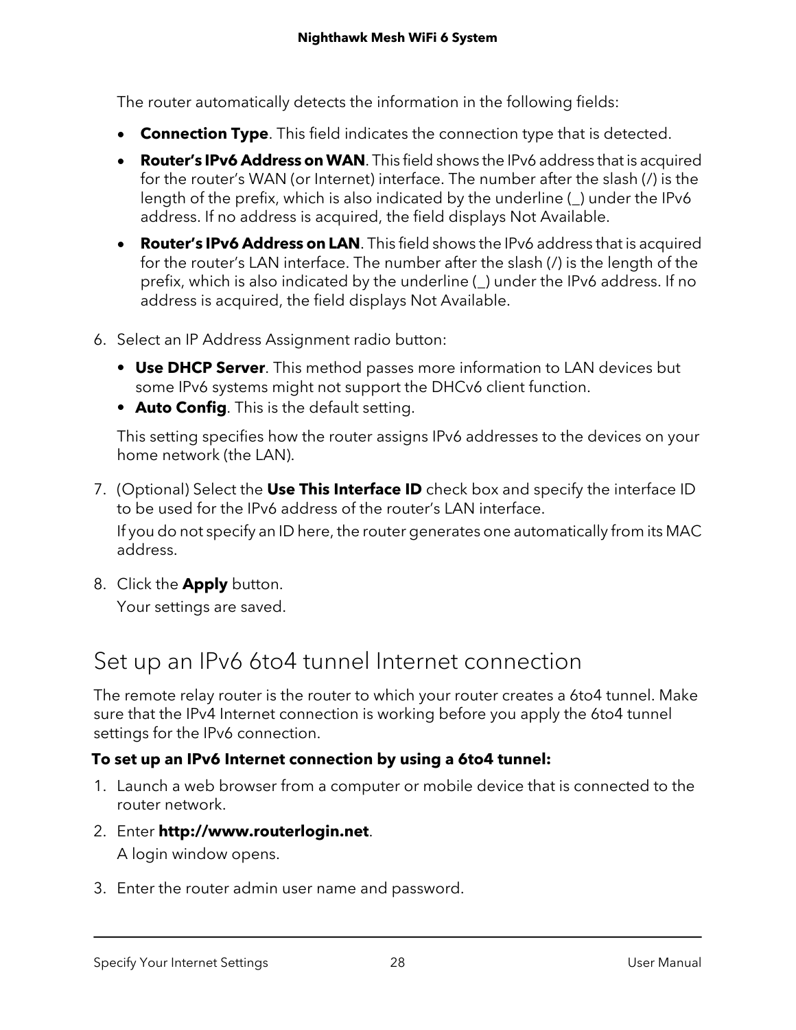The router automatically detects the information in the following fields:

- **Connection Type**. This field indicates the connection type that is detected.
- **Router's IPv6 Address on WAN**. This field shows the IPv6 address that is acquired for the router's WAN (or Internet) interface. The number after the slash (/) is the length of the prefix, which is also indicated by the underline (_) under the IPv6 address. If no address is acquired, the field displays Not Available.
- **Router's IPv6 Address on LAN**. This field shows the IPv6 address that is acquired for the router's LAN interface. The number after the slash (/) is the length of the prefix, which is also indicated by the underline (_) under the IPv6 address. If no address is acquired, the field displays Not Available.

6. Select an IP Address Assignment radio button:
   - **Use DHCP Server**. This method passes more information to LAN devices but some IPv6 systems might not support the DHCv6 client function.
   - **Auto Config**. This is the default setting.

   This setting specifies how the router assigns IPv6 addresses to the devices on your home network (the LAN).

7. (Optional) Select the **Use This Interface ID** check box and specify the interface ID to be used for the IPv6 address of the router's LAN interface.

   If you do not specify an ID here, the router generates one automatically from its MAC address.

8. Click the **Apply** button.

   Your settings are saved.

## Set up an IPv6 6to4 tunnel Internet connection

The remote relay router is the router to which your router creates a 6to4 tunnel. Make sure that the IPv4 Internet connection is working before you apply the 6to4 tunnel settings for the IPv6 connection.

**To set up an IPv6 Internet connection by using a 6to4 tunnel:**

1. Launch a web browser from a computer or mobile device that is connected to the router network.
2. Enter **http://www.routerlogin.net**.

   A login window opens.

3. Enter the router admin user name and password.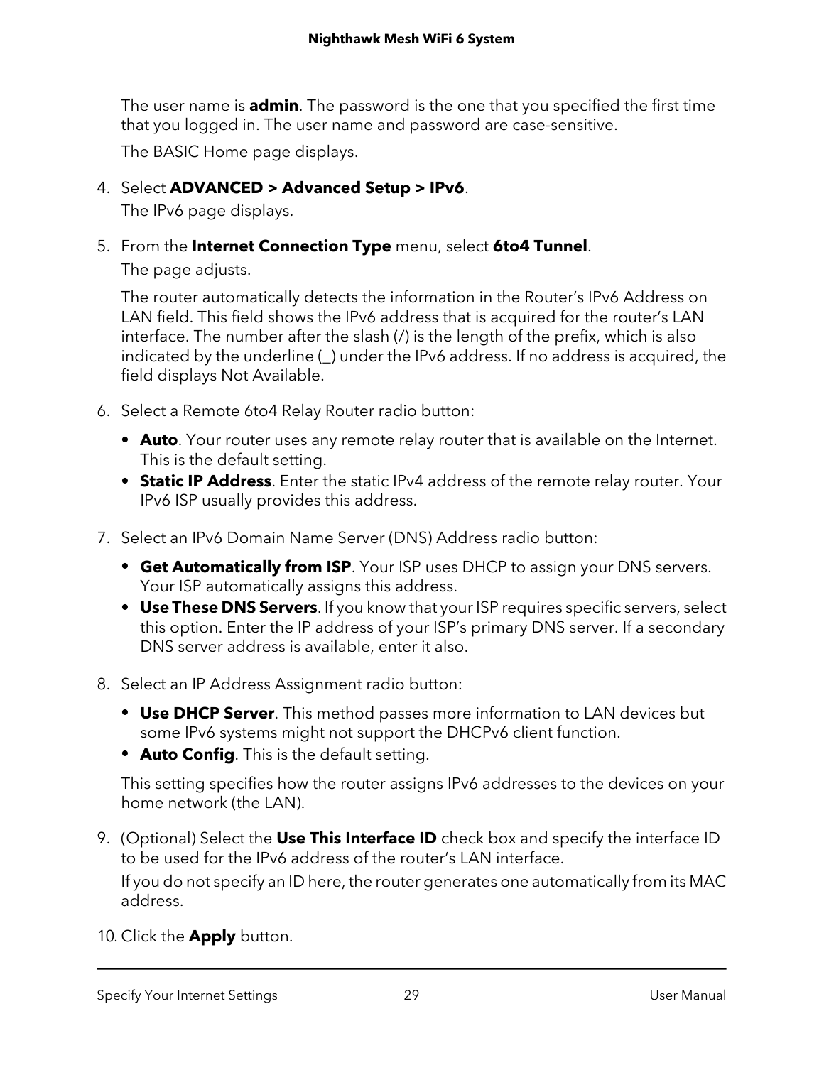The user name is **admin**. The password is the one that you specified the first time that you logged in. The user name and password are case-sensitive.

The BASIC Home page displays.

4. Select **ADVANCED > Advanced Setup > IPv6**.

   The IPv6 page displays.

5. From the **Internet Connection Type** menu, select **6to4 Tunnel**.

   The page adjusts.

   The router automatically detects the information in the Router's IPv6 Address on LAN field. This field shows the IPv6 address that is acquired for the router's LAN interface. The number after the slash (/) is the length of the prefix, which is also indicated by the underline (_) under the IPv6 address. If no address is acquired, the field displays Not Available.

6. Select a Remote 6to4 Relay Router radio button:

   - **Auto**. Your router uses any remote relay router that is available on the Internet. This is the default setting.
   - **Static IP Address**. Enter the static IPv4 address of the remote relay router. Your IPv6 ISP usually provides this address.

7. Select an IPv6 Domain Name Server (DNS) Address radio button:

   - **Get Automatically from ISP**. Your ISP uses DHCP to assign your DNS servers. Your ISP automatically assigns this address.
   - **Use These DNS Servers**. If you know that your ISP requires specific servers, select this option. Enter the IP address of your ISP's primary DNS server. If a secondary DNS server address is available, enter it also.

8. Select an IP Address Assignment radio button:

   - **Use DHCP Server**. This method passes more information to LAN devices but some IPv6 systems might not support the DHCPv6 client function.
   - **Auto Config**. This is the default setting.

   This setting specifies how the router assigns IPv6 addresses to the devices on your home network (the LAN).

9. (Optional) Select the **Use This Interface ID** check box and specify the interface ID to be used for the IPv6 address of the router's LAN interface.

   If you do not specify an ID here, the router generates one automatically from its MAC address.

10. Click the **Apply** button.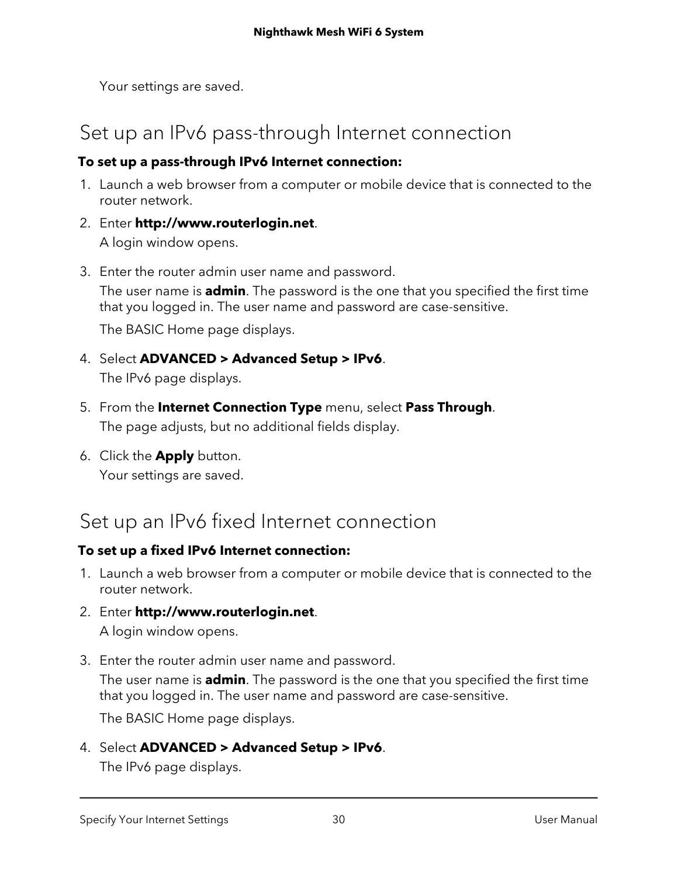Your settings are saved.

## Set up an IPv6 pass-through Internet connection

**To set up a pass-through IPv6 Internet connection:**

1. Launch a web browser from a computer or mobile device that is connected to the router network.
2. Enter **http://www.routerlogin.net**.

   A login window opens.
3. Enter the router admin user name and password.

   The user name is **admin**. The password is the one that you specified the first time that you logged in. The user name and password are case-sensitive.

   The BASIC Home page displays.
4. Select **ADVANCED > Advanced Setup > IPv6**.

   The IPv6 page displays.
5. From the **Internet Connection Type** menu, select **Pass Through**.

   The page adjusts, but no additional fields display.
6. Click the **Apply** button.

   Your settings are saved.

## Set up an IPv6 fixed Internet connection

**To set up a fixed IPv6 Internet connection:**

1. Launch a web browser from a computer or mobile device that is connected to the router network.
2. Enter **http://www.routerlogin.net**.

   A login window opens.
3. Enter the router admin user name and password.

   The user name is **admin**. The password is the one that you specified the first time that you logged in. The user name and password are case-sensitive.

   The BASIC Home page displays.
4. Select **ADVANCED > Advanced Setup > IPv6**.

   The IPv6 page displays.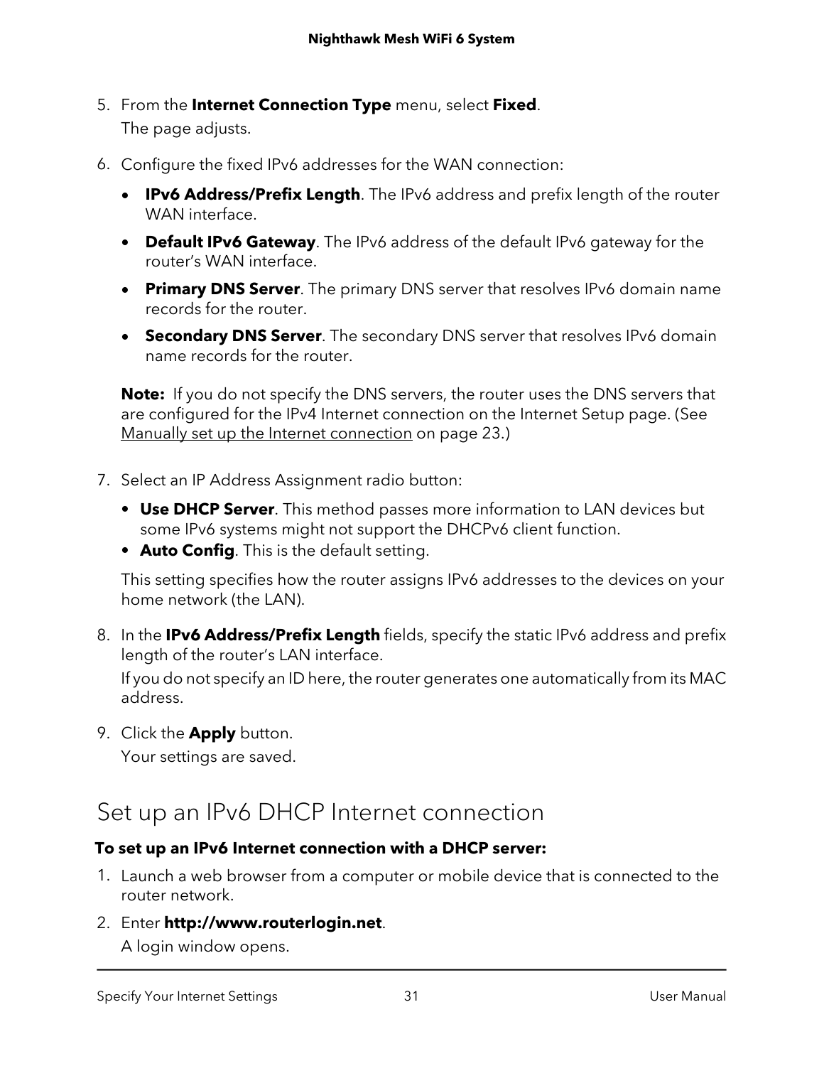5. From the **Internet Connection Type** menu, select **Fixed**.

   The page adjusts.

6. Configure the fixed IPv6 addresses for the WAN connection:

   - **IPv6 Address/Prefix Length**. The IPv6 address and prefix length of the router WAN interface.
   - **Default IPv6 Gateway**. The IPv6 address of the default IPv6 gateway for the router's WAN interface.
   - **Primary DNS Server**. The primary DNS server that resolves IPv6 domain name records for the router.
   - **Secondary DNS Server**. The secondary DNS server that resolves IPv6 domain name records for the router.

   **Note:** If you do not specify the DNS servers, the router uses the DNS servers that are configured for the IPv4 Internet connection on the Internet Setup page. (See Manually set up the Internet connection on page 23.)

7. Select an IP Address Assignment radio button:

   - **Use DHCP Server**. This method passes more information to LAN devices but some IPv6 systems might not support the DHCPv6 client function.
   - **Auto Config**. This is the default setting.

   This setting specifies how the router assigns IPv6 addresses to the devices on your home network (the LAN).

8. In the **IPv6 Address/Prefix Length** fields, specify the static IPv6 address and prefix length of the router's LAN interface.

   If you do not specify an ID here, the router generates one automatically from its MAC address.

9. Click the **Apply** button.

   Your settings are saved.

## Set up an IPv6 DHCP Internet connection

**To set up an IPv6 Internet connection with a DHCP server:**

1. Launch a web browser from a computer or mobile device that is connected to the router network.

2. Enter **http://www.routerlogin.net**.

   A login window opens.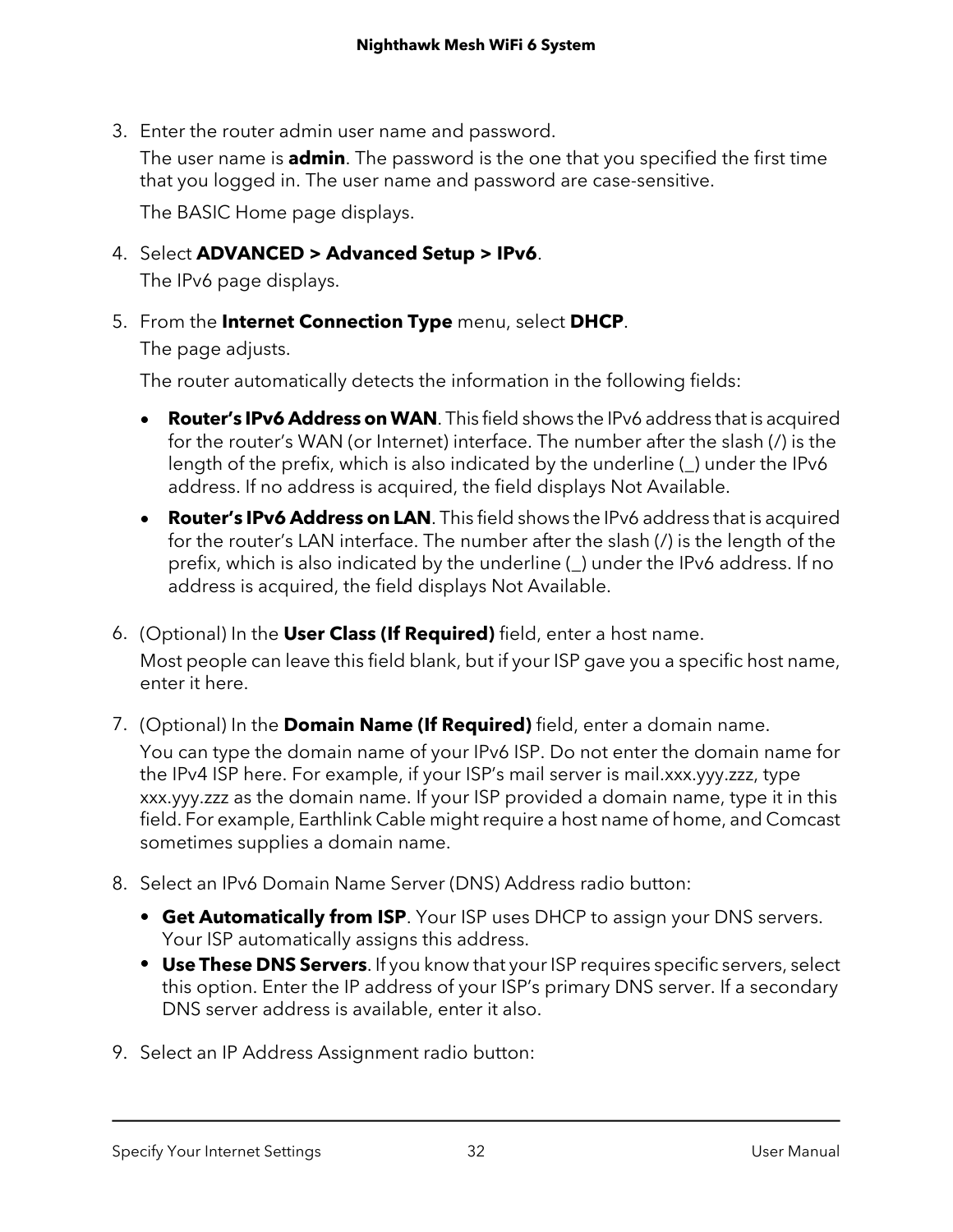3. Enter the router admin user name and password.

   The user name is **admin**. The password is the one that you specified the first time that you logged in. The user name and password are case-sensitive.

   The BASIC Home page displays.

4. Select **ADVANCED > Advanced Setup > IPv6**.

   The IPv6 page displays.

5. From the **Internet Connection Type** menu, select **DHCP**.

   The page adjusts.

   The router automatically detects the information in the following fields:

   - **Router's IPv6 Address on WAN**. This field shows the IPv6 address that is acquired for the router's WAN (or Internet) interface. The number after the slash (/) is the length of the prefix, which is also indicated by the underline (_) under the IPv6 address. If no address is acquired, the field displays Not Available.
   - **Router's IPv6 Address on LAN**. This field shows the IPv6 address that is acquired for the router's LAN interface. The number after the slash (/) is the length of the prefix, which is also indicated by the underline (_) under the IPv6 address. If no address is acquired, the field displays Not Available.

6. (Optional) In the **User Class (If Required)** field, enter a host name.

   Most people can leave this field blank, but if your ISP gave you a specific host name, enter it here.

7. (Optional) In the **Domain Name (If Required)** field, enter a domain name.

   You can type the domain name of your IPv6 ISP. Do not enter the domain name for the IPv4 ISP here. For example, if your ISP's mail server is mail.xxx.yyy.zzz, type xxx.yyy.zzz as the domain name. If your ISP provided a domain name, type it in this field. For example, Earthlink Cable might require a host name of home, and Comcast sometimes supplies a domain name.

8. Select an IPv6 Domain Name Server (DNS) Address radio button:

   - **Get Automatically from ISP**. Your ISP uses DHCP to assign your DNS servers. Your ISP automatically assigns this address.
   - **Use These DNS Servers**. If you know that your ISP requires specific servers, select this option. Enter the IP address of your ISP's primary DNS server. If a secondary DNS server address is available, enter it also.

9. Select an IP Address Assignment radio button: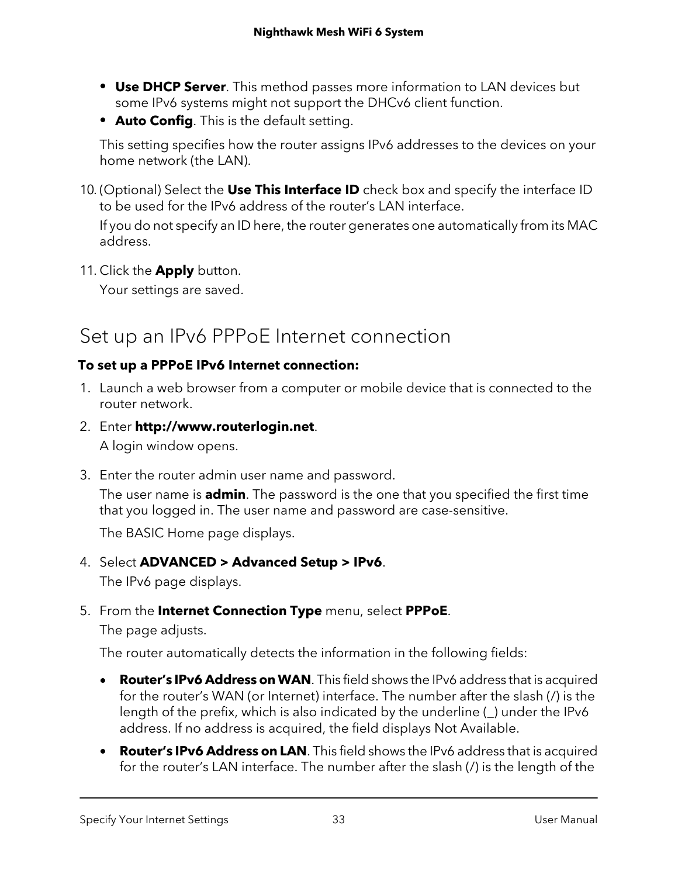- **Use DHCP Server**. This method passes more information to LAN devices but some IPv6 systems might not support the DHCv6 client function.
- **Auto Config**. This is the default setting.

This setting specifies how the router assigns IPv6 addresses to the devices on your home network (the LAN).

10. (Optional) Select the **Use This Interface ID** check box and specify the interface ID to be used for the IPv6 address of the router's LAN interface.

    If you do not specify an ID here, the router generates one automatically from its MAC address.

11. Click the **Apply** button.

    Your settings are saved.

## Set up an IPv6 PPPoE Internet connection

**To set up a PPPoE IPv6 Internet connection:**

1. Launch a web browser from a computer or mobile device that is connected to the router network.
2. Enter **http://www.routerlogin.net**.

   A login window opens.

3. Enter the router admin user name and password.

   The user name is **admin**. The password is the one that you specified the first time that you logged in. The user name and password are case-sensitive.

   The BASIC Home page displays.

4. Select **ADVANCED > Advanced Setup > IPv6**.

   The IPv6 page displays.

5. From the **Internet Connection Type** menu, select **PPPoE**.

   The page adjusts.

   The router automatically detects the information in the following fields:

   - **Router's IPv6 Address on WAN**. This field shows the IPv6 address that is acquired for the router's WAN (or Internet) interface. The number after the slash (/) is the length of the prefix, which is also indicated by the underline (_) under the IPv6 address. If no address is acquired, the field displays Not Available.
   - **Router's IPv6 Address on LAN**. This field shows the IPv6 address that is acquired for the router's LAN interface. The number after the slash (/) is the length of the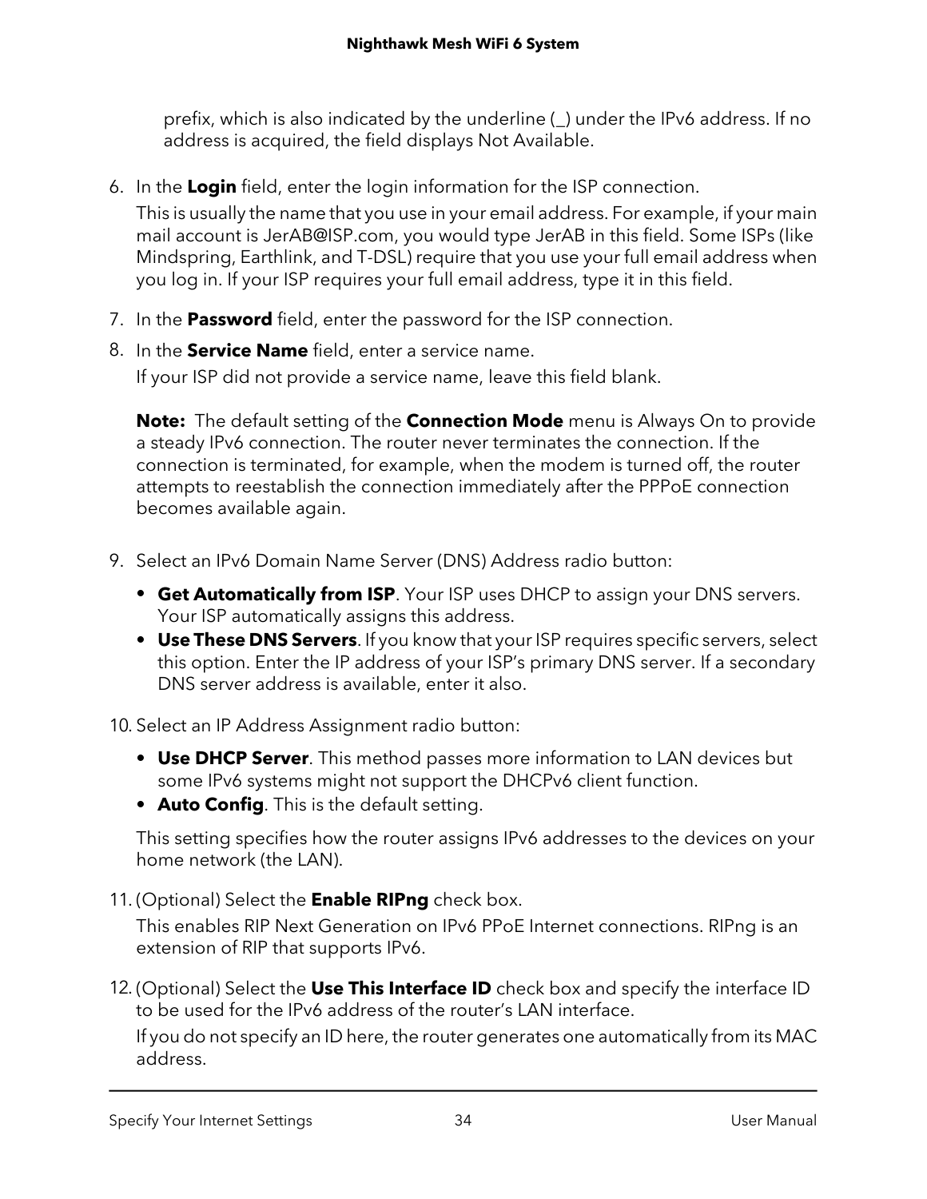prefix, which is also indicated by the underline (_) under the IPv6 address. If no address is acquired, the field displays Not Available.

6. In the **Login** field, enter the login information for the ISP connection.

   This is usually the name that you use in your email address. For example, if your main mail account is JerAB@ISP.com, you would type JerAB in this field. Some ISPs (like Mindspring, Earthlink, and T-DSL) require that you use your full email address when you log in. If your ISP requires your full email address, type it in this field.

7. In the **Password** field, enter the password for the ISP connection.
8. In the **Service Name** field, enter a service name.

   If your ISP did not provide a service name, leave this field blank.

   **Note:** The default setting of the **Connection Mode** menu is Always On to provide a steady IPv6 connection. The router never terminates the connection. If the connection is terminated, for example, when the modem is turned off, the router attempts to reestablish the connection immediately after the PPPoE connection becomes available again.

9. Select an IPv6 Domain Name Server (DNS) Address radio button:
   - **Get Automatically from ISP**. Your ISP uses DHCP to assign your DNS servers. Your ISP automatically assigns this address.
   - **Use These DNS Servers**. If you know that your ISP requires specific servers, select this option. Enter the IP address of your ISP's primary DNS server. If a secondary DNS server address is available, enter it also.

10. Select an IP Address Assignment radio button:
    - **Use DHCP Server**. This method passes more information to LAN devices but some IPv6 systems might not support the DHCPv6 client function.
    - **Auto Config**. This is the default setting.

    This setting specifies how the router assigns IPv6 addresses to the devices on your home network (the LAN).

11. (Optional) Select the **Enable RIPng** check box.

    This enables RIP Next Generation on IPv6 PPoE Internet connections. RIPng is an extension of RIP that supports IPv6.

12. (Optional) Select the **Use This Interface ID** check box and specify the interface ID to be used for the IPv6 address of the router's LAN interface.

    If you do not specify an ID here, the router generates one automatically from its MAC address.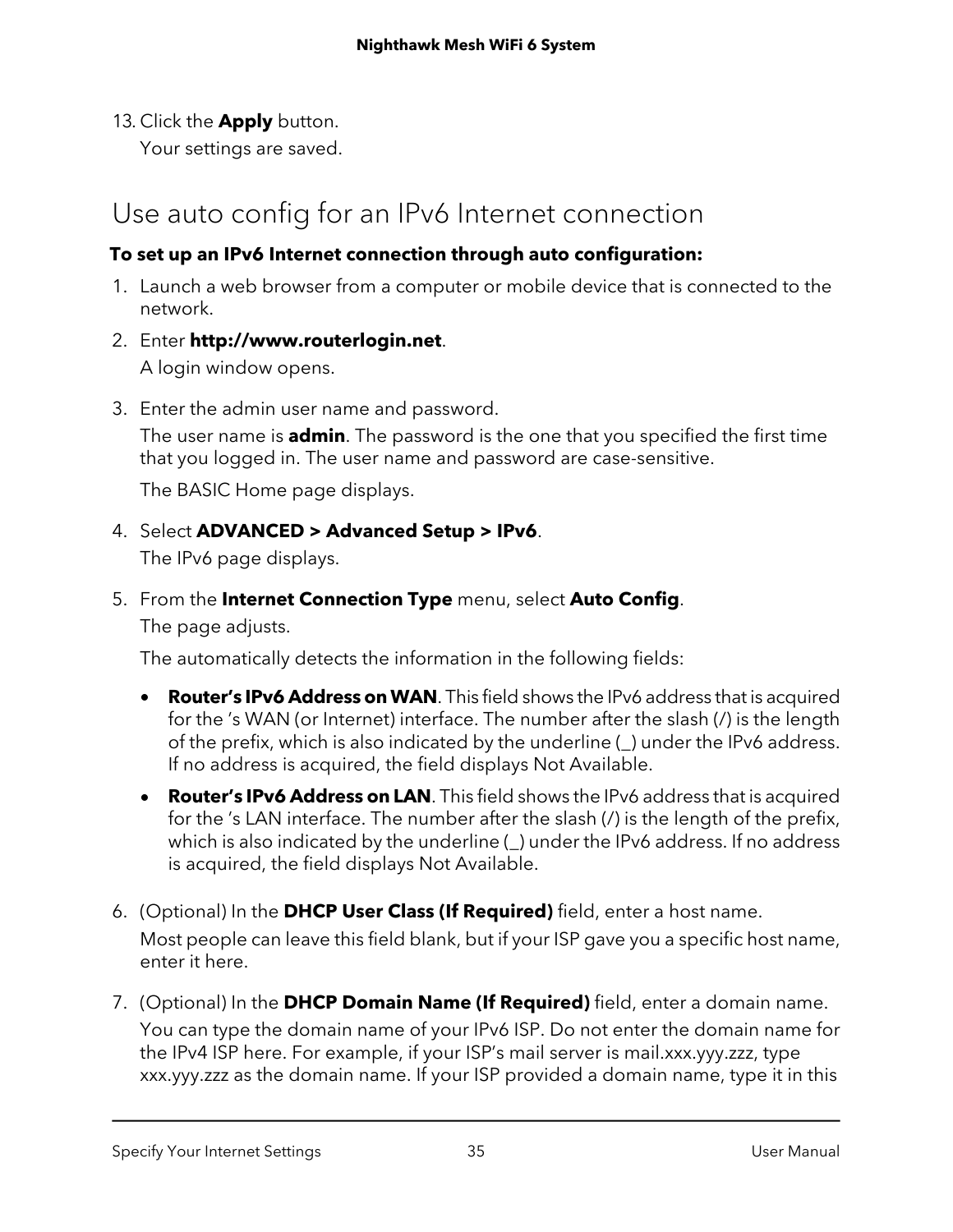13. Click the **Apply** button.

    Your settings are saved.

## Use auto config for an IPv6 Internet connection

**To set up an IPv6 Internet connection through auto configuration:**

1. Launch a web browser from a computer or mobile device that is connected to the network.
2. Enter **http://www.routerlogin.net**.

   A login window opens.
3. Enter the admin user name and password.

   The user name is **admin**. The password is the one that you specified the first time that you logged in. The user name and password are case-sensitive.

   The BASIC Home page displays.
4. Select **ADVANCED > Advanced Setup > IPv6**.

   The IPv6 page displays.
5. From the **Internet Connection Type** menu, select **Auto Config**.

   The page adjusts.

   The automatically detects the information in the following fields:

   - **Router's IPv6 Address on WAN**. This field shows the IPv6 address that is acquired for the 's WAN (or Internet) interface. The number after the slash (/) is the length of the prefix, which is also indicated by the underline (_) under the IPv6 address. If no address is acquired, the field displays Not Available.
   - **Router's IPv6 Address on LAN**. This field shows the IPv6 address that is acquired for the 's LAN interface. The number after the slash (/) is the length of the prefix, which is also indicated by the underline (_) under the IPv6 address. If no address is acquired, the field displays Not Available.
6. (Optional) In the **DHCP User Class (If Required)** field, enter a host name.

   Most people can leave this field blank, but if your ISP gave you a specific host name, enter it here.
7. (Optional) In the **DHCP Domain Name (If Required)** field, enter a domain name.

   You can type the domain name of your IPv6 ISP. Do not enter the domain name for the IPv4 ISP here. For example, if your ISP's mail server is mail.xxx.yyy.zzz, type xxx.yyy.zzz as the domain name. If your ISP provided a domain name, type it in this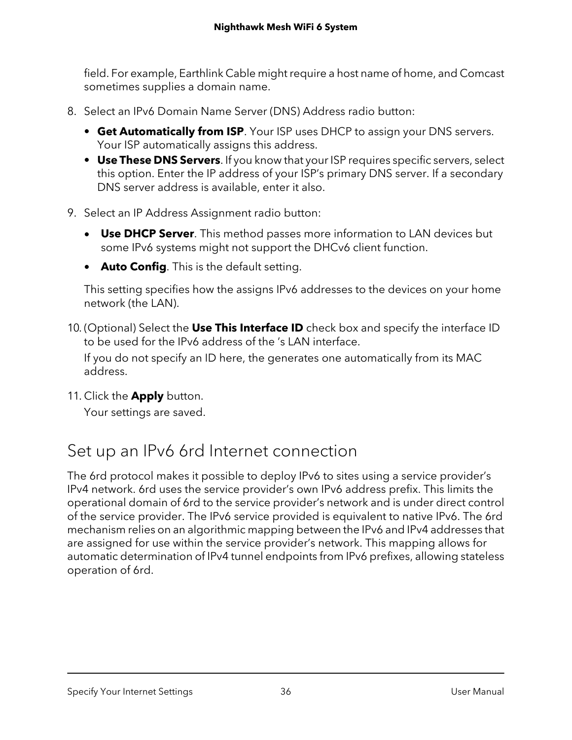field. For example, Earthlink Cable might require a host name of home, and Comcast sometimes supplies a domain name.

8. Select an IPv6 Domain Name Server (DNS) Address radio button:
   - **Get Automatically from ISP**. Your ISP uses DHCP to assign your DNS servers. Your ISP automatically assigns this address.
   - **Use These DNS Servers**. If you know that your ISP requires specific servers, select this option. Enter the IP address of your ISP's primary DNS server. If a secondary DNS server address is available, enter it also.

9. Select an IP Address Assignment radio button:
   - **Use DHCP Server**. This method passes more information to LAN devices but some IPv6 systems might not support the DHCv6 client function.
   - **Auto Config**. This is the default setting.

   This setting specifies how the assigns IPv6 addresses to the devices on your home network (the LAN).

10. (Optional) Select the **Use This Interface ID** check box and specify the interface ID to be used for the IPv6 address of the 's LAN interface.

    If you do not specify an ID here, the generates one automatically from its MAC address.

11. Click the **Apply** button.

    Your settings are saved.

## Set up an IPv6 6rd Internet connection

The 6rd protocol makes it possible to deploy IPv6 to sites using a service provider's IPv4 network. 6rd uses the service provider's own IPv6 address prefix. This limits the operational domain of 6rd to the service provider's network and is under direct control of the service provider. The IPv6 service provided is equivalent to native IPv6. The 6rd mechanism relies on an algorithmic mapping between the IPv6 and IPv4 addresses that are assigned for use within the service provider's network. This mapping allows for automatic determination of IPv4 tunnel endpoints from IPv6 prefixes, allowing stateless operation of 6rd.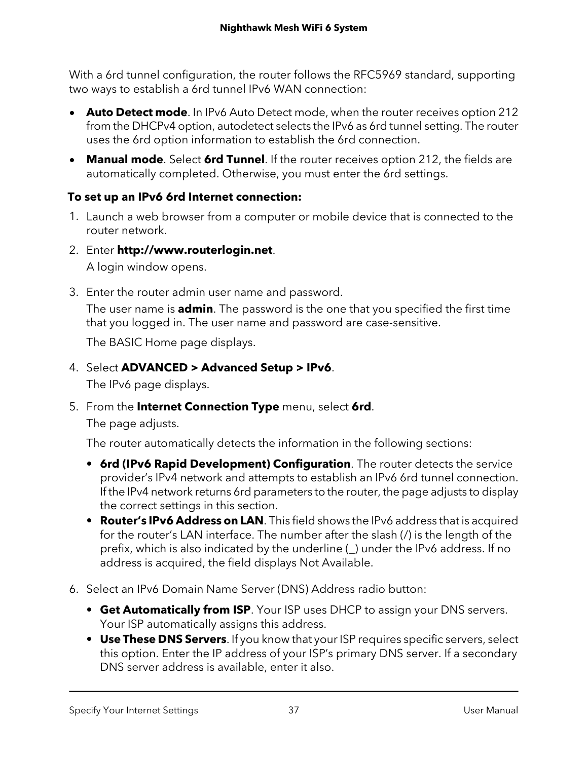With a 6rd tunnel configuration, the router follows the RFC5969 standard, supporting two ways to establish a 6rd tunnel IPv6 WAN connection:

- **Auto Detect mode**. In IPv6 Auto Detect mode, when the router receives option 212 from the DHCPv4 option, autodetect selects the IPv6 as 6rd tunnel setting. The router uses the 6rd option information to establish the 6rd connection.
- **Manual mode**. Select **6rd Tunnel**. If the router receives option 212, the fields are automatically completed. Otherwise, you must enter the 6rd settings.

**To set up an IPv6 6rd Internet connection:**

1. Launch a web browser from a computer or mobile device that is connected to the router network.
2. Enter **http://www.routerlogin.net**.

   A login window opens.
3. Enter the router admin user name and password.

   The user name is **admin**. The password is the one that you specified the first time that you logged in. The user name and password are case-sensitive.

   The BASIC Home page displays.
4. Select **ADVANCED > Advanced Setup > IPv6**.

   The IPv6 page displays.
5. From the **Internet Connection Type** menu, select **6rd**.

   The page adjusts.

   The router automatically detects the information in the following sections:

   - **6rd (IPv6 Rapid Development) Configuration**. The router detects the service provider's IPv4 network and attempts to establish an IPv6 6rd tunnel connection. If the IPv4 network returns 6rd parameters to the router, the page adjusts to display the correct settings in this section.
   - **Router's IPv6 Address on LAN**. This field shows the IPv6 address that is acquired for the router's LAN interface. The number after the slash (/) is the length of the prefix, which is also indicated by the underline (_) under the IPv6 address. If no address is acquired, the field displays Not Available.
6. Select an IPv6 Domain Name Server (DNS) Address radio button:

   - **Get Automatically from ISP**. Your ISP uses DHCP to assign your DNS servers. Your ISP automatically assigns this address.
   - **Use These DNS Servers**. If you know that your ISP requires specific servers, select this option. Enter the IP address of your ISP's primary DNS server. If a secondary DNS server address is available, enter it also.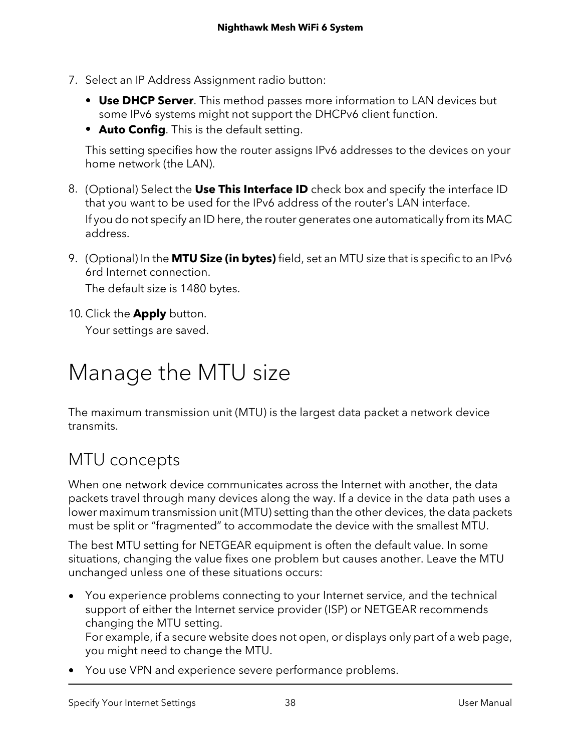7. Select an IP Address Assignment radio button:
   - **Use DHCP Server**. This method passes more information to LAN devices but some IPv6 systems might not support the DHCPv6 client function.
   - **Auto Config**. This is the default setting.

   This setting specifies how the router assigns IPv6 addresses to the devices on your home network (the LAN).

8. (Optional) Select the **Use This Interface ID** check box and specify the interface ID that you want to be used for the IPv6 address of the router's LAN interface.

   If you do not specify an ID here, the router generates one automatically from its MAC address.

9. (Optional) In the **MTU Size (in bytes)** field, set an MTU size that is specific to an IPv6 6rd Internet connection.

   The default size is 1480 bytes.

10. Click the **Apply** button.

    Your settings are saved.

# Manage the MTU size

The maximum transmission unit (MTU) is the largest data packet a network device transmits.

## MTU concepts

When one network device communicates across the Internet with another, the data packets travel through many devices along the way. If a device in the data path uses a lower maximum transmission unit (MTU) setting than the other devices, the data packets must be split or "fragmented" to accommodate the device with the smallest MTU.

The best MTU setting for NETGEAR equipment is often the default value. In some situations, changing the value fixes one problem but causes another. Leave the MTU unchanged unless one of these situations occurs:

- You experience problems connecting to your Internet service, and the technical support of either the Internet service provider (ISP) or NETGEAR recommends changing the MTU setting.
  For example, if a secure website does not open, or displays only part of a web page, you might need to change the MTU.
- You use VPN and experience severe performance problems.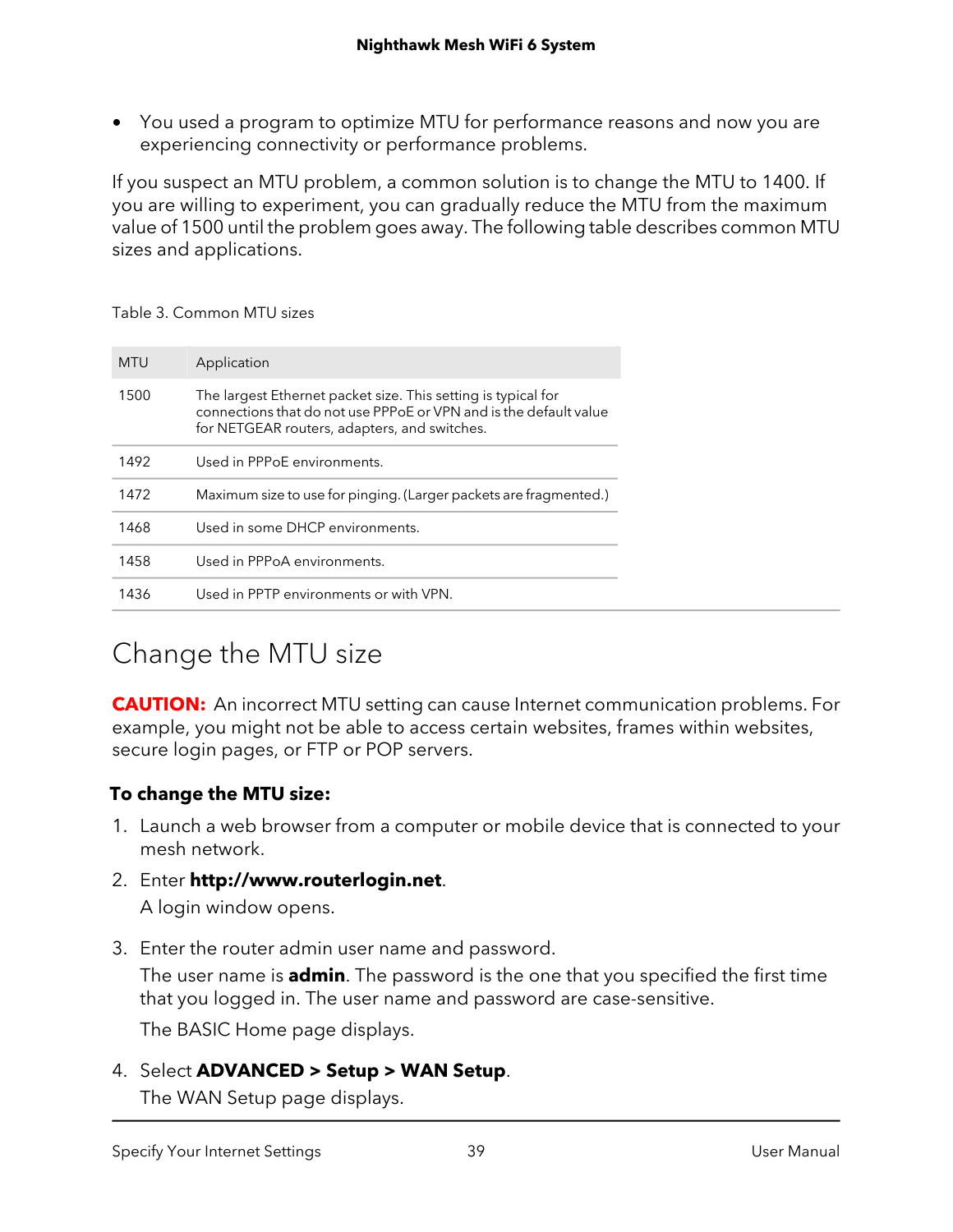- You used a program to optimize MTU for performance reasons and now you are experiencing connectivity or performance problems.

If you suspect an MTU problem, a common solution is to change the MTU to 1400. If you are willing to experiment, you can gradually reduce the MTU from the maximum value of 1500 until the problem goes away. The following table describes common MTU sizes and applications.

Table 3. Common MTU sizes

| MTU | Application |
| --- | --- |
| 1500 | The largest Ethernet packet size. This setting is typical for connections that do not use PPPoE or VPN and is the default value for NETGEAR routers, adapters, and switches. |
| 1492 | Used in PPPoE environments. |
| 1472 | Maximum size to use for pinging. (Larger packets are fragmented.) |
| 1468 | Used in some DHCP environments. |
| 1458 | Used in PPPoA environments. |
| 1436 | Used in PPTP environments or with VPN. |

## Change the MTU size

**CAUTION:** An incorrect MTU setting can cause Internet communication problems. For example, you might not be able to access certain websites, frames within websites, secure login pages, or FTP or POP servers.

**To change the MTU size:**

1. Launch a web browser from a computer or mobile device that is connected to your mesh network.
2. Enter **http://www.routerlogin.net**.

   A login window opens.

3. Enter the router admin user name and password.

   The user name is **admin**. The password is the one that you specified the first time that you logged in. The user name and password are case-sensitive.

   The BASIC Home page displays.

4. Select **ADVANCED > Setup > WAN Setup**.

   The WAN Setup page displays.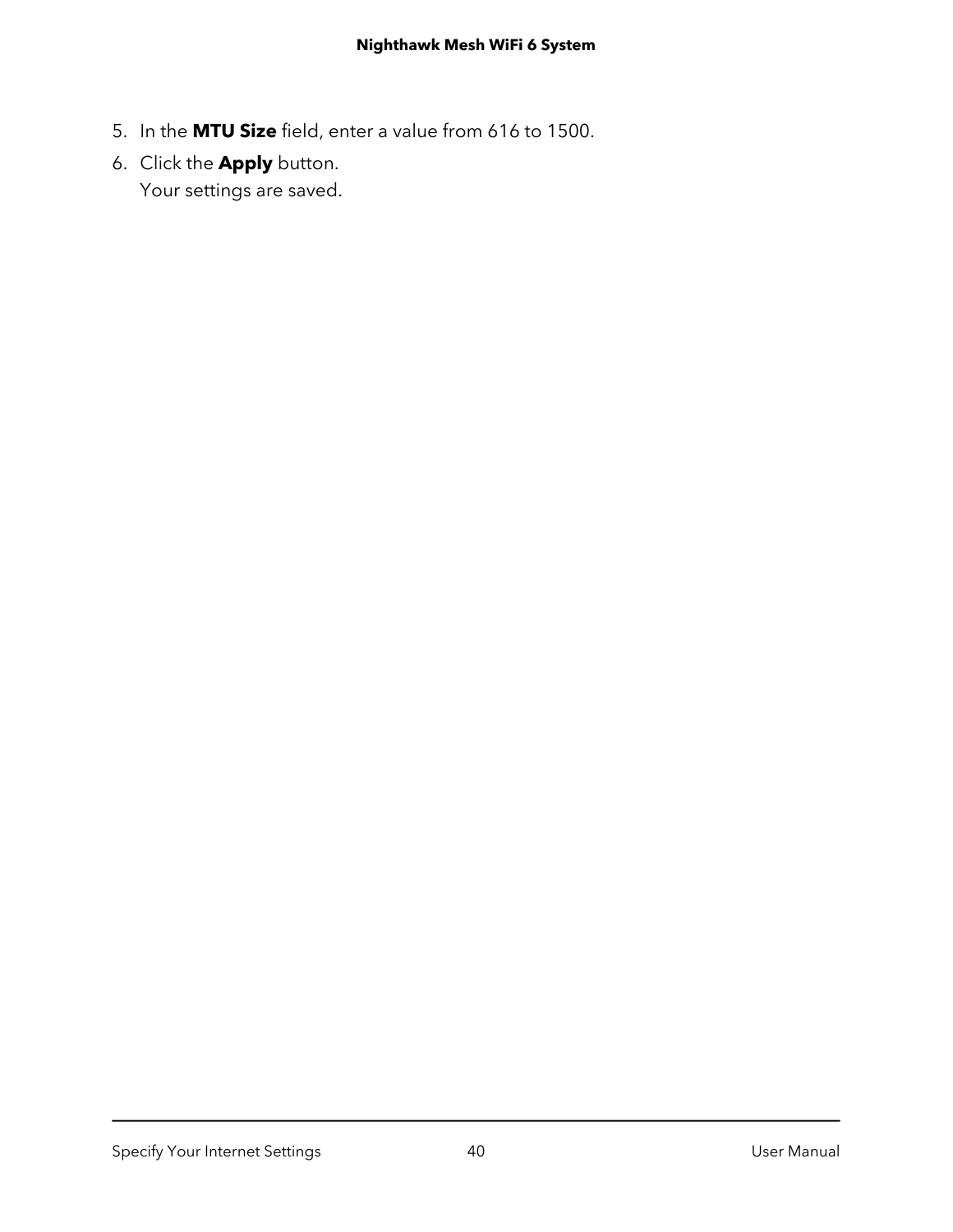5. In the **MTU Size** field, enter a value from 616 to 1500.
6. Click the **Apply** button.
   Your settings are saved.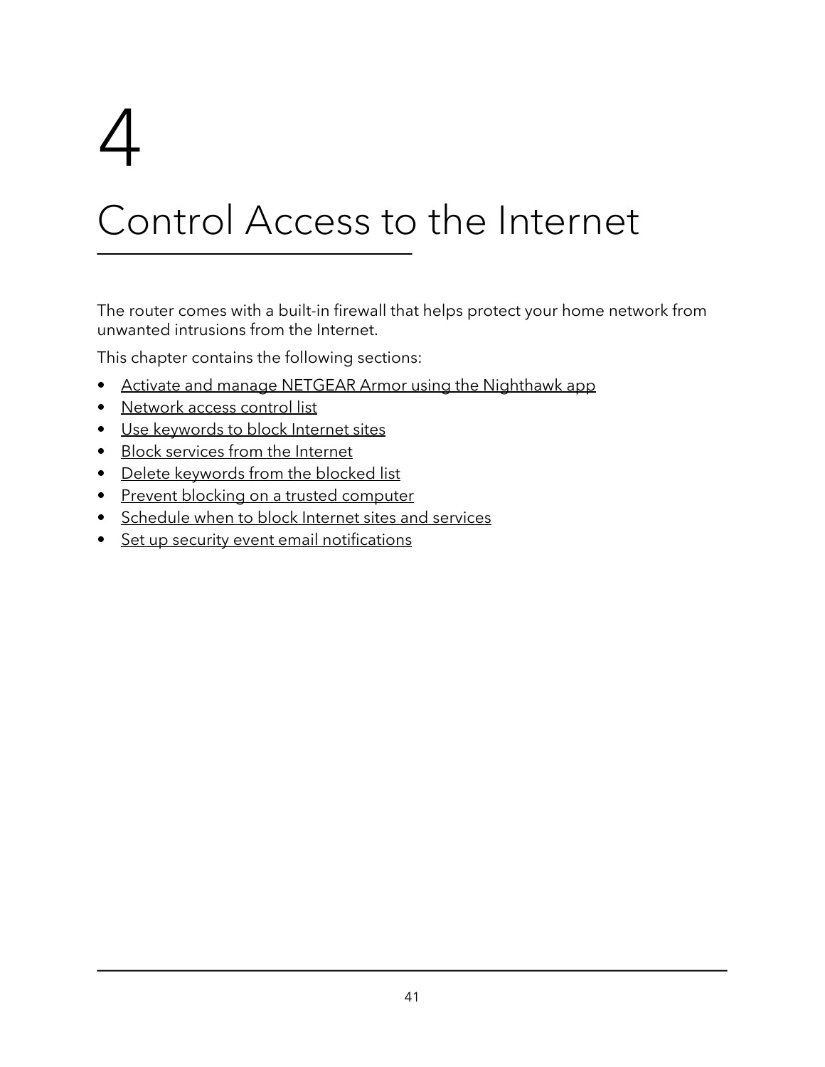# 4

# Control Access to the Internet

The router comes with a built-in firewall that helps protect your home network from unwanted intrusions from the Internet.

This chapter contains the following sections:

- Activate and manage NETGEAR Armor using the Nighthawk app
- Network access control list
- Use keywords to block Internet sites
- Block services from the Internet
- Delete keywords from the blocked list
- Prevent blocking on a trusted computer
- Schedule when to block Internet sites and services
- Set up security event email notifications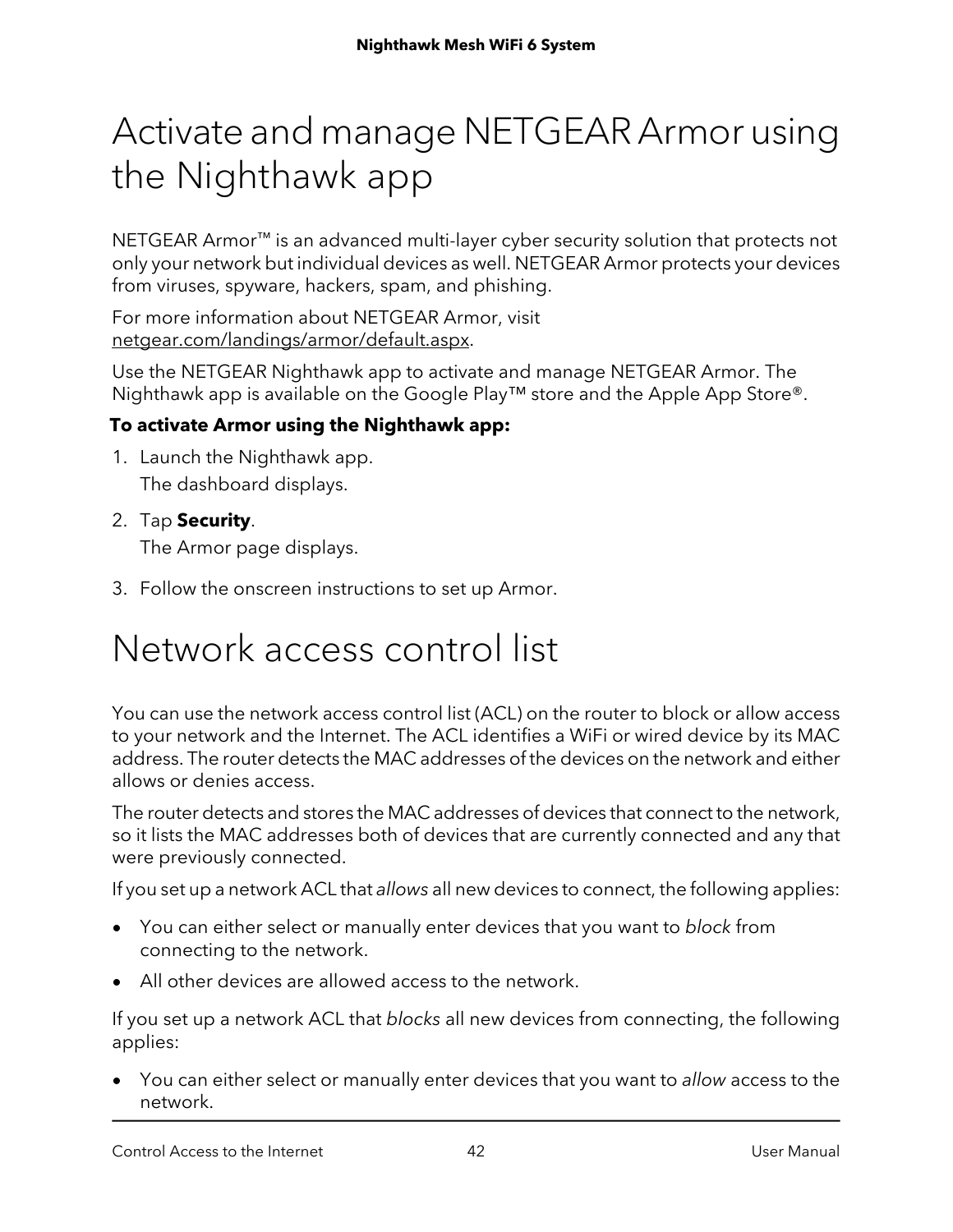# Activate and manage NETGEAR Armor using the Nighthawk app

NETGEAR Armor™ is an advanced multi-layer cyber security solution that protects not only your network but individual devices as well. NETGEAR Armor protects your devices from viruses, spyware, hackers, spam, and phishing.

For more information about NETGEAR Armor, visit netgear.com/landings/armor/default.aspx.

Use the NETGEAR Nighthawk app to activate and manage NETGEAR Armor. The Nighthawk app is available on the Google Play™ store and the Apple App Store®.

**To activate Armor using the Nighthawk app:**

1. Launch the Nighthawk app.
   The dashboard displays.
2. Tap **Security**.
   The Armor page displays.
3. Follow the onscreen instructions to set up Armor.

# Network access control list

You can use the network access control list (ACL) on the router to block or allow access to your network and the Internet. The ACL identifies a WiFi or wired device by its MAC address. The router detects the MAC addresses of the devices on the network and either allows or denies access.

The router detects and stores the MAC addresses of devices that connect to the network, so it lists the MAC addresses both of devices that are currently connected and any that were previously connected.

If you set up a network ACL that *allows* all new devices to connect, the following applies:

- You can either select or manually enter devices that you want to *block* from connecting to the network.
- All other devices are allowed access to the network.

If you set up a network ACL that *blocks* all new devices from connecting, the following applies:

- You can either select or manually enter devices that you want to *allow* access to the network.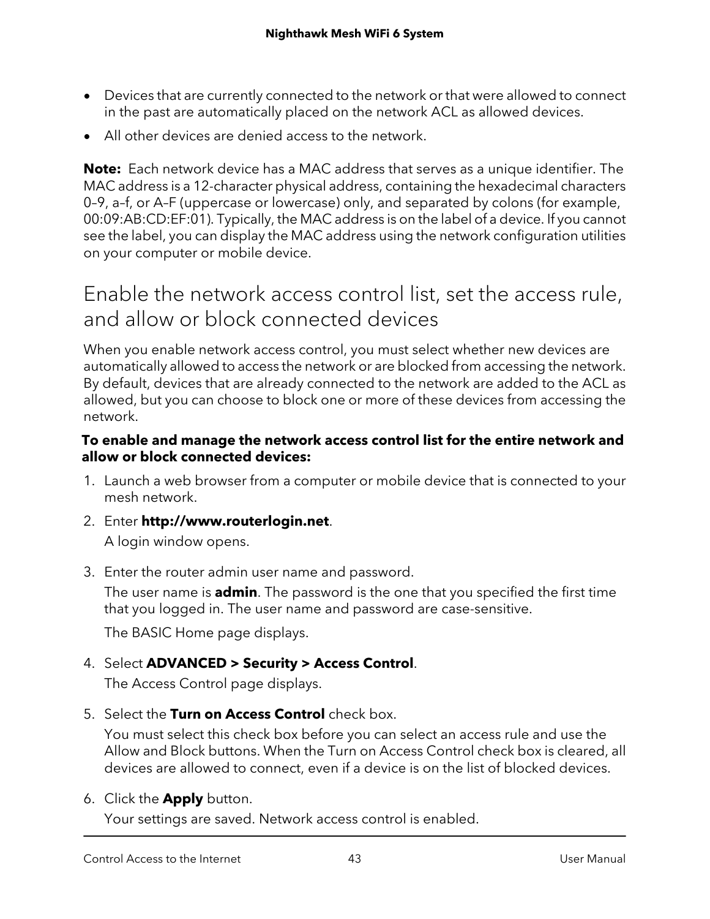- Devices that are currently connected to the network or that were allowed to connect in the past are automatically placed on the network ACL as allowed devices.
- All other devices are denied access to the network.

**Note:** Each network device has a MAC address that serves as a unique identifier. The MAC address is a 12-character physical address, containing the hexadecimal characters 0–9, a–f, or A–F (uppercase or lowercase) only, and separated by colons (for example, 00:09:AB:CD:EF:01). Typically, the MAC address is on the label of a device. If you cannot see the label, you can display the MAC address using the network configuration utilities on your computer or mobile device.

## Enable the network access control list, set the access rule, and allow or block connected devices

When you enable network access control, you must select whether new devices are automatically allowed to access the network or are blocked from accessing the network. By default, devices that are already connected to the network are added to the ACL as allowed, but you can choose to block one or more of these devices from accessing the network.

**To enable and manage the network access control list for the entire network and allow or block connected devices:**

1. Launch a web browser from a computer or mobile device that is connected to your mesh network.
2. Enter **http://www.routerlogin.net**.

   A login window opens.

3. Enter the router admin user name and password.

   The user name is **admin**. The password is the one that you specified the first time that you logged in. The user name and password are case-sensitive.

   The BASIC Home page displays.

4. Select **ADVANCED > Security > Access Control**.

   The Access Control page displays.

5. Select the **Turn on Access Control** check box.

   You must select this check box before you can select an access rule and use the Allow and Block buttons. When the Turn on Access Control check box is cleared, all devices are allowed to connect, even if a device is on the list of blocked devices.

6. Click the **Apply** button.

   Your settings are saved. Network access control is enabled.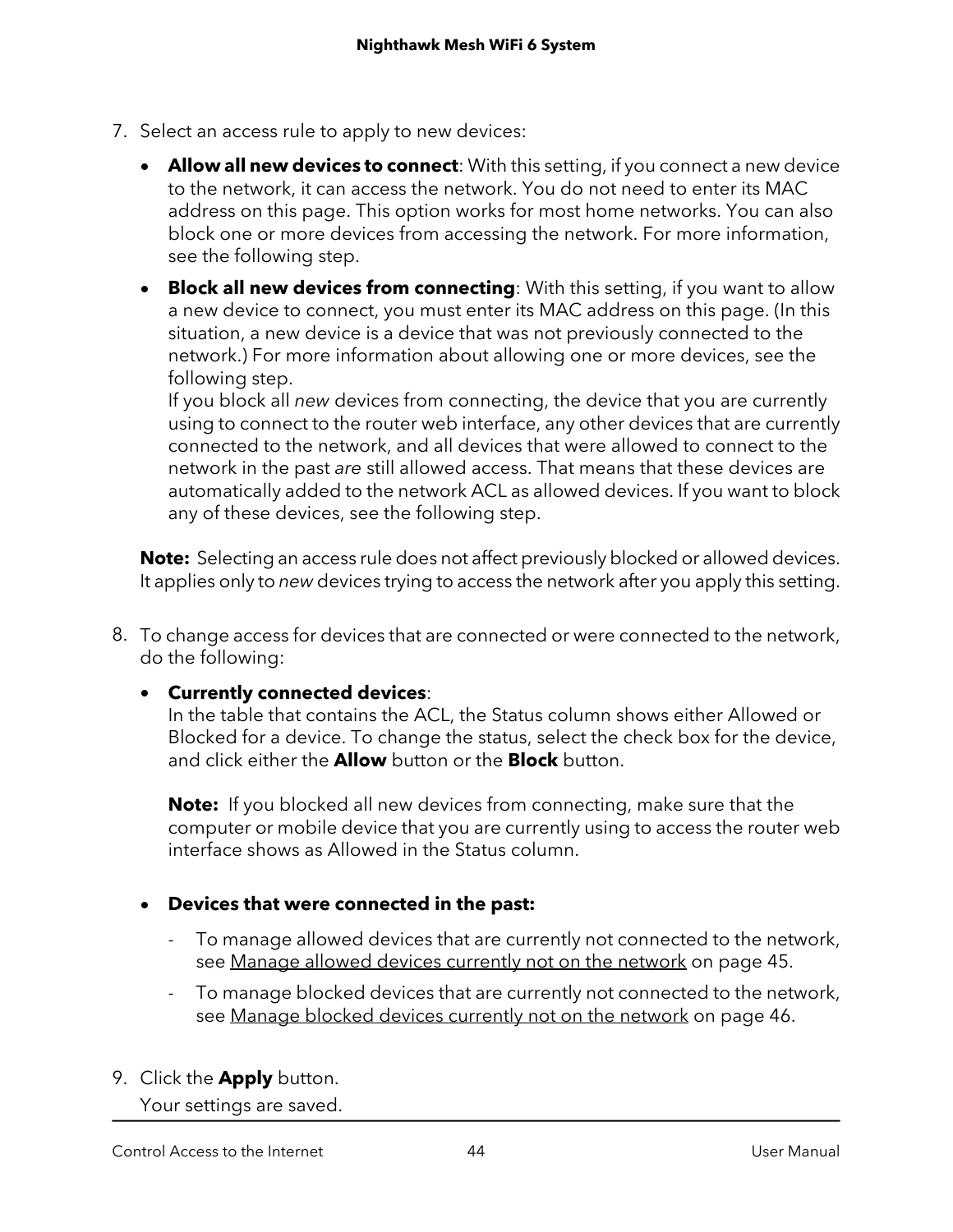7. Select an access rule to apply to new devices:

   - **Allow all new devices to connect**: With this setting, if you connect a new device to the network, it can access the network. You do not need to enter its MAC address on this page. This option works for most home networks. You can also block one or more devices from accessing the network. For more information, see the following step.
   - **Block all new devices from connecting**: With this setting, if you want to allow a new device to connect, you must enter its MAC address on this page. (In this situation, a new device is a device that was not previously connected to the network.) For more information about allowing one or more devices, see the following step.
     If you block all *new* devices from connecting, the device that you are currently using to connect to the router web interface, any other devices that are currently connected to the network, and all devices that were allowed to connect to the network in the past *are* still allowed access. That means that these devices are automatically added to the network ACL as allowed devices. If you want to block any of these devices, see the following step.

   **Note:** Selecting an access rule does not affect previously blocked or allowed devices. It applies only to *new* devices trying to access the network after you apply this setting.

8. To change access for devices that are connected or were connected to the network, do the following:

   - **Currently connected devices**:
     In the table that contains the ACL, the Status column shows either Allowed or Blocked for a device. To change the status, select the check box for the device, and click either the **Allow** button or the **Block** button.

     **Note:** If you blocked all new devices from connecting, make sure that the computer or mobile device that you are currently using to access the router web interface shows as Allowed in the Status column.

   - **Devices that were connected in the past:**
     - To manage allowed devices that are currently not connected to the network, see Manage allowed devices currently not on the network on page 45.
     - To manage blocked devices that are currently not connected to the network, see Manage blocked devices currently not on the network on page 46.

9. Click the **Apply** button.
   Your settings are saved.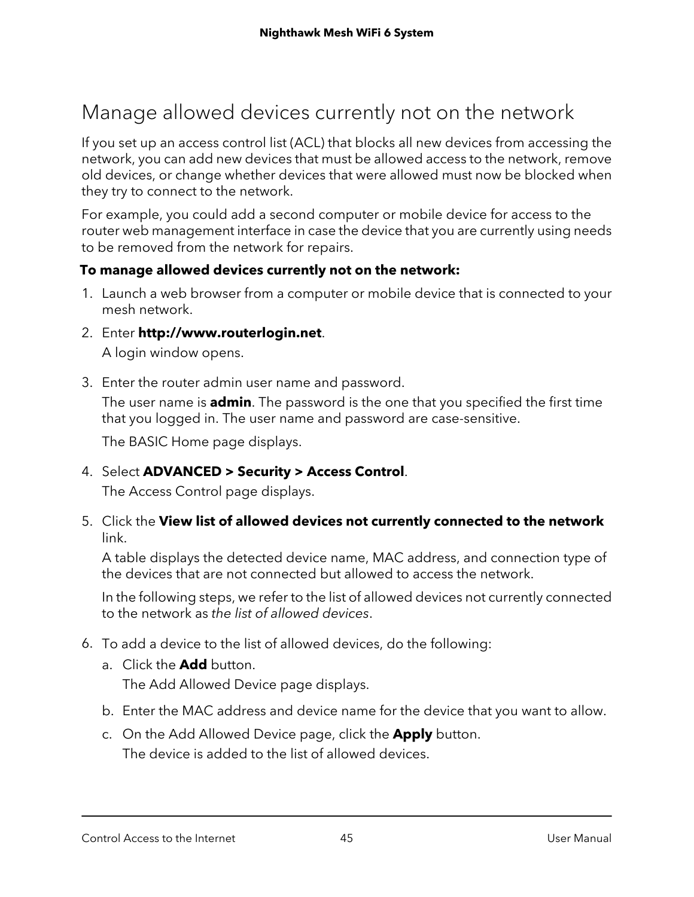## Manage allowed devices currently not on the network

If you set up an access control list (ACL) that blocks all new devices from accessing the network, you can add new devices that must be allowed access to the network, remove old devices, or change whether devices that were allowed must now be blocked when they try to connect to the network.

For example, you could add a second computer or mobile device for access to the router web management interface in case the device that you are currently using needs to be removed from the network for repairs.

**To manage allowed devices currently not on the network:**

1. Launch a web browser from a computer or mobile device that is connected to your mesh network.
2. Enter **http://www.routerlogin.net**.

   A login window opens.
3. Enter the router admin user name and password.

   The user name is **admin**. The password is the one that you specified the first time that you logged in. The user name and password are case-sensitive.

   The BASIC Home page displays.
4. Select **ADVANCED > Security > Access Control**.

   The Access Control page displays.
5. Click the **View list of allowed devices not currently connected to the network** link.

   A table displays the detected device name, MAC address, and connection type of the devices that are not connected but allowed to access the network.

   In the following steps, we refer to the list of allowed devices not currently connected to the network as *the list of allowed devices*.
6. To add a device to the list of allowed devices, do the following:
   a. Click the **Add** button.

      The Add Allowed Device page displays.

   b. Enter the MAC address and device name for the device that you want to allow.

   c. On the Add Allowed Device page, click the **Apply** button.

      The device is added to the list of allowed devices.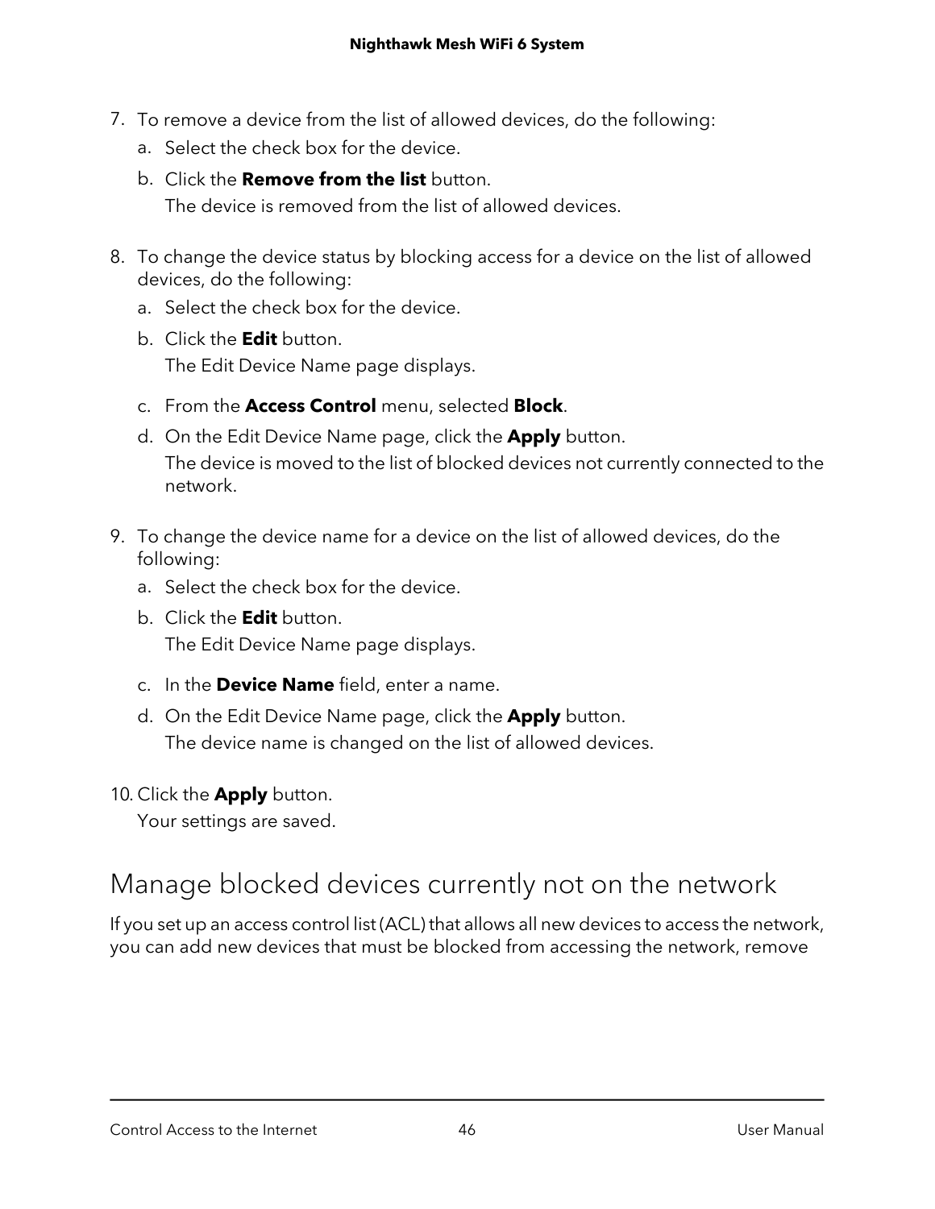7. To remove a device from the list of allowed devices, do the following:
   a. Select the check box for the device.
   b. Click the **Remove from the list** button.
      The device is removed from the list of allowed devices.

8. To change the device status by blocking access for a device on the list of allowed devices, do the following:
   a. Select the check box for the device.
   b. Click the **Edit** button.
      The Edit Device Name page displays.
   c. From the **Access Control** menu, selected **Block**.
   d. On the Edit Device Name page, click the **Apply** button.
      The device is moved to the list of blocked devices not currently connected to the network.

9. To change the device name for a device on the list of allowed devices, do the following:
   a. Select the check box for the device.
   b. Click the **Edit** button.
      The Edit Device Name page displays.
   c. In the **Device Name** field, enter a name.
   d. On the Edit Device Name page, click the **Apply** button.
      The device name is changed on the list of allowed devices.

10. Click the **Apply** button.
    Your settings are saved.

## Manage blocked devices currently not on the network

If you set up an access control list (ACL) that allows all new devices to access the network, you can add new devices that must be blocked from accessing the network, remove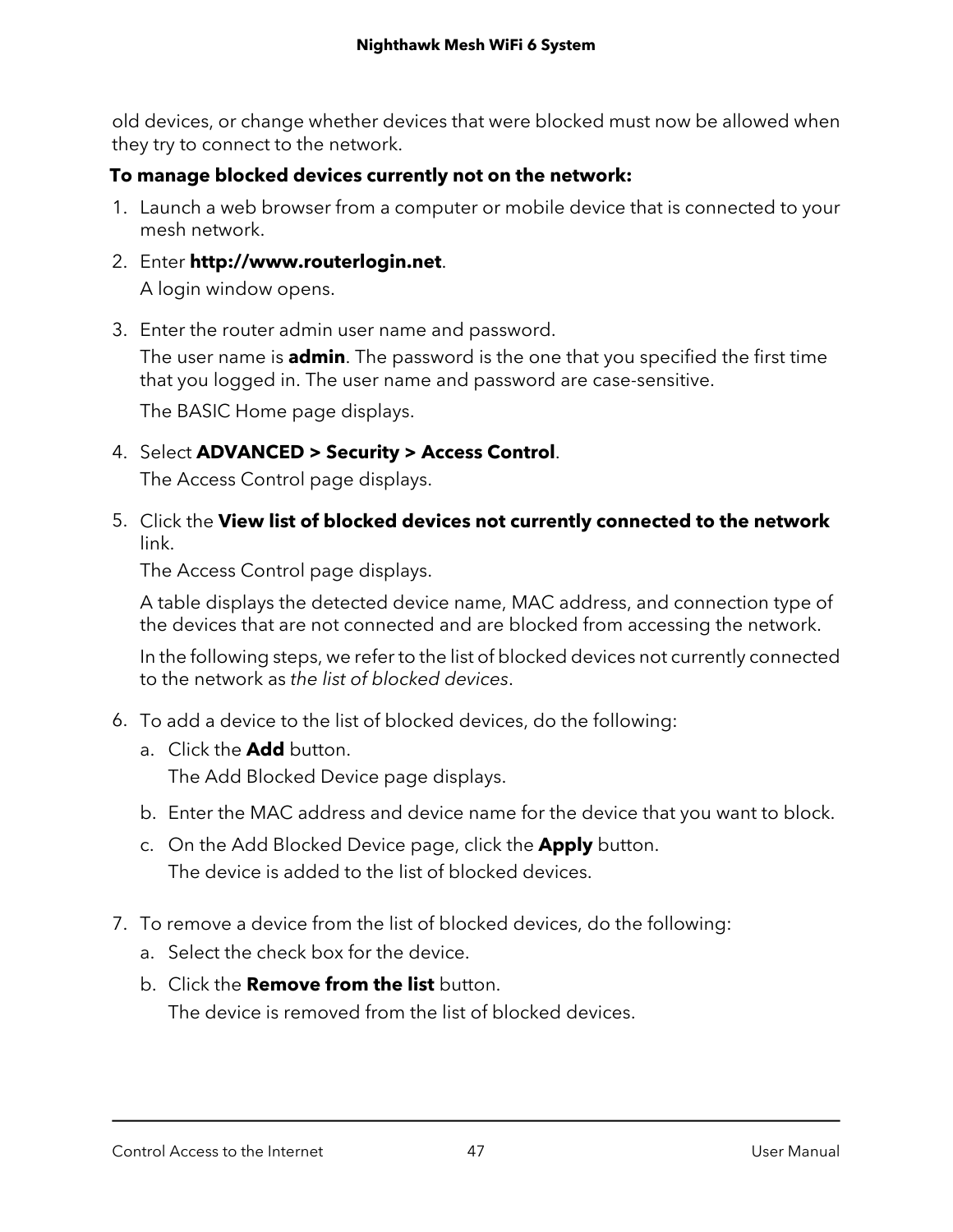old devices, or change whether devices that were blocked must now be allowed when they try to connect to the network.

**To manage blocked devices currently not on the network:**

1. Launch a web browser from a computer or mobile device that is connected to your mesh network.
2. Enter **http://www.routerlogin.net**.

   A login window opens.
3. Enter the router admin user name and password.

   The user name is **admin**. The password is the one that you specified the first time that you logged in. The user name and password are case-sensitive.

   The BASIC Home page displays.
4. Select **ADVANCED > Security > Access Control**.

   The Access Control page displays.
5. Click the **View list of blocked devices not currently connected to the network** link.

   The Access Control page displays.

   A table displays the detected device name, MAC address, and connection type of the devices that are not connected and are blocked from accessing the network.

   In the following steps, we refer to the list of blocked devices not currently connected to the network as *the list of blocked devices*.
6. To add a device to the list of blocked devices, do the following:
   a. Click the **Add** button.

      The Add Blocked Device page displays.

   b. Enter the MAC address and device name for the device that you want to block.

   c. On the Add Blocked Device page, click the **Apply** button.

      The device is added to the list of blocked devices.
7. To remove a device from the list of blocked devices, do the following:
   a. Select the check box for the device.

   b. Click the **Remove from the list** button.

      The device is removed from the list of blocked devices.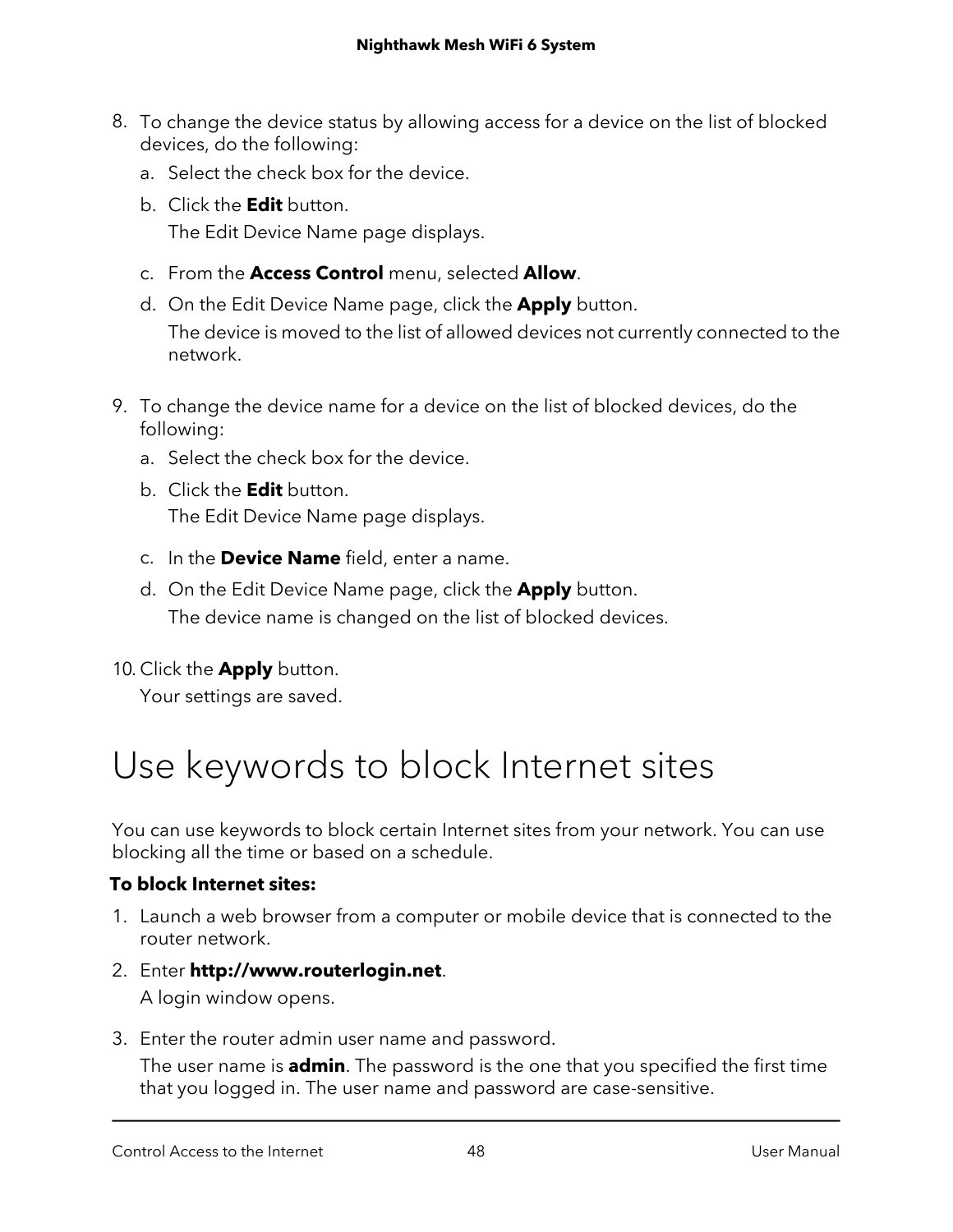8. To change the device status by allowing access for a device on the list of blocked devices, do the following:
   a. Select the check box for the device.
   b. Click the **Edit** button.
      The Edit Device Name page displays.
   c. From the **Access Control** menu, selected **Allow**.
   d. On the Edit Device Name page, click the **Apply** button.
      The device is moved to the list of allowed devices not currently connected to the network.

9. To change the device name for a device on the list of blocked devices, do the following:
   a. Select the check box for the device.
   b. Click the **Edit** button.
      The Edit Device Name page displays.
   c. In the **Device Name** field, enter a name.
   d. On the Edit Device Name page, click the **Apply** button.
      The device name is changed on the list of blocked devices.

10. Click the **Apply** button.
    Your settings are saved.

# Use keywords to block Internet sites

You can use keywords to block certain Internet sites from your network. You can use blocking all the time or based on a schedule.

**To block Internet sites:**

1. Launch a web browser from a computer or mobile device that is connected to the router network.
2. Enter **http://www.routerlogin.net**.
   A login window opens.
3. Enter the router admin user name and password.
   The user name is **admin**. The password is the one that you specified the first time that you logged in. The user name and password are case-sensitive.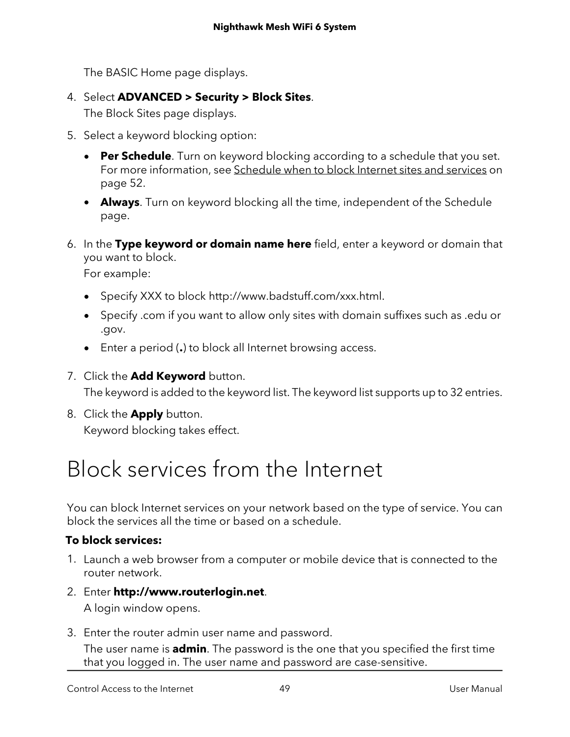The BASIC Home page displays.

4. Select **ADVANCED > Security > Block Sites**.
   The Block Sites page displays.
5. Select a keyword blocking option:
   - **Per Schedule**. Turn on keyword blocking according to a schedule that you set. For more information, see Schedule when to block Internet sites and services on page 52.
   - **Always**. Turn on keyword blocking all the time, independent of the Schedule page.
6. In the **Type keyword or domain name here** field, enter a keyword or domain that you want to block.
   For example:
   - Specify XXX to block http://www.badstuff.com/xxx.html.
   - Specify .com if you want to allow only sites with domain suffixes such as .edu or .gov.
   - Enter a period (**.**) to block all Internet browsing access.
7. Click the **Add Keyword** button.
   The keyword is added to the keyword list. The keyword list supports up to 32 entries.
8. Click the **Apply** button.
   Keyword blocking takes effect.

# Block services from the Internet

You can block Internet services on your network based on the type of service. You can block the services all the time or based on a schedule.

**To block services:**

1. Launch a web browser from a computer or mobile device that is connected to the router network.
2. Enter **http://www.routerlogin.net**.
   A login window opens.
3. Enter the router admin user name and password.
   The user name is **admin**. The password is the one that you specified the first time that you logged in. The user name and password are case-sensitive.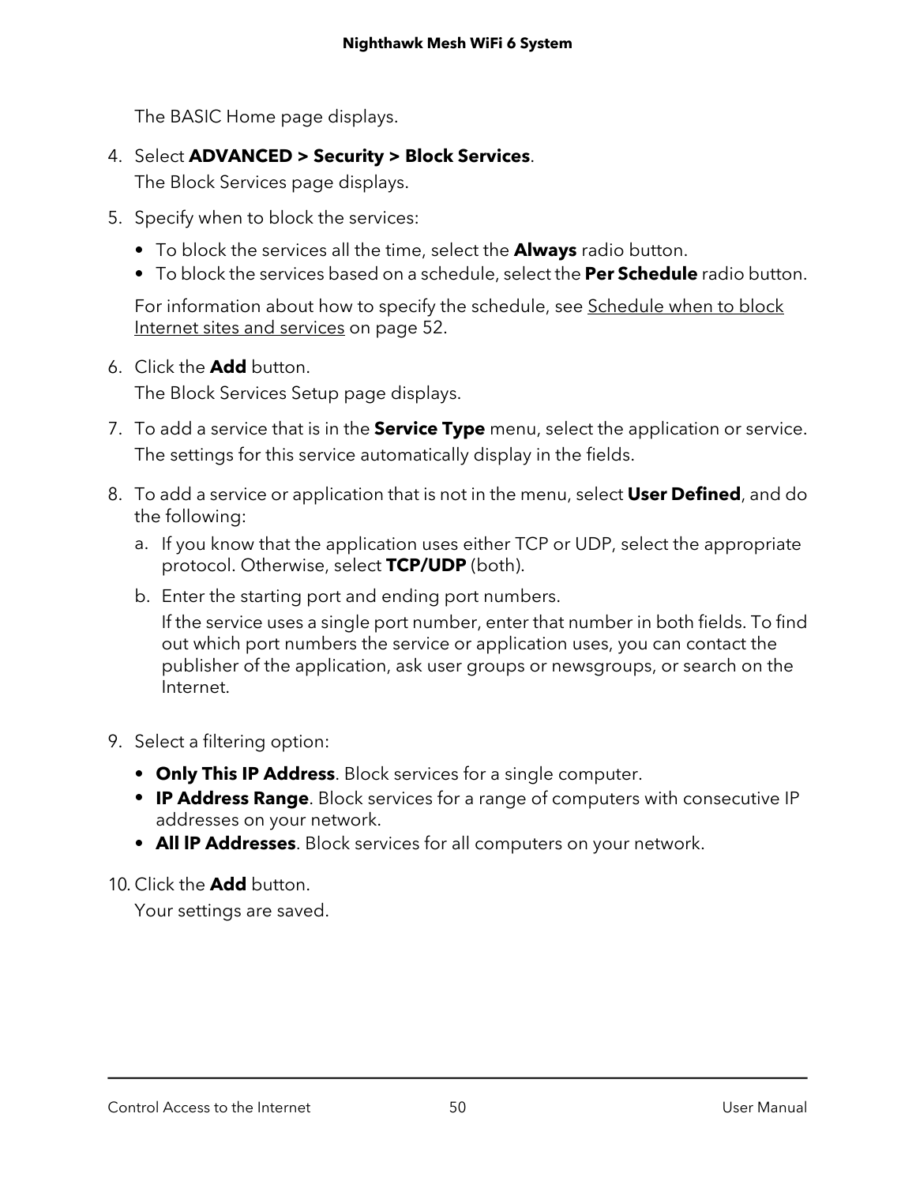The BASIC Home page displays.

4. Select **ADVANCED > Security > Block Services**.

   The Block Services page displays.

5. Specify when to block the services:

   - To block the services all the time, select the **Always** radio button.
   - To block the services based on a schedule, select the **Per Schedule** radio button.

   For information about how to specify the schedule, see Schedule when to block Internet sites and services on page 52.

6. Click the **Add** button.

   The Block Services Setup page displays.

7. To add a service that is in the **Service Type** menu, select the application or service.

   The settings for this service automatically display in the fields.

8. To add a service or application that is not in the menu, select **User Defined**, and do the following:

   a. If you know that the application uses either TCP or UDP, select the appropriate protocol. Otherwise, select **TCP/UDP** (both).

   b. Enter the starting port and ending port numbers.

      If the service uses a single port number, enter that number in both fields. To find out which port numbers the service or application uses, you can contact the publisher of the application, ask user groups or newsgroups, or search on the Internet.

9. Select a filtering option:

   - **Only This IP Address**. Block services for a single computer.
   - **IP Address Range**. Block services for a range of computers with consecutive IP addresses on your network.
   - **All IP Addresses**. Block services for all computers on your network.

10. Click the **Add** button.

    Your settings are saved.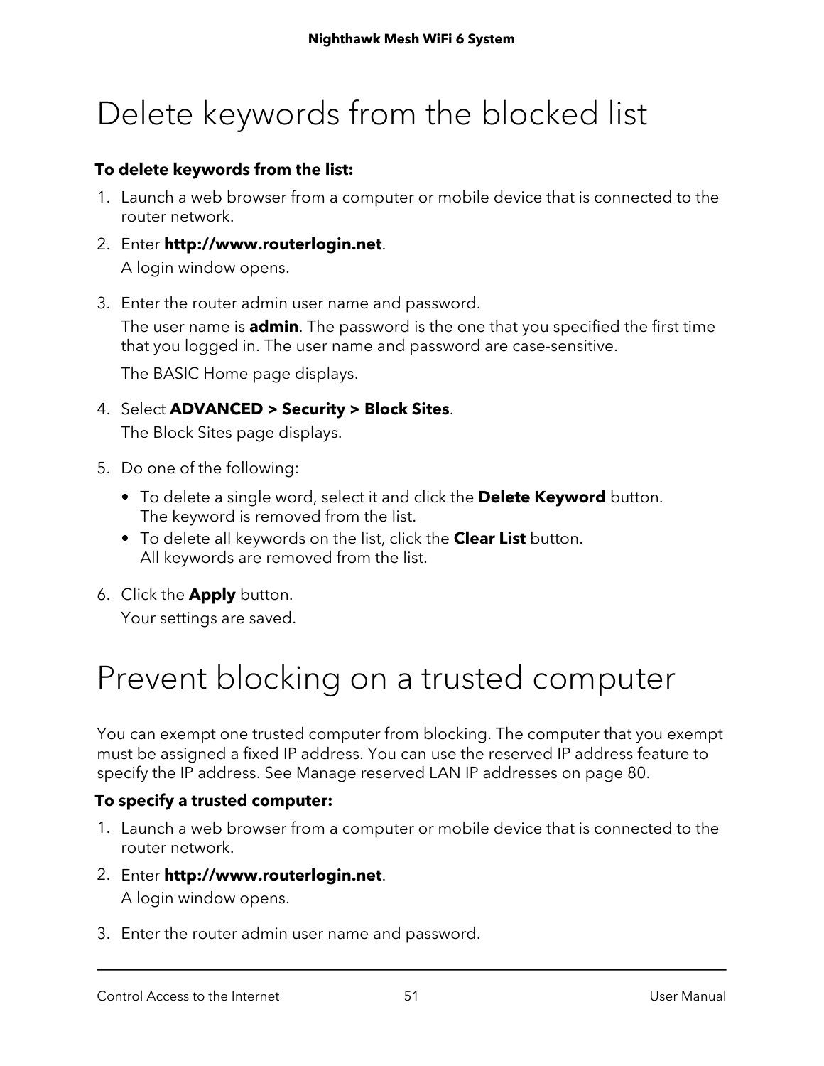# Delete keywords from the blocked list

**To delete keywords from the list:**

1. Launch a web browser from a computer or mobile device that is connected to the router network.
2. Enter **http://www.routerlogin.net**.
   A login window opens.
3. Enter the router admin user name and password.
   The user name is **admin**. The password is the one that you specified the first time that you logged in. The user name and password are case-sensitive.
   The BASIC Home page displays.
4. Select **ADVANCED > Security > Block Sites**.
   The Block Sites page displays.
5. Do one of the following:
   - To delete a single word, select it and click the **Delete Keyword** button.
     The keyword is removed from the list.
   - To delete all keywords on the list, click the **Clear List** button.
     All keywords are removed from the list.
6. Click the **Apply** button.
   Your settings are saved.

# Prevent blocking on a trusted computer

You can exempt one trusted computer from blocking. The computer that you exempt must be assigned a fixed IP address. You can use the reserved IP address feature to specify the IP address. See Manage reserved LAN IP addresses on page 80.

**To specify a trusted computer:**

1. Launch a web browser from a computer or mobile device that is connected to the router network.
2. Enter **http://www.routerlogin.net**.
   A login window opens.
3. Enter the router admin user name and password.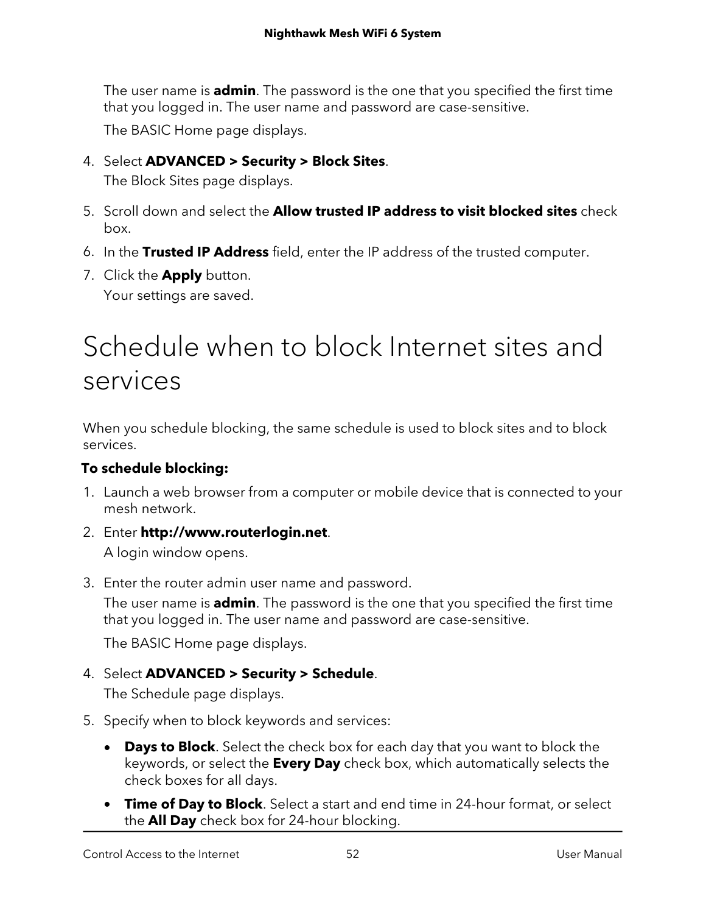The user name is **admin**. The password is the one that you specified the first time that you logged in. The user name and password are case-sensitive.

The BASIC Home page displays.

4. Select **ADVANCED > Security > Block Sites**.

   The Block Sites page displays.

5. Scroll down and select the **Allow trusted IP address to visit blocked sites** check box.
6. In the **Trusted IP Address** field, enter the IP address of the trusted computer.
7. Click the **Apply** button.

   Your settings are saved.

# Schedule when to block Internet sites and services

When you schedule blocking, the same schedule is used to block sites and to block services.

**To schedule blocking:**

1. Launch a web browser from a computer or mobile device that is connected to your mesh network.
2. Enter **http://www.routerlogin.net**.

   A login window opens.

3. Enter the router admin user name and password.

   The user name is **admin**. The password is the one that you specified the first time that you logged in. The user name and password are case-sensitive.

   The BASIC Home page displays.

4. Select **ADVANCED > Security > Schedule**.

   The Schedule page displays.

5. Specify when to block keywords and services:
   - **Days to Block**. Select the check box for each day that you want to block the keywords, or select the **Every Day** check box, which automatically selects the check boxes for all days.
   - **Time of Day to Block**. Select a start and end time in 24-hour format, or select the **All Day** check box for 24-hour blocking.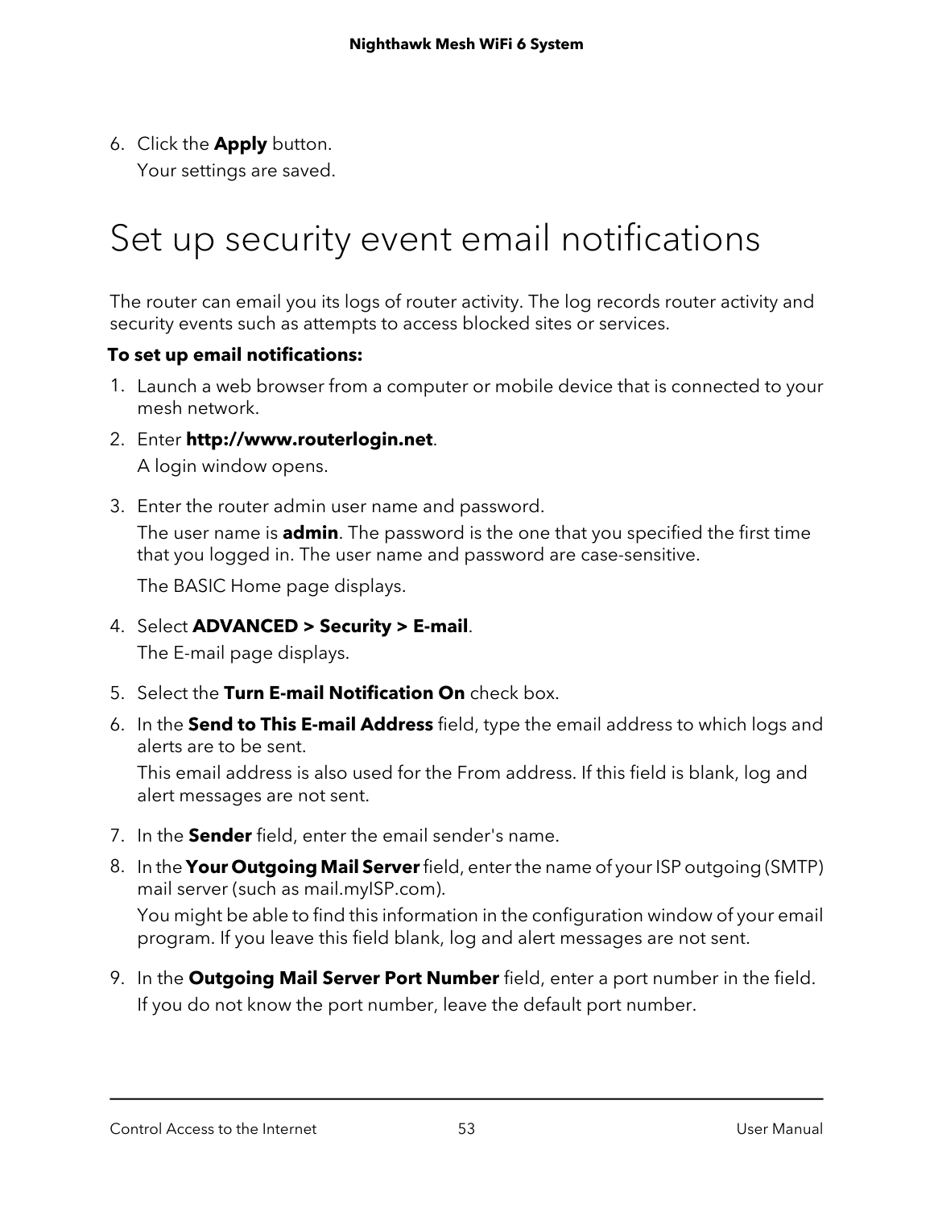6. Click the **Apply** button.

   Your settings are saved.

# Set up security event email notifications

The router can email you its logs of router activity. The log records router activity and security events such as attempts to access blocked sites or services.

**To set up email notifications:**

1. Launch a web browser from a computer or mobile device that is connected to your mesh network.
2. Enter **http://www.routerlogin.net**.

   A login window opens.

3. Enter the router admin user name and password.

   The user name is **admin**. The password is the one that you specified the first time that you logged in. The user name and password are case-sensitive.

   The BASIC Home page displays.

4. Select **ADVANCED > Security > E-mail**.

   The E-mail page displays.

5. Select the **Turn E-mail Notification On** check box.
6. In the **Send to This E-mail Address** field, type the email address to which logs and alerts are to be sent.

   This email address is also used for the From address. If this field is blank, log and alert messages are not sent.

7. In the **Sender** field, enter the email sender's name.
8. In the **Your Outgoing Mail Server** field, enter the name of your ISP outgoing (SMTP) mail server (such as mail.myISP.com).

   You might be able to find this information in the configuration window of your email program. If you leave this field blank, log and alert messages are not sent.

9. In the **Outgoing Mail Server Port Number** field, enter a port number in the field.

   If you do not know the port number, leave the default port number.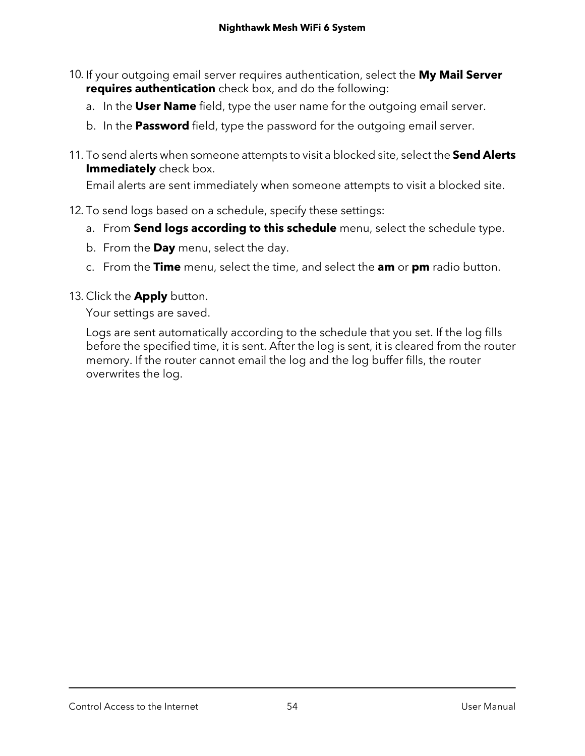10. If your outgoing email server requires authentication, select the **My Mail Server requires authentication** check box, and do the following:
    a. In the **User Name** field, type the user name for the outgoing email server.
    b. In the **Password** field, type the password for the outgoing email server.

11. To send alerts when someone attempts to visit a blocked site, select the **Send Alerts Immediately** check box.

    Email alerts are sent immediately when someone attempts to visit a blocked site.

12. To send logs based on a schedule, specify these settings:
    a. From **Send logs according to this schedule** menu, select the schedule type.
    b. From the **Day** menu, select the day.
    c. From the **Time** menu, select the time, and select the **am** or **pm** radio button.

13. Click the **Apply** button.

    Your settings are saved.

    Logs are sent automatically according to the schedule that you set. If the log fills before the specified time, it is sent. After the log is sent, it is cleared from the router memory. If the router cannot email the log and the log buffer fills, the router overwrites the log.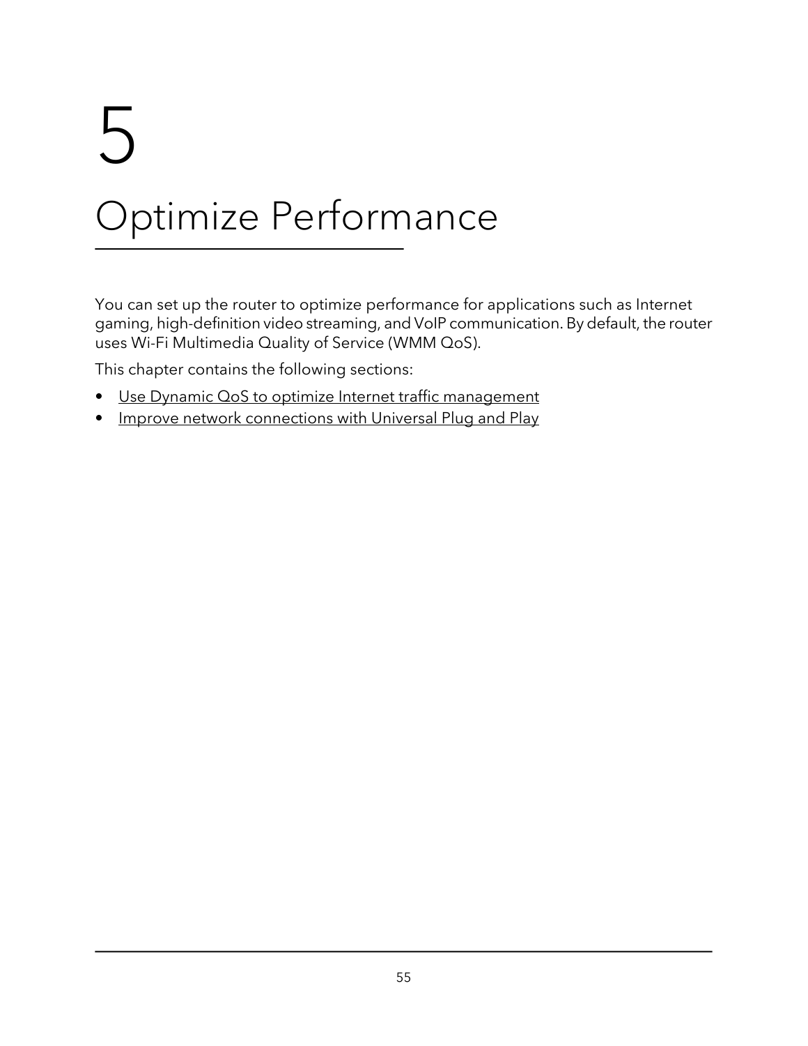# 5 Optimize Performance

You can set up the router to optimize performance for applications such as Internet gaming, high-definition video streaming, and VoIP communication. By default, the router uses Wi-Fi Multimedia Quality of Service (WMM QoS).

This chapter contains the following sections:

- Use Dynamic QoS to optimize Internet traffic management
- Improve network connections with Universal Plug and Play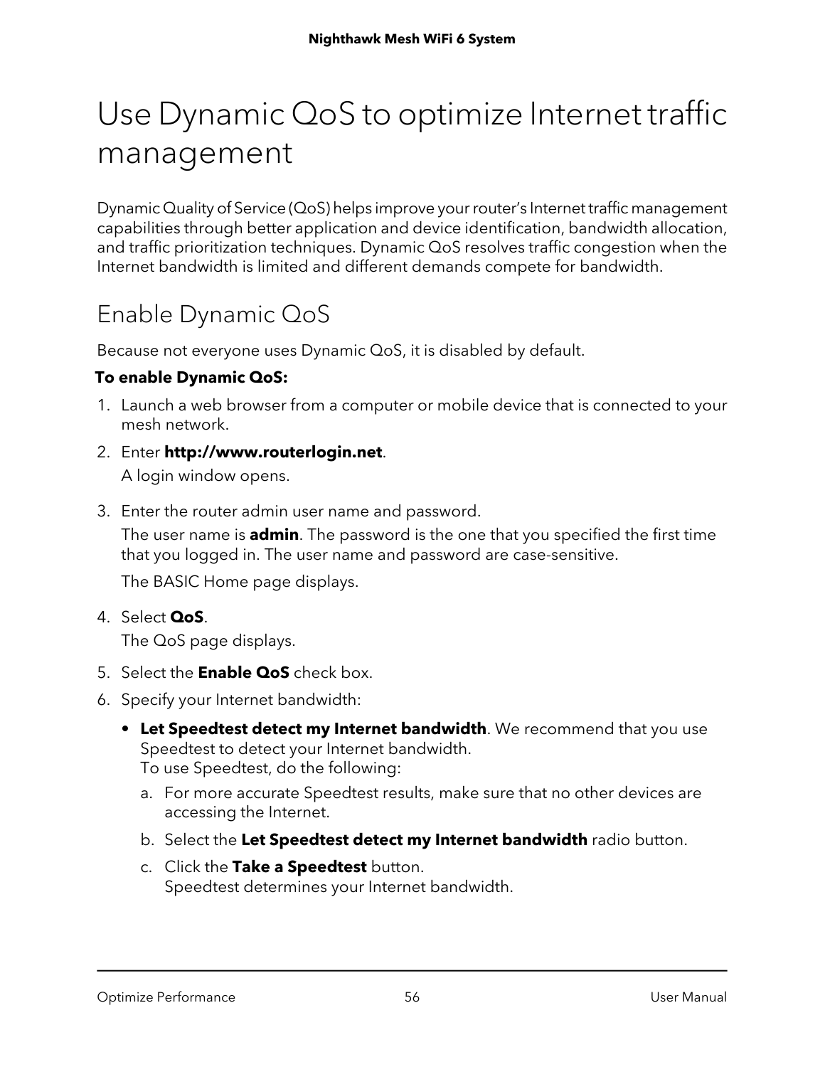# Use Dynamic QoS to optimize Internet traffic management

Dynamic Quality of Service (QoS) helps improve your router's Internet traffic management capabilities through better application and device identification, bandwidth allocation, and traffic prioritization techniques. Dynamic QoS resolves traffic congestion when the Internet bandwidth is limited and different demands compete for bandwidth.

## Enable Dynamic QoS

Because not everyone uses Dynamic QoS, it is disabled by default.

**To enable Dynamic QoS:**

1. Launch a web browser from a computer or mobile device that is connected to your mesh network.
2. Enter **http://www.routerlogin.net**.
   A login window opens.
3. Enter the router admin user name and password.
   The user name is **admin**. The password is the one that you specified the first time that you logged in. The user name and password are case-sensitive.
   The BASIC Home page displays.
4. Select **QoS**.
   The QoS page displays.
5. Select the **Enable QoS** check box.
6. Specify your Internet bandwidth:
   - **Let Speedtest detect my Internet bandwidth**. We recommend that you use Speedtest to detect your Internet bandwidth.
     To use Speedtest, do the following:
     a. For more accurate Speedtest results, make sure that no other devices are accessing the Internet.
     b. Select the **Let Speedtest detect my Internet bandwidth** radio button.
     c. Click the **Take a Speedtest** button.
        Speedtest determines your Internet bandwidth.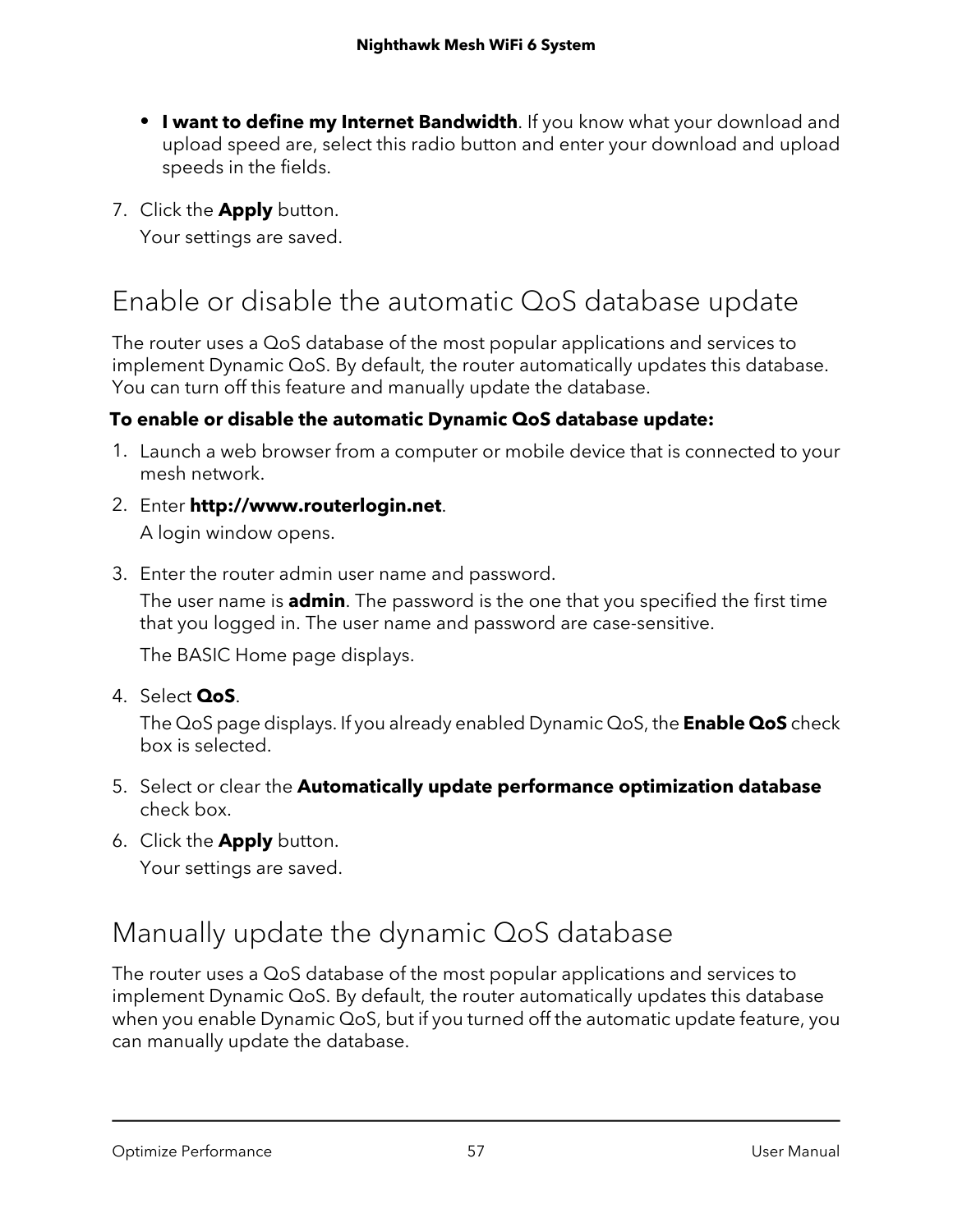- **I want to define my Internet Bandwidth**. If you know what your download and upload speed are, select this radio button and enter your download and upload speeds in the fields.

7. Click the **Apply** button.

   Your settings are saved.

## Enable or disable the automatic QoS database update

The router uses a QoS database of the most popular applications and services to implement Dynamic QoS. By default, the router automatically updates this database. You can turn off this feature and manually update the database.

**To enable or disable the automatic Dynamic QoS database update:**

1. Launch a web browser from a computer or mobile device that is connected to your mesh network.
2. Enter **http://www.routerlogin.net**.

   A login window opens.

3. Enter the router admin user name and password.

   The user name is **admin**. The password is the one that you specified the first time that you logged in. The user name and password are case-sensitive.

   The BASIC Home page displays.

4. Select **QoS**.

   The QoS page displays. If you already enabled Dynamic QoS, the **Enable QoS** check box is selected.

5. Select or clear the **Automatically update performance optimization database** check box.
6. Click the **Apply** button.

   Your settings are saved.

## Manually update the dynamic QoS database

The router uses a QoS database of the most popular applications and services to implement Dynamic QoS. By default, the router automatically updates this database when you enable Dynamic QoS, but if you turned off the automatic update feature, you can manually update the database.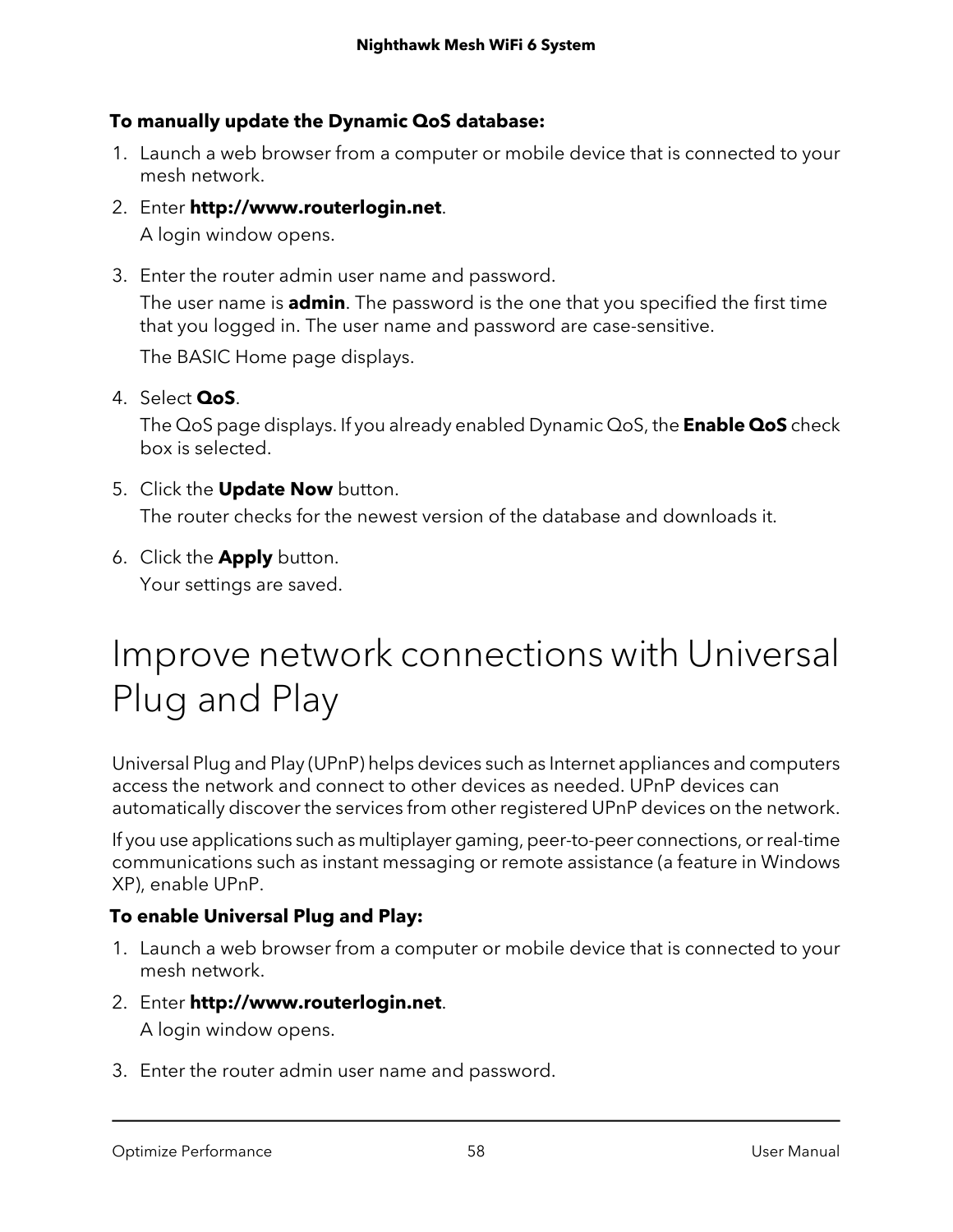**To manually update the Dynamic QoS database:**

1. Launch a web browser from a computer or mobile device that is connected to your mesh network.
2. Enter **http://www.routerlogin.net**.

   A login window opens.
3. Enter the router admin user name and password.

   The user name is **admin**. The password is the one that you specified the first time that you logged in. The user name and password are case-sensitive.

   The BASIC Home page displays.
4. Select **QoS**.

   The QoS page displays. If you already enabled Dynamic QoS, the **Enable QoS** check box is selected.
5. Click the **Update Now** button.

   The router checks for the newest version of the database and downloads it.
6. Click the **Apply** button.

   Your settings are saved.

# Improve network connections with Universal Plug and Play

Universal Plug and Play (UPnP) helps devices such as Internet appliances and computers access the network and connect to other devices as needed. UPnP devices can automatically discover the services from other registered UPnP devices on the network.

If you use applications such as multiplayer gaming, peer-to-peer connections, or real-time communications such as instant messaging or remote assistance (a feature in Windows XP), enable UPnP.

**To enable Universal Plug and Play:**

1. Launch a web browser from a computer or mobile device that is connected to your mesh network.
2. Enter **http://www.routerlogin.net**.

   A login window opens.
3. Enter the router admin user name and password.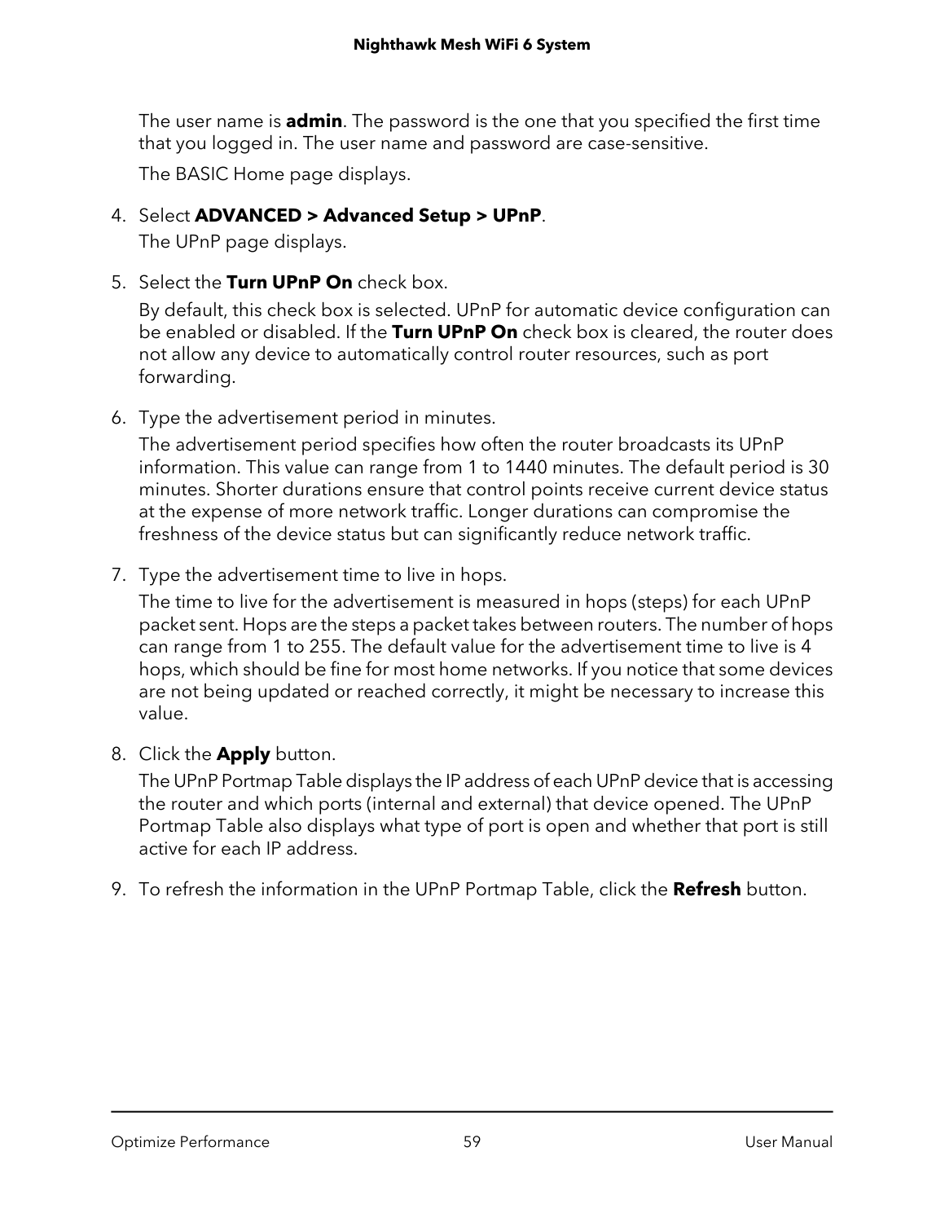The user name is **admin**. The password is the one that you specified the first time that you logged in. The user name and password are case-sensitive.

The BASIC Home page displays.

4. Select **ADVANCED > Advanced Setup > UPnP**.

   The UPnP page displays.

5. Select the **Turn UPnP On** check box.

   By default, this check box is selected. UPnP for automatic device configuration can be enabled or disabled. If the **Turn UPnP On** check box is cleared, the router does not allow any device to automatically control router resources, such as port forwarding.

6. Type the advertisement period in minutes.

   The advertisement period specifies how often the router broadcasts its UPnP information. This value can range from 1 to 1440 minutes. The default period is 30 minutes. Shorter durations ensure that control points receive current device status at the expense of more network traffic. Longer durations can compromise the freshness of the device status but can significantly reduce network traffic.

7. Type the advertisement time to live in hops.

   The time to live for the advertisement is measured in hops (steps) for each UPnP packet sent. Hops are the steps a packet takes between routers. The number of hops can range from 1 to 255. The default value for the advertisement time to live is 4 hops, which should be fine for most home networks. If you notice that some devices are not being updated or reached correctly, it might be necessary to increase this value.

8. Click the **Apply** button.

   The UPnP Portmap Table displays the IP address of each UPnP device that is accessing the router and which ports (internal and external) that device opened. The UPnP Portmap Table also displays what type of port is open and whether that port is still active for each IP address.

9. To refresh the information in the UPnP Portmap Table, click the **Refresh** button.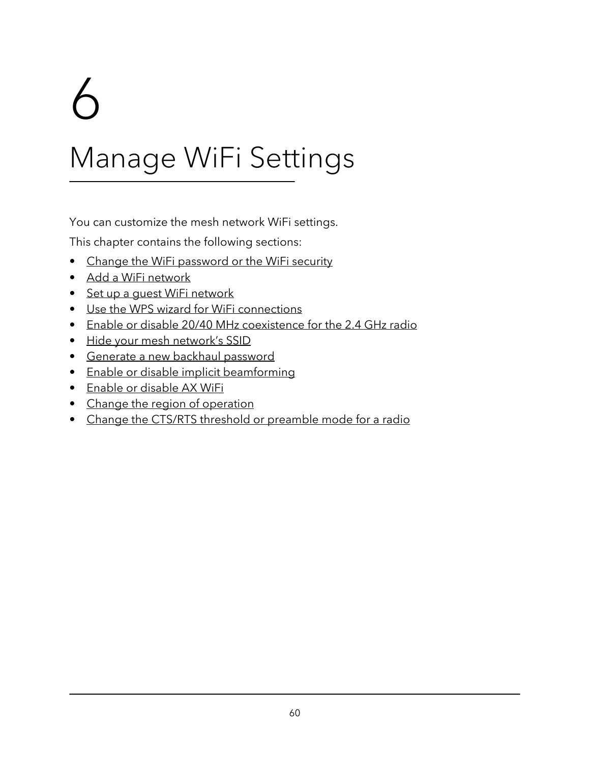# 6 Manage WiFi Settings

You can customize the mesh network WiFi settings.

This chapter contains the following sections:

- Change the WiFi password or the WiFi security
- Add a WiFi network
- Set up a guest WiFi network
- Use the WPS wizard for WiFi connections
- Enable or disable 20/40 MHz coexistence for the 2.4 GHz radio
- Hide your mesh network's SSID
- Generate a new backhaul password
- Enable or disable implicit beamforming
- Enable or disable AX WiFi
- Change the region of operation
- Change the CTS/RTS threshold or preamble mode for a radio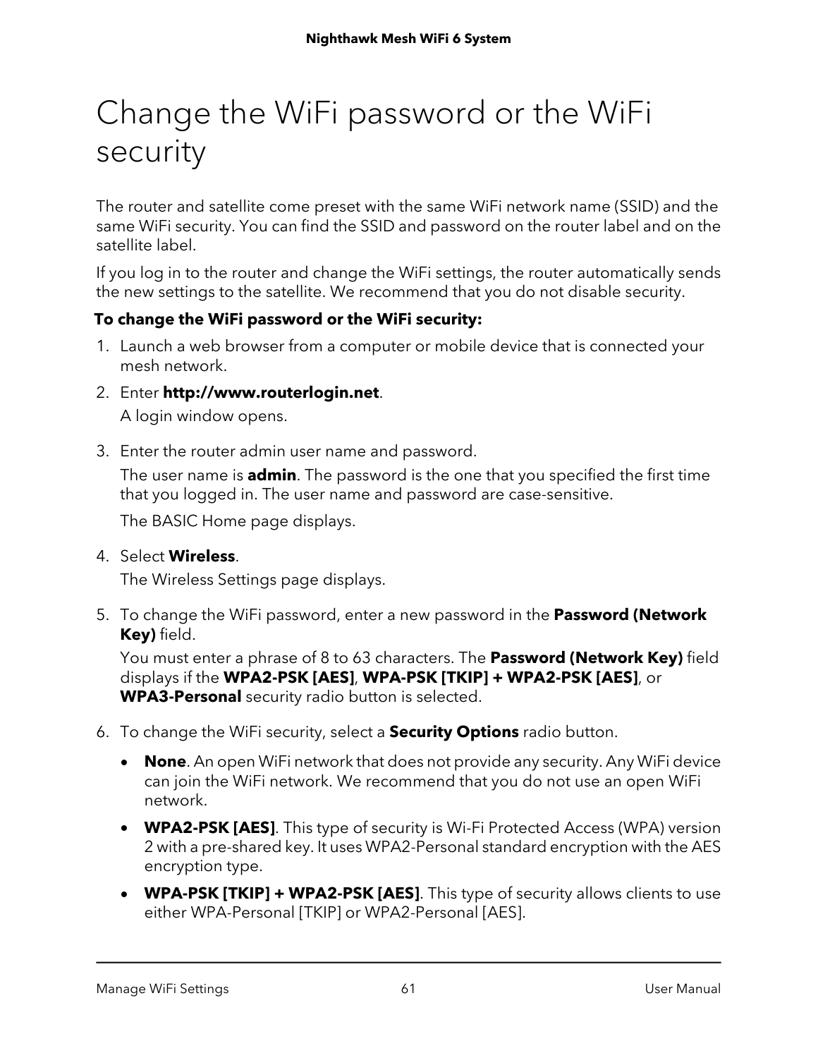# Change the WiFi password or the WiFi security

The router and satellite come preset with the same WiFi network name (SSID) and the same WiFi security. You can find the SSID and password on the router label and on the satellite label.

If you log in to the router and change the WiFi settings, the router automatically sends the new settings to the satellite. We recommend that you do not disable security.

**To change the WiFi password or the WiFi security:**

1. Launch a web browser from a computer or mobile device that is connected your mesh network.
2. Enter **http://www.routerlogin.net**.

   A login window opens.
3. Enter the router admin user name and password.

   The user name is **admin**. The password is the one that you specified the first time that you logged in. The user name and password are case-sensitive.

   The BASIC Home page displays.
4. Select **Wireless**.

   The Wireless Settings page displays.
5. To change the WiFi password, enter a new password in the **Password (Network Key)** field.

   You must enter a phrase of 8 to 63 characters. The **Password (Network Key)** field displays if the **WPA2-PSK [AES]**, **WPA-PSK [TKIP] + WPA2-PSK [AES]**, or **WPA3-Personal** security radio button is selected.
6. To change the WiFi security, select a **Security Options** radio button.
   - **None**. An open WiFi network that does not provide any security. Any WiFi device can join the WiFi network. We recommend that you do not use an open WiFi network.
   - **WPA2-PSK [AES]**. This type of security is Wi-Fi Protected Access (WPA) version 2 with a pre-shared key. It uses WPA2-Personal standard encryption with the AES encryption type.
   - **WPA-PSK [TKIP] + WPA2-PSK [AES]**. This type of security allows clients to use either WPA-Personal [TKIP] or WPA2-Personal [AES].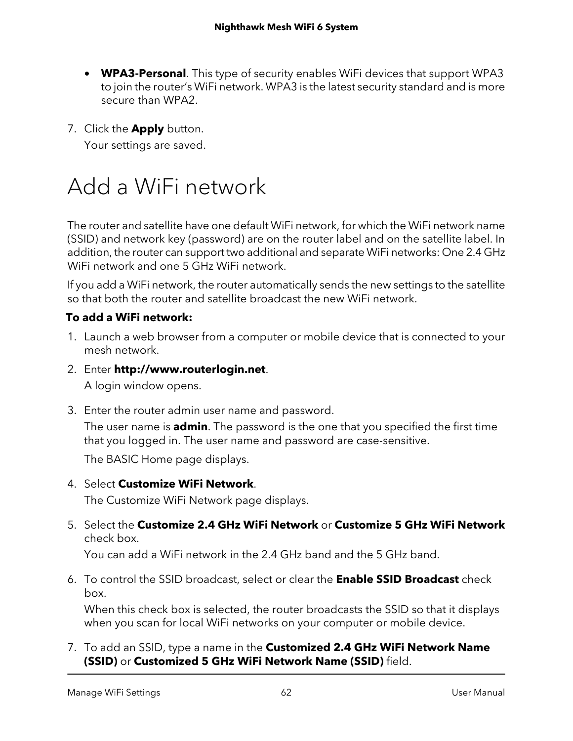- **WPA3-Personal**. This type of security enables WiFi devices that support WPA3 to join the router's WiFi network. WPA3 is the latest security standard and is more secure than WPA2.

7. Click the **Apply** button.

   Your settings are saved.

# Add a WiFi network

The router and satellite have one default WiFi network, for which the WiFi network name (SSID) and network key (password) are on the router label and on the satellite label. In addition, the router can support two additional and separate WiFi networks: One 2.4 GHz WiFi network and one 5 GHz WiFi network.

If you add a WiFi network, the router automatically sends the new settings to the satellite so that both the router and satellite broadcast the new WiFi network.

**To add a WiFi network:**

1. Launch a web browser from a computer or mobile device that is connected to your mesh network.
2. Enter **http://www.routerlogin.net**.

   A login window opens.

3. Enter the router admin user name and password.

   The user name is **admin**. The password is the one that you specified the first time that you logged in. The user name and password are case-sensitive.

   The BASIC Home page displays.

4. Select **Customize WiFi Network**.

   The Customize WiFi Network page displays.

5. Select the **Customize 2.4 GHz WiFi Network** or **Customize 5 GHz WiFi Network** check box.

   You can add a WiFi network in the 2.4 GHz band and the 5 GHz band.

6. To control the SSID broadcast, select or clear the **Enable SSID Broadcast** check box.

   When this check box is selected, the router broadcasts the SSID so that it displays when you scan for local WiFi networks on your computer or mobile device.

7. To add an SSID, type a name in the **Customized 2.4 GHz WiFi Network Name (SSID)** or **Customized 5 GHz WiFi Network Name (SSID)** field.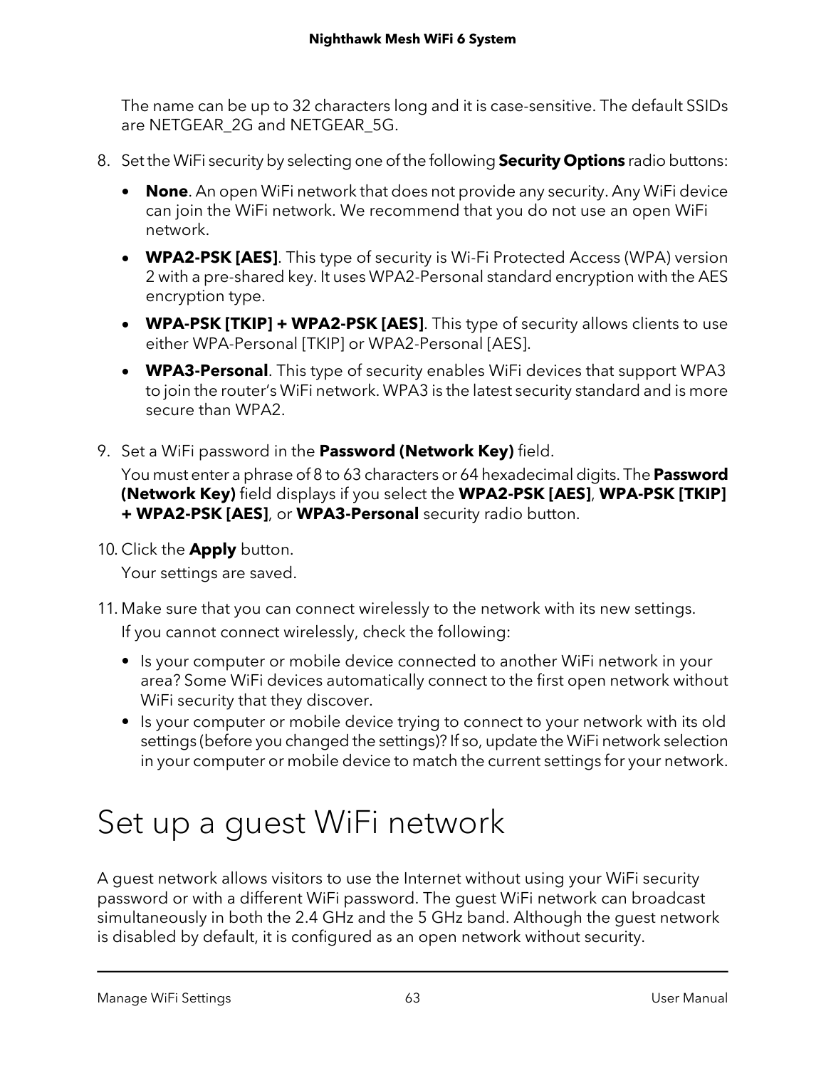The name can be up to 32 characters long and it is case-sensitive. The default SSIDs are NETGEAR_2G and NETGEAR_5G.

8. Set the WiFi security by selecting one of the following **Security Options** radio buttons:
   - **None**. An open WiFi network that does not provide any security. Any WiFi device can join the WiFi network. We recommend that you do not use an open WiFi network.
   - **WPA2-PSK [AES]**. This type of security is Wi-Fi Protected Access (WPA) version 2 with a pre-shared key. It uses WPA2-Personal standard encryption with the AES encryption type.
   - **WPA-PSK [TKIP] + WPA2-PSK [AES]**. This type of security allows clients to use either WPA-Personal [TKIP] or WPA2-Personal [AES].
   - **WPA3-Personal**. This type of security enables WiFi devices that support WPA3 to join the router's WiFi network. WPA3 is the latest security standard and is more secure than WPA2.

9. Set a WiFi password in the **Password (Network Key)** field.

   You must enter a phrase of 8 to 63 characters or 64 hexadecimal digits. The **Password (Network Key)** field displays if you select the **WPA2-PSK [AES]**, **WPA-PSK [TKIP] + WPA2-PSK [AES]**, or **WPA3-Personal** security radio button.

10. Click the **Apply** button.

    Your settings are saved.

11. Make sure that you can connect wirelessly to the network with its new settings.

    If you cannot connect wirelessly, check the following:
    - Is your computer or mobile device connected to another WiFi network in your area? Some WiFi devices automatically connect to the first open network without WiFi security that they discover.
    - Is your computer or mobile device trying to connect to your network with its old settings (before you changed the settings)? If so, update the WiFi network selection in your computer or mobile device to match the current settings for your network.

# Set up a guest WiFi network

A guest network allows visitors to use the Internet without using your WiFi security password or with a different WiFi password. The guest WiFi network can broadcast simultaneously in both the 2.4 GHz and the 5 GHz band. Although the guest network is disabled by default, it is configured as an open network without security.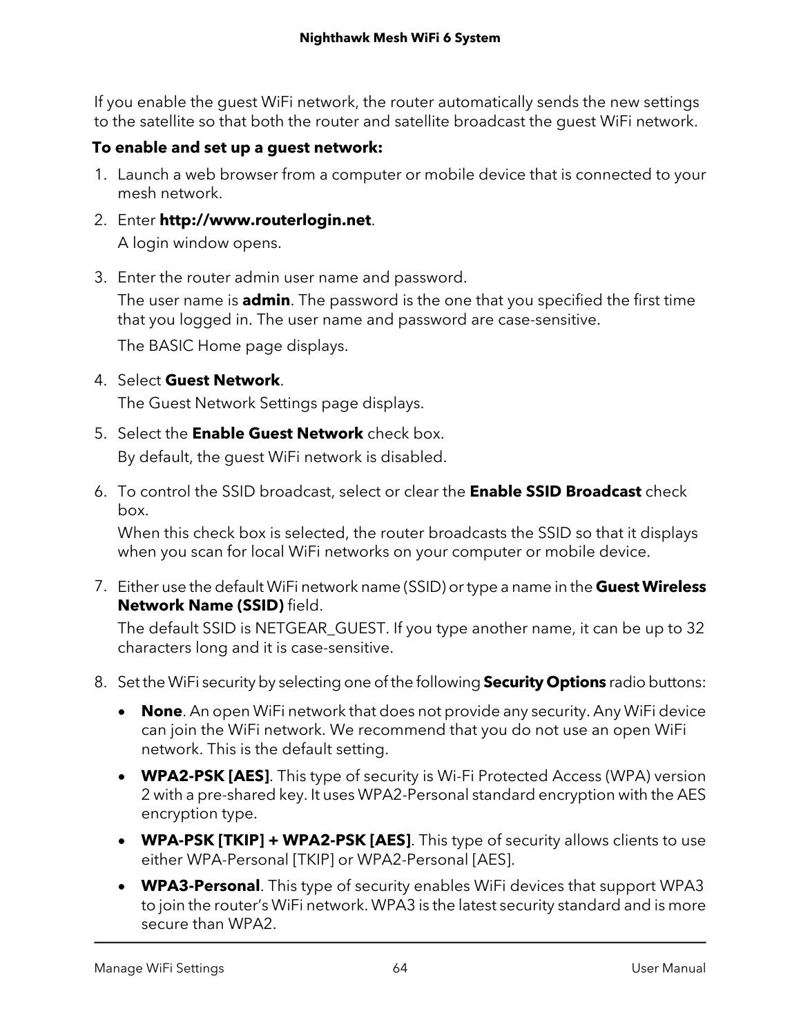If you enable the guest WiFi network, the router automatically sends the new settings to the satellite so that both the router and satellite broadcast the guest WiFi network.

**To enable and set up a guest network:**

1. Launch a web browser from a computer or mobile device that is connected to your mesh network.
2. Enter **http://www.routerlogin.net**.

   A login window opens.
3. Enter the router admin user name and password.

   The user name is **admin**. The password is the one that you specified the first time that you logged in. The user name and password are case-sensitive.

   The BASIC Home page displays.
4. Select **Guest Network**.

   The Guest Network Settings page displays.
5. Select the **Enable Guest Network** check box.

   By default, the guest WiFi network is disabled.
6. To control the SSID broadcast, select or clear the **Enable SSID Broadcast** check box.

   When this check box is selected, the router broadcasts the SSID so that it displays when you scan for local WiFi networks on your computer or mobile device.
7. Either use the default WiFi network name (SSID) or type a name in the **Guest Wireless Network Name (SSID)** field.

   The default SSID is NETGEAR_GUEST. If you type another name, it can be up to 32 characters long and it is case-sensitive.
8. Set the WiFi security by selecting one of the following **Security Options** radio buttons:
   - **None**. An open WiFi network that does not provide any security. Any WiFi device can join the WiFi network. We recommend that you do not use an open WiFi network. This is the default setting.
   - **WPA2-PSK [AES]**. This type of security is Wi-Fi Protected Access (WPA) version 2 with a pre-shared key. It uses WPA2-Personal standard encryption with the AES encryption type.
   - **WPA-PSK [TKIP] + WPA2-PSK [AES]**. This type of security allows clients to use either WPA-Personal [TKIP] or WPA2-Personal [AES].
   - **WPA3-Personal**. This type of security enables WiFi devices that support WPA3 to join the router's WiFi network. WPA3 is the latest security standard and is more secure than WPA2.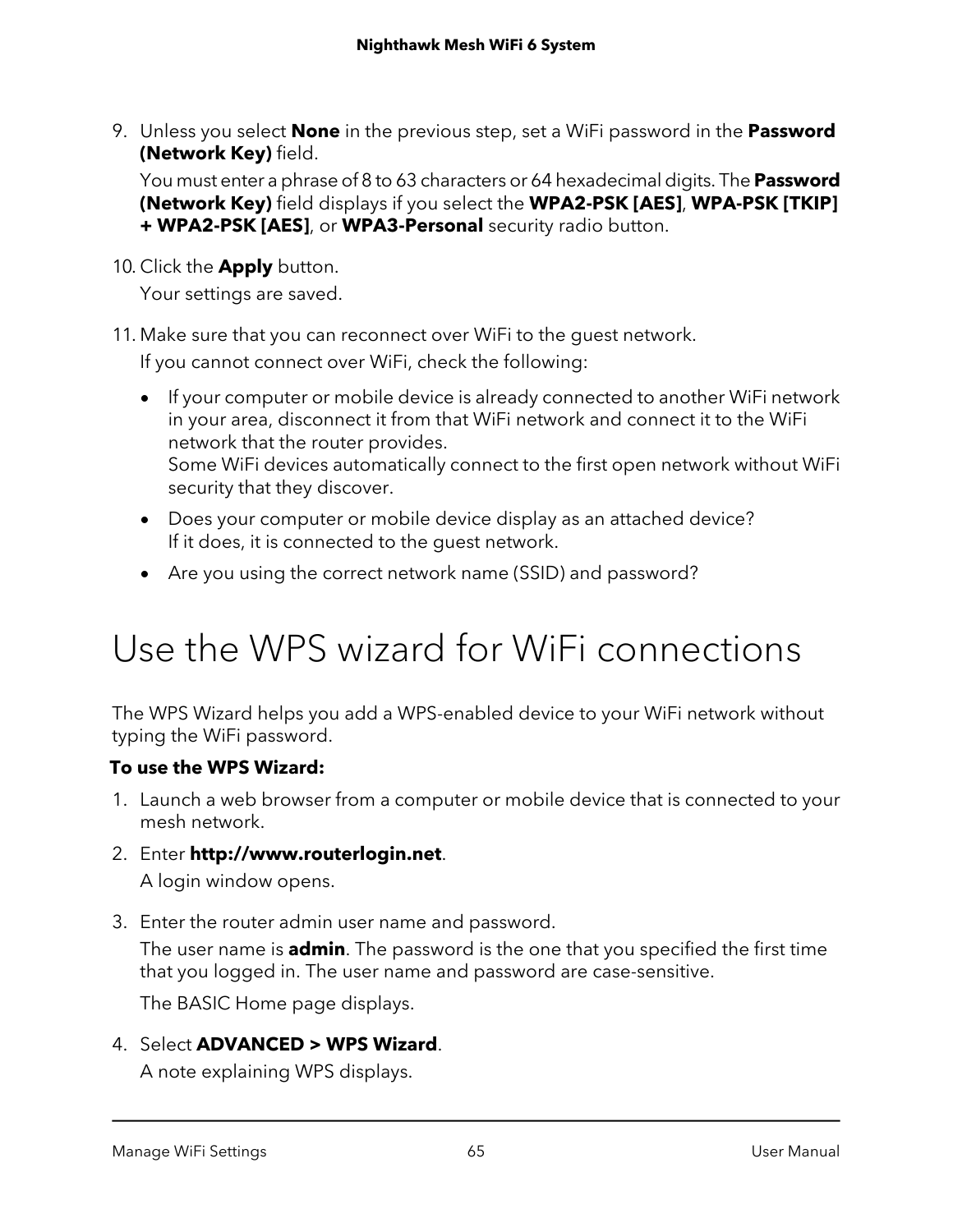9. Unless you select **None** in the previous step, set a WiFi password in the **Password (Network Key)** field.

   You must enter a phrase of 8 to 63 characters or 64 hexadecimal digits. The **Password (Network Key)** field displays if you select the **WPA2-PSK [AES]**, **WPA-PSK [TKIP] + WPA2-PSK [AES]**, or **WPA3-Personal** security radio button.

10. Click the **Apply** button.

    Your settings are saved.

11. Make sure that you can reconnect over WiFi to the guest network.

    If you cannot connect over WiFi, check the following:

    - If your computer or mobile device is already connected to another WiFi network in your area, disconnect it from that WiFi network and connect it to the WiFi network that the router provides.
      Some WiFi devices automatically connect to the first open network without WiFi security that they discover.
    - Does your computer or mobile device display as an attached device?
      If it does, it is connected to the guest network.
    - Are you using the correct network name (SSID) and password?

# Use the WPS wizard for WiFi connections

The WPS Wizard helps you add a WPS-enabled device to your WiFi network without typing the WiFi password.

**To use the WPS Wizard:**

1. Launch a web browser from a computer or mobile device that is connected to your mesh network.
2. Enter **http://www.routerlogin.net**.

   A login window opens.

3. Enter the router admin user name and password.

   The user name is **admin**. The password is the one that you specified the first time that you logged in. The user name and password are case-sensitive.

   The BASIC Home page displays.

4. Select **ADVANCED > WPS Wizard**.

   A note explaining WPS displays.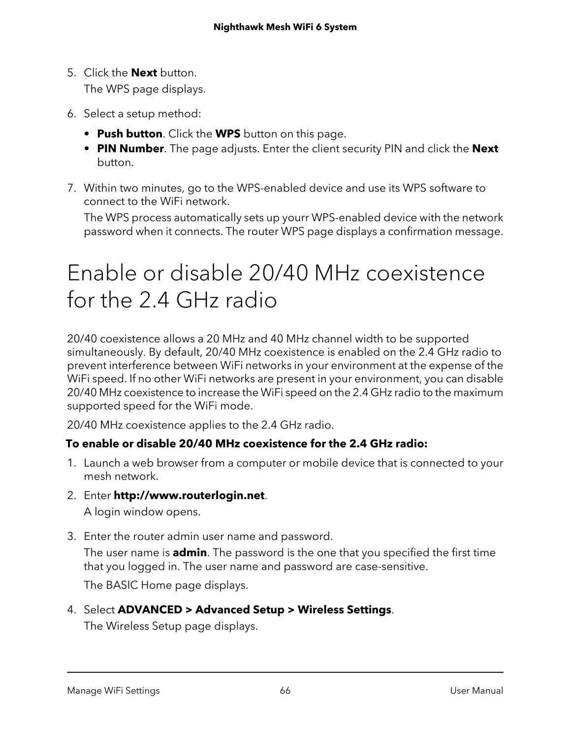5. Click the **Next** button.

   The WPS page displays.

6. Select a setup method:
   - **Push button**. Click the **WPS** button on this page.
   - **PIN Number**. The page adjusts. Enter the client security PIN and click the **Next** button.

7. Within two minutes, go to the WPS-enabled device and use its WPS software to connect to the WiFi network.

   The WPS process automatically sets up yourr WPS-enabled device with the network password when it connects. The router WPS page displays a confirmation message.

# Enable or disable 20/40 MHz coexistence for the 2.4 GHz radio

20/40 coexistence allows a 20 MHz and 40 MHz channel width to be supported simultaneously. By default, 20/40 MHz coexistence is enabled on the 2.4 GHz radio to prevent interference between WiFi networks in your environment at the expense of the WiFi speed. If no other WiFi networks are present in your environment, you can disable 20/40 MHz coexistence to increase the WiFi speed on the 2.4 GHz radio to the maximum supported speed for the WiFi mode.

20/40 MHz coexistence applies to the 2.4 GHz radio.

**To enable or disable 20/40 MHz coexistence for the 2.4 GHz radio:**

1. Launch a web browser from a computer or mobile device that is connected to your mesh network.

2. Enter **http://www.routerlogin.net**.

   A login window opens.

3. Enter the router admin user name and password.

   The user name is **admin**. The password is the one that you specified the first time that you logged in. The user name and password are case-sensitive.

   The BASIC Home page displays.

4. Select **ADVANCED > Advanced Setup > Wireless Settings**.

   The Wireless Setup page displays.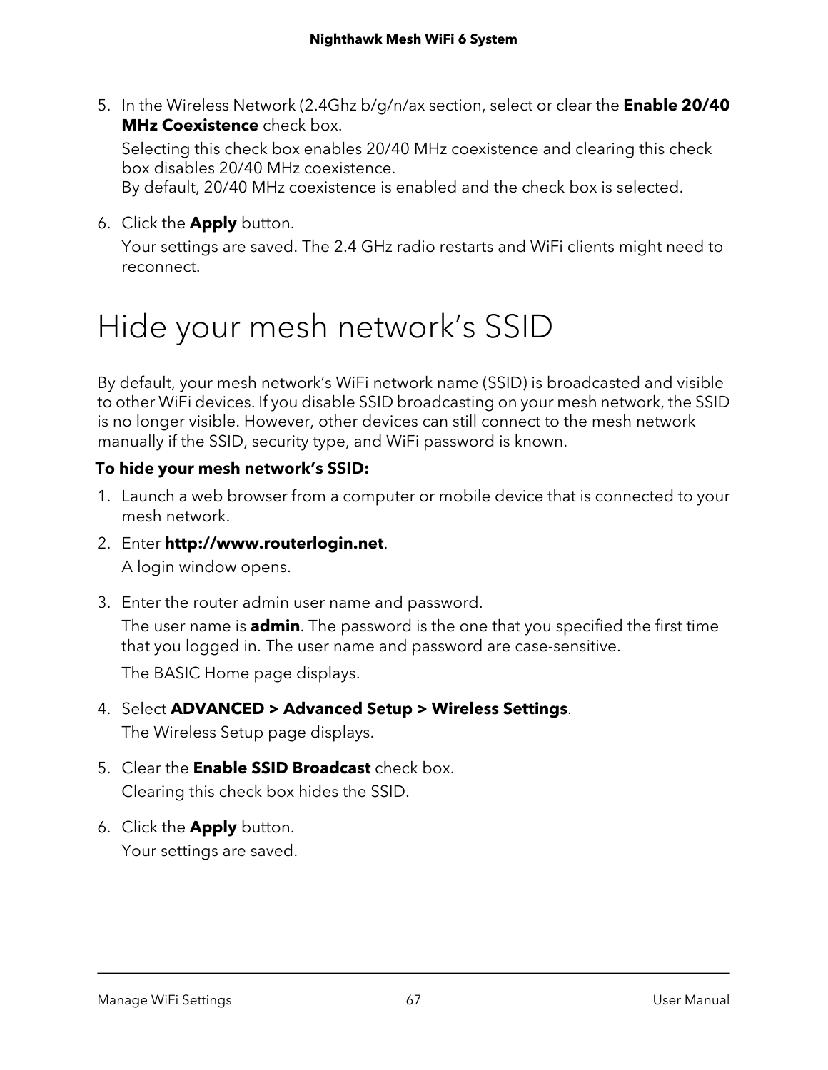5. In the Wireless Network (2.4Ghz b/g/n/ax section, select or clear the **Enable 20/40 MHz Coexistence** check box.

   Selecting this check box enables 20/40 MHz coexistence and clearing this check box disables 20/40 MHz coexistence.
   By default, 20/40 MHz coexistence is enabled and the check box is selected.

6. Click the **Apply** button.

   Your settings are saved. The 2.4 GHz radio restarts and WiFi clients might need to reconnect.

# Hide your mesh network's SSID

By default, your mesh network's WiFi network name (SSID) is broadcasted and visible to other WiFi devices. If you disable SSID broadcasting on your mesh network, the SSID is no longer visible. However, other devices can still connect to the mesh network manually if the SSID, security type, and WiFi password is known.

**To hide your mesh network's SSID:**

1. Launch a web browser from a computer or mobile device that is connected to your mesh network.
2. Enter **http://www.routerlogin.net**.

   A login window opens.

3. Enter the router admin user name and password.

   The user name is **admin**. The password is the one that you specified the first time that you logged in. The user name and password are case-sensitive.

   The BASIC Home page displays.

4. Select **ADVANCED > Advanced Setup > Wireless Settings**.

   The Wireless Setup page displays.

5. Clear the **Enable SSID Broadcast** check box.

   Clearing this check box hides the SSID.

6. Click the **Apply** button.

   Your settings are saved.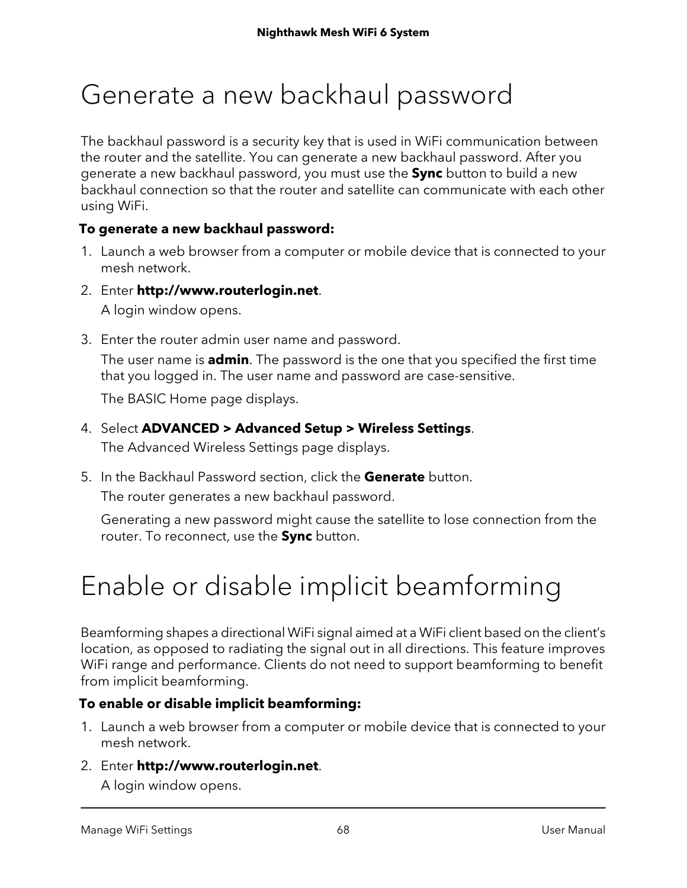# Generate a new backhaul password

The backhaul password is a security key that is used in WiFi communication between the router and the satellite. You can generate a new backhaul password. After you generate a new backhaul password, you must use the **Sync** button to build a new backhaul connection so that the router and satellite can communicate with each other using WiFi.

**To generate a new backhaul password:**

1. Launch a web browser from a computer or mobile device that is connected to your mesh network.
2. Enter **http://www.routerlogin.net**.

   A login window opens.
3. Enter the router admin user name and password.

   The user name is **admin**. The password is the one that you specified the first time that you logged in. The user name and password are case-sensitive.

   The BASIC Home page displays.
4. Select **ADVANCED > Advanced Setup > Wireless Settings**.

   The Advanced Wireless Settings page displays.
5. In the Backhaul Password section, click the **Generate** button.

   The router generates a new backhaul password.

   Generating a new password might cause the satellite to lose connection from the router. To reconnect, use the **Sync** button.

# Enable or disable implicit beamforming

Beamforming shapes a directional WiFi signal aimed at a WiFi client based on the client's location, as opposed to radiating the signal out in all directions. This feature improves WiFi range and performance. Clients do not need to support beamforming to benefit from implicit beamforming.

**To enable or disable implicit beamforming:**

1. Launch a web browser from a computer or mobile device that is connected to your mesh network.
2. Enter **http://www.routerlogin.net**.

   A login window opens.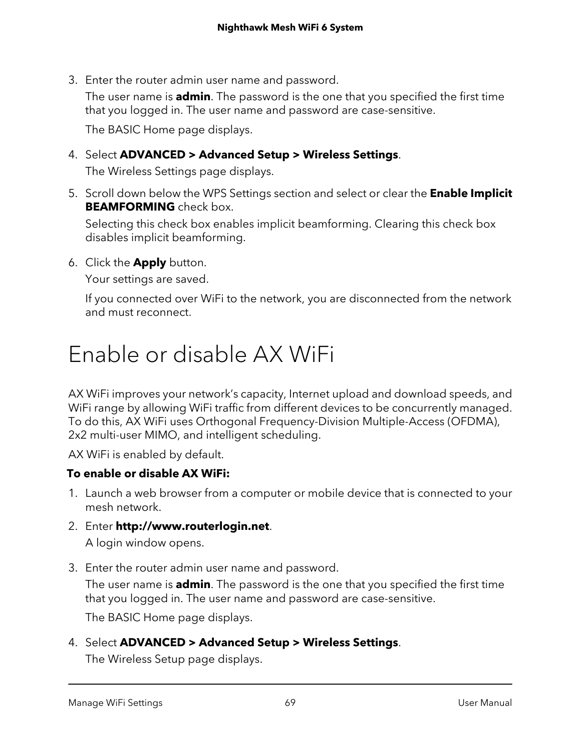3. Enter the router admin user name and password.

   The user name is **admin**. The password is the one that you specified the first time that you logged in. The user name and password are case-sensitive.

   The BASIC Home page displays.

4. Select **ADVANCED > Advanced Setup > Wireless Settings**.

   The Wireless Settings page displays.

5. Scroll down below the WPS Settings section and select or clear the **Enable Implicit BEAMFORMING** check box.

   Selecting this check box enables implicit beamforming. Clearing this check box disables implicit beamforming.

6. Click the **Apply** button.

   Your settings are saved.

   If you connected over WiFi to the network, you are disconnected from the network and must reconnect.

# Enable or disable AX WiFi

AX WiFi improves your network's capacity, Internet upload and download speeds, and WiFi range by allowing WiFi traffic from different devices to be concurrently managed. To do this, AX WiFi uses Orthogonal Frequency-Division Multiple-Access (OFDMA), 2x2 multi-user MIMO, and intelligent scheduling.

AX WiFi is enabled by default.

**To enable or disable AX WiFi:**

1. Launch a web browser from a computer or mobile device that is connected to your mesh network.

2. Enter **http://www.routerlogin.net**.

   A login window opens.

3. Enter the router admin user name and password.

   The user name is **admin**. The password is the one that you specified the first time that you logged in. The user name and password are case-sensitive.

   The BASIC Home page displays.

4. Select **ADVANCED > Advanced Setup > Wireless Settings**.

   The Wireless Setup page displays.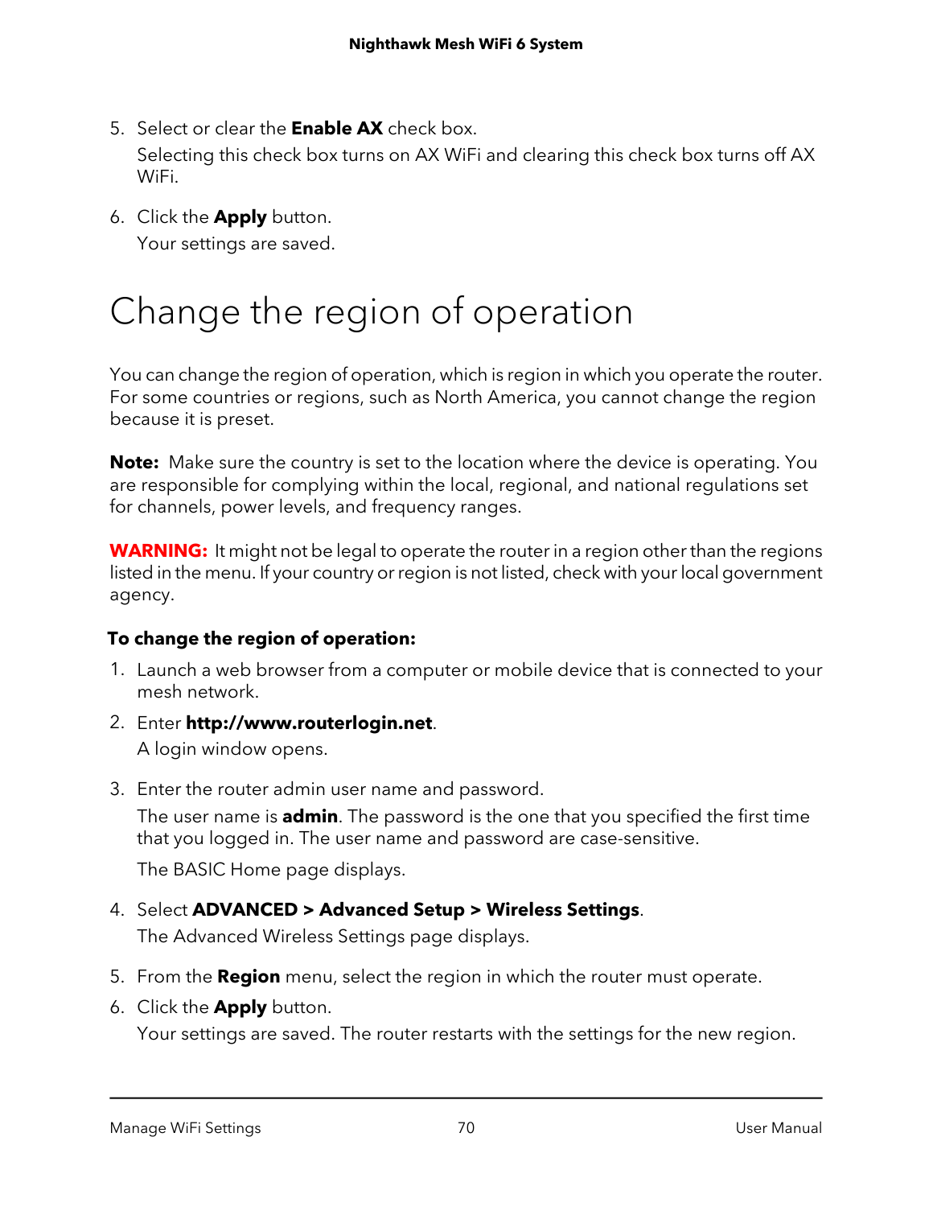5. Select or clear the **Enable AX** check box.

   Selecting this check box turns on AX WiFi and clearing this check box turns off AX WiFi.

6. Click the **Apply** button.

   Your settings are saved.

# Change the region of operation

You can change the region of operation, which is region in which you operate the router. For some countries or regions, such as North America, you cannot change the region because it is preset.

**Note:** Make sure the country is set to the location where the device is operating. You are responsible for complying within the local, regional, and national regulations set for channels, power levels, and frequency ranges.

**WARNING:** It might not be legal to operate the router in a region other than the regions listed in the menu. If your country or region is not listed, check with your local government agency.

**To change the region of operation:**

1. Launch a web browser from a computer or mobile device that is connected to your mesh network.
2. Enter **http://www.routerlogin.net**.

   A login window opens.

3. Enter the router admin user name and password.

   The user name is **admin**. The password is the one that you specified the first time that you logged in. The user name and password are case-sensitive.

   The BASIC Home page displays.

4. Select **ADVANCED > Advanced Setup > Wireless Settings**.

   The Advanced Wireless Settings page displays.

5. From the **Region** menu, select the region in which the router must operate.
6. Click the **Apply** button.

   Your settings are saved. The router restarts with the settings for the new region.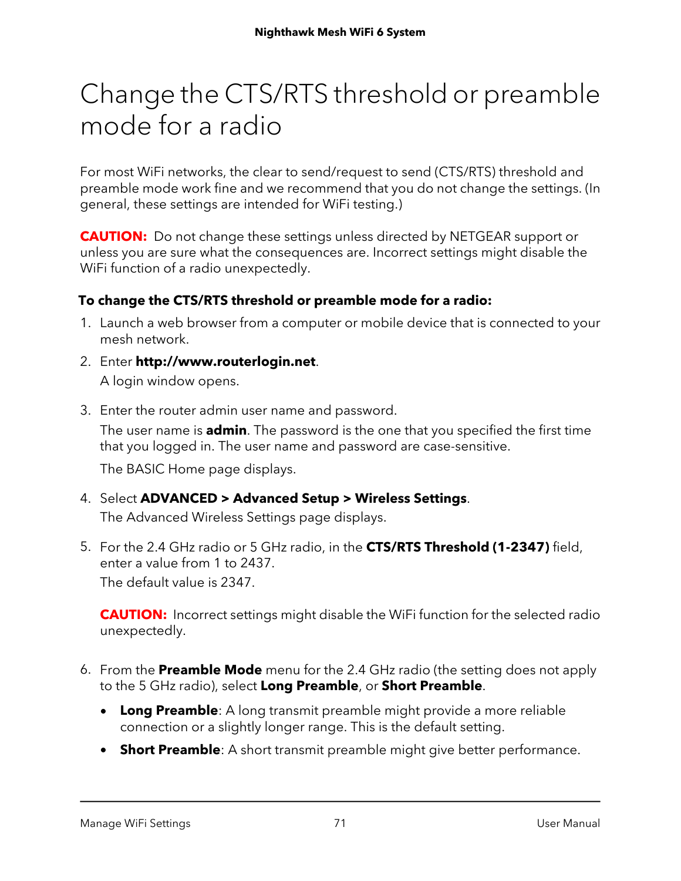# Change the CTS/RTS threshold or preamble mode for a radio

For most WiFi networks, the clear to send/request to send (CTS/RTS) threshold and preamble mode work fine and we recommend that you do not change the settings. (In general, these settings are intended for WiFi testing.)

**CAUTION:** Do not change these settings unless directed by NETGEAR support or unless you are sure what the consequences are. Incorrect settings might disable the WiFi function of a radio unexpectedly.

**To change the CTS/RTS threshold or preamble mode for a radio:**

1. Launch a web browser from a computer or mobile device that is connected to your mesh network.
2. Enter **http://www.routerlogin.net**.

   A login window opens.
3. Enter the router admin user name and password.

   The user name is **admin**. The password is the one that you specified the first time that you logged in. The user name and password are case-sensitive.

   The BASIC Home page displays.
4. Select **ADVANCED > Advanced Setup > Wireless Settings**.

   The Advanced Wireless Settings page displays.
5. For the 2.4 GHz radio or 5 GHz radio, in the **CTS/RTS Threshold (1-2347)** field, enter a value from 1 to 2437.

   The default value is 2347.

   **CAUTION:** Incorrect settings might disable the WiFi function for the selected radio unexpectedly.
6. From the **Preamble Mode** menu for the 2.4 GHz radio (the setting does not apply to the 5 GHz radio), select **Long Preamble**, or **Short Preamble**.
   - **Long Preamble**: A long transmit preamble might provide a more reliable connection or a slightly longer range. This is the default setting.
   - **Short Preamble**: A short transmit preamble might give better performance.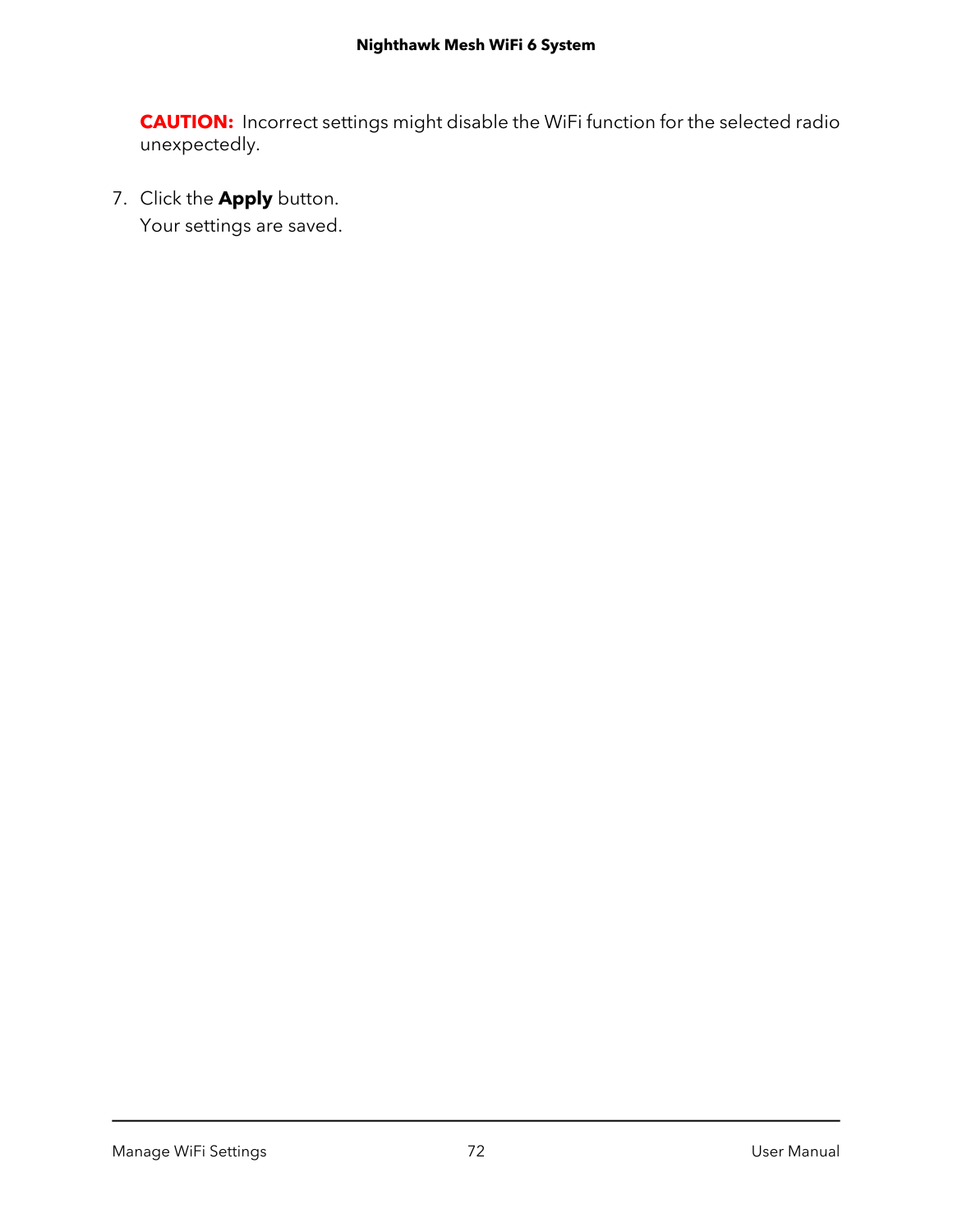**CAUTION:** Incorrect settings might disable the WiFi function for the selected radio unexpectedly.

7. Click the **Apply** button.
   Your settings are saved.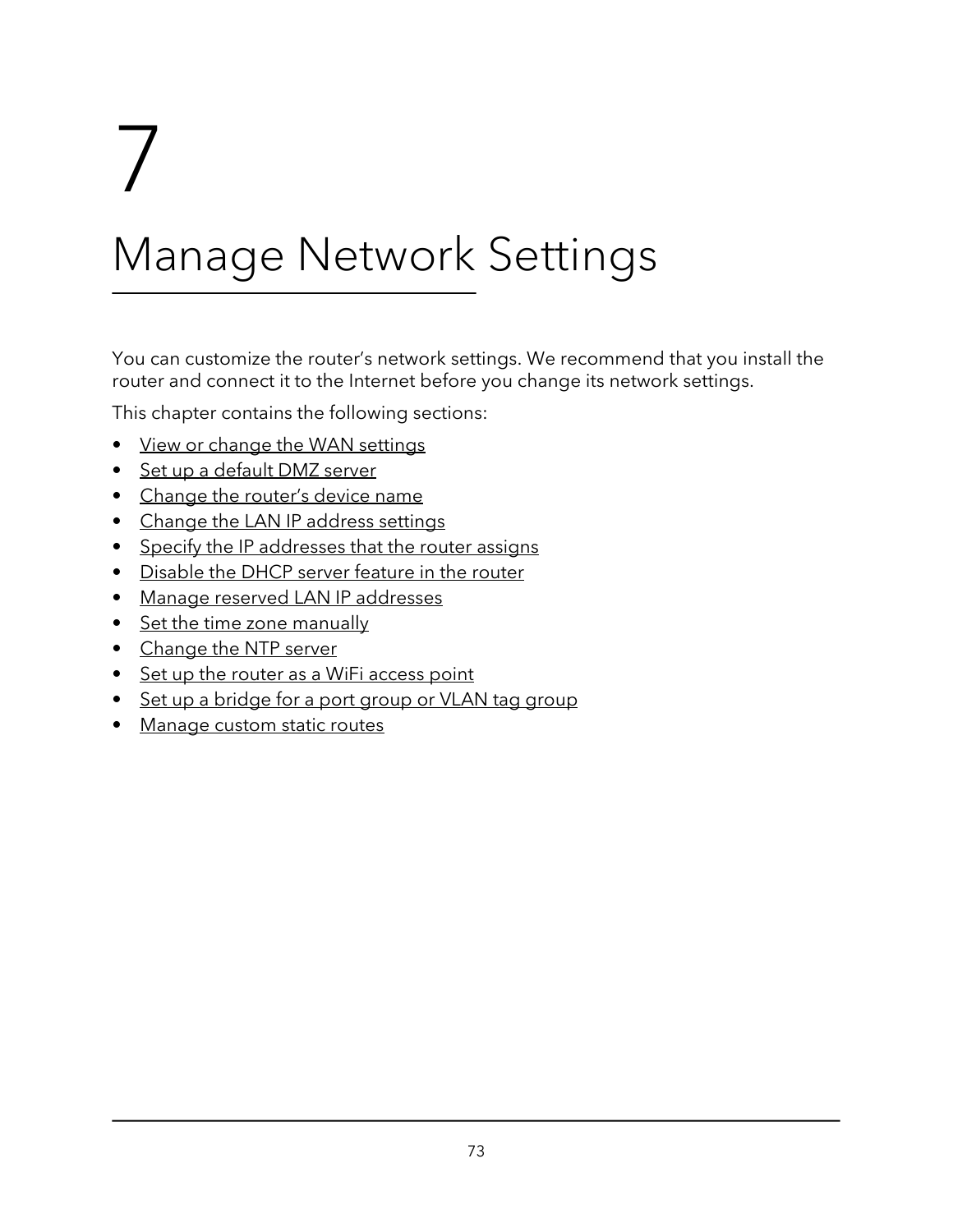# 7

# Manage Network Settings

You can customize the router's network settings. We recommend that you install the router and connect it to the Internet before you change its network settings.

This chapter contains the following sections:

- View or change the WAN settings
- Set up a default DMZ server
- Change the router's device name
- Change the LAN IP address settings
- Specify the IP addresses that the router assigns
- Disable the DHCP server feature in the router
- Manage reserved LAN IP addresses
- Set the time zone manually
- Change the NTP server
- Set up the router as a WiFi access point
- Set up a bridge for a port group or VLAN tag group
- Manage custom static routes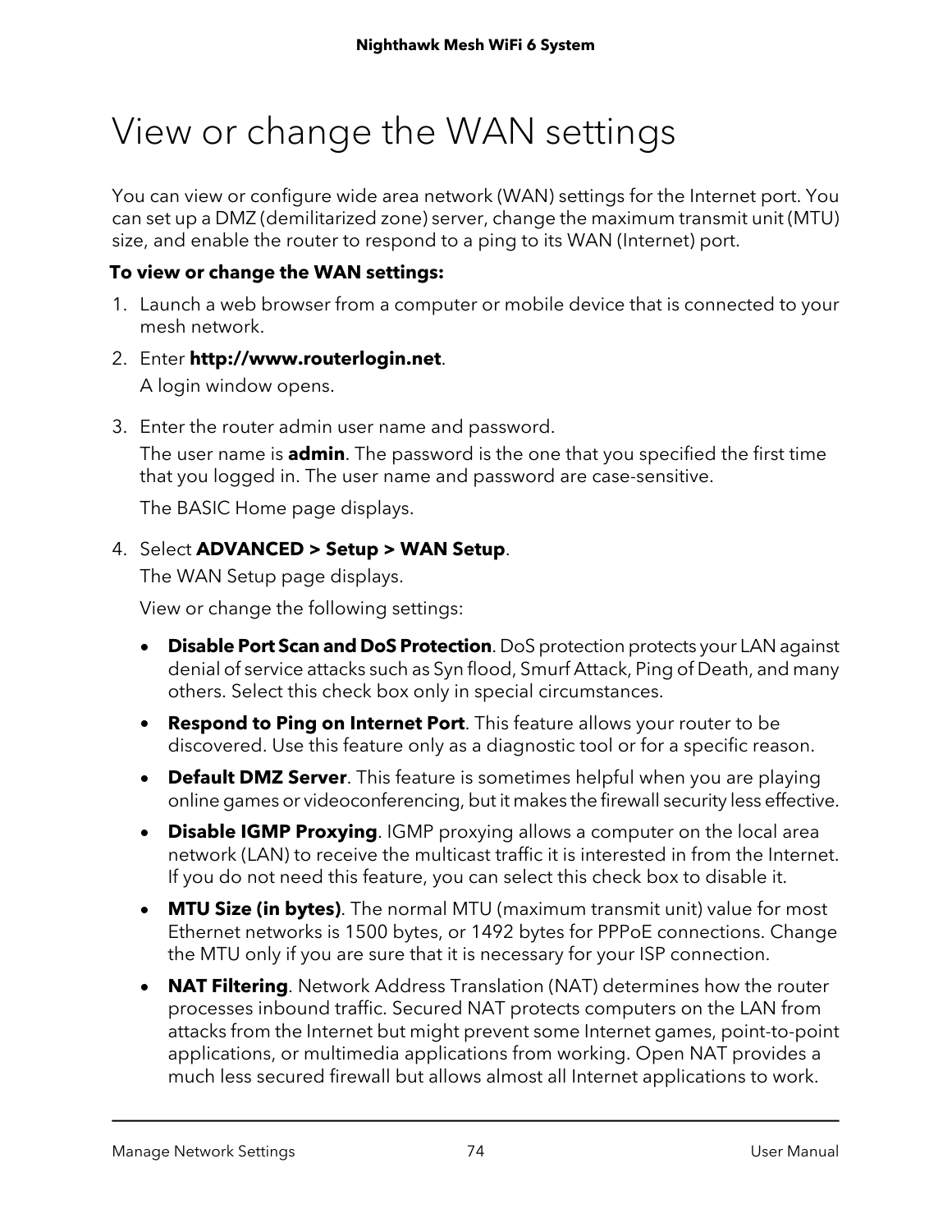# View or change the WAN settings

You can view or configure wide area network (WAN) settings for the Internet port. You can set up a DMZ (demilitarized zone) server, change the maximum transmit unit (MTU) size, and enable the router to respond to a ping to its WAN (Internet) port.

**To view or change the WAN settings:**

1. Launch a web browser from a computer or mobile device that is connected to your mesh network.
2. Enter **http://www.routerlogin.net**.

   A login window opens.
3. Enter the router admin user name and password.

   The user name is **admin**. The password is the one that you specified the first time that you logged in. The user name and password are case-sensitive.

   The BASIC Home page displays.
4. Select **ADVANCED > Setup > WAN Setup**.

   The WAN Setup page displays.

   View or change the following settings:

   - **Disable Port Scan and DoS Protection**. DoS protection protects your LAN against denial of service attacks such as Syn flood, Smurf Attack, Ping of Death, and many others. Select this check box only in special circumstances.
   - **Respond to Ping on Internet Port**. This feature allows your router to be discovered. Use this feature only as a diagnostic tool or for a specific reason.
   - **Default DMZ Server**. This feature is sometimes helpful when you are playing online games or videoconferencing, but it makes the firewall security less effective.
   - **Disable IGMP Proxying**. IGMP proxying allows a computer on the local area network (LAN) to receive the multicast traffic it is interested in from the Internet. If you do not need this feature, you can select this check box to disable it.
   - **MTU Size (in bytes)**. The normal MTU (maximum transmit unit) value for most Ethernet networks is 1500 bytes, or 1492 bytes for PPPoE connections. Change the MTU only if you are sure that it is necessary for your ISP connection.
   - **NAT Filtering**. Network Address Translation (NAT) determines how the router processes inbound traffic. Secured NAT protects computers on the LAN from attacks from the Internet but might prevent some Internet games, point-to-point applications, or multimedia applications from working. Open NAT provides a much less secured firewall but allows almost all Internet applications to work.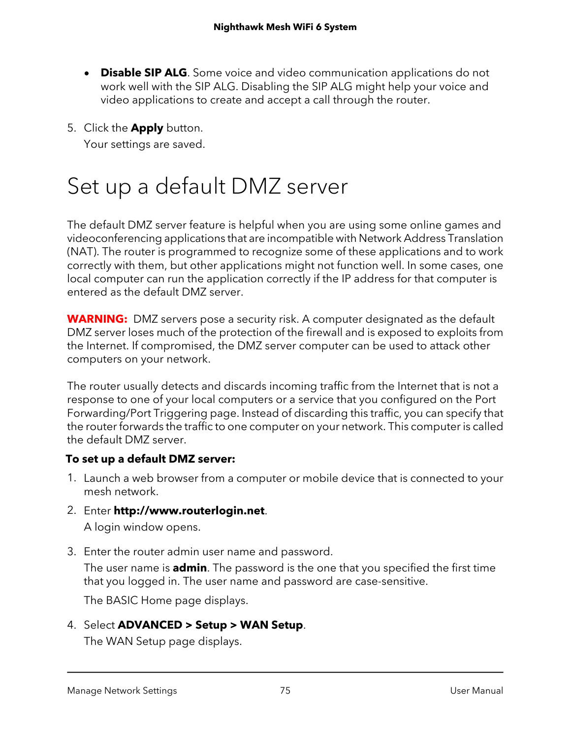- **Disable SIP ALG**. Some voice and video communication applications do not work well with the SIP ALG. Disabling the SIP ALG might help your voice and video applications to create and accept a call through the router.

5. Click the **Apply** button.

   Your settings are saved.

# Set up a default DMZ server

The default DMZ server feature is helpful when you are using some online games and videoconferencing applications that are incompatible with Network Address Translation (NAT). The router is programmed to recognize some of these applications and to work correctly with them, but other applications might not function well. In some cases, one local computer can run the application correctly if the IP address for that computer is entered as the default DMZ server.

**WARNING:** DMZ servers pose a security risk. A computer designated as the default DMZ server loses much of the protection of the firewall and is exposed to exploits from the Internet. If compromised, the DMZ server computer can be used to attack other computers on your network.

The router usually detects and discards incoming traffic from the Internet that is not a response to one of your local computers or a service that you configured on the Port Forwarding/Port Triggering page. Instead of discarding this traffic, you can specify that the router forwards the traffic to one computer on your network. This computer is called the default DMZ server.

**To set up a default DMZ server:**

1. Launch a web browser from a computer or mobile device that is connected to your mesh network.
2. Enter **http://www.routerlogin.net**.

   A login window opens.

3. Enter the router admin user name and password.

   The user name is **admin**. The password is the one that you specified the first time that you logged in. The user name and password are case-sensitive.

   The BASIC Home page displays.

4. Select **ADVANCED > Setup > WAN Setup**.

   The WAN Setup page displays.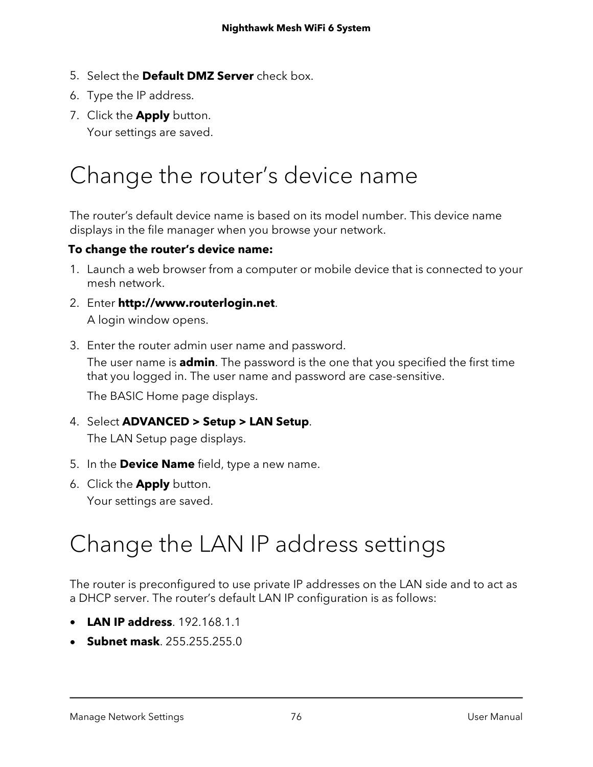5. Select the **Default DMZ Server** check box.
6. Type the IP address.
7. Click the **Apply** button.

   Your settings are saved.

# Change the router's device name

The router's default device name is based on its model number. This device name displays in the file manager when you browse your network.

**To change the router's device name:**

1. Launch a web browser from a computer or mobile device that is connected to your mesh network.
2. Enter **http://www.routerlogin.net**.

   A login window opens.

3. Enter the router admin user name and password.

   The user name is **admin**. The password is the one that you specified the first time that you logged in. The user name and password are case-sensitive.

   The BASIC Home page displays.

4. Select **ADVANCED > Setup > LAN Setup**.

   The LAN Setup page displays.

5. In the **Device Name** field, type a new name.
6. Click the **Apply** button.

   Your settings are saved.

# Change the LAN IP address settings

The router is preconfigured to use private IP addresses on the LAN side and to act as a DHCP server. The router's default LAN IP configuration is as follows:

- **LAN IP address**. 192.168.1.1
- **Subnet mask**. 255.255.255.0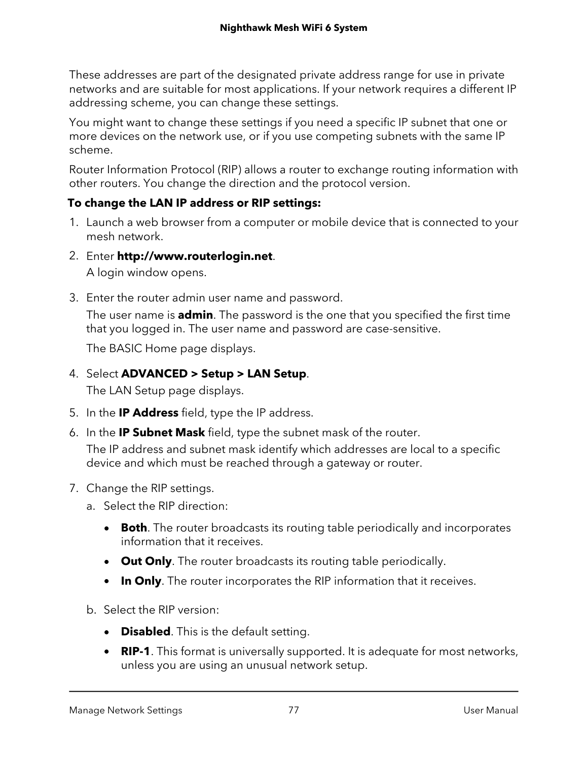These addresses are part of the designated private address range for use in private networks and are suitable for most applications. If your network requires a different IP addressing scheme, you can change these settings.

You might want to change these settings if you need a specific IP subnet that one or more devices on the network use, or if you use competing subnets with the same IP scheme.

Router Information Protocol (RIP) allows a router to exchange routing information with other routers. You change the direction and the protocol version.

**To change the LAN IP address or RIP settings:**

1. Launch a web browser from a computer or mobile device that is connected to your mesh network.
2. Enter **http://www.routerlogin.net**.

   A login window opens.
3. Enter the router admin user name and password.

   The user name is **admin**. The password is the one that you specified the first time that you logged in. The user name and password are case-sensitive.

   The BASIC Home page displays.
4. Select **ADVANCED > Setup > LAN Setup**.

   The LAN Setup page displays.
5. In the **IP Address** field, type the IP address.
6. In the **IP Subnet Mask** field, type the subnet mask of the router.

   The IP address and subnet mask identify which addresses are local to a specific device and which must be reached through a gateway or router.
7. Change the RIP settings.

   a. Select the RIP direction:

   - **Both**. The router broadcasts its routing table periodically and incorporates information that it receives.
   - **Out Only**. The router broadcasts its routing table periodically.
   - **In Only**. The router incorporates the RIP information that it receives.

   b. Select the RIP version:

   - **Disabled**. This is the default setting.
   - **RIP-1**. This format is universally supported. It is adequate for most networks, unless you are using an unusual network setup.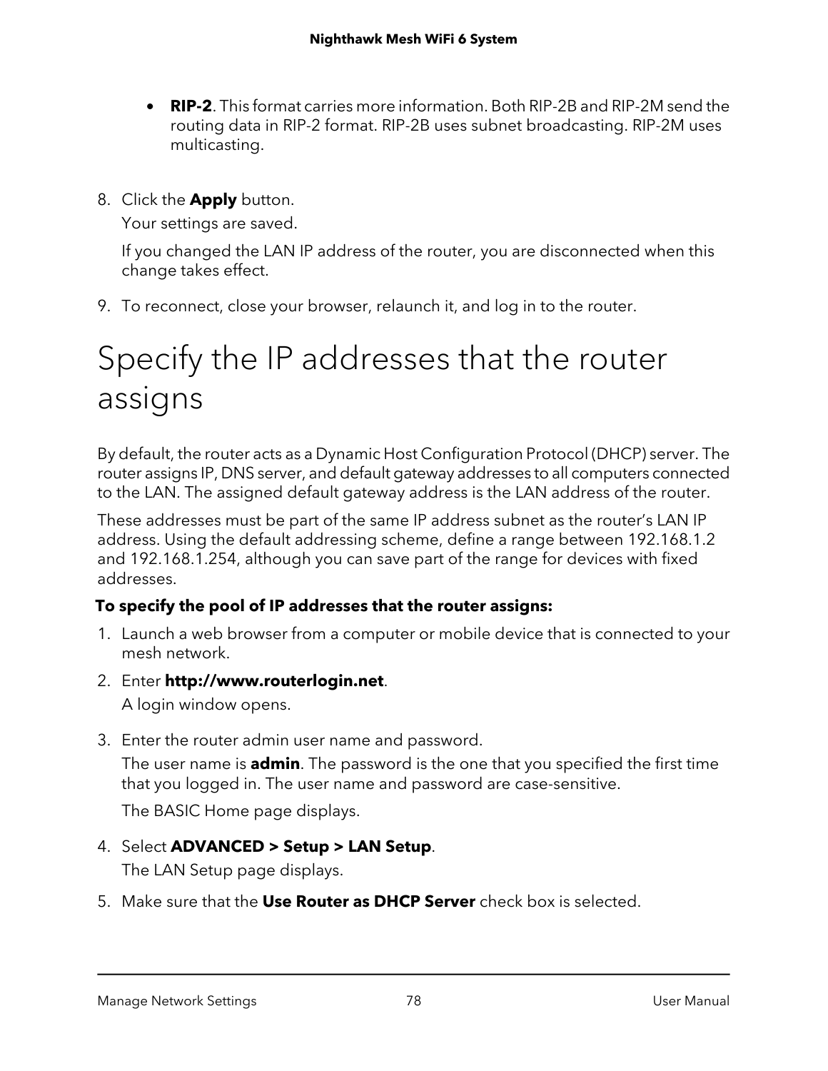- **RIP-2**. This format carries more information. Both RIP-2B and RIP-2M send the routing data in RIP-2 format. RIP-2B uses subnet broadcasting. RIP-2M uses multicasting.

8. Click the **Apply** button.

   Your settings are saved.

   If you changed the LAN IP address of the router, you are disconnected when this change takes effect.

9. To reconnect, close your browser, relaunch it, and log in to the router.

# Specify the IP addresses that the router assigns

By default, the router acts as a Dynamic Host Configuration Protocol (DHCP) server. The router assigns IP, DNS server, and default gateway addresses to all computers connected to the LAN. The assigned default gateway address is the LAN address of the router.

These addresses must be part of the same IP address subnet as the router's LAN IP address. Using the default addressing scheme, define a range between 192.168.1.2 and 192.168.1.254, although you can save part of the range for devices with fixed addresses.

**To specify the pool of IP addresses that the router assigns:**

1. Launch a web browser from a computer or mobile device that is connected to your mesh network.

2. Enter **http://www.routerlogin.net**.

   A login window opens.

3. Enter the router admin user name and password.

   The user name is **admin**. The password is the one that you specified the first time that you logged in. The user name and password are case-sensitive.

   The BASIC Home page displays.

4. Select **ADVANCED > Setup > LAN Setup**.

   The LAN Setup page displays.

5. Make sure that the **Use Router as DHCP Server** check box is selected.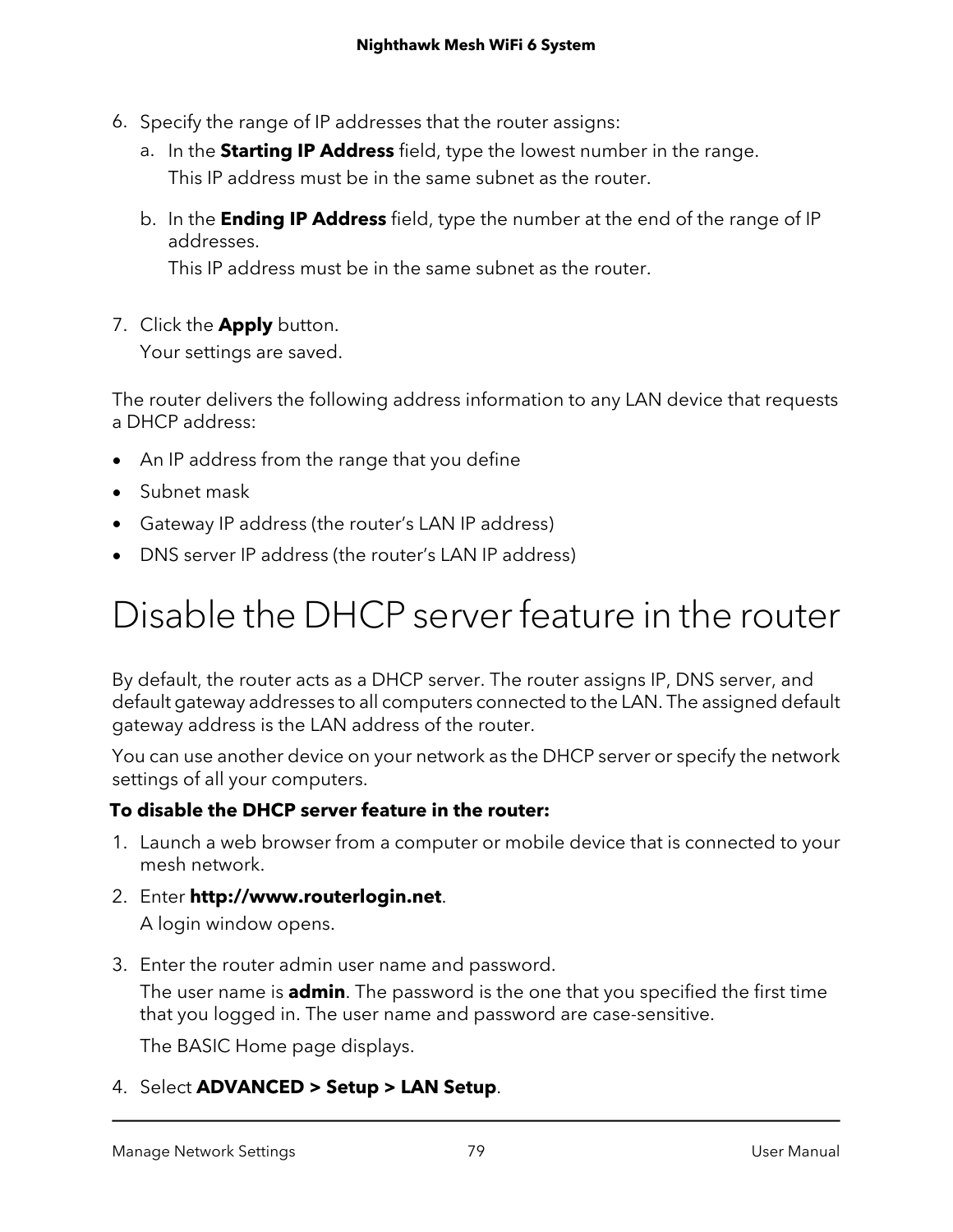6. Specify the range of IP addresses that the router assigns:
   a. In the **Starting IP Address** field, type the lowest number in the range.
      This IP address must be in the same subnet as the router.
   b. In the **Ending IP Address** field, type the number at the end of the range of IP addresses.
      This IP address must be in the same subnet as the router.
7. Click the **Apply** button.
   Your settings are saved.

The router delivers the following address information to any LAN device that requests a DHCP address:

- An IP address from the range that you define
- Subnet mask
- Gateway IP address (the router's LAN IP address)
- DNS server IP address (the router's LAN IP address)

# Disable the DHCP server feature in the router

By default, the router acts as a DHCP server. The router assigns IP, DNS server, and default gateway addresses to all computers connected to the LAN. The assigned default gateway address is the LAN address of the router.

You can use another device on your network as the DHCP server or specify the network settings of all your computers.

**To disable the DHCP server feature in the router:**

1. Launch a web browser from a computer or mobile device that is connected to your mesh network.
2. Enter **http://www.routerlogin.net**.
   A login window opens.
3. Enter the router admin user name and password.
   The user name is **admin**. The password is the one that you specified the first time that you logged in. The user name and password are case-sensitive.
   The BASIC Home page displays.
4. Select **ADVANCED > Setup > LAN Setup**.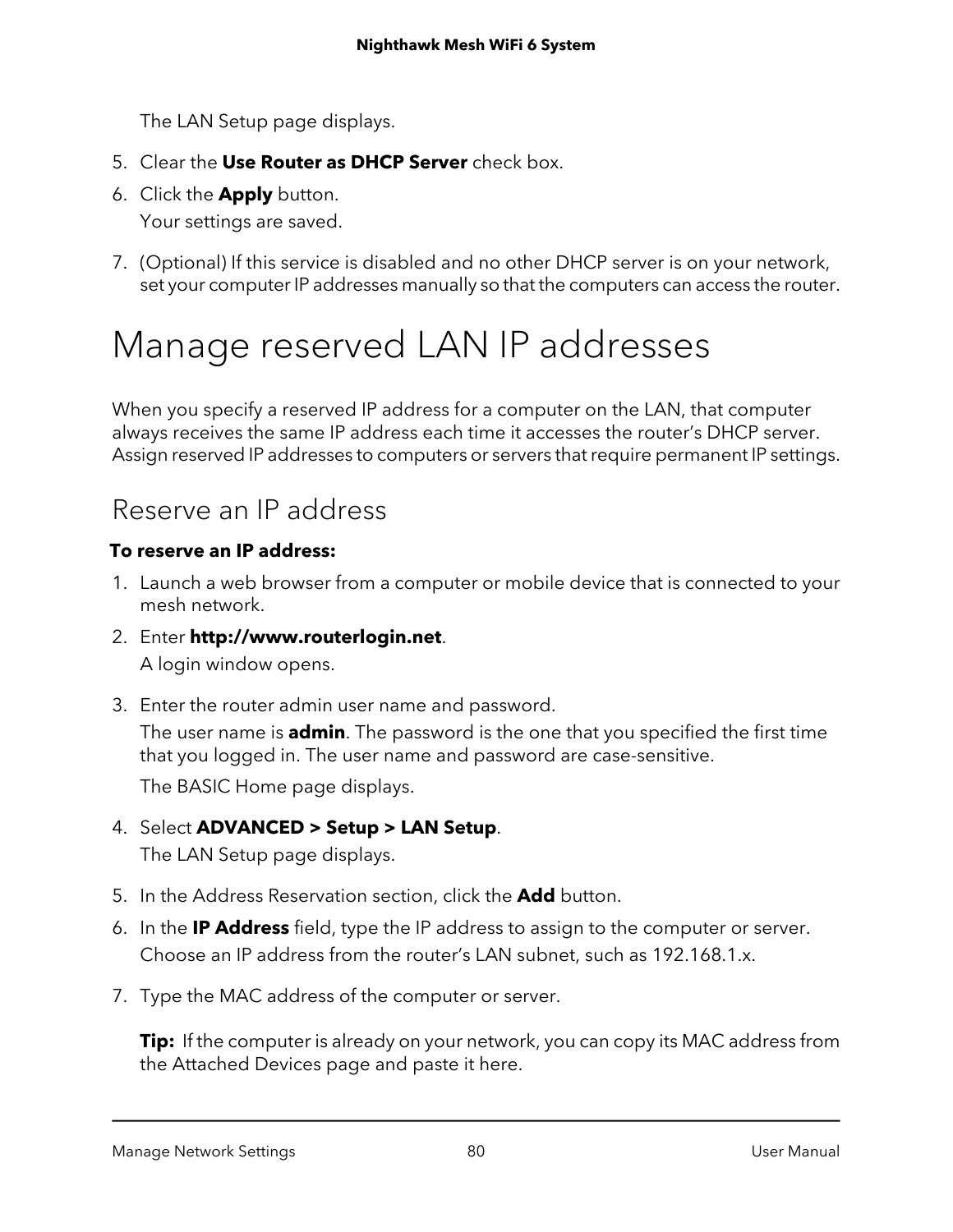The LAN Setup page displays.

5. Clear the **Use Router as DHCP Server** check box.
6. Click the **Apply** button.

   Your settings are saved.

7. (Optional) If this service is disabled and no other DHCP server is on your network, set your computer IP addresses manually so that the computers can access the router.

# Manage reserved LAN IP addresses

When you specify a reserved IP address for a computer on the LAN, that computer always receives the same IP address each time it accesses the router's DHCP server. Assign reserved IP addresses to computers or servers that require permanent IP settings.

## Reserve an IP address

**To reserve an IP address:**

1. Launch a web browser from a computer or mobile device that is connected to your mesh network.
2. Enter **http://www.routerlogin.net**.

   A login window opens.

3. Enter the router admin user name and password.

   The user name is **admin**. The password is the one that you specified the first time that you logged in. The user name and password are case-sensitive.

   The BASIC Home page displays.

4. Select **ADVANCED > Setup > LAN Setup**.

   The LAN Setup page displays.

5. In the Address Reservation section, click the **Add** button.
6. In the **IP Address** field, type the IP address to assign to the computer or server.

   Choose an IP address from the router's LAN subnet, such as 192.168.1.x.

7. Type the MAC address of the computer or server.

   **Tip:** If the computer is already on your network, you can copy its MAC address from the Attached Devices page and paste it here.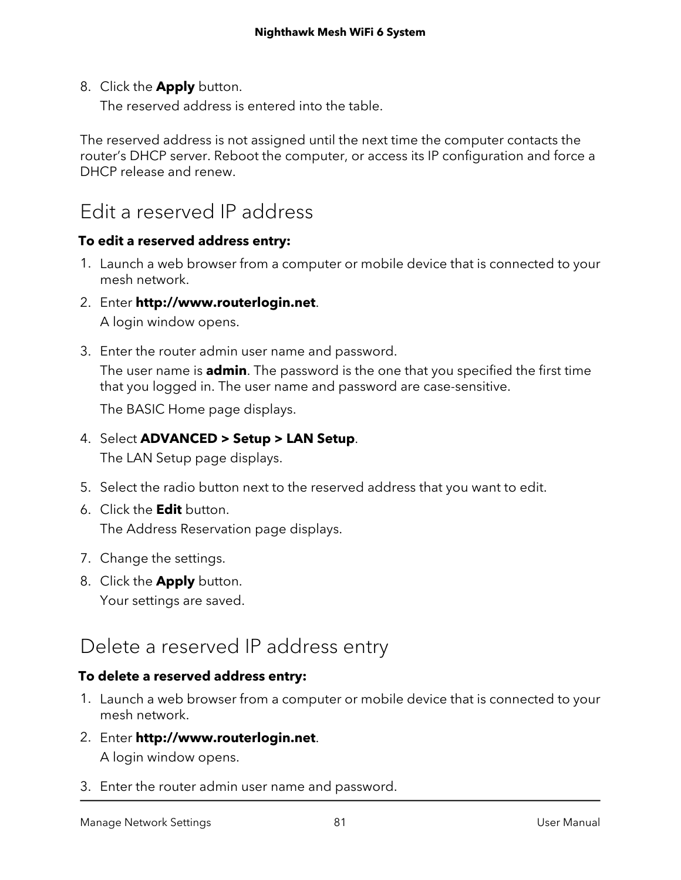8. Click the **Apply** button.

   The reserved address is entered into the table.

The reserved address is not assigned until the next time the computer contacts the router's DHCP server. Reboot the computer, or access its IP configuration and force a DHCP release and renew.

## Edit a reserved IP address

**To edit a reserved address entry:**

1. Launch a web browser from a computer or mobile device that is connected to your mesh network.
2. Enter **http://www.routerlogin.net**.

   A login window opens.

3. Enter the router admin user name and password.

   The user name is **admin**. The password is the one that you specified the first time that you logged in. The user name and password are case-sensitive.

   The BASIC Home page displays.

4. Select **ADVANCED > Setup > LAN Setup**.

   The LAN Setup page displays.

5. Select the radio button next to the reserved address that you want to edit.
6. Click the **Edit** button.

   The Address Reservation page displays.

7. Change the settings.
8. Click the **Apply** button.

   Your settings are saved.

## Delete a reserved IP address entry

**To delete a reserved address entry:**

1. Launch a web browser from a computer or mobile device that is connected to your mesh network.
2. Enter **http://www.routerlogin.net**.

   A login window opens.

3. Enter the router admin user name and password.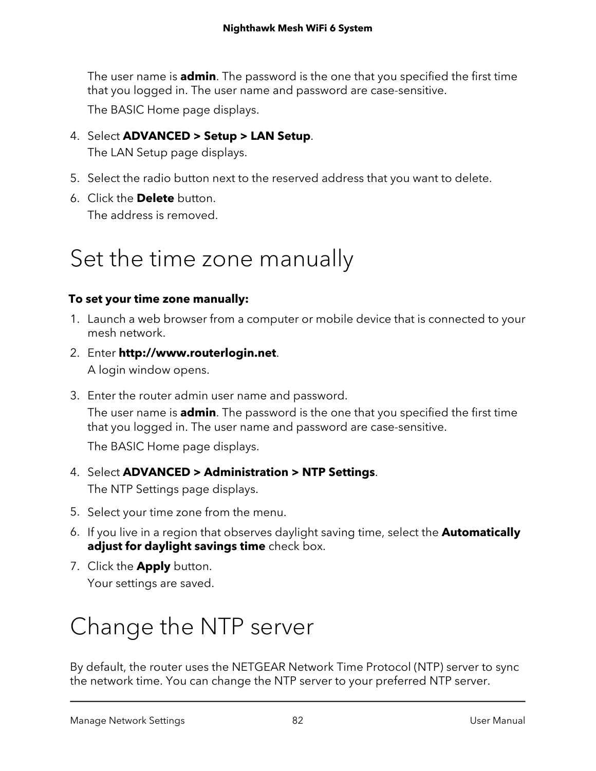The user name is **admin**. The password is the one that you specified the first time that you logged in. The user name and password are case-sensitive.

The BASIC Home page displays.

4. Select **ADVANCED > Setup > LAN Setup**.
   The LAN Setup page displays.
5. Select the radio button next to the reserved address that you want to delete.
6. Click the **Delete** button.
   The address is removed.

# Set the time zone manually

**To set your time zone manually:**

1. Launch a web browser from a computer or mobile device that is connected to your mesh network.
2. Enter **http://www.routerlogin.net**.
   A login window opens.
3. Enter the router admin user name and password.
   The user name is **admin**. The password is the one that you specified the first time that you logged in. The user name and password are case-sensitive.
   The BASIC Home page displays.
4. Select **ADVANCED > Administration > NTP Settings**.
   The NTP Settings page displays.
5. Select your time zone from the menu.
6. If you live in a region that observes daylight saving time, select the **Automatically adjust for daylight savings time** check box.
7. Click the **Apply** button.
   Your settings are saved.

# Change the NTP server

By default, the router uses the NETGEAR Network Time Protocol (NTP) server to sync the network time. You can change the NTP server to your preferred NTP server.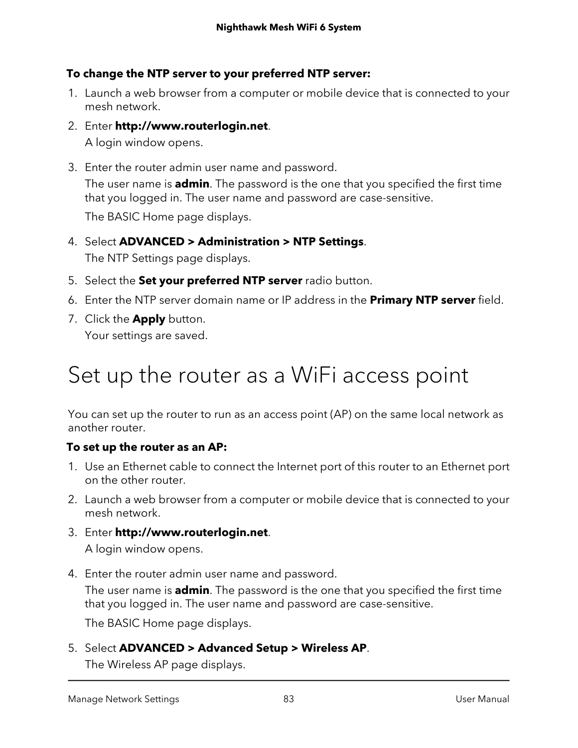**To change the NTP server to your preferred NTP server:**

1. Launch a web browser from a computer or mobile device that is connected to your mesh network.
2. Enter **http://www.routerlogin.net**.

   A login window opens.
3. Enter the router admin user name and password.

   The user name is **admin**. The password is the one that you specified the first time that you logged in. The user name and password are case-sensitive.

   The BASIC Home page displays.
4. Select **ADVANCED > Administration > NTP Settings**.

   The NTP Settings page displays.
5. Select the **Set your preferred NTP server** radio button.
6. Enter the NTP server domain name or IP address in the **Primary NTP server** field.
7. Click the **Apply** button.

   Your settings are saved.

# Set up the router as a WiFi access point

You can set up the router to run as an access point (AP) on the same local network as another router.

**To set up the router as an AP:**

1. Use an Ethernet cable to connect the Internet port of this router to an Ethernet port on the other router.
2. Launch a web browser from a computer or mobile device that is connected to your mesh network.
3. Enter **http://www.routerlogin.net**.

   A login window opens.
4. Enter the router admin user name and password.

   The user name is **admin**. The password is the one that you specified the first time that you logged in. The user name and password are case-sensitive.

   The BASIC Home page displays.
5. Select **ADVANCED > Advanced Setup > Wireless AP**.

   The Wireless AP page displays.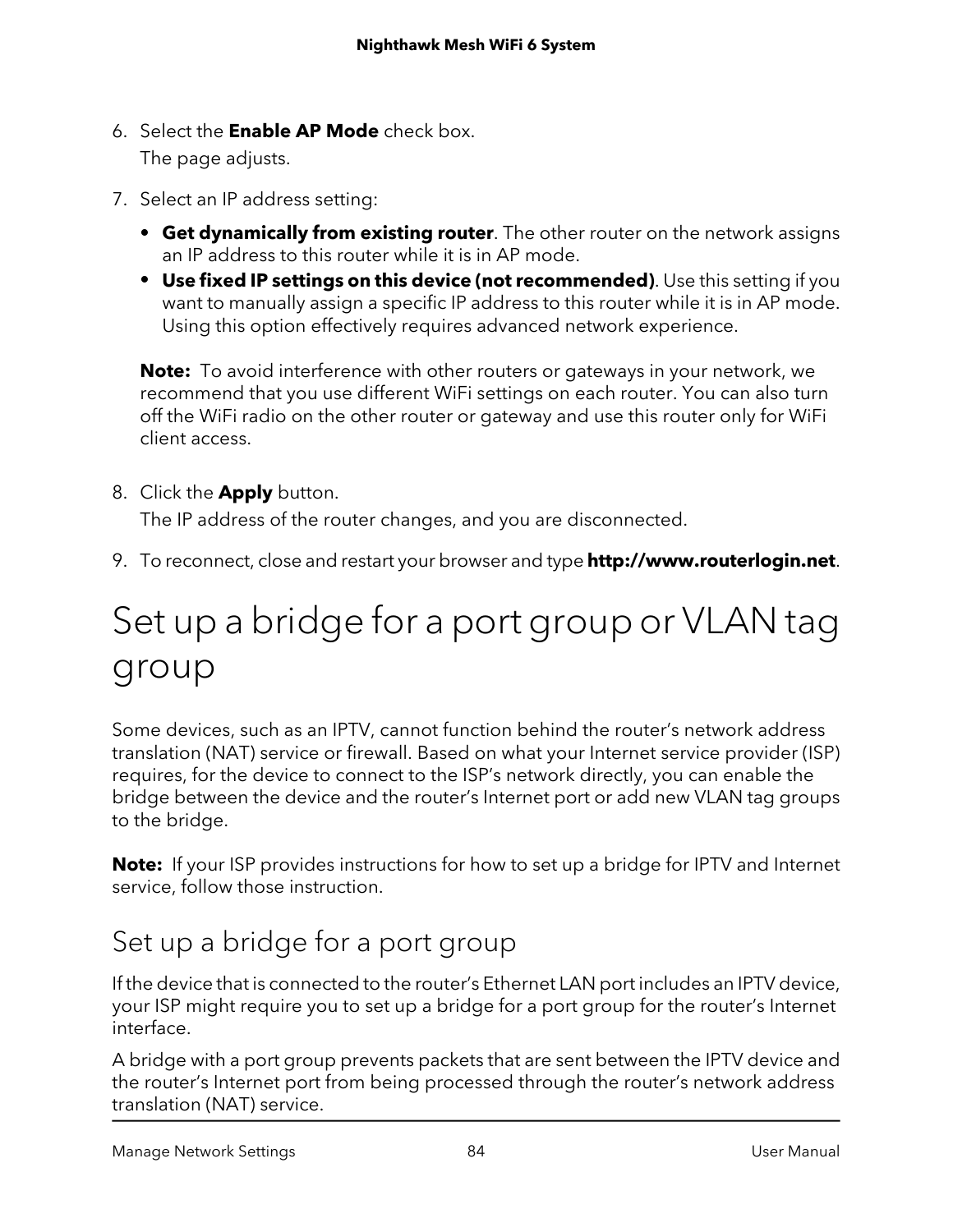6. Select the **Enable AP Mode** check box.

   The page adjusts.

7. Select an IP address setting:

   - **Get dynamically from existing router**. The other router on the network assigns an IP address to this router while it is in AP mode.
   - **Use fixed IP settings on this device (not recommended)**. Use this setting if you want to manually assign a specific IP address to this router while it is in AP mode. Using this option effectively requires advanced network experience.

   **Note:** To avoid interference with other routers or gateways in your network, we recommend that you use different WiFi settings on each router. You can also turn off the WiFi radio on the other router or gateway and use this router only for WiFi client access.

8. Click the **Apply** button.

   The IP address of the router changes, and you are disconnected.

9. To reconnect, close and restart your browser and type **http://www.routerlogin.net**.

# Set up a bridge for a port group or VLAN tag group

Some devices, such as an IPTV, cannot function behind the router's network address translation (NAT) service or firewall. Based on what your Internet service provider (ISP) requires, for the device to connect to the ISP's network directly, you can enable the bridge between the device and the router's Internet port or add new VLAN tag groups to the bridge.

**Note:** If your ISP provides instructions for how to set up a bridge for IPTV and Internet service, follow those instruction.

## Set up a bridge for a port group

If the device that is connected to the router's Ethernet LAN port includes an IPTV device, your ISP might require you to set up a bridge for a port group for the router's Internet interface.

A bridge with a port group prevents packets that are sent between the IPTV device and the router's Internet port from being processed through the router's network address translation (NAT) service.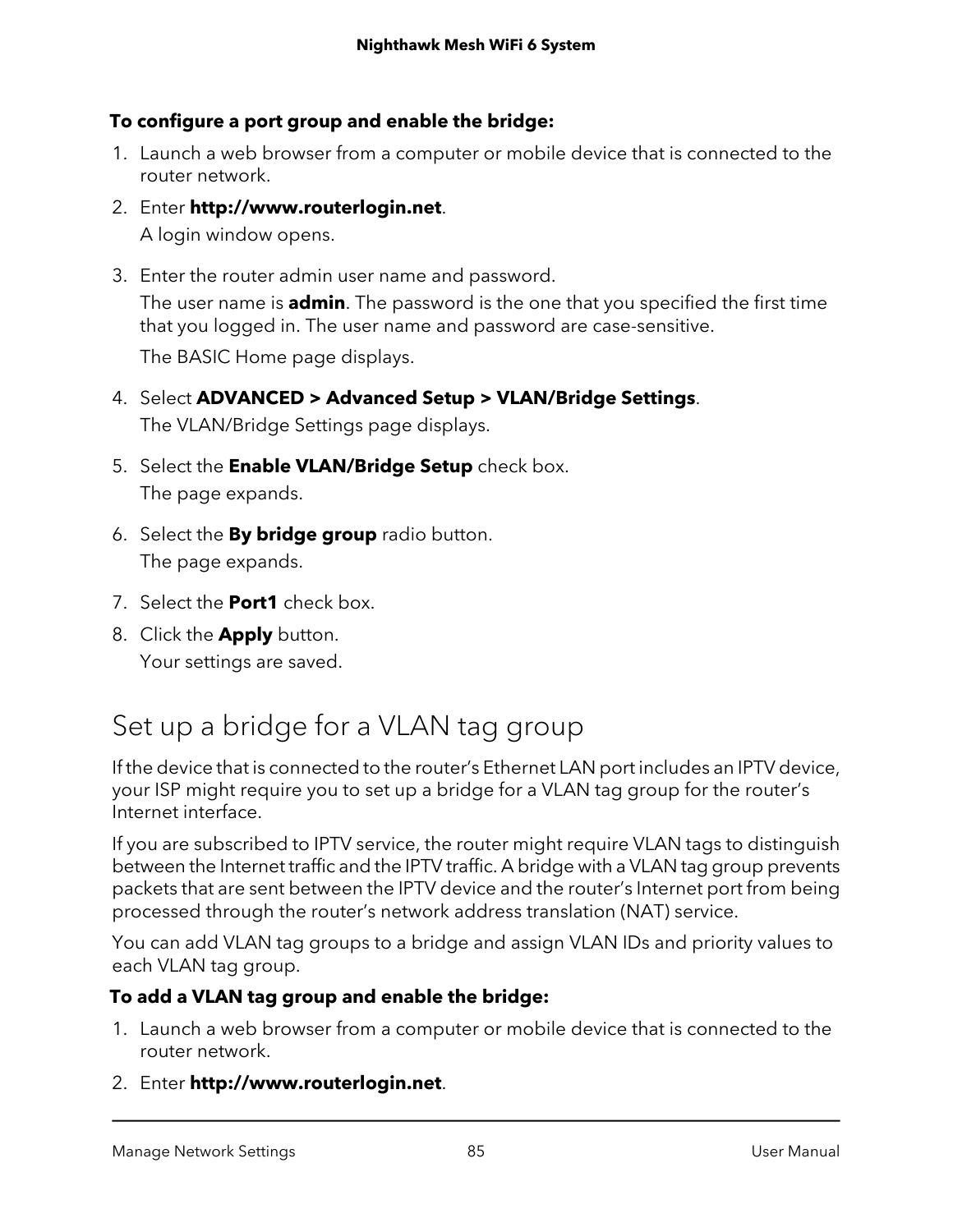**To configure a port group and enable the bridge:**

1. Launch a web browser from a computer or mobile device that is connected to the router network.
2. Enter **http://www.routerlogin.net**.

   A login window opens.
3. Enter the router admin user name and password.

   The user name is **admin**. The password is the one that you specified the first time that you logged in. The user name and password are case-sensitive.

   The BASIC Home page displays.
4. Select **ADVANCED > Advanced Setup > VLAN/Bridge Settings**.

   The VLAN/Bridge Settings page displays.
5. Select the **Enable VLAN/Bridge Setup** check box.

   The page expands.
6. Select the **By bridge group** radio button.

   The page expands.
7. Select the **Port1** check box.
8. Click the **Apply** button.

   Your settings are saved.

## Set up a bridge for a VLAN tag group

If the device that is connected to the router's Ethernet LAN port includes an IPTV device, your ISP might require you to set up a bridge for a VLAN tag group for the router's Internet interface.

If you are subscribed to IPTV service, the router might require VLAN tags to distinguish between the Internet traffic and the IPTV traffic. A bridge with a VLAN tag group prevents packets that are sent between the IPTV device and the router's Internet port from being processed through the router's network address translation (NAT) service.

You can add VLAN tag groups to a bridge and assign VLAN IDs and priority values to each VLAN tag group.

**To add a VLAN tag group and enable the bridge:**

1. Launch a web browser from a computer or mobile device that is connected to the router network.
2. Enter **http://www.routerlogin.net**.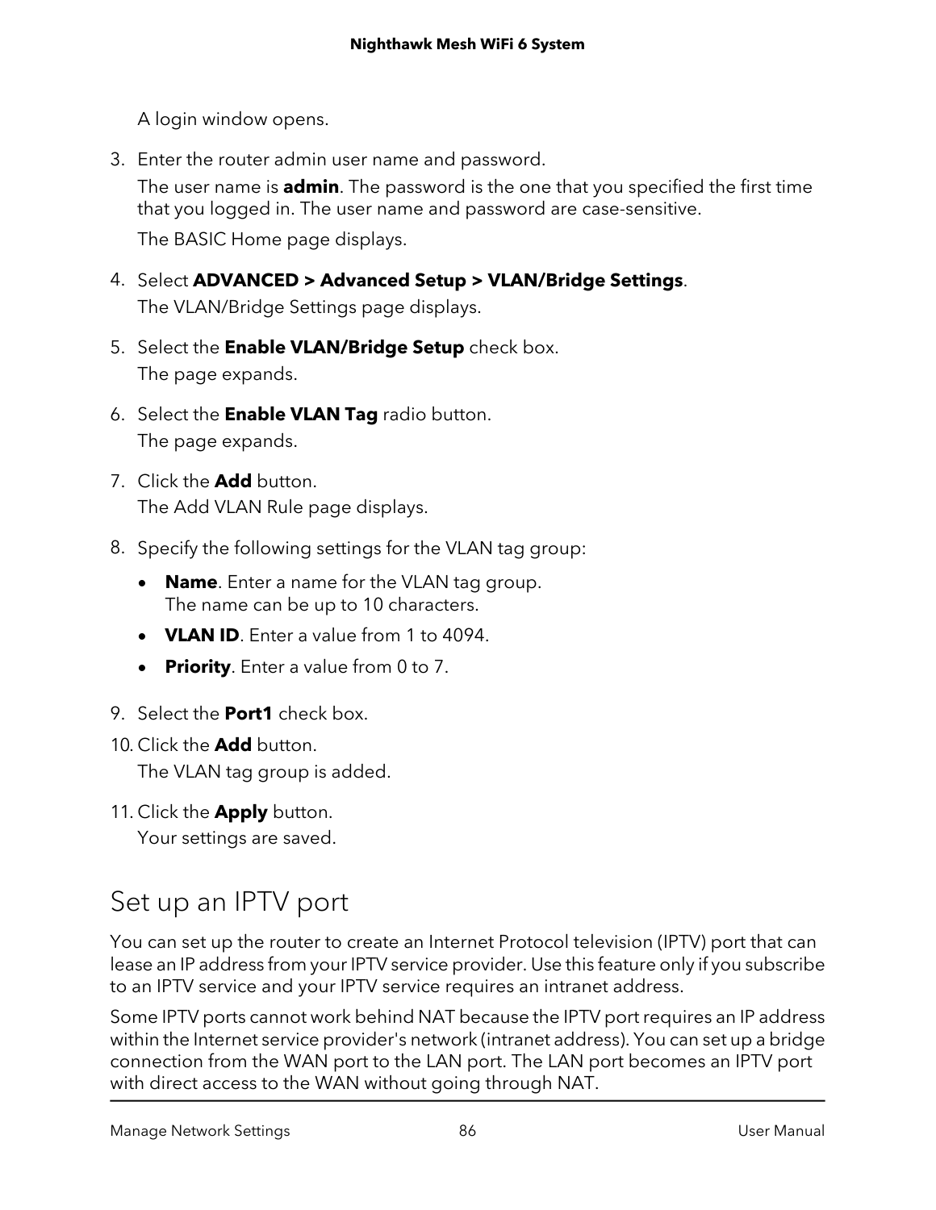A login window opens.

3. Enter the router admin user name and password.

   The user name is **admin**. The password is the one that you specified the first time that you logged in. The user name and password are case-sensitive.

   The BASIC Home page displays.

4. Select **ADVANCED > Advanced Setup > VLAN/Bridge Settings**.

   The VLAN/Bridge Settings page displays.

5. Select the **Enable VLAN/Bridge Setup** check box.

   The page expands.

6. Select the **Enable VLAN Tag** radio button.

   The page expands.

7. Click the **Add** button.

   The Add VLAN Rule page displays.

8. Specify the following settings for the VLAN tag group:

   - **Name**. Enter a name for the VLAN tag group.
     The name can be up to 10 characters.
   - **VLAN ID**. Enter a value from 1 to 4094.
   - **Priority**. Enter a value from 0 to 7.

9. Select the **Port1** check box.

10. Click the **Add** button.

    The VLAN tag group is added.

11. Click the **Apply** button.

    Your settings are saved.

## Set up an IPTV port

You can set up the router to create an Internet Protocol television (IPTV) port that can lease an IP address from your IPTV service provider. Use this feature only if you subscribe to an IPTV service and your IPTV service requires an intranet address.

Some IPTV ports cannot work behind NAT because the IPTV port requires an IP address within the Internet service provider's network (intranet address). You can set up a bridge connection from the WAN port to the LAN port. The LAN port becomes an IPTV port with direct access to the WAN without going through NAT.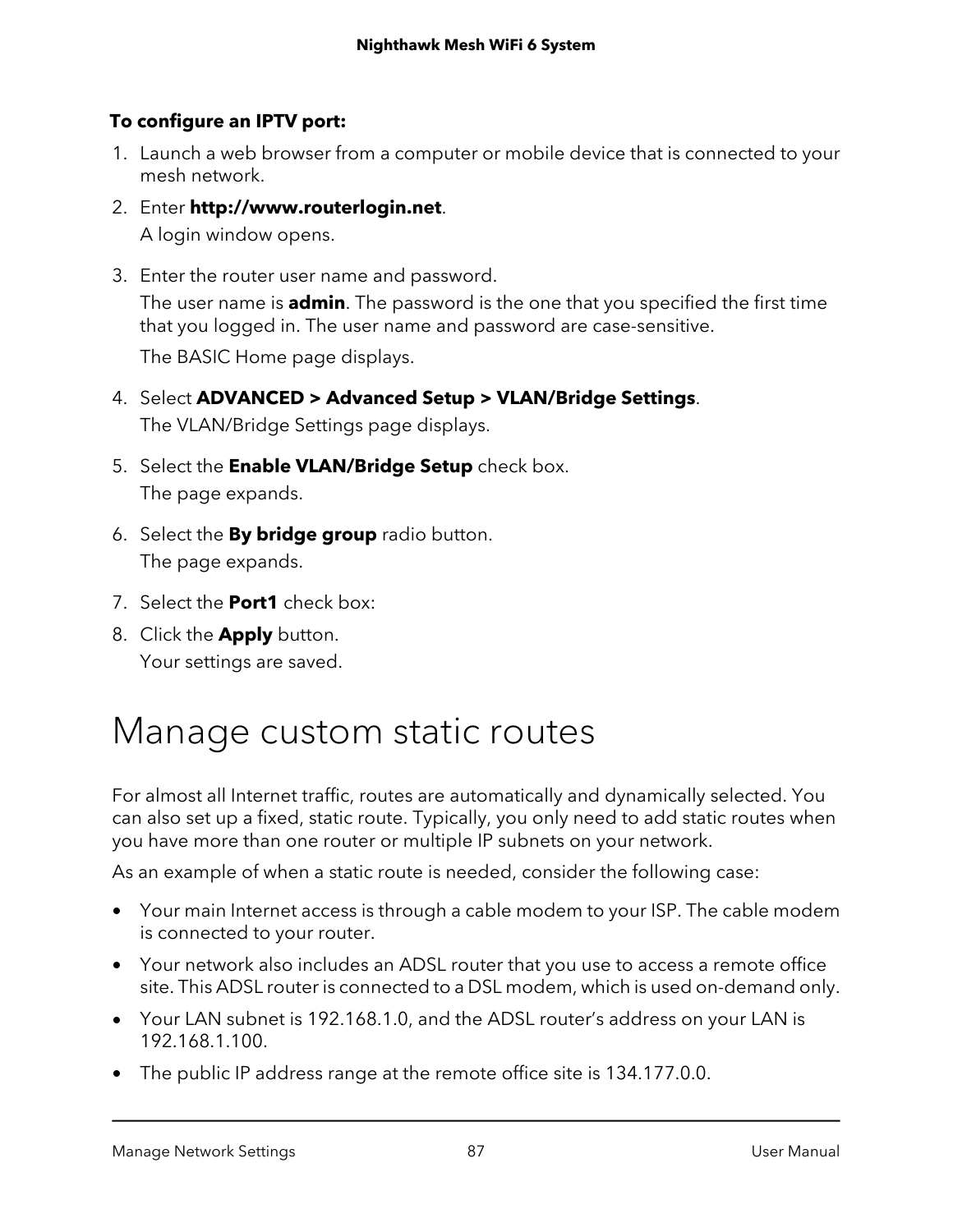**To configure an IPTV port:**

1. Launch a web browser from a computer or mobile device that is connected to your mesh network.
2. Enter **http://www.routerlogin.net**.

   A login window opens.
3. Enter the router user name and password.

   The user name is **admin**. The password is the one that you specified the first time that you logged in. The user name and password are case-sensitive.

   The BASIC Home page displays.
4. Select **ADVANCED > Advanced Setup > VLAN/Bridge Settings**.

   The VLAN/Bridge Settings page displays.
5. Select the **Enable VLAN/Bridge Setup** check box.

   The page expands.
6. Select the **By bridge group** radio button.

   The page expands.
7. Select the **Port1** check box:
8. Click the **Apply** button.

   Your settings are saved.

# Manage custom static routes

For almost all Internet traffic, routes are automatically and dynamically selected. You can also set up a fixed, static route. Typically, you only need to add static routes when you have more than one router or multiple IP subnets on your network.

As an example of when a static route is needed, consider the following case:

- Your main Internet access is through a cable modem to your ISP. The cable modem is connected to your router.
- Your network also includes an ADSL router that you use to access a remote office site. This ADSL router is connected to a DSL modem, which is used on-demand only.
- Your LAN subnet is 192.168.1.0, and the ADSL router's address on your LAN is 192.168.1.100.
- The public IP address range at the remote office site is 134.177.0.0.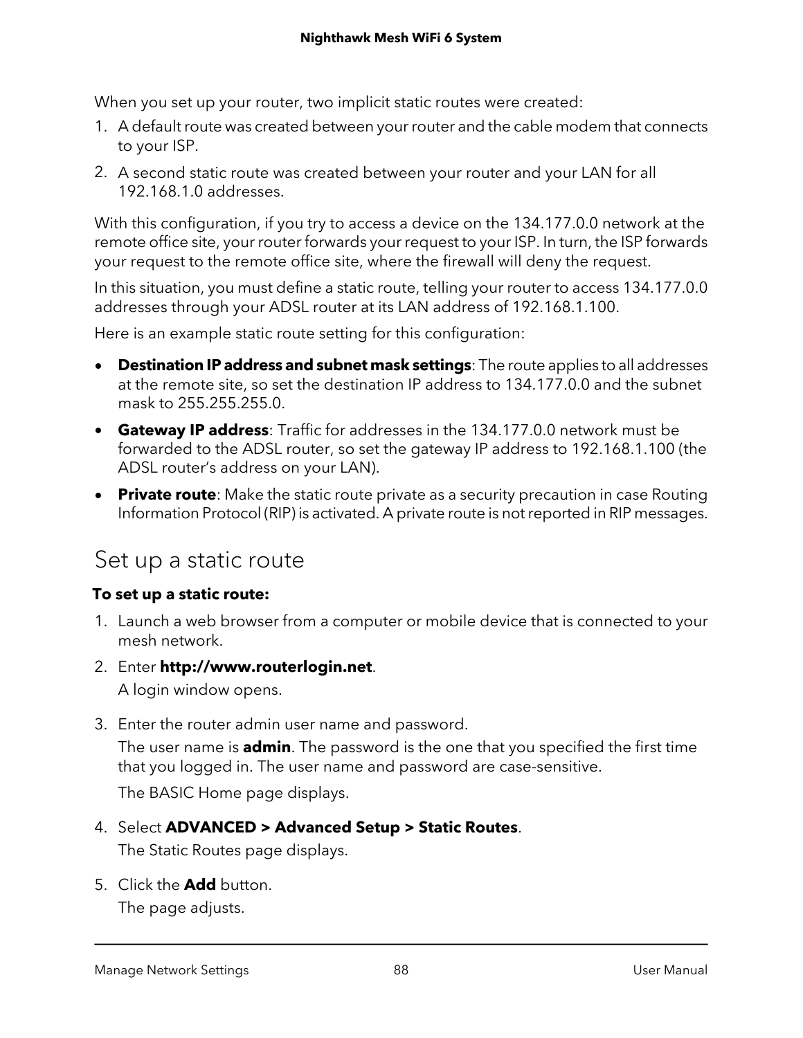When you set up your router, two implicit static routes were created:

1. A default route was created between your router and the cable modem that connects to your ISP.
2. A second static route was created between your router and your LAN for all 192.168.1.0 addresses.

With this configuration, if you try to access a device on the 134.177.0.0 network at the remote office site, your router forwards your request to your ISP. In turn, the ISP forwards your request to the remote office site, where the firewall will deny the request.

In this situation, you must define a static route, telling your router to access 134.177.0.0 addresses through your ADSL router at its LAN address of 192.168.1.100.

Here is an example static route setting for this configuration:

- **Destination IP address and subnet mask settings**: The route applies to all addresses at the remote site, so set the destination IP address to 134.177.0.0 and the subnet mask to 255.255.255.0.
- **Gateway IP address**: Traffic for addresses in the 134.177.0.0 network must be forwarded to the ADSL router, so set the gateway IP address to 192.168.1.100 (the ADSL router's address on your LAN).
- **Private route**: Make the static route private as a security precaution in case Routing Information Protocol (RIP) is activated. A private route is not reported in RIP messages.

## Set up a static route

**To set up a static route:**

1. Launch a web browser from a computer or mobile device that is connected to your mesh network.
2. Enter **http://www.routerlogin.net**.

   A login window opens.

3. Enter the router admin user name and password.

   The user name is **admin**. The password is the one that you specified the first time that you logged in. The user name and password are case-sensitive.

   The BASIC Home page displays.

4. Select **ADVANCED > Advanced Setup > Static Routes**.

   The Static Routes page displays.

5. Click the **Add** button.

   The page adjusts.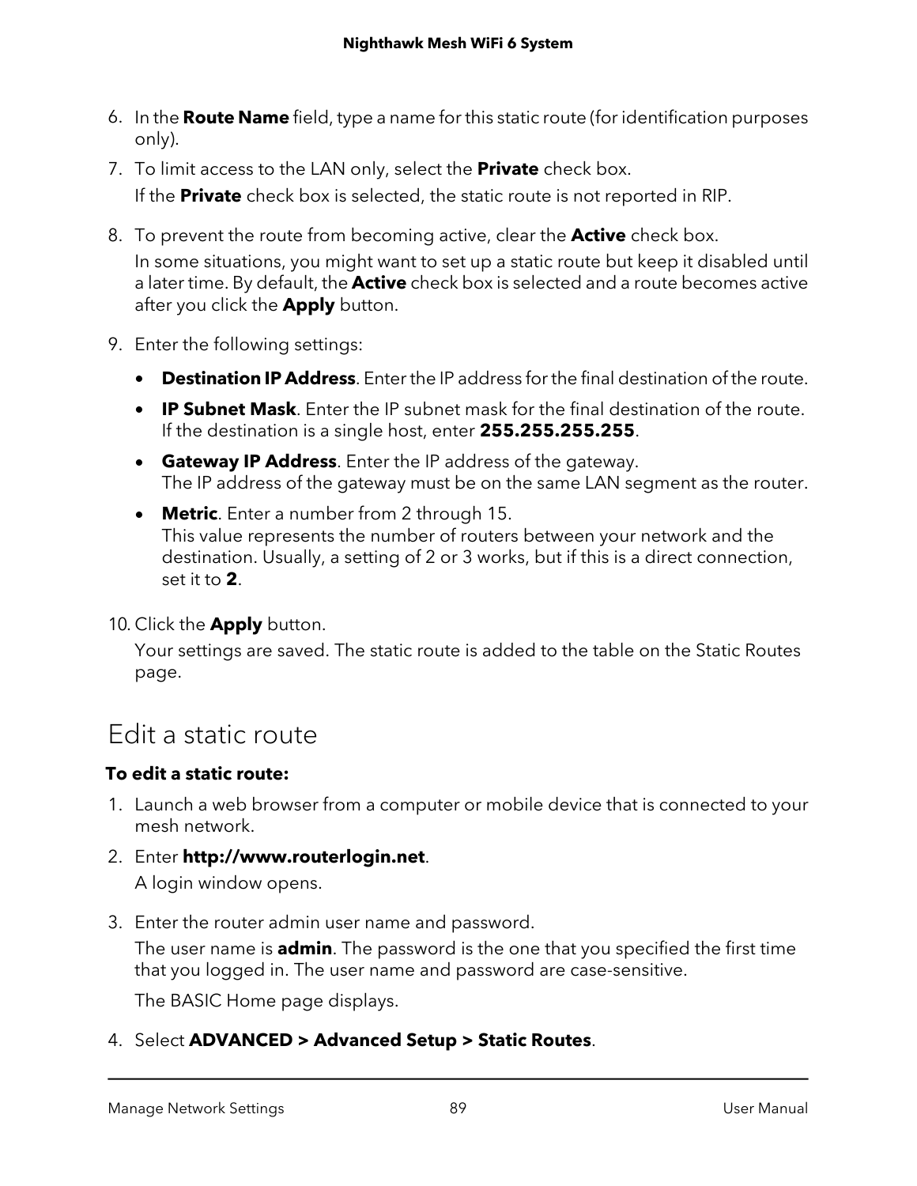6. In the **Route Name** field, type a name for this static route (for identification purposes only).
7. To limit access to the LAN only, select the **Private** check box.

   If the **Private** check box is selected, the static route is not reported in RIP.

8. To prevent the route from becoming active, clear the **Active** check box.

   In some situations, you might want to set up a static route but keep it disabled until a later time. By default, the **Active** check box is selected and a route becomes active after you click the **Apply** button.

9. Enter the following settings:
   - **Destination IP Address**. Enter the IP address for the final destination of the route.
   - **IP Subnet Mask**. Enter the IP subnet mask for the final destination of the route. If the destination is a single host, enter **255.255.255.255**.
   - **Gateway IP Address**. Enter the IP address of the gateway. The IP address of the gateway must be on the same LAN segment as the router.
   - **Metric**. Enter a number from 2 through 15. This value represents the number of routers between your network and the destination. Usually, a setting of 2 or 3 works, but if this is a direct connection, set it to **2**.
10. Click the **Apply** button.

    Your settings are saved. The static route is added to the table on the Static Routes page.

## Edit a static route

**To edit a static route:**

1. Launch a web browser from a computer or mobile device that is connected to your mesh network.
2. Enter **http://www.routerlogin.net**.

   A login window opens.

3. Enter the router admin user name and password.

   The user name is **admin**. The password is the one that you specified the first time that you logged in. The user name and password are case-sensitive.

   The BASIC Home page displays.

4. Select **ADVANCED > Advanced Setup > Static Routes**.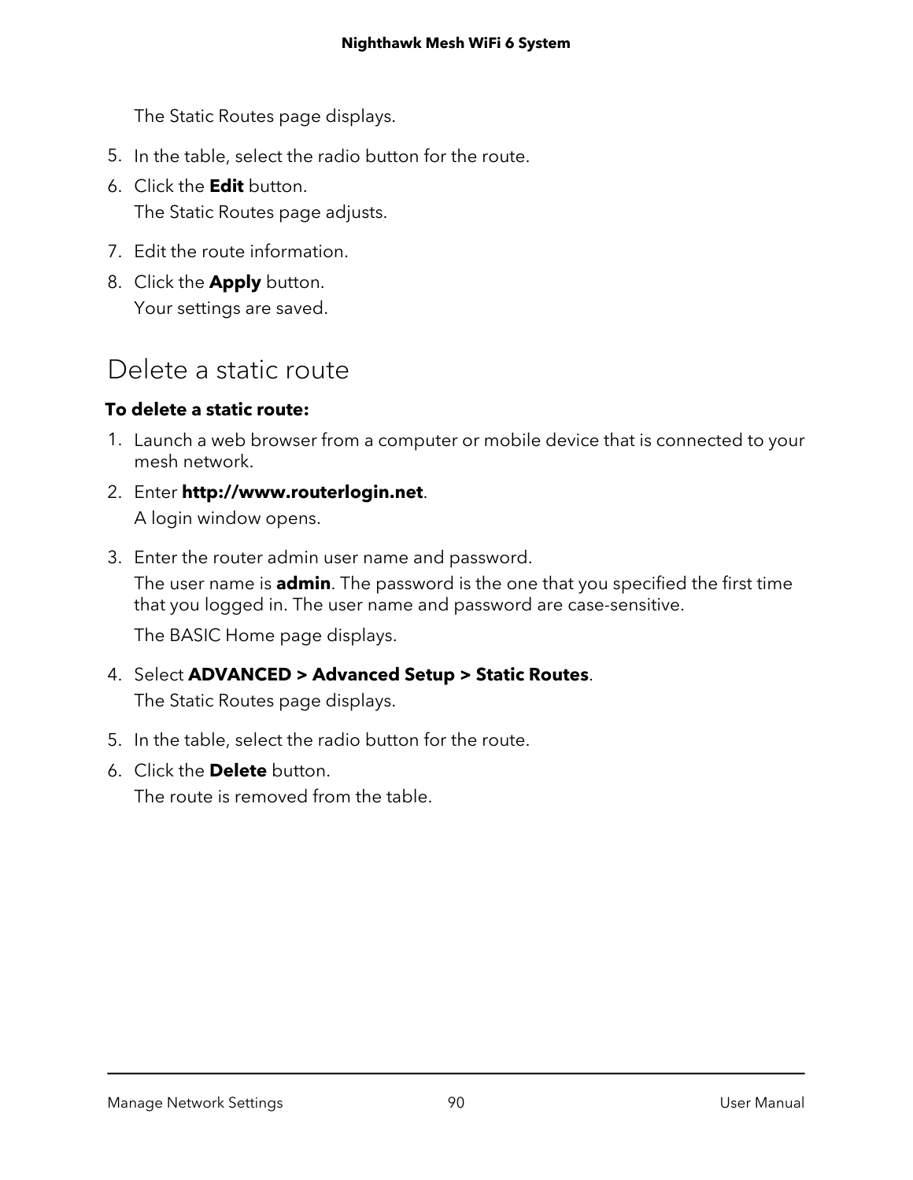The Static Routes page displays.

5. In the table, select the radio button for the route.
6. Click the **Edit** button.

   The Static Routes page adjusts.

7. Edit the route information.
8. Click the **Apply** button.

   Your settings are saved.

## Delete a static route

**To delete a static route:**

1. Launch a web browser from a computer or mobile device that is connected to your mesh network.
2. Enter **http://www.routerlogin.net**.

   A login window opens.

3. Enter the router admin user name and password.

   The user name is **admin**. The password is the one that you specified the first time that you logged in. The user name and password are case-sensitive.

   The BASIC Home page displays.

4. Select **ADVANCED > Advanced Setup > Static Routes**.

   The Static Routes page displays.

5. In the table, select the radio button for the route.
6. Click the **Delete** button.

   The route is removed from the table.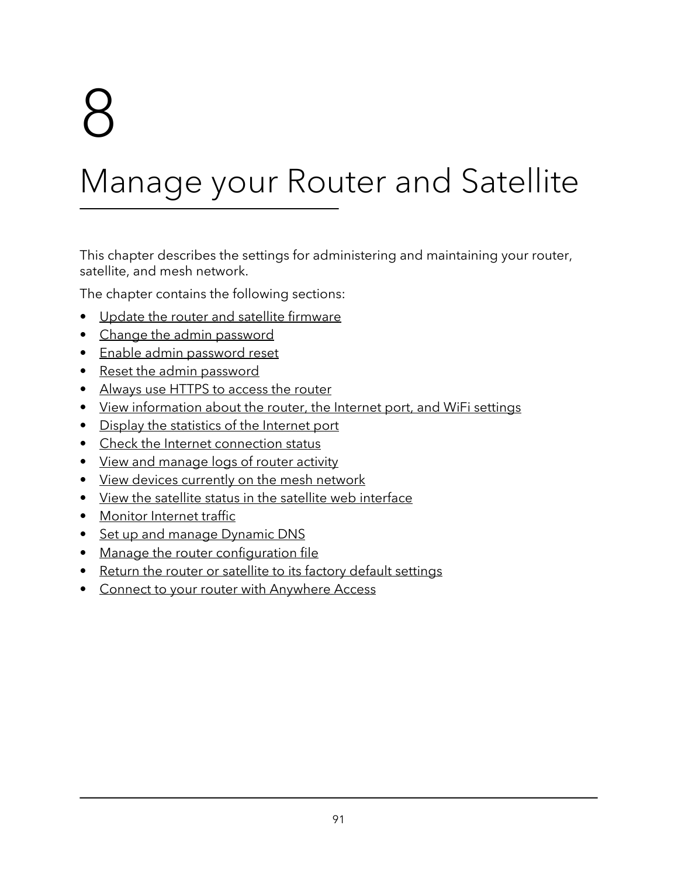# 8

# Manage your Router and Satellite

This chapter describes the settings for administering and maintaining your router, satellite, and mesh network.

The chapter contains the following sections:

- Update the router and satellite firmware
- Change the admin password
- Enable admin password reset
- Reset the admin password
- Always use HTTPS to access the router
- View information about the router, the Internet port, and WiFi settings
- Display the statistics of the Internet port
- Check the Internet connection status
- View and manage logs of router activity
- View devices currently on the mesh network
- View the satellite status in the satellite web interface
- Monitor Internet traffic
- Set up and manage Dynamic DNS
- Manage the router configuration file
- Return the router or satellite to its factory default settings
- Connect to your router with Anywhere Access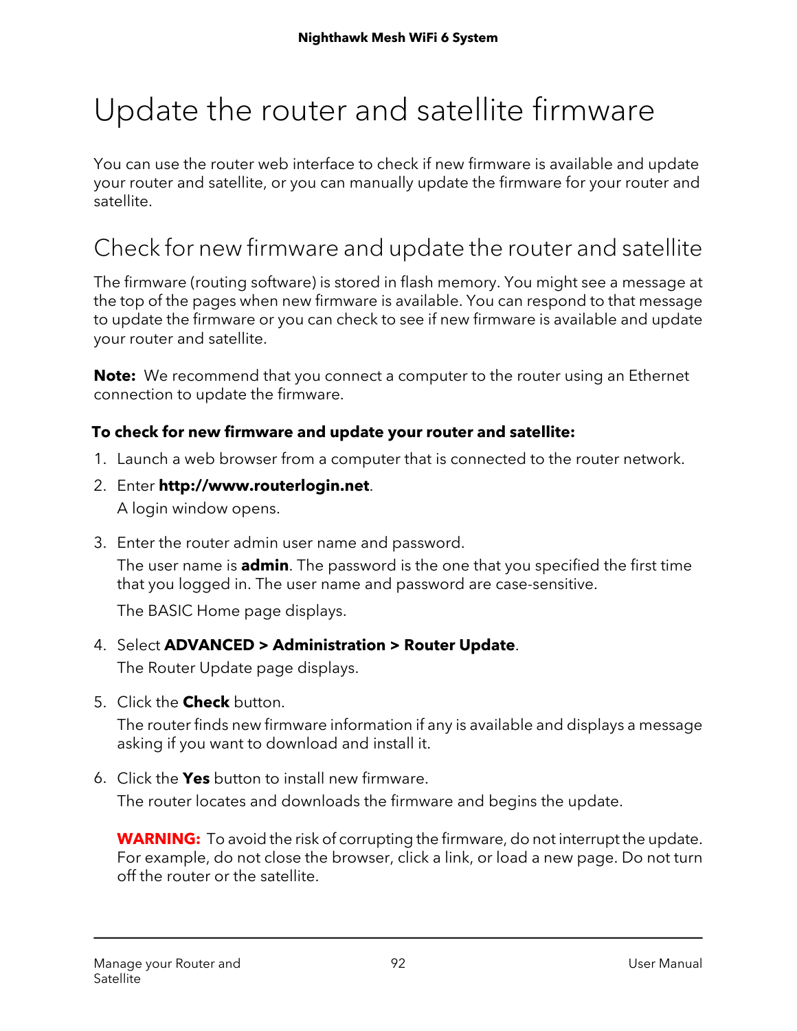# Update the router and satellite firmware

You can use the router web interface to check if new firmware is available and update your router and satellite, or you can manually update the firmware for your router and satellite.

## Check for new firmware and update the router and satellite

The firmware (routing software) is stored in flash memory. You might see a message at the top of the pages when new firmware is available. You can respond to that message to update the firmware or you can check to see if new firmware is available and update your router and satellite.

**Note:** We recommend that you connect a computer to the router using an Ethernet connection to update the firmware.

**To check for new firmware and update your router and satellite:**

1. Launch a web browser from a computer that is connected to the router network.
2. Enter **http://www.routerlogin.net**.

   A login window opens.
3. Enter the router admin user name and password.

   The user name is **admin**. The password is the one that you specified the first time that you logged in. The user name and password are case-sensitive.

   The BASIC Home page displays.
4. Select **ADVANCED > Administration > Router Update**.

   The Router Update page displays.
5. Click the **Check** button.

   The router finds new firmware information if any is available and displays a message asking if you want to download and install it.
6. Click the **Yes** button to install new firmware.

   The router locates and downloads the firmware and begins the update.

   **WARNING:** To avoid the risk of corrupting the firmware, do not interrupt the update. For example, do not close the browser, click a link, or load a new page. Do not turn off the router or the satellite.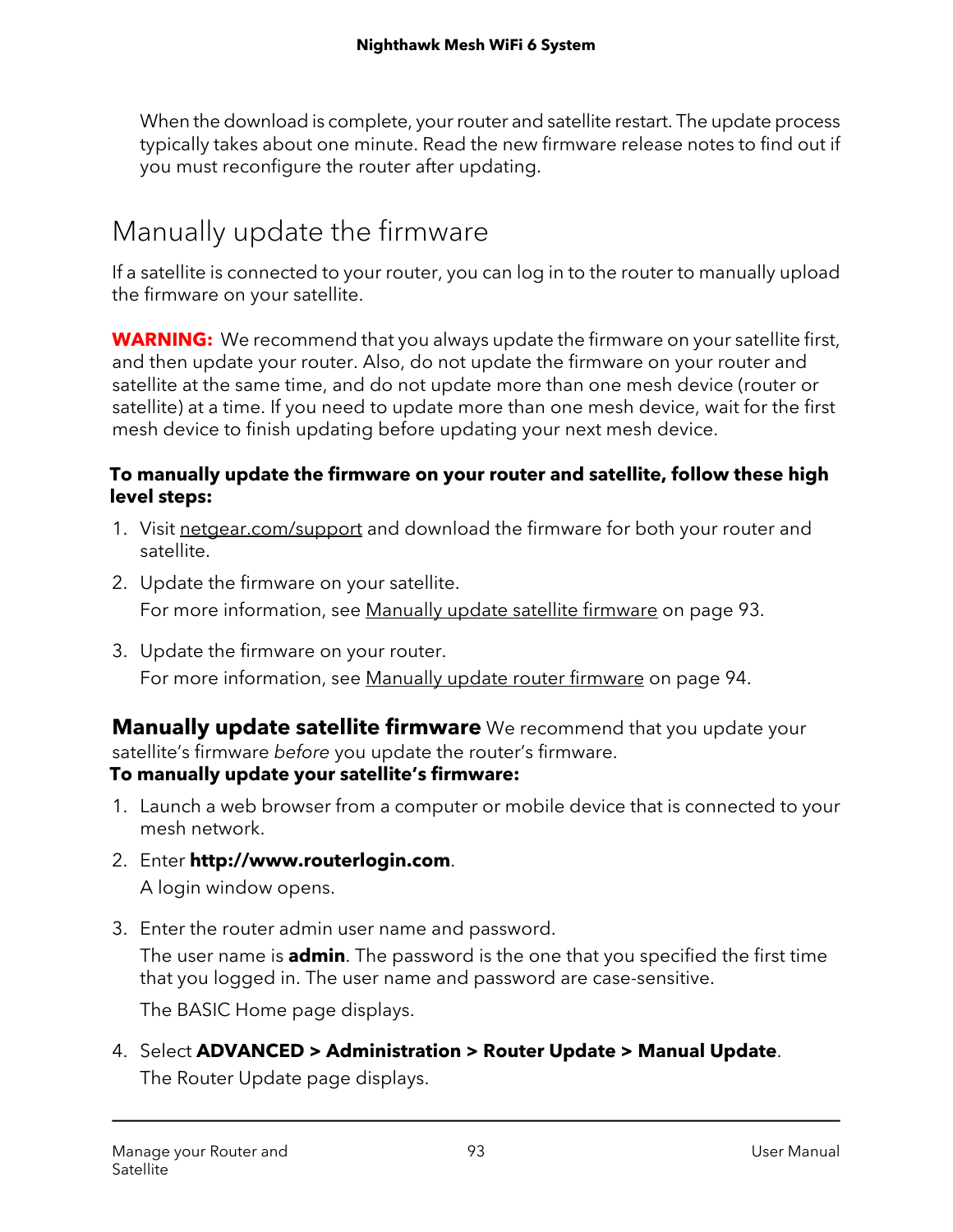When the download is complete, your router and satellite restart. The update process typically takes about one minute. Read the new firmware release notes to find out if you must reconfigure the router after updating.

## Manually update the firmware

If a satellite is connected to your router, you can log in to the router to manually upload the firmware on your satellite.

**WARNING:** We recommend that you always update the firmware on your satellite first, and then update your router. Also, do not update the firmware on your router and satellite at the same time, and do not update more than one mesh device (router or satellite) at a time. If you need to update more than one mesh device, wait for the first mesh device to finish updating before updating your next mesh device.

**To manually update the firmware on your router and satellite, follow these high level steps:**

1. Visit netgear.com/support and download the firmware for both your router and satellite.
2. Update the firmware on your satellite.

   For more information, see Manually update satellite firmware on page 93.

3. Update the firmware on your router.

   For more information, see Manually update router firmware on page 94.

### Manually update satellite firmware

We recommend that you update your satellite's firmware *before* you update the router's firmware.

**To manually update your satellite's firmware:**

1. Launch a web browser from a computer or mobile device that is connected to your mesh network.
2. Enter **http://www.routerlogin.com**.

   A login window opens.

3. Enter the router admin user name and password.

   The user name is **admin**. The password is the one that you specified the first time that you logged in. The user name and password are case-sensitive.

   The BASIC Home page displays.

4. Select **ADVANCED > Administration > Router Update > Manual Update**.

   The Router Update page displays.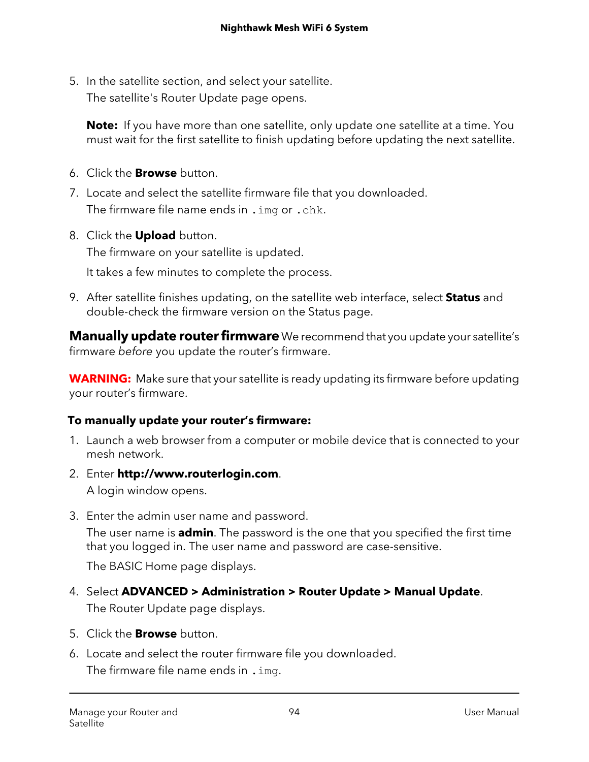5. In the satellite section, and select your satellite.

   The satellite's Router Update page opens.

   **Note:** If you have more than one satellite, only update one satellite at a time. You must wait for the first satellite to finish updating before updating the next satellite.

6. Click the **Browse** button.
7. Locate and select the satellite firmware file that you downloaded.

   The firmware file name ends in `.img` or `.chk`.

8. Click the **Upload** button.

   The firmware on your satellite is updated.

   It takes a few minutes to complete the process.

9. After satellite finishes updating, on the satellite web interface, select **Status** and double-check the firmware version on the Status page.

## Manually update router firmware

We recommend that you update your satellite's firmware *before* you update the router's firmware.

**WARNING:** Make sure that your satellite is ready updating its firmware before updating your router's firmware.

**To manually update your router's firmware:**

1. Launch a web browser from a computer or mobile device that is connected to your mesh network.
2. Enter **http://www.routerlogin.com**.

   A login window opens.

3. Enter the admin user name and password.

   The user name is **admin**. The password is the one that you specified the first time that you logged in. The user name and password are case-sensitive.

   The BASIC Home page displays.

4. Select **ADVANCED > Administration > Router Update > Manual Update**.

   The Router Update page displays.

5. Click the **Browse** button.
6. Locate and select the router firmware file you downloaded.

   The firmware file name ends in `.img`.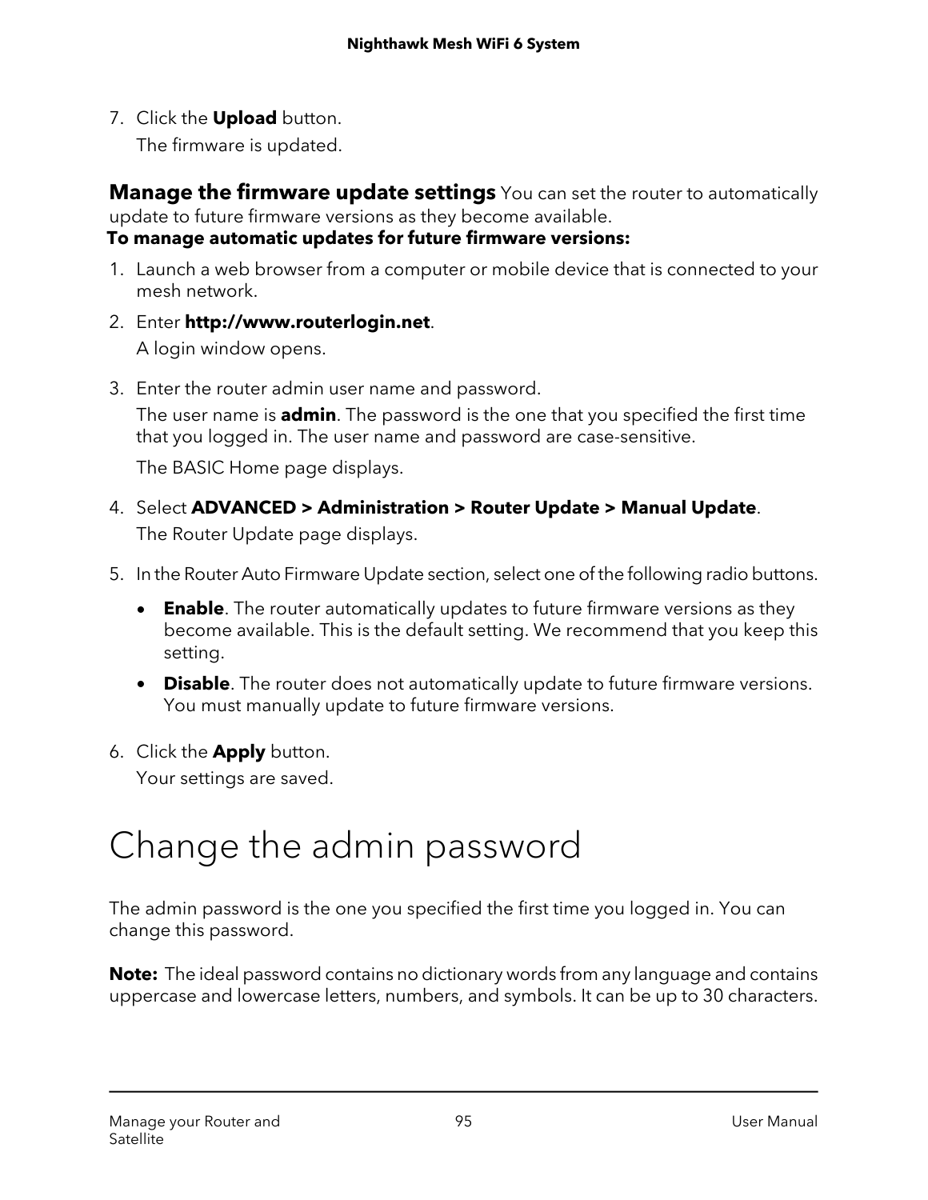7. Click the **Upload** button.

   The firmware is updated.

### Manage the firmware update settings

You can set the router to automatically update to future firmware versions as they become available.

**To manage automatic updates for future firmware versions:**

1. Launch a web browser from a computer or mobile device that is connected to your mesh network.
2. Enter **http://www.routerlogin.net**.

   A login window opens.
3. Enter the router admin user name and password.

   The user name is **admin**. The password is the one that you specified the first time that you logged in. The user name and password are case-sensitive.

   The BASIC Home page displays.
4. Select **ADVANCED > Administration > Router Update > Manual Update**.

   The Router Update page displays.
5. In the Router Auto Firmware Update section, select one of the following radio buttons.
   - **Enable**. The router automatically updates to future firmware versions as they become available. This is the default setting. We recommend that you keep this setting.
   - **Disable**. The router does not automatically update to future firmware versions. You must manually update to future firmware versions.
6. Click the **Apply** button.

   Your settings are saved.

# Change the admin password

The admin password is the one you specified the first time you logged in. You can change this password.

**Note:** The ideal password contains no dictionary words from any language and contains uppercase and lowercase letters, numbers, and symbols. It can be up to 30 characters.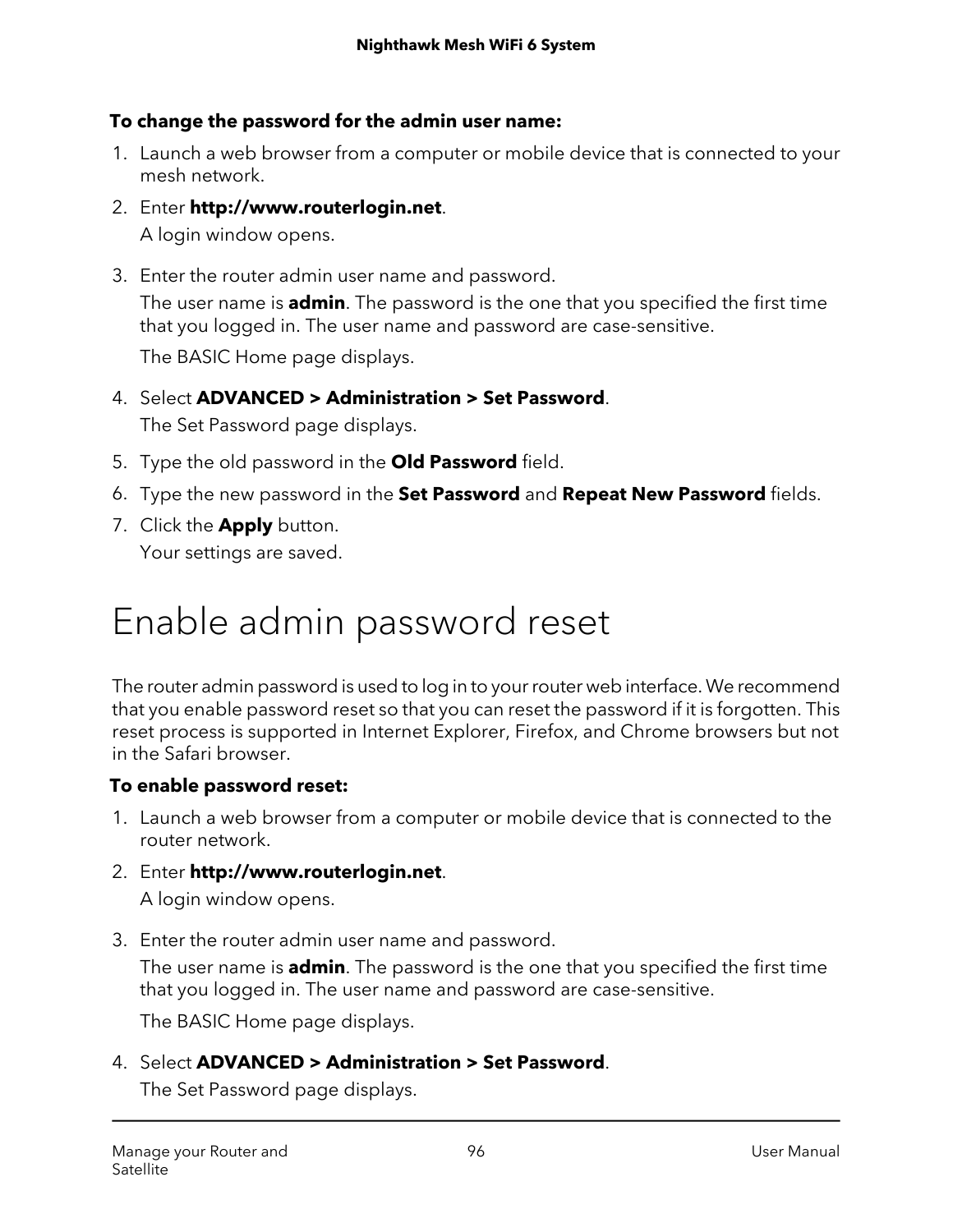**To change the password for the admin user name:**

1. Launch a web browser from a computer or mobile device that is connected to your mesh network.
2. Enter **http://www.routerlogin.net**.

   A login window opens.
3. Enter the router admin user name and password.

   The user name is **admin**. The password is the one that you specified the first time that you logged in. The user name and password are case-sensitive.

   The BASIC Home page displays.
4. Select **ADVANCED > Administration > Set Password**.

   The Set Password page displays.
5. Type the old password in the **Old Password** field.
6. Type the new password in the **Set Password** and **Repeat New Password** fields.
7. Click the **Apply** button.

   Your settings are saved.

# Enable admin password reset

The router admin password is used to log in to your router web interface. We recommend that you enable password reset so that you can reset the password if it is forgotten. This reset process is supported in Internet Explorer, Firefox, and Chrome browsers but not in the Safari browser.

**To enable password reset:**

1. Launch a web browser from a computer or mobile device that is connected to the router network.
2. Enter **http://www.routerlogin.net**.

   A login window opens.
3. Enter the router admin user name and password.

   The user name is **admin**. The password is the one that you specified the first time that you logged in. The user name and password are case-sensitive.

   The BASIC Home page displays.
4. Select **ADVANCED > Administration > Set Password**.

   The Set Password page displays.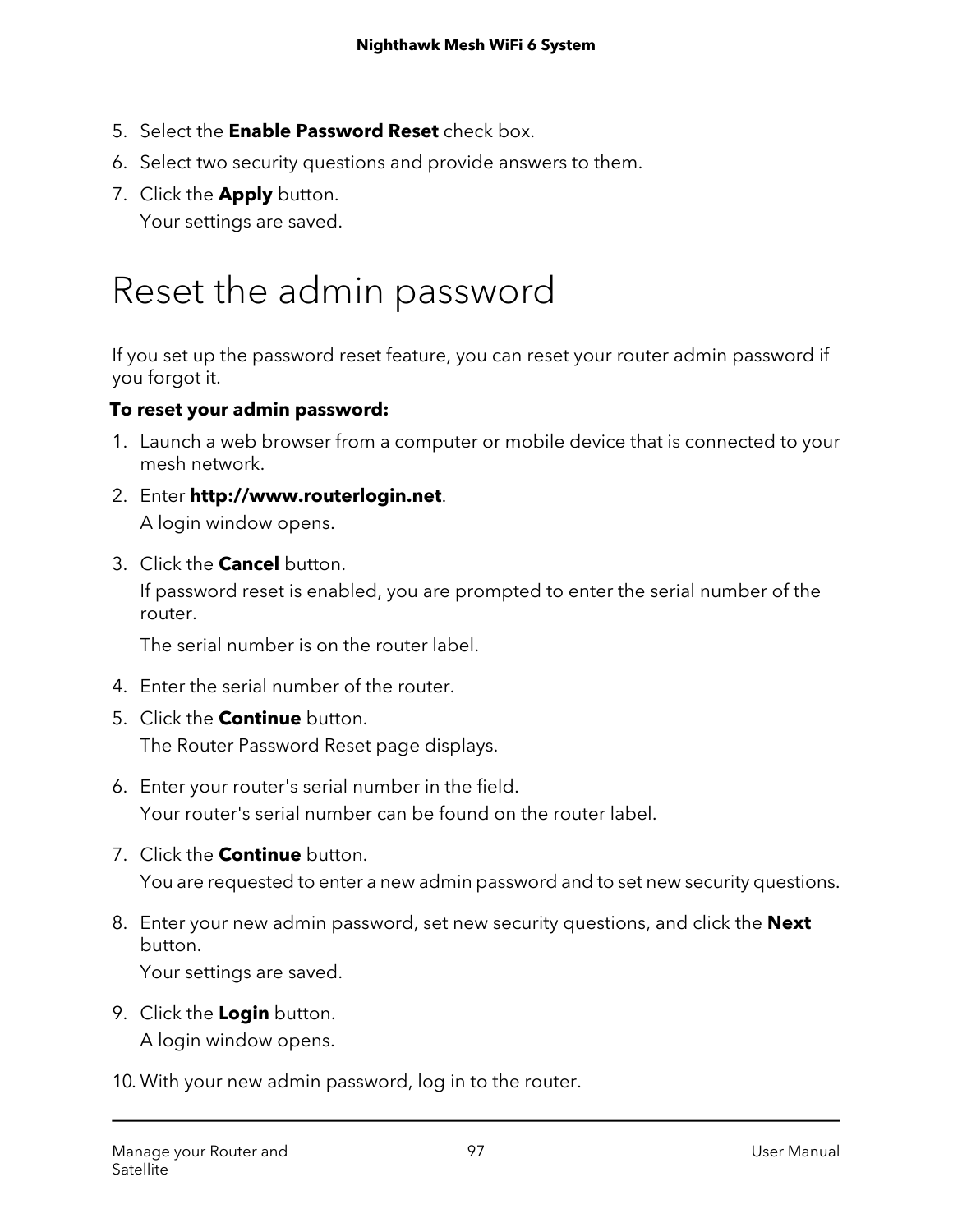5. Select the **Enable Password Reset** check box.
6. Select two security questions and provide answers to them.
7. Click the **Apply** button.

   Your settings are saved.

# Reset the admin password

If you set up the password reset feature, you can reset your router admin password if you forgot it.

**To reset your admin password:**

1. Launch a web browser from a computer or mobile device that is connected to your mesh network.
2. Enter **http://www.routerlogin.net**.

   A login window opens.

3. Click the **Cancel** button.

   If password reset is enabled, you are prompted to enter the serial number of the router.

   The serial number is on the router label.

4. Enter the serial number of the router.
5. Click the **Continue** button.

   The Router Password Reset page displays.

6. Enter your router's serial number in the field.

   Your router's serial number can be found on the router label.

7. Click the **Continue** button.

   You are requested to enter a new admin password and to set new security questions.

8. Enter your new admin password, set new security questions, and click the **Next** button.

   Your settings are saved.

9. Click the **Login** button.

   A login window opens.

10. With your new admin password, log in to the router.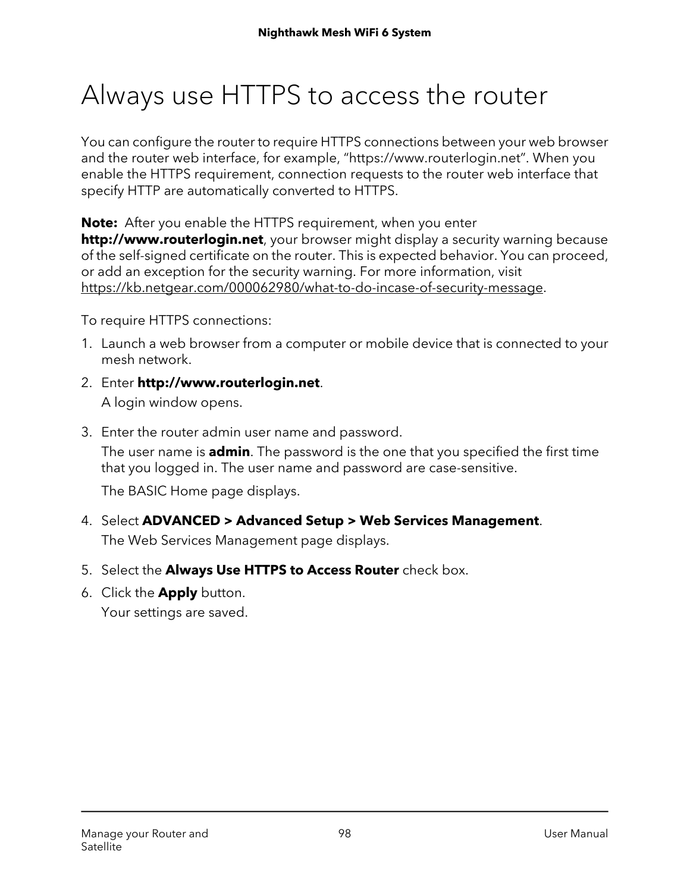# Always use HTTPS to access the router

You can configure the router to require HTTPS connections between your web browser and the router web interface, for example, “https://www.routerlogin.net”. When you enable the HTTPS requirement, connection requests to the router web interface that specify HTTP are automatically converted to HTTPS.

**Note:** After you enable the HTTPS requirement, when you enter **http://www.routerlogin.net**, your browser might display a security warning because of the self-signed certificate on the router. This is expected behavior. You can proceed, or add an exception for the security warning. For more information, visit https://kb.netgear.com/000062980/what-to-do-incase-of-security-message.

To require HTTPS connections:

1. Launch a web browser from a computer or mobile device that is connected to your mesh network.
2. Enter **http://www.routerlogin.net**.

   A login window opens.
3. Enter the router admin user name and password.

   The user name is **admin**. The password is the one that you specified the first time that you logged in. The user name and password are case-sensitive.

   The BASIC Home page displays.
4. Select **ADVANCED > Advanced Setup > Web Services Management**.

   The Web Services Management page displays.
5. Select the **Always Use HTTPS to Access Router** check box.
6. Click the **Apply** button.

   Your settings are saved.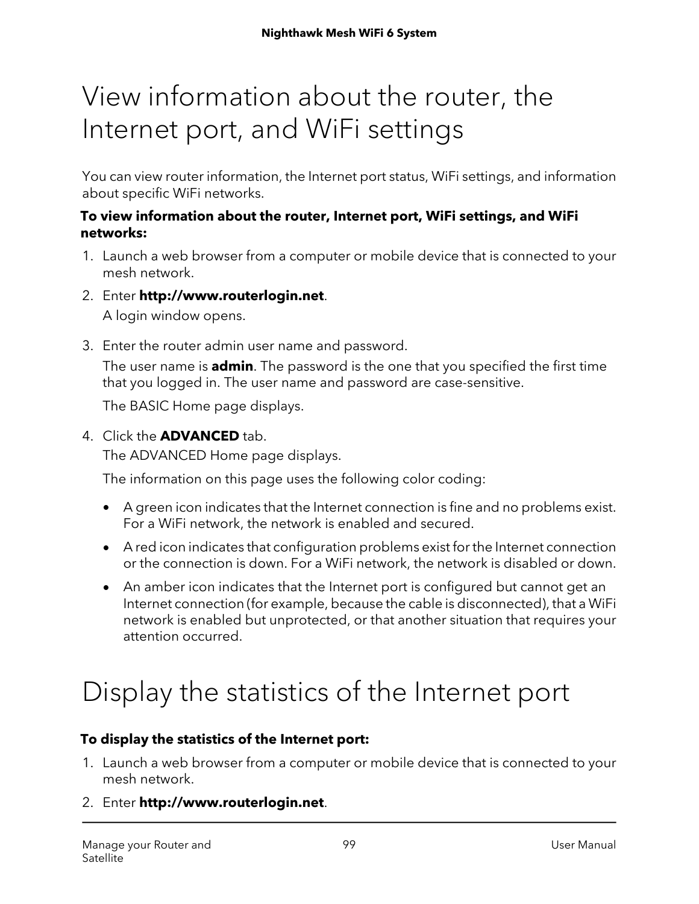# View information about the router, the Internet port, and WiFi settings

You can view router information, the Internet port status, WiFi settings, and information about specific WiFi networks.

**To view information about the router, Internet port, WiFi settings, and WiFi networks:**

1. Launch a web browser from a computer or mobile device that is connected to your mesh network.
2. Enter **http://www.routerlogin.net**.

   A login window opens.
3. Enter the router admin user name and password.

   The user name is **admin**. The password is the one that you specified the first time that you logged in. The user name and password are case-sensitive.

   The BASIC Home page displays.
4. Click the **ADVANCED** tab.

   The ADVANCED Home page displays.

   The information on this page uses the following color coding:

   - A green icon indicates that the Internet connection is fine and no problems exist. For a WiFi network, the network is enabled and secured.
   - A red icon indicates that configuration problems exist for the Internet connection or the connection is down. For a WiFi network, the network is disabled or down.
   - An amber icon indicates that the Internet port is configured but cannot get an Internet connection (for example, because the cable is disconnected), that a WiFi network is enabled but unprotected, or that another situation that requires your attention occurred.

# Display the statistics of the Internet port

**To display the statistics of the Internet port:**

1. Launch a web browser from a computer or mobile device that is connected to your mesh network.
2. Enter **http://www.routerlogin.net**.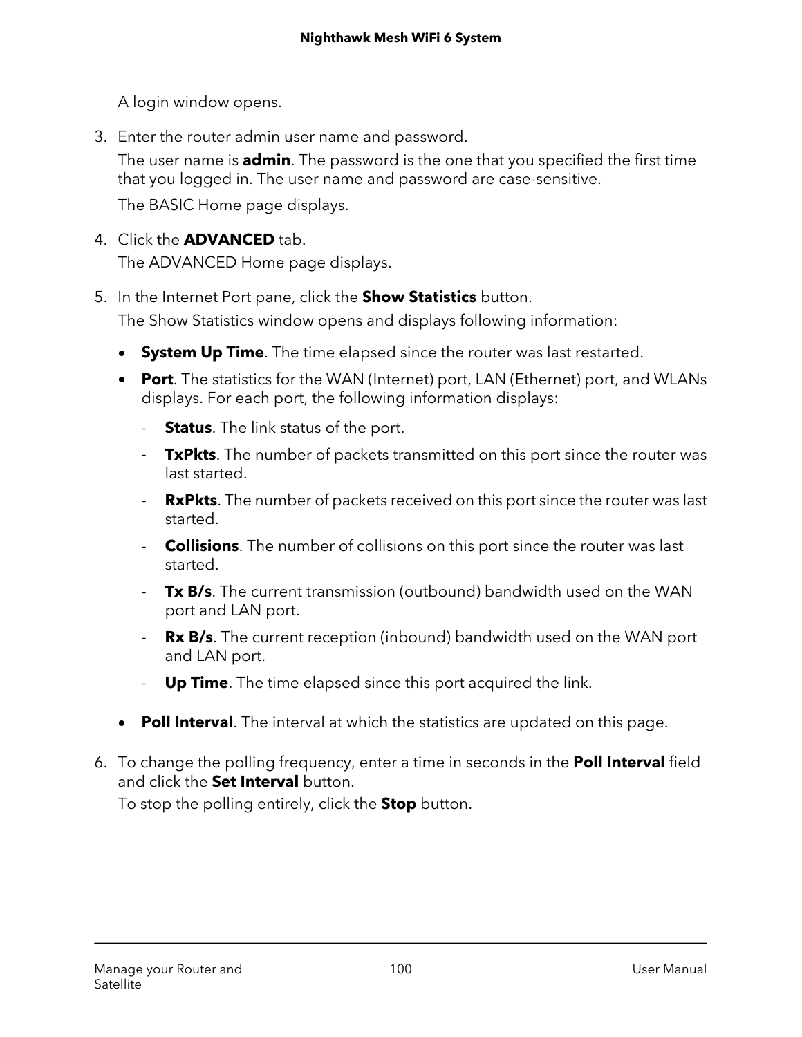A login window opens.

3. Enter the router admin user name and password.

   The user name is **admin**. The password is the one that you specified the first time that you logged in. The user name and password are case-sensitive.

   The BASIC Home page displays.

4. Click the **ADVANCED** tab.

   The ADVANCED Home page displays.

5. In the Internet Port pane, click the **Show Statistics** button.

   The Show Statistics window opens and displays following information:

   - **System Up Time**. The time elapsed since the router was last restarted.
   - **Port**. The statistics for the WAN (Internet) port, LAN (Ethernet) port, and WLANs displays. For each port, the following information displays:
     - **Status**. The link status of the port.
     - **TxPkts**. The number of packets transmitted on this port since the router was last started.
     - **RxPkts**. The number of packets received on this port since the router was last started.
     - **Collisions**. The number of collisions on this port since the router was last started.
     - **Tx B/s**. The current transmission (outbound) bandwidth used on the WAN port and LAN port.
     - **Rx B/s**. The current reception (inbound) bandwidth used on the WAN port and LAN port.
     - **Up Time**. The time elapsed since this port acquired the link.
   - **Poll Interval**. The interval at which the statistics are updated on this page.

6. To change the polling frequency, enter a time in seconds in the **Poll Interval** field and click the **Set Interval** button.

   To stop the polling entirely, click the **Stop** button.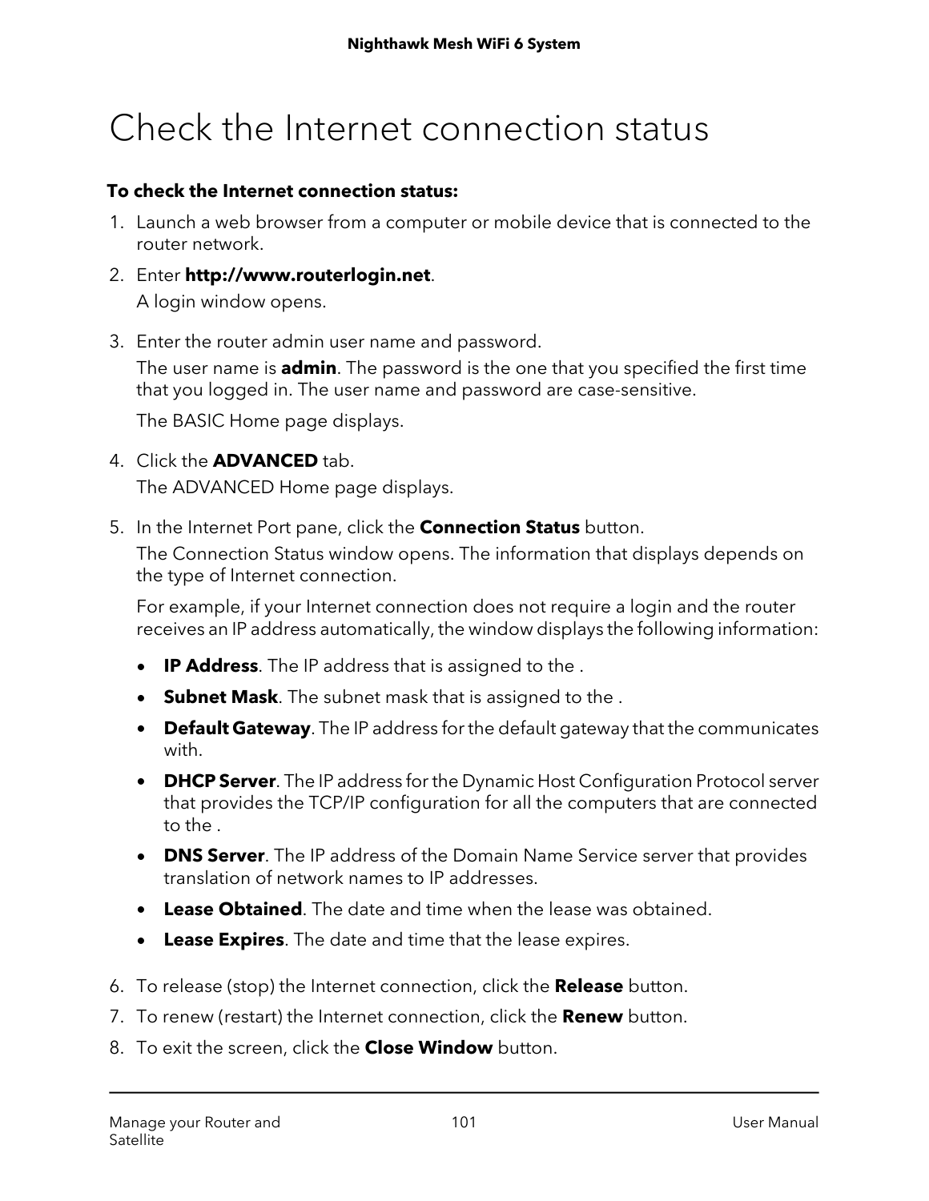# Check the Internet connection status

**To check the Internet connection status:**

1. Launch a web browser from a computer or mobile device that is connected to the router network.
2. Enter **http://www.routerlogin.net**.

   A login window opens.
3. Enter the router admin user name and password.

   The user name is **admin**. The password is the one that you specified the first time that you logged in. The user name and password are case-sensitive.

   The BASIC Home page displays.
4. Click the **ADVANCED** tab.

   The ADVANCED Home page displays.
5. In the Internet Port pane, click the **Connection Status** button.

   The Connection Status window opens. The information that displays depends on the type of Internet connection.

   For example, if your Internet connection does not require a login and the router receives an IP address automatically, the window displays the following information:

   - **IP Address**. The IP address that is assigned to the .
   - **Subnet Mask**. The subnet mask that is assigned to the .
   - **Default Gateway**. The IP address for the default gateway that the communicates with.
   - **DHCP Server**. The IP address for the Dynamic Host Configuration Protocol server that provides the TCP/IP configuration for all the computers that are connected to the .
   - **DNS Server**. The IP address of the Domain Name Service server that provides translation of network names to IP addresses.
   - **Lease Obtained**. The date and time when the lease was obtained.
   - **Lease Expires**. The date and time that the lease expires.
6. To release (stop) the Internet connection, click the **Release** button.
7. To renew (restart) the Internet connection, click the **Renew** button.
8. To exit the screen, click the **Close Window** button.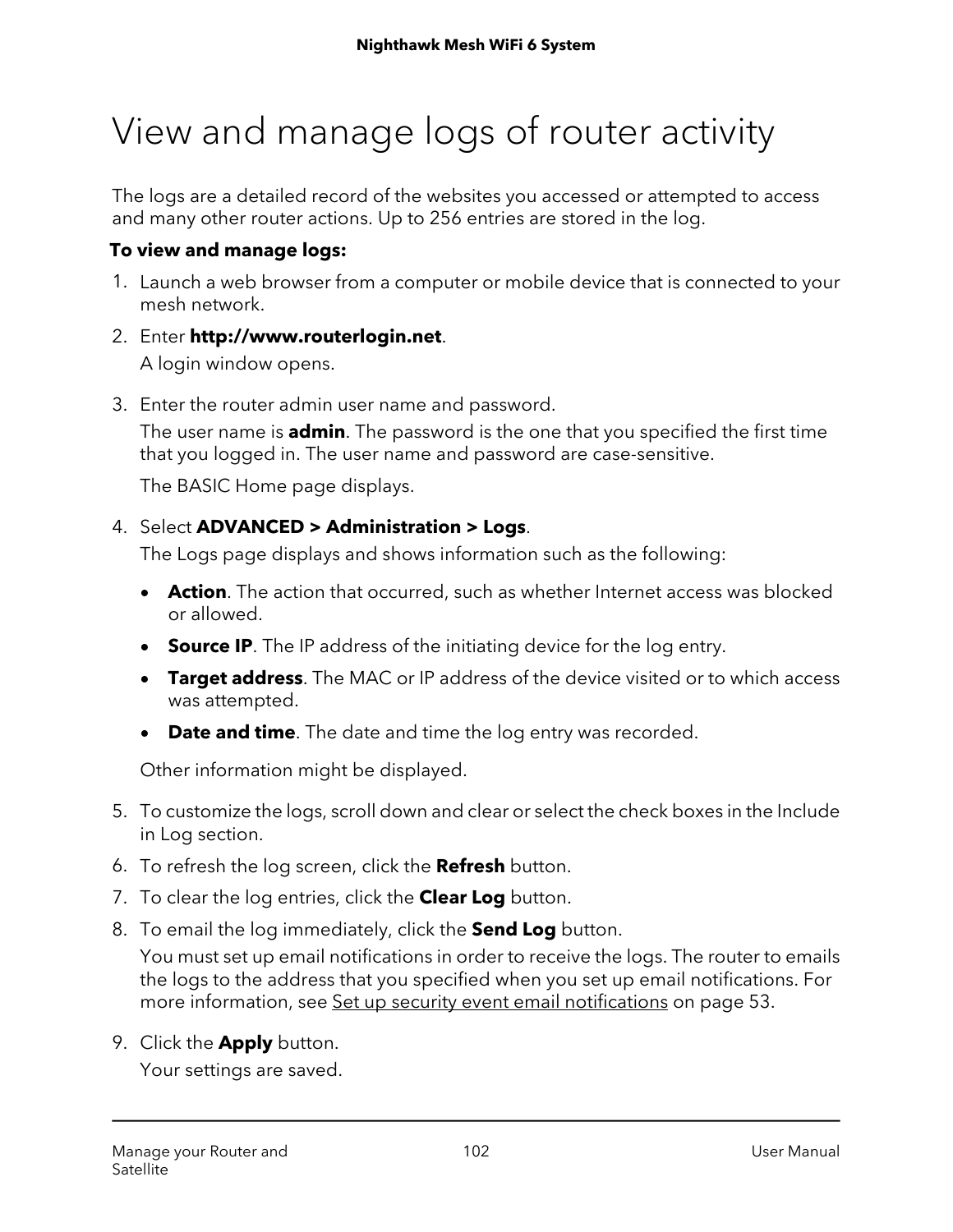# View and manage logs of router activity

The logs are a detailed record of the websites you accessed or attempted to access and many other router actions. Up to 256 entries are stored in the log.

**To view and manage logs:**

1. Launch a web browser from a computer or mobile device that is connected to your mesh network.
2. Enter **http://www.routerlogin.net**.

   A login window opens.
3. Enter the router admin user name and password.

   The user name is **admin**. The password is the one that you specified the first time that you logged in. The user name and password are case-sensitive.

   The BASIC Home page displays.
4. Select **ADVANCED > Administration > Logs**.

   The Logs page displays and shows information such as the following:

   - **Action**. The action that occurred, such as whether Internet access was blocked or allowed.
   - **Source IP**. The IP address of the initiating device for the log entry.
   - **Target address**. The MAC or IP address of the device visited or to which access was attempted.
   - **Date and time**. The date and time the log entry was recorded.

   Other information might be displayed.
5. To customize the logs, scroll down and clear or select the check boxes in the Include in Log section.
6. To refresh the log screen, click the **Refresh** button.
7. To clear the log entries, click the **Clear Log** button.
8. To email the log immediately, click the **Send Log** button.

   You must set up email notifications in order to receive the logs. The router to emails the logs to the address that you specified when you set up email notifications. For more information, see Set up security event email notifications on page 53.
9. Click the **Apply** button.

   Your settings are saved.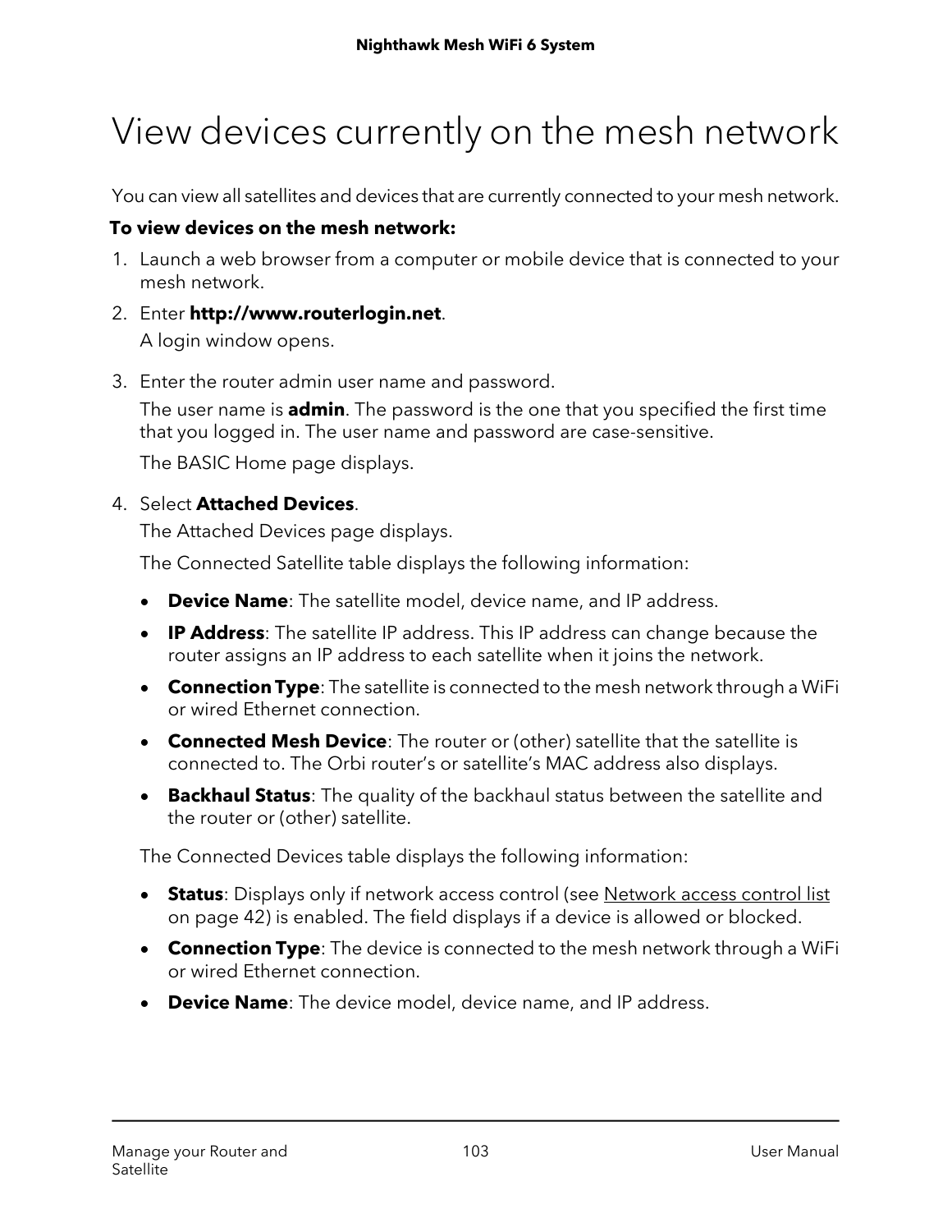# View devices currently on the mesh network

You can view all satellites and devices that are currently connected to your mesh network.

**To view devices on the mesh network:**

1. Launch a web browser from a computer or mobile device that is connected to your mesh network.
2. Enter **http://www.routerlogin.net**.

   A login window opens.
3. Enter the router admin user name and password.

   The user name is **admin**. The password is the one that you specified the first time that you logged in. The user name and password are case-sensitive.

   The BASIC Home page displays.
4. Select **Attached Devices**.

   The Attached Devices page displays.

   The Connected Satellite table displays the following information:

   - **Device Name**: The satellite model, device name, and IP address.
   - **IP Address**: The satellite IP address. This IP address can change because the router assigns an IP address to each satellite when it joins the network.
   - **Connection Type**: The satellite is connected to the mesh network through a WiFi or wired Ethernet connection.
   - **Connected Mesh Device**: The router or (other) satellite that the satellite is connected to. The Orbi router's or satellite's MAC address also displays.
   - **Backhaul Status**: The quality of the backhaul status between the satellite and the router or (other) satellite.

   The Connected Devices table displays the following information:

   - **Status**: Displays only if network access control (see Network access control list on page 42) is enabled. The field displays if a device is allowed or blocked.
   - **Connection Type**: The device is connected to the mesh network through a WiFi or wired Ethernet connection.
   - **Device Name**: The device model, device name, and IP address.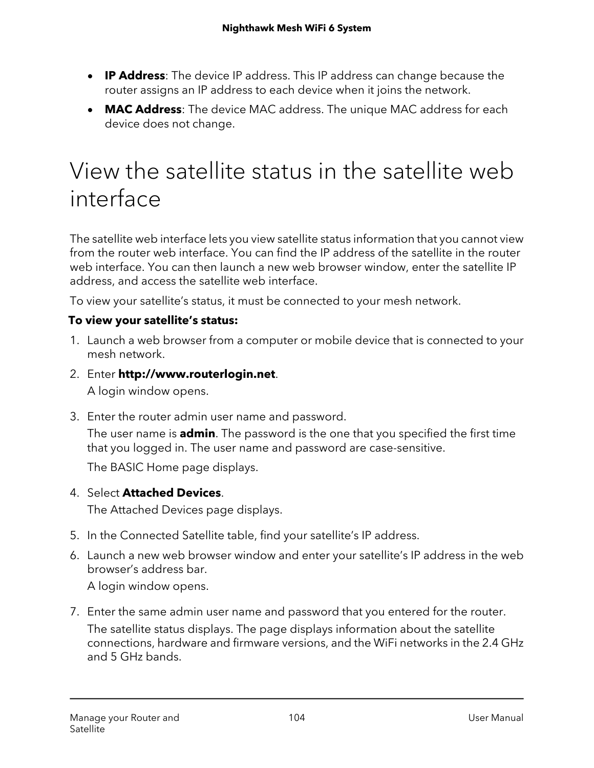- **IP Address**: The device IP address. This IP address can change because the router assigns an IP address to each device when it joins the network.
- **MAC Address**: The device MAC address. The unique MAC address for each device does not change.

# View the satellite status in the satellite web interface

The satellite web interface lets you view satellite status information that you cannot view from the router web interface. You can find the IP address of the satellite in the router web interface. You can then launch a new web browser window, enter the satellite IP address, and access the satellite web interface.

To view your satellite's status, it must be connected to your mesh network.

**To view your satellite's status:**

1. Launch a web browser from a computer or mobile device that is connected to your mesh network.
2. Enter **http://www.routerlogin.net**.

   A login window opens.
3. Enter the router admin user name and password.

   The user name is **admin**. The password is the one that you specified the first time that you logged in. The user name and password are case-sensitive.

   The BASIC Home page displays.
4. Select **Attached Devices**.

   The Attached Devices page displays.
5. In the Connected Satellite table, find your satellite's IP address.
6. Launch a new web browser window and enter your satellite's IP address in the web browser's address bar.

   A login window opens.
7. Enter the same admin user name and password that you entered for the router.

   The satellite status displays. The page displays information about the satellite connections, hardware and firmware versions, and the WiFi networks in the 2.4 GHz and 5 GHz bands.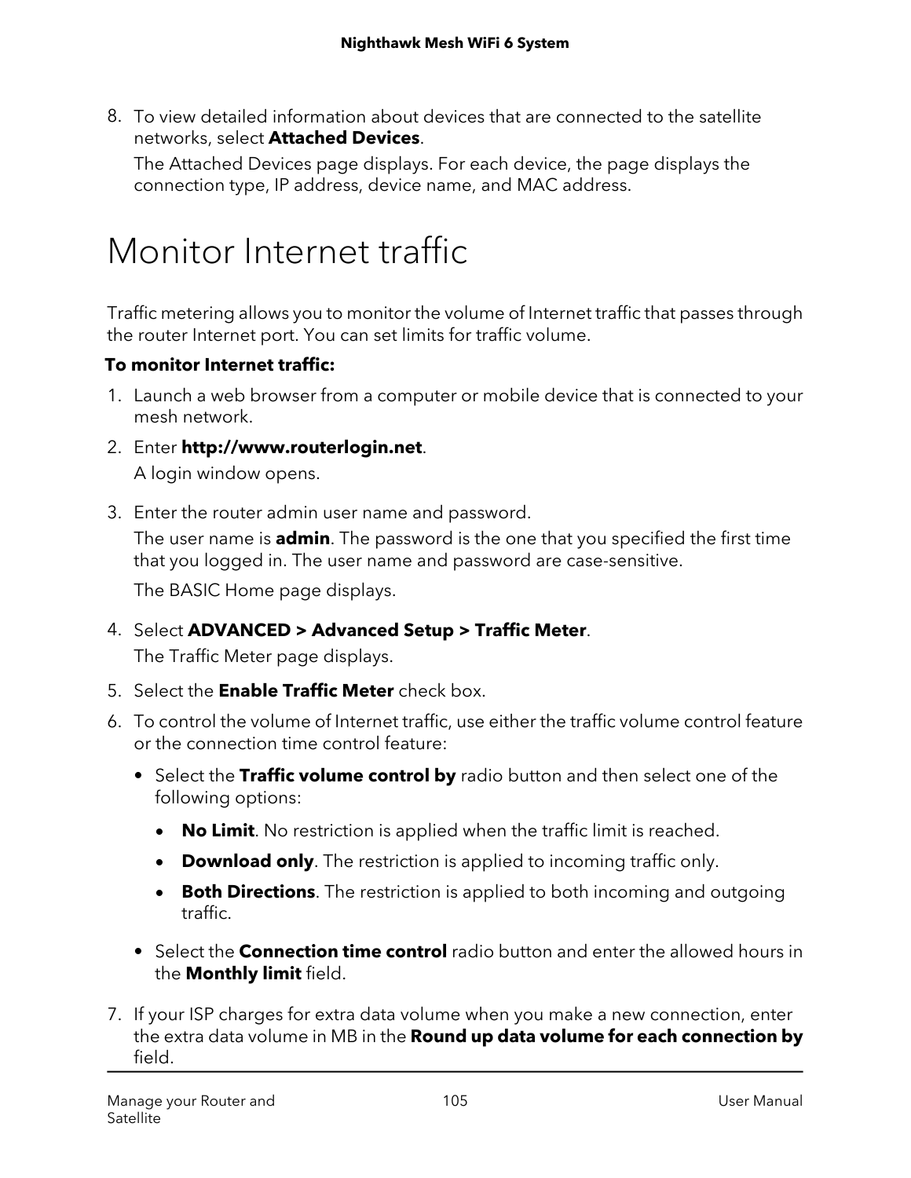8. To view detailed information about devices that are connected to the satellite networks, select **Attached Devices**.

   The Attached Devices page displays. For each device, the page displays the connection type, IP address, device name, and MAC address.

# Monitor Internet traffic

Traffic metering allows you to monitor the volume of Internet traffic that passes through the router Internet port. You can set limits for traffic volume.

**To monitor Internet traffic:**

1. Launch a web browser from a computer or mobile device that is connected to your mesh network.
2. Enter **http://www.routerlogin.net**.

   A login window opens.
3. Enter the router admin user name and password.

   The user name is **admin**. The password is the one that you specified the first time that you logged in. The user name and password are case-sensitive.

   The BASIC Home page displays.
4. Select **ADVANCED > Advanced Setup > Traffic Meter**.

   The Traffic Meter page displays.
5. Select the **Enable Traffic Meter** check box.
6. To control the volume of Internet traffic, use either the traffic volume control feature or the connection time control feature:
   - Select the **Traffic volume control by** radio button and then select one of the following options:
     - **No Limit**. No restriction is applied when the traffic limit is reached.
     - **Download only**. The restriction is applied to incoming traffic only.
     - **Both Directions**. The restriction is applied to both incoming and outgoing traffic.
   - Select the **Connection time control** radio button and enter the allowed hours in the **Monthly limit** field.
7. If your ISP charges for extra data volume when you make a new connection, enter the extra data volume in MB in the **Round up data volume for each connection by** field.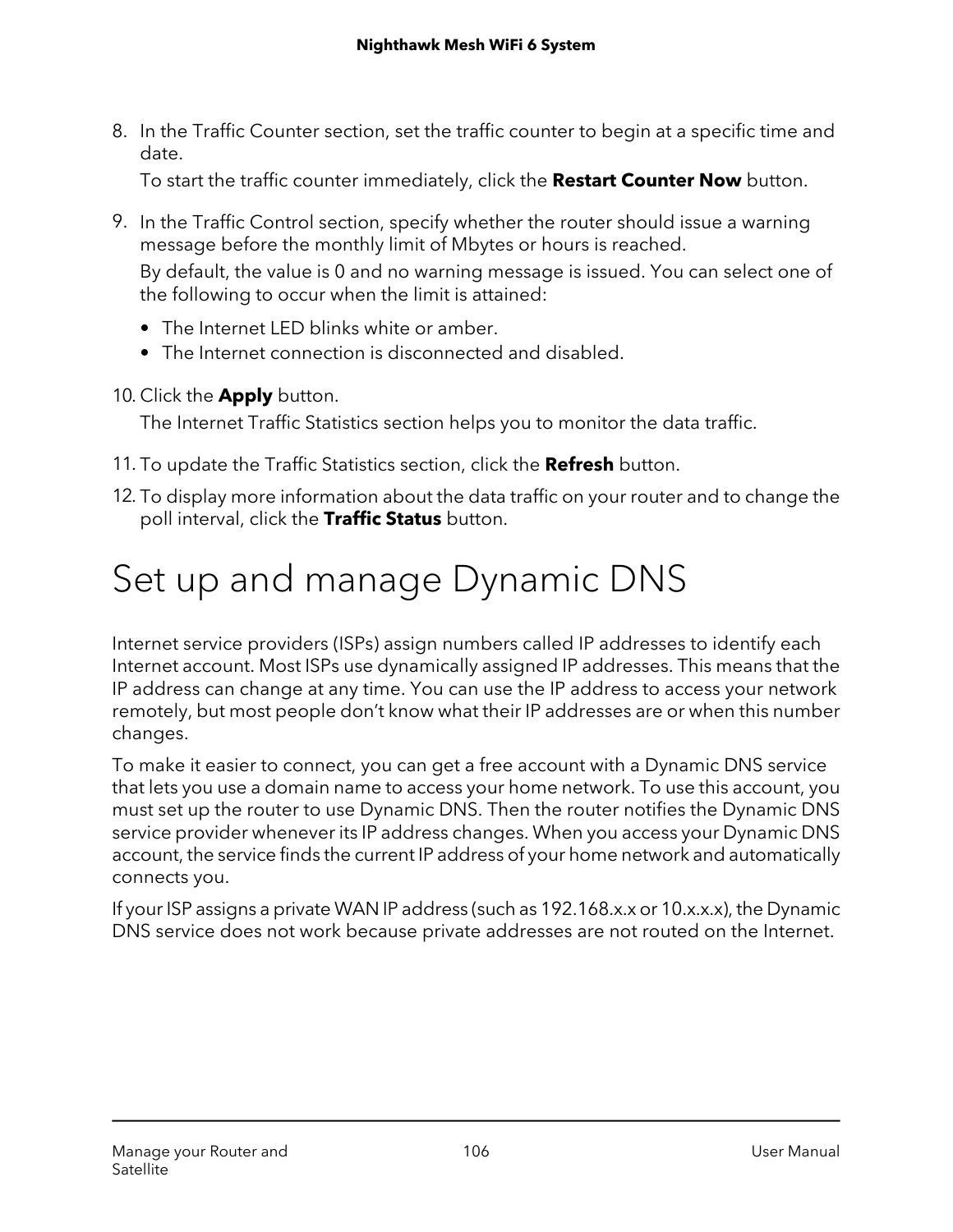8. In the Traffic Counter section, set the traffic counter to begin at a specific time and date.

   To start the traffic counter immediately, click the **Restart Counter Now** button.

9. In the Traffic Control section, specify whether the router should issue a warning message before the monthly limit of Mbytes or hours is reached.

   By default, the value is 0 and no warning message is issued. You can select one of the following to occur when the limit is attained:

   - The Internet LED blinks white or amber.
   - The Internet connection is disconnected and disabled.

10. Click the **Apply** button.

    The Internet Traffic Statistics section helps you to monitor the data traffic.

11. To update the Traffic Statistics section, click the **Refresh** button.

12. To display more information about the data traffic on your router and to change the poll interval, click the **Traffic Status** button.

# Set up and manage Dynamic DNS

Internet service providers (ISPs) assign numbers called IP addresses to identify each Internet account. Most ISPs use dynamically assigned IP addresses. This means that the IP address can change at any time. You can use the IP address to access your network remotely, but most people don’t know what their IP addresses are or when this number changes.

To make it easier to connect, you can get a free account with a Dynamic DNS service that lets you use a domain name to access your home network. To use this account, you must set up the router to use Dynamic DNS. Then the router notifies the Dynamic DNS service provider whenever its IP address changes. When you access your Dynamic DNS account, the service finds the current IP address of your home network and automatically connects you.

If your ISP assigns a private WAN IP address (such as 192.168.x.x or 10.x.x.x), the Dynamic DNS service does not work because private addresses are not routed on the Internet.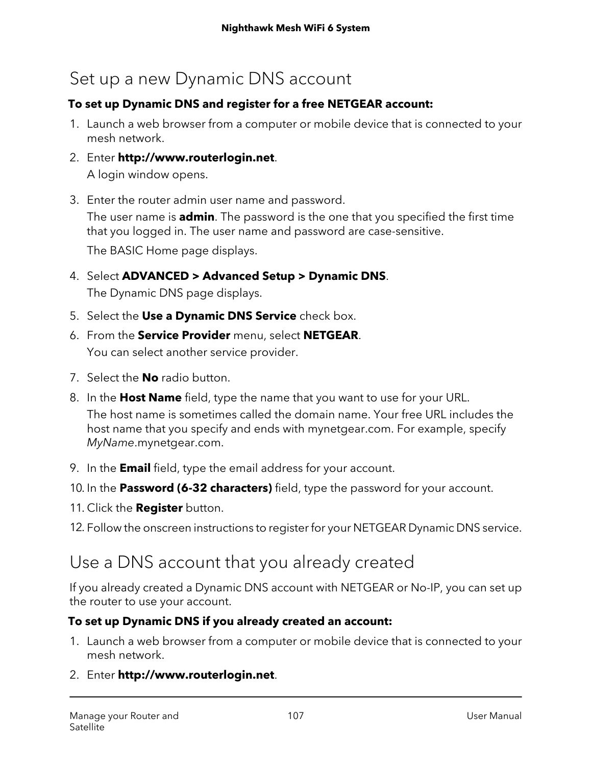## Set up a new Dynamic DNS account

**To set up Dynamic DNS and register for a free NETGEAR account:**

1. Launch a web browser from a computer or mobile device that is connected to your mesh network.
2. Enter **http://www.routerlogin.net**.

   A login window opens.
3. Enter the router admin user name and password.

   The user name is **admin**. The password is the one that you specified the first time that you logged in. The user name and password are case-sensitive.

   The BASIC Home page displays.
4. Select **ADVANCED > Advanced Setup > Dynamic DNS**.

   The Dynamic DNS page displays.
5. Select the **Use a Dynamic DNS Service** check box.
6. From the **Service Provider** menu, select **NETGEAR**.

   You can select another service provider.
7. Select the **No** radio button.
8. In the **Host Name** field, type the name that you want to use for your URL.

   The host name is sometimes called the domain name. Your free URL includes the host name that you specify and ends with mynetgear.com. For example, specify *MyName*.mynetgear.com.
9. In the **Email** field, type the email address for your account.
10. In the **Password (6-32 characters)** field, type the password for your account.
11. Click the **Register** button.
12. Follow the onscreen instructions to register for your NETGEAR Dynamic DNS service.

## Use a DNS account that you already created

If you already created a Dynamic DNS account with NETGEAR or No-IP, you can set up the router to use your account.

**To set up Dynamic DNS if you already created an account:**

1. Launch a web browser from a computer or mobile device that is connected to your mesh network.
2. Enter **http://www.routerlogin.net**.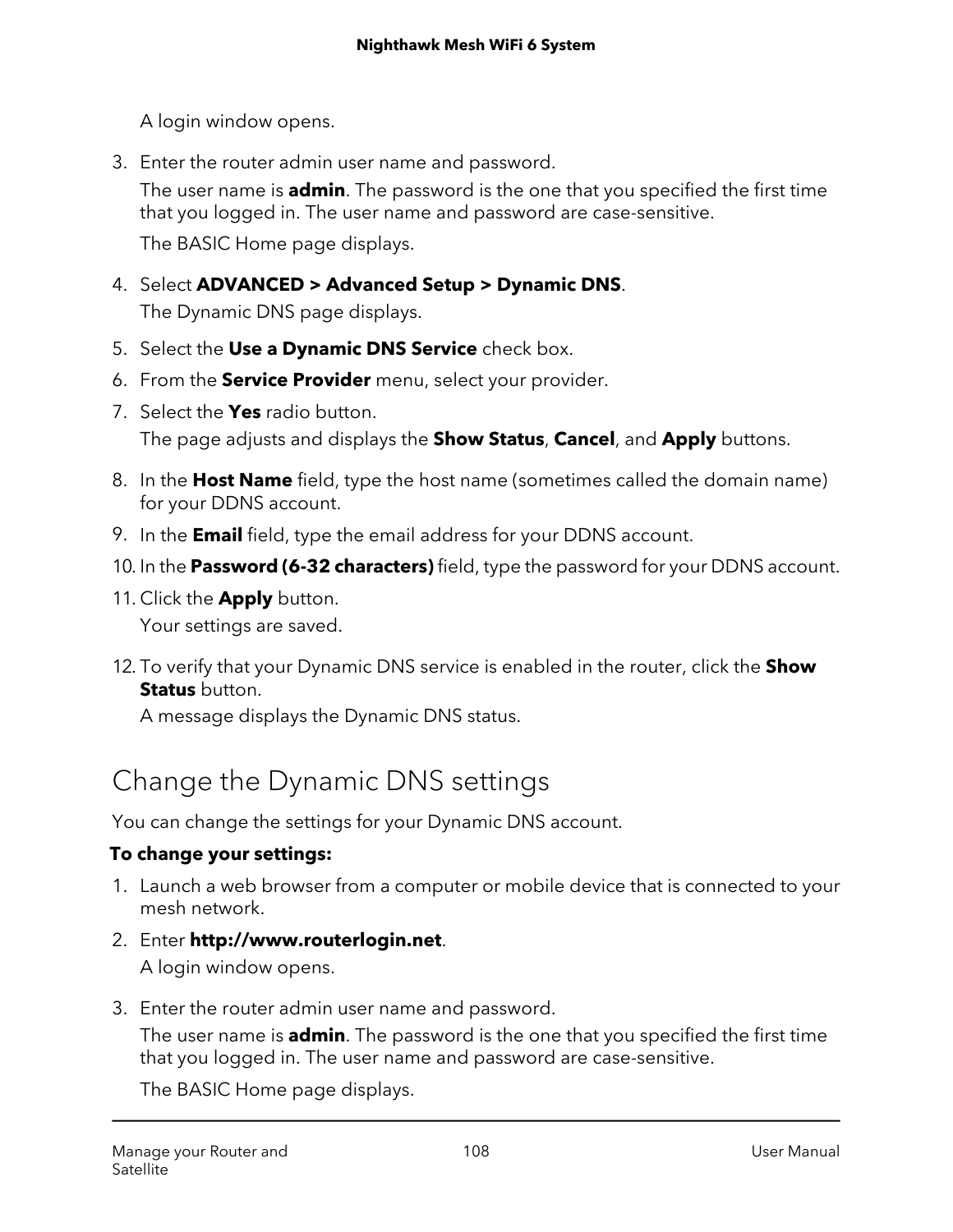A login window opens.

3. Enter the router admin user name and password.

   The user name is **admin**. The password is the one that you specified the first time that you logged in. The user name and password are case-sensitive.

   The BASIC Home page displays.

4. Select **ADVANCED > Advanced Setup > Dynamic DNS**.

   The Dynamic DNS page displays.

5. Select the **Use a Dynamic DNS Service** check box.
6. From the **Service Provider** menu, select your provider.
7. Select the **Yes** radio button.

   The page adjusts and displays the **Show Status**, **Cancel**, and **Apply** buttons.

8. In the **Host Name** field, type the host name (sometimes called the domain name) for your DDNS account.
9. In the **Email** field, type the email address for your DDNS account.
10. In the **Password (6-32 characters)** field, type the password for your DDNS account.
11. Click the **Apply** button.

    Your settings are saved.

12. To verify that your Dynamic DNS service is enabled in the router, click the **Show Status** button.

    A message displays the Dynamic DNS status.

## Change the Dynamic DNS settings

You can change the settings for your Dynamic DNS account.

**To change your settings:**

1. Launch a web browser from a computer or mobile device that is connected to your mesh network.
2. Enter **http://www.routerlogin.net**.

   A login window opens.

3. Enter the router admin user name and password.

   The user name is **admin**. The password is the one that you specified the first time that you logged in. The user name and password are case-sensitive.

   The BASIC Home page displays.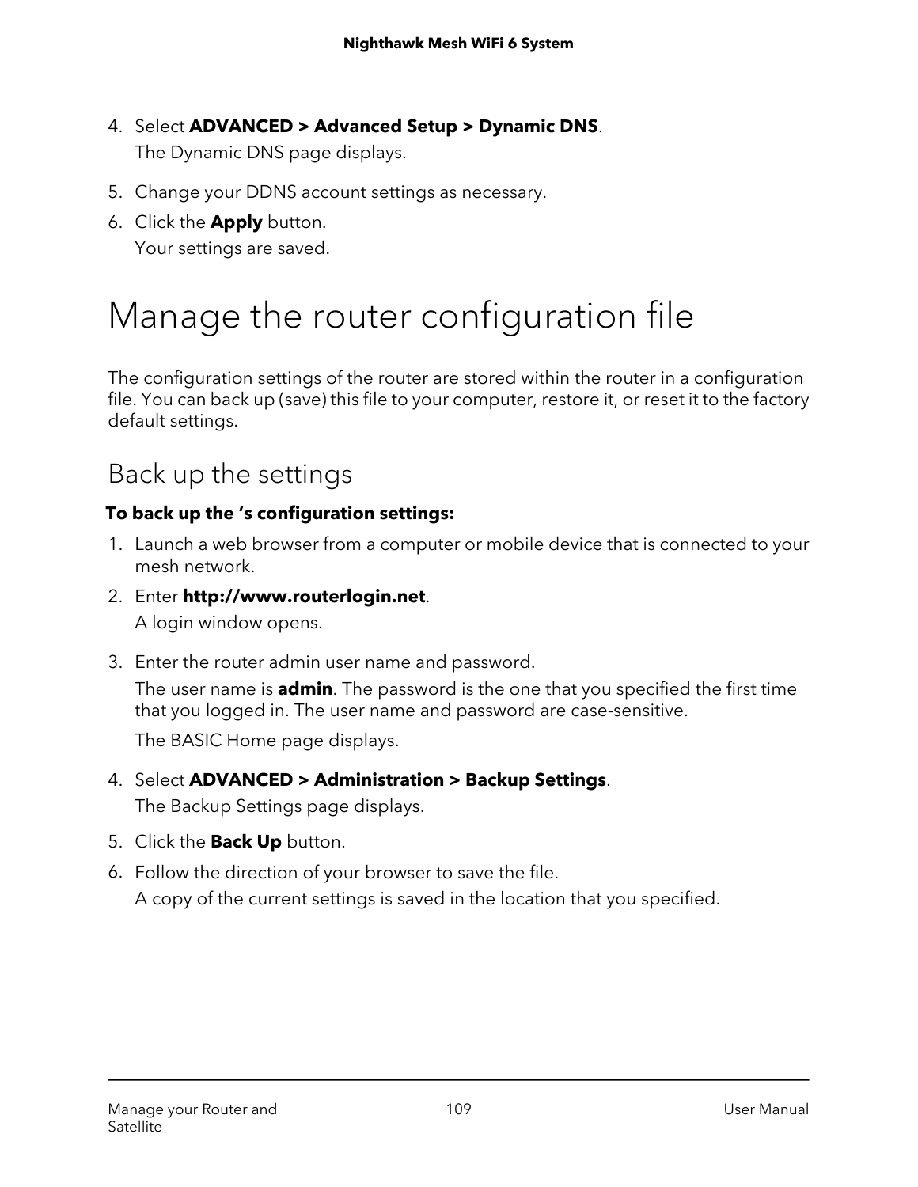4. Select **ADVANCED > Advanced Setup > Dynamic DNS**.
   The Dynamic DNS page displays.
5. Change your DDNS account settings as necessary.
6. Click the **Apply** button.
   Your settings are saved.

# Manage the router configuration file

The configuration settings of the router are stored within the router in a configuration file. You can back up (save) this file to your computer, restore it, or reset it to the factory default settings.

## Back up the settings

**To back up the ’s configuration settings:**

1. Launch a web browser from a computer or mobile device that is connected to your mesh network.
2. Enter **http://www.routerlogin.net**.
   A login window opens.
3. Enter the router admin user name and password.
   The user name is **admin**. The password is the one that you specified the first time that you logged in. The user name and password are case-sensitive.
   The BASIC Home page displays.
4. Select **ADVANCED > Administration > Backup Settings**.
   The Backup Settings page displays.
5. Click the **Back Up** button.
6. Follow the direction of your browser to save the file.
   A copy of the current settings is saved in the location that you specified.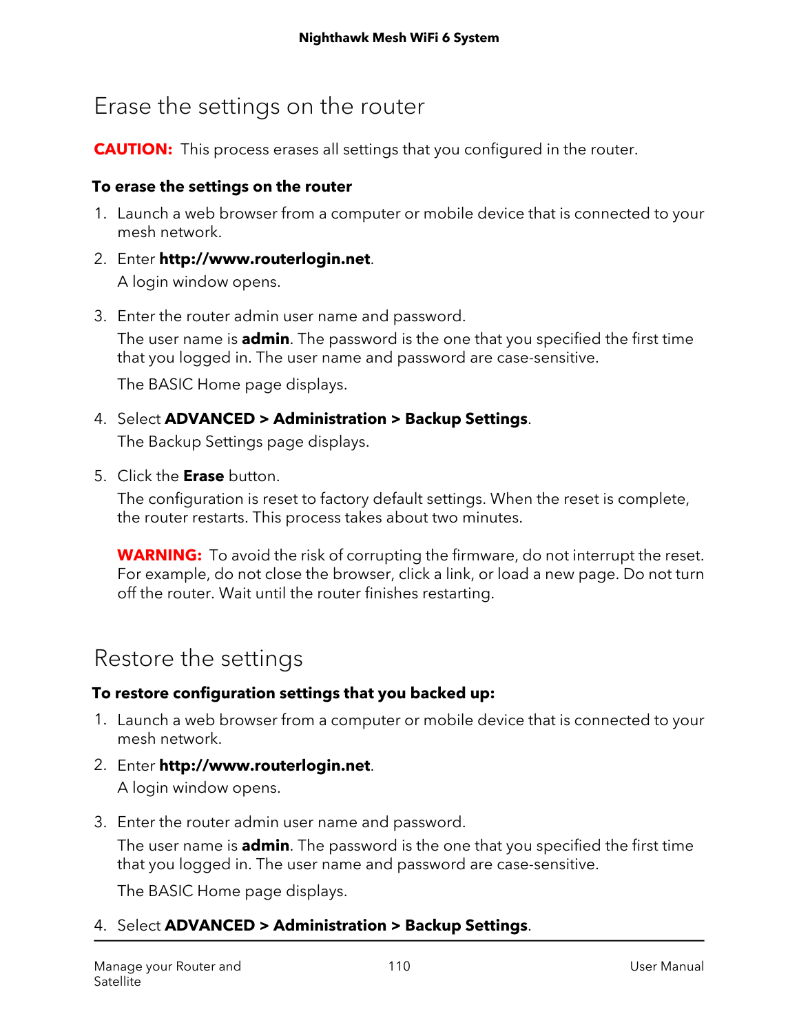## Erase the settings on the router

**CAUTION:** This process erases all settings that you configured in the router.

**To erase the settings on the router**

1. Launch a web browser from a computer or mobile device that is connected to your mesh network.
2. Enter **http://www.routerlogin.net**.

   A login window opens.

3. Enter the router admin user name and password.

   The user name is **admin**. The password is the one that you specified the first time that you logged in. The user name and password are case-sensitive.

   The BASIC Home page displays.

4. Select **ADVANCED > Administration > Backup Settings**.

   The Backup Settings page displays.

5. Click the **Erase** button.

   The configuration is reset to factory default settings. When the reset is complete, the router restarts. This process takes about two minutes.

   **WARNING:** To avoid the risk of corrupting the firmware, do not interrupt the reset. For example, do not close the browser, click a link, or load a new page. Do not turn off the router. Wait until the router finishes restarting.

## Restore the settings

**To restore configuration settings that you backed up:**

1. Launch a web browser from a computer or mobile device that is connected to your mesh network.
2. Enter **http://www.routerlogin.net**.

   A login window opens.

3. Enter the router admin user name and password.

   The user name is **admin**. The password is the one that you specified the first time that you logged in. The user name and password are case-sensitive.

   The BASIC Home page displays.

4. Select **ADVANCED > Administration > Backup Settings**.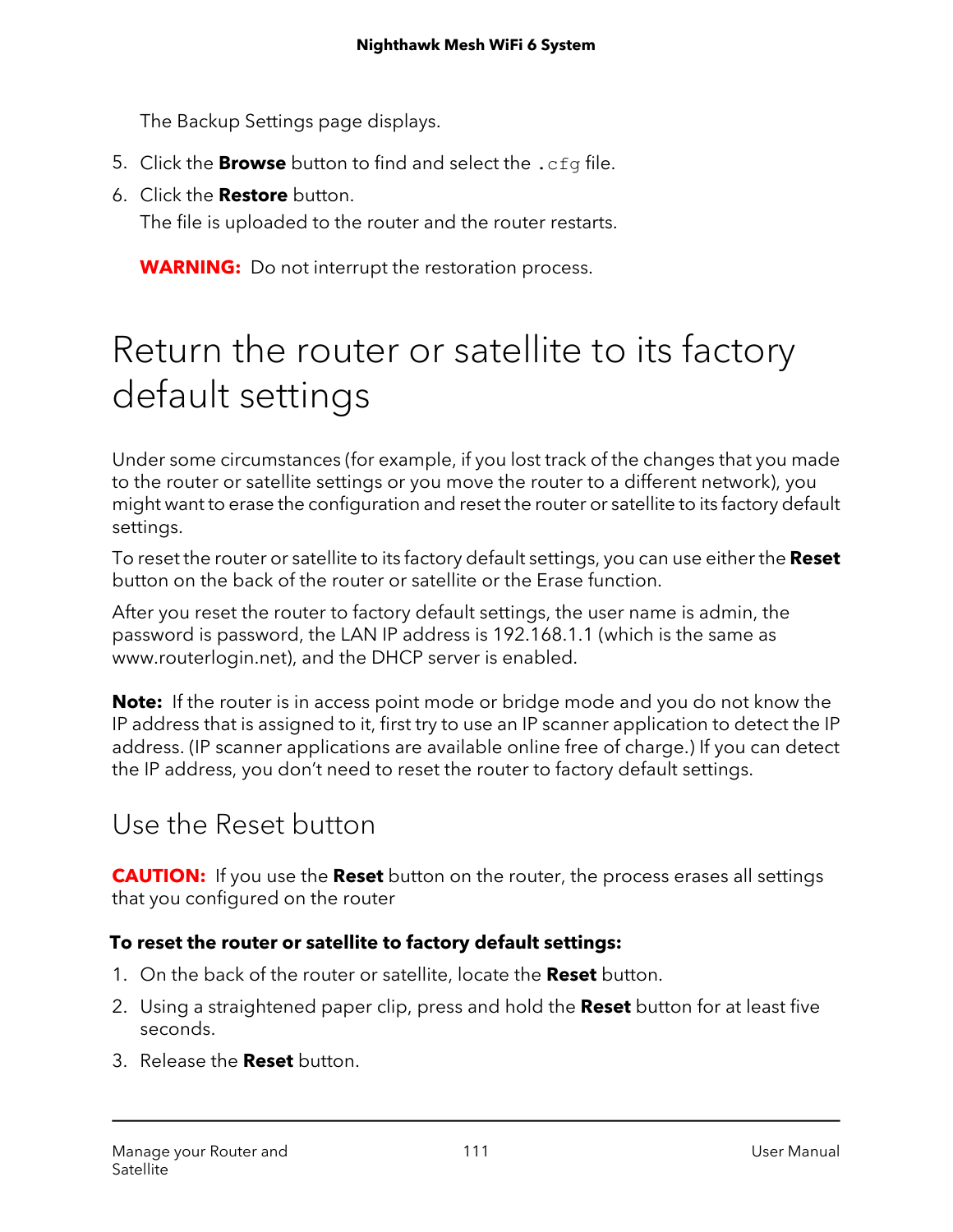The Backup Settings page displays.

5. Click the **Browse** button to find and select the `.cfg` file.
6. Click the **Restore** button.

   The file is uploaded to the router and the router restarts.

   **WARNING:** Do not interrupt the restoration process.

# Return the router or satellite to its factory default settings

Under some circumstances (for example, if you lost track of the changes that you made to the router or satellite settings or you move the router to a different network), you might want to erase the configuration and reset the router or satellite to its factory default settings.

To reset the router or satellite to its factory default settings, you can use either the **Reset** button on the back of the router or satellite or the Erase function.

After you reset the router to factory default settings, the user name is admin, the password is password, the LAN IP address is 192.168.1.1 (which is the same as www.routerlogin.net), and the DHCP server is enabled.

**Note:** If the router is in access point mode or bridge mode and you do not know the IP address that is assigned to it, first try to use an IP scanner application to detect the IP address. (IP scanner applications are available online free of charge.) If you can detect the IP address, you don't need to reset the router to factory default settings.

## Use the Reset button

**CAUTION:** If you use the **Reset** button on the router, the process erases all settings that you configured on the router

**To reset the router or satellite to factory default settings:**

1. On the back of the router or satellite, locate the **Reset** button.
2. Using a straightened paper clip, press and hold the **Reset** button for at least five seconds.
3. Release the **Reset** button.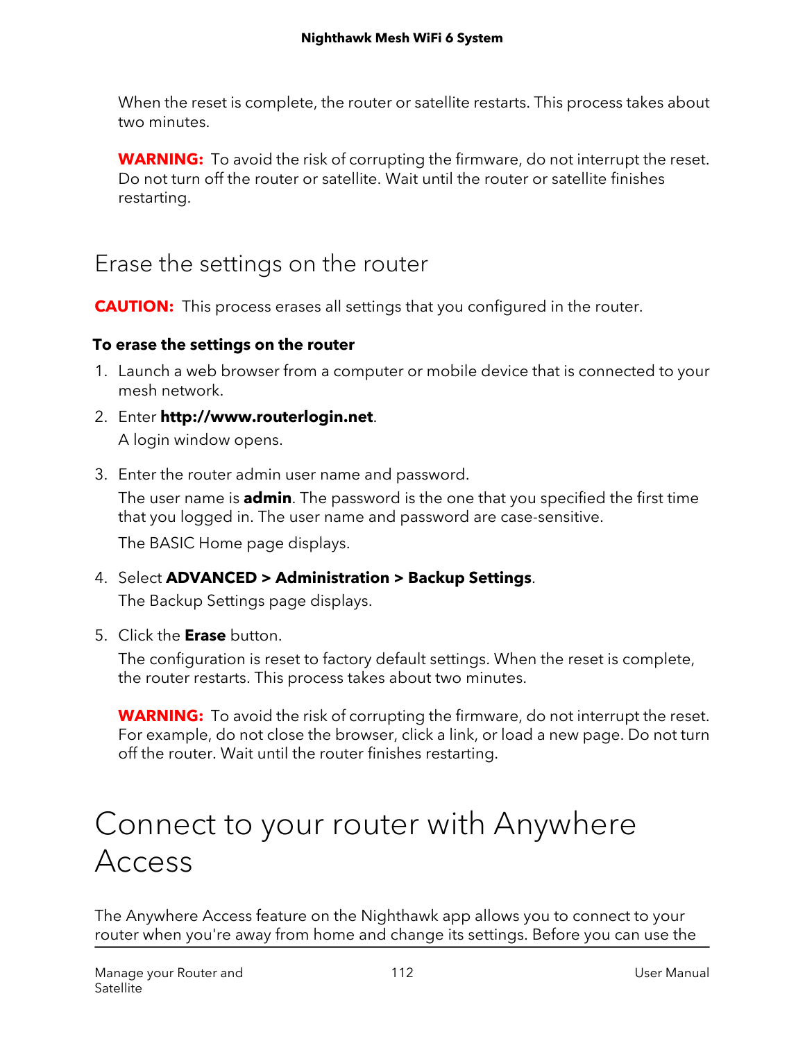When the reset is complete, the router or satellite restarts. This process takes about two minutes.

**WARNING:** To avoid the risk of corrupting the firmware, do not interrupt the reset. Do not turn off the router or satellite. Wait until the router or satellite finishes restarting.

## Erase the settings on the router

**CAUTION:** This process erases all settings that you configured in the router.

**To erase the settings on the router**

1. Launch a web browser from a computer or mobile device that is connected to your mesh network.
2. Enter **http://www.routerlogin.net**.

   A login window opens.
3. Enter the router admin user name and password.

   The user name is **admin**. The password is the one that you specified the first time that you logged in. The user name and password are case-sensitive.

   The BASIC Home page displays.
4. Select **ADVANCED > Administration > Backup Settings**.

   The Backup Settings page displays.
5. Click the **Erase** button.

   The configuration is reset to factory default settings. When the reset is complete, the router restarts. This process takes about two minutes.

   **WARNING:** To avoid the risk of corrupting the firmware, do not interrupt the reset. For example, do not close the browser, click a link, or load a new page. Do not turn off the router. Wait until the router finishes restarting.

# Connect to your router with Anywhere Access

The Anywhere Access feature on the Nighthawk app allows you to connect to your router when you're away from home and change its settings. Before you can use the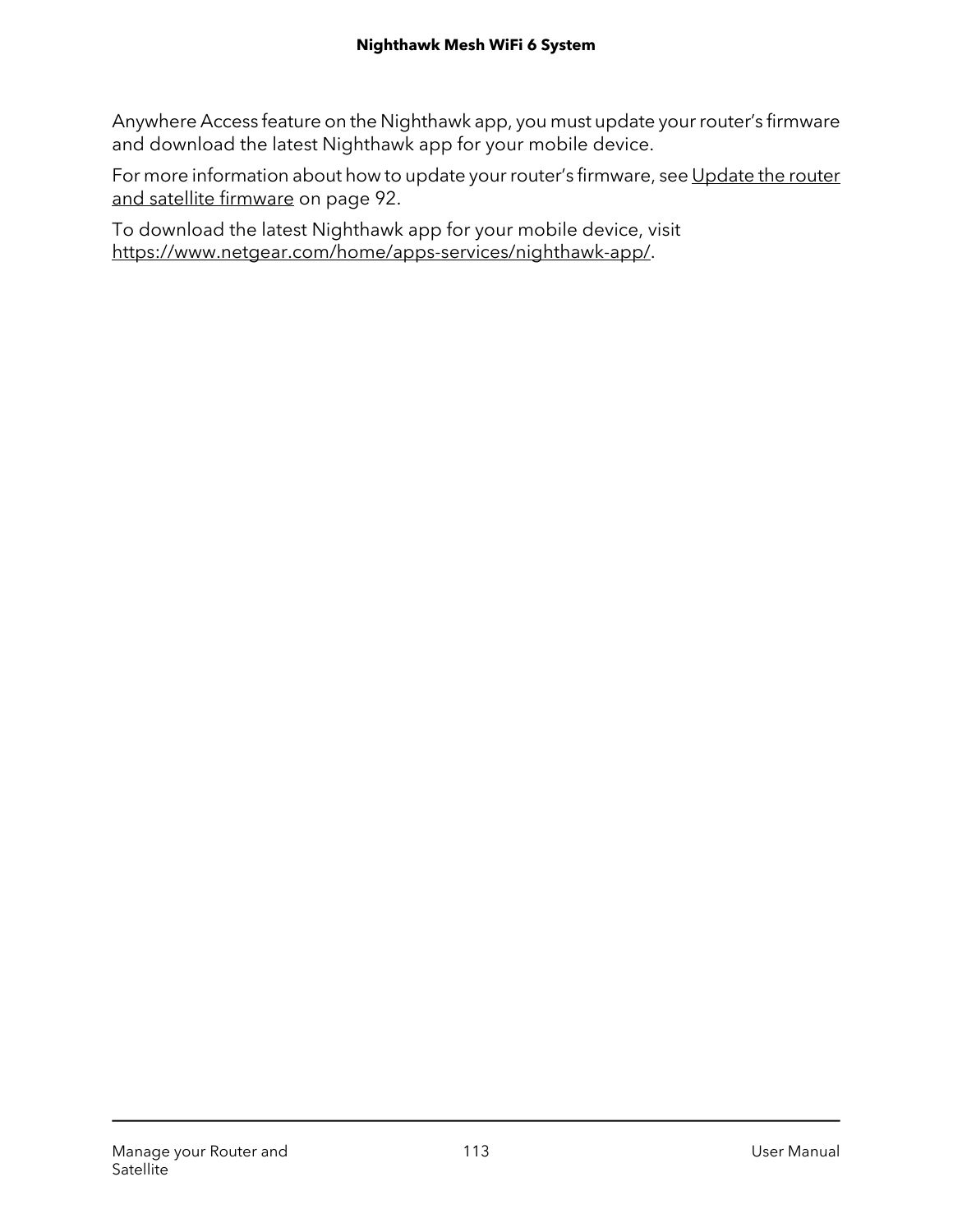Anywhere Access feature on the Nighthawk app, you must update your router’s firmware and download the latest Nighthawk app for your mobile device.

For more information about how to update your router’s firmware, see Update the router and satellite firmware on page 92.

To download the latest Nighthawk app for your mobile device, visit https://www.netgear.com/home/apps-services/nighthawk-app/.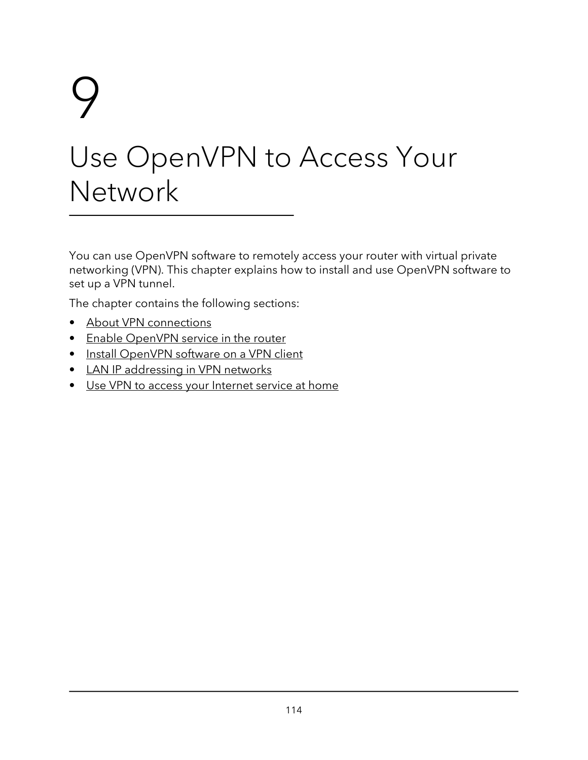# 9 Use OpenVPN to Access Your Network

You can use OpenVPN software to remotely access your router with virtual private networking (VPN). This chapter explains how to install and use OpenVPN software to set up a VPN tunnel.

The chapter contains the following sections:

- About VPN connections
- Enable OpenVPN service in the router
- Install OpenVPN software on a VPN client
- LAN IP addressing in VPN networks
- Use VPN to access your Internet service at home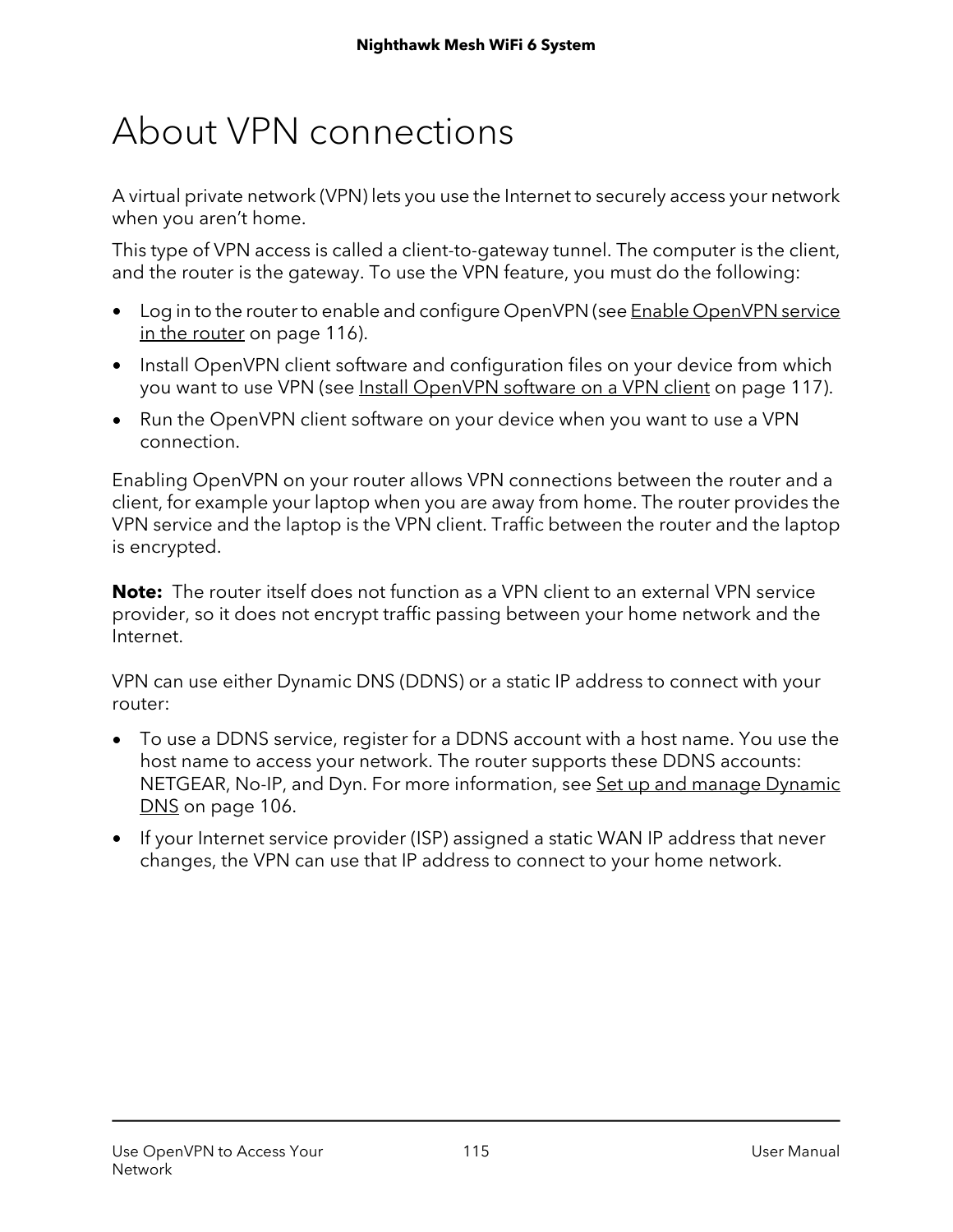# About VPN connections

A virtual private network (VPN) lets you use the Internet to securely access your network when you aren't home.

This type of VPN access is called a client-to-gateway tunnel. The computer is the client, and the router is the gateway. To use the VPN feature, you must do the following:

- Log in to the router to enable and configure OpenVPN (see Enable OpenVPN service in the router on page 116).
- Install OpenVPN client software and configuration files on your device from which you want to use VPN (see Install OpenVPN software on a VPN client on page 117).
- Run the OpenVPN client software on your device when you want to use a VPN connection.

Enabling OpenVPN on your router allows VPN connections between the router and a client, for example your laptop when you are away from home. The router provides the VPN service and the laptop is the VPN client. Traffic between the router and the laptop is encrypted.

**Note:** The router itself does not function as a VPN client to an external VPN service provider, so it does not encrypt traffic passing between your home network and the Internet.

VPN can use either Dynamic DNS (DDNS) or a static IP address to connect with your router:

- To use a DDNS service, register for a DDNS account with a host name. You use the host name to access your network. The router supports these DDNS accounts: NETGEAR, No-IP, and Dyn. For more information, see Set up and manage Dynamic DNS on page 106.
- If your Internet service provider (ISP) assigned a static WAN IP address that never changes, the VPN can use that IP address to connect to your home network.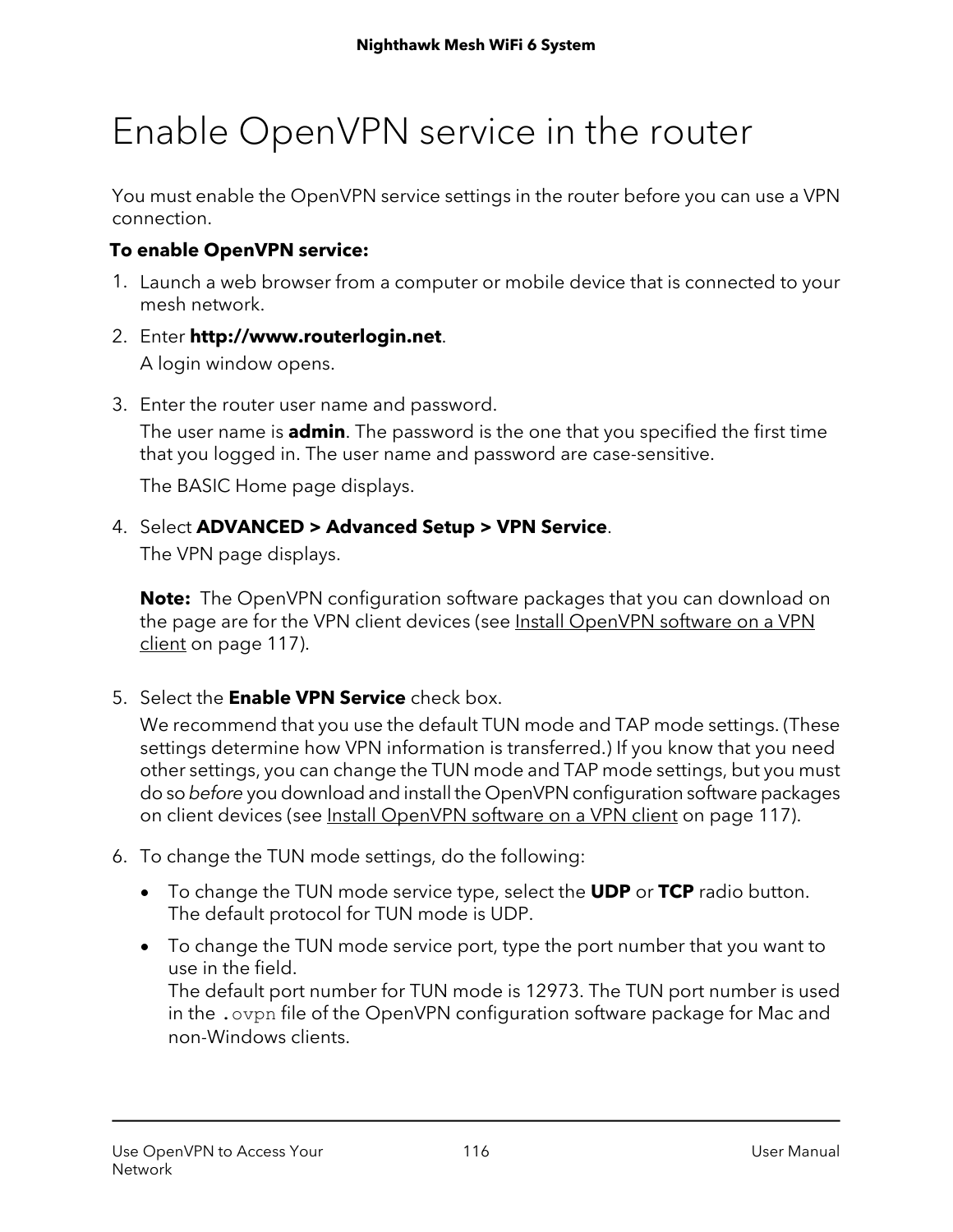# Enable OpenVPN service in the router

You must enable the OpenVPN service settings in the router before you can use a VPN connection.

**To enable OpenVPN service:**

1. Launch a web browser from a computer or mobile device that is connected to your mesh network.
2. Enter **http://www.routerlogin.net**.

   A login window opens.
3. Enter the router user name and password.

   The user name is **admin**. The password is the one that you specified the first time that you logged in. The user name and password are case-sensitive.

   The BASIC Home page displays.
4. Select **ADVANCED > Advanced Setup > VPN Service**.

   The VPN page displays.

   **Note:** The OpenVPN configuration software packages that you can download on the page are for the VPN client devices (see Install OpenVPN software on a VPN client on page 117).
5. Select the **Enable VPN Service** check box.

   We recommend that you use the default TUN mode and TAP mode settings. (These settings determine how VPN information is transferred.) If you know that you need other settings, you can change the TUN mode and TAP mode settings, but you must do so *before* you download and install the OpenVPN configuration software packages on client devices (see Install OpenVPN software on a VPN client on page 117).
6. To change the TUN mode settings, do the following:
   - To change the TUN mode service type, select the **UDP** or **TCP** radio button. The default protocol for TUN mode is UDP.
   - To change the TUN mode service port, type the port number that you want to use in the field.
     The default port number for TUN mode is 12973. The TUN port number is used in the `.ovpn` file of the OpenVPN configuration software package for Mac and non-Windows clients.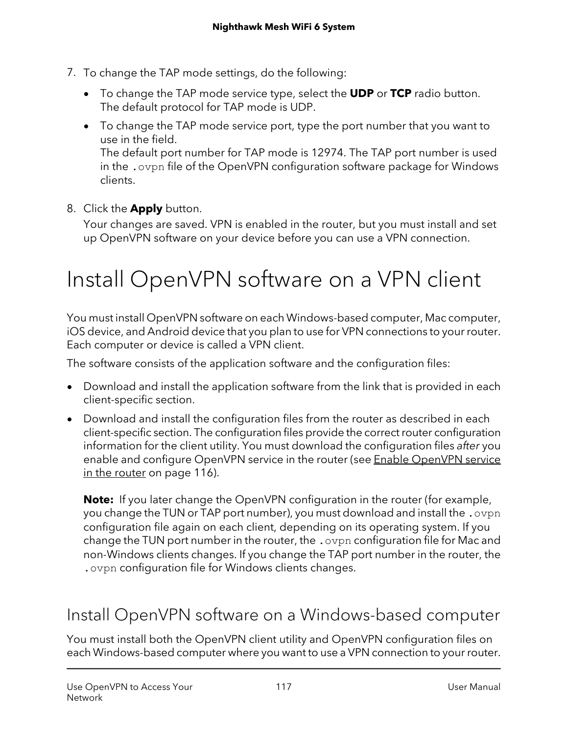7. To change the TAP mode settings, do the following:
   - To change the TAP mode service type, select the **UDP** or **TCP** radio button. The default protocol for TAP mode is UDP.
   - To change the TAP mode service port, type the port number that you want to use in the field.
     The default port number for TAP mode is 12974. The TAP port number is used in the `.ovpn` file of the OpenVPN configuration software package for Windows clients.

8. Click the **Apply** button.
   Your changes are saved. VPN is enabled in the router, but you must install and set up OpenVPN software on your device before you can use a VPN connection.

# Install OpenVPN software on a VPN client

You must install OpenVPN software on each Windows-based computer, Mac computer, iOS device, and Android device that you plan to use for VPN connections to your router. Each computer or device is called a VPN client.

The software consists of the application software and the configuration files:

- Download and install the application software from the link that is provided in each client-specific section.
- Download and install the configuration files from the router as described in each client-specific section. The configuration files provide the correct router configuration information for the client utility. You must download the configuration files *after* you enable and configure OpenVPN service in the router (see Enable OpenVPN service in the router on page 116).

  **Note:** If you later change the OpenVPN configuration in the router (for example, you change the TUN or TAP port number), you must download and install the `.ovpn` configuration file again on each client, depending on its operating system. If you change the TUN port number in the router, the `.ovpn` configuration file for Mac and non-Windows clients changes. If you change the TAP port number in the router, the `.ovpn` configuration file for Windows clients changes.

## Install OpenVPN software on a Windows-based computer

You must install both the OpenVPN client utility and OpenVPN configuration files on each Windows-based computer where you want to use a VPN connection to your router.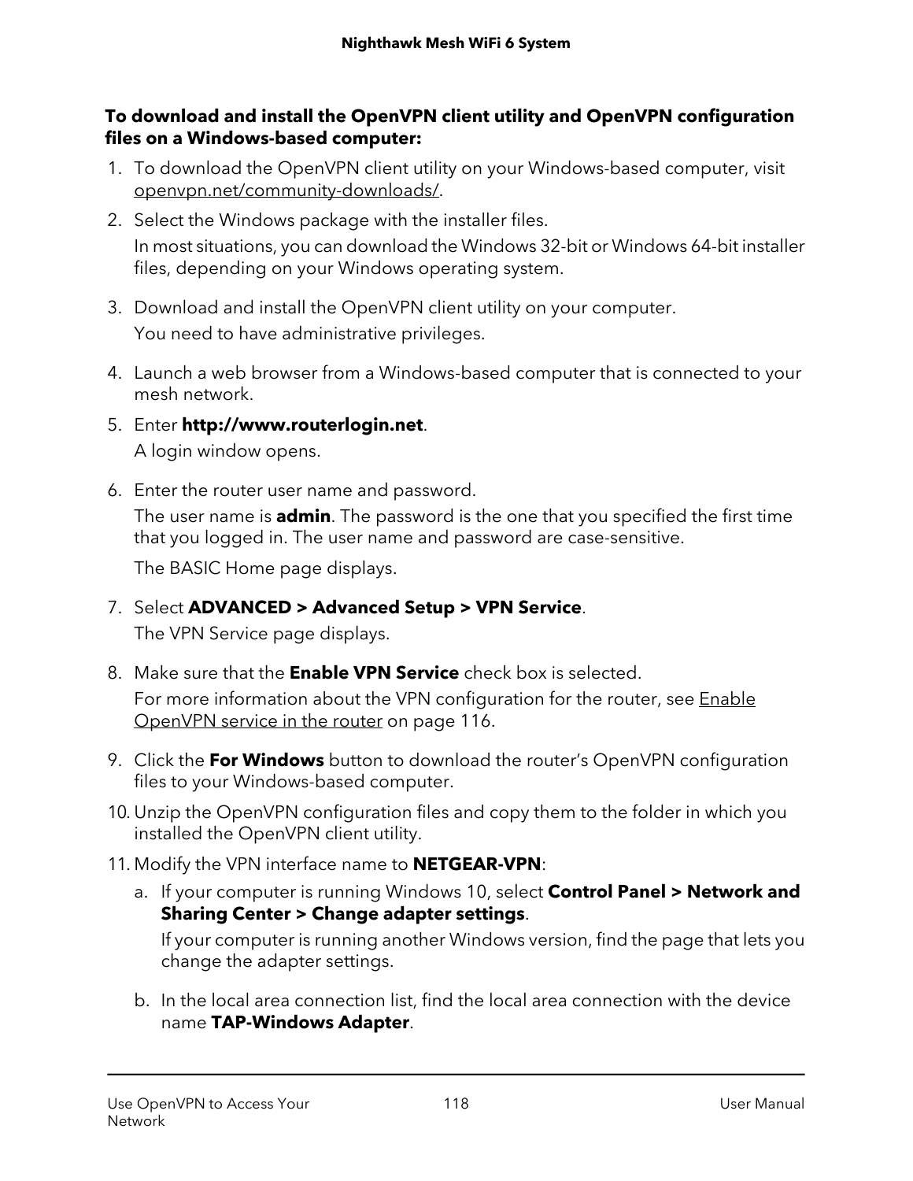**To download and install the OpenVPN client utility and OpenVPN configuration files on a Windows-based computer:**

1. To download the OpenVPN client utility on your Windows-based computer, visit openvpn.net/community-downloads/.
2. Select the Windows package with the installer files.

   In most situations, you can download the Windows 32-bit or Windows 64-bit installer files, depending on your Windows operating system.
3. Download and install the OpenVPN client utility on your computer.

   You need to have administrative privileges.
4. Launch a web browser from a Windows-based computer that is connected to your mesh network.
5. Enter **http://www.routerlogin.net**.

   A login window opens.
6. Enter the router user name and password.

   The user name is **admin**. The password is the one that you specified the first time that you logged in. The user name and password are case-sensitive.

   The BASIC Home page displays.
7. Select **ADVANCED > Advanced Setup > VPN Service**.

   The VPN Service page displays.
8. Make sure that the **Enable VPN Service** check box is selected.

   For more information about the VPN configuration for the router, see Enable OpenVPN service in the router on page 116.
9. Click the **For Windows** button to download the router's OpenVPN configuration files to your Windows-based computer.
10. Unzip the OpenVPN configuration files and copy them to the folder in which you installed the OpenVPN client utility.
11. Modify the VPN interface name to **NETGEAR-VPN**:

    a. If your computer is running Windows 10, select **Control Panel > Network and Sharing Center > Change adapter settings**.

       If your computer is running another Windows version, find the page that lets you change the adapter settings.

    b. In the local area connection list, find the local area connection with the device name **TAP-Windows Adapter**.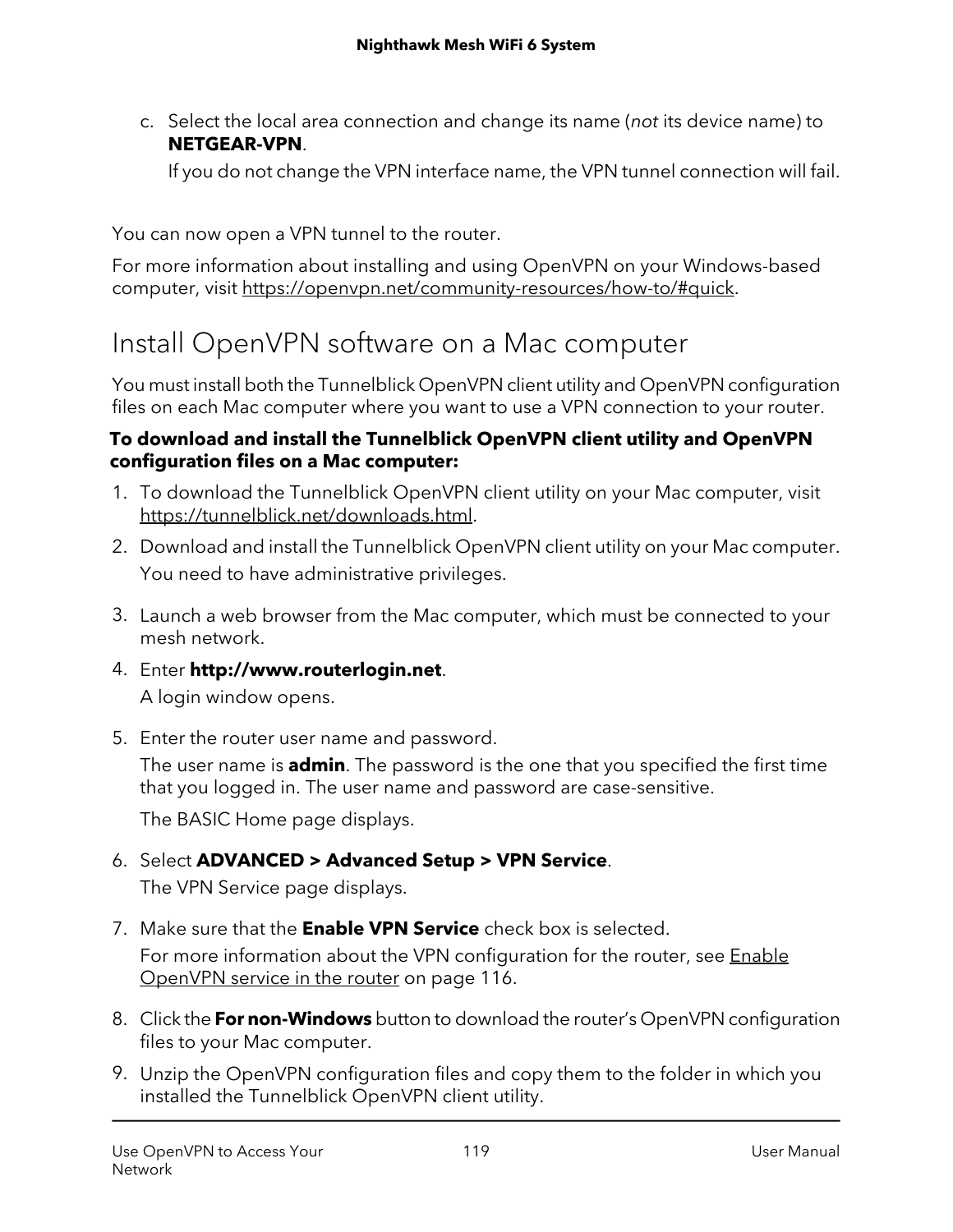c. Select the local area connection and change its name (*not* its device name) to **NETGEAR-VPN**.

   If you do not change the VPN interface name, the VPN tunnel connection will fail.

You can now open a VPN tunnel to the router.

For more information about installing and using OpenVPN on your Windows-based computer, visit https://openvpn.net/community-resources/how-to/#quick.

## Install OpenVPN software on a Mac computer

You must install both the Tunnelblick OpenVPN client utility and OpenVPN configuration files on each Mac computer where you want to use a VPN connection to your router.

**To download and install the Tunnelblick OpenVPN client utility and OpenVPN configuration files on a Mac computer:**

1. To download the Tunnelblick OpenVPN client utility on your Mac computer, visit https://tunnelblick.net/downloads.html.
2. Download and install the Tunnelblick OpenVPN client utility on your Mac computer.

   You need to have administrative privileges.
3. Launch a web browser from the Mac computer, which must be connected to your mesh network.
4. Enter **http://www.routerlogin.net**.

   A login window opens.
5. Enter the router user name and password.

   The user name is **admin**. The password is the one that you specified the first time that you logged in. The user name and password are case-sensitive.

   The BASIC Home page displays.
6. Select **ADVANCED > Advanced Setup > VPN Service**.

   The VPN Service page displays.
7. Make sure that the **Enable VPN Service** check box is selected.

   For more information about the VPN configuration for the router, see Enable OpenVPN service in the router on page 116.
8. Click the **For non-Windows** button to download the router's OpenVPN configuration files to your Mac computer.
9. Unzip the OpenVPN configuration files and copy them to the folder in which you installed the Tunnelblick OpenVPN client utility.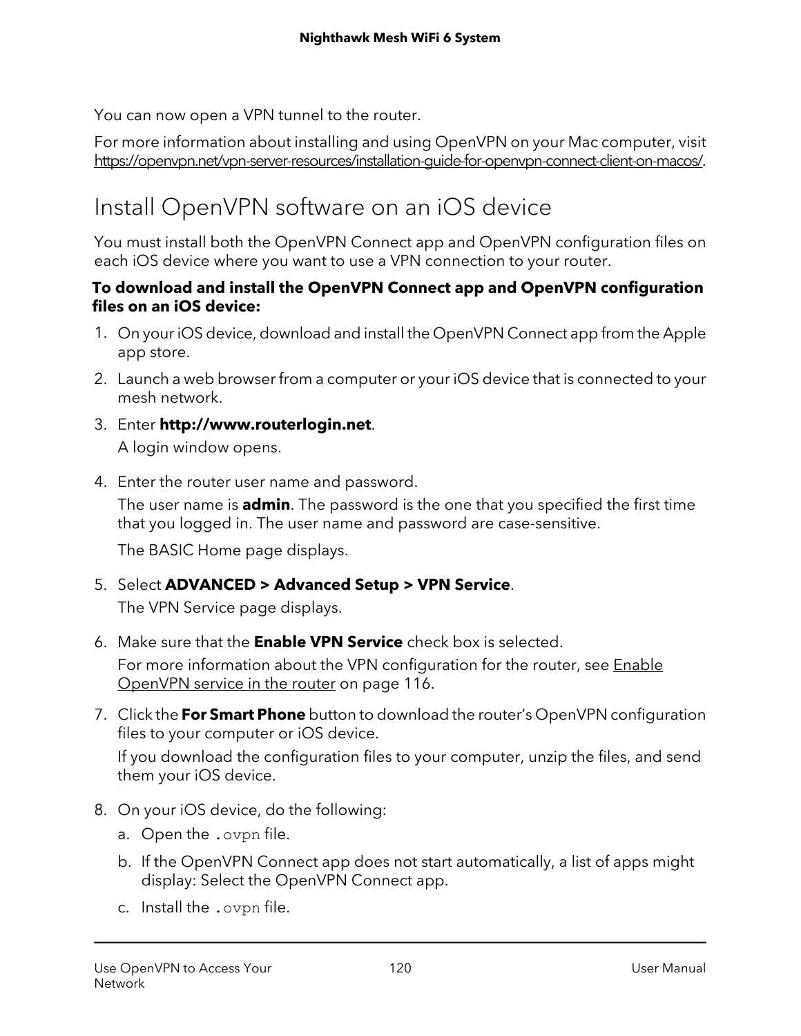You can now open a VPN tunnel to the router.

For more information about installing and using OpenVPN on your Mac computer, visit https://openvpn.net/vpn-server-resources/installation-guide-for-openvpn-connect-client-on-macos/.

## Install OpenVPN software on an iOS device

You must install both the OpenVPN Connect app and OpenVPN configuration files on each iOS device where you want to use a VPN connection to your router.

**To download and install the OpenVPN Connect app and OpenVPN configuration files on an iOS device:**

1. On your iOS device, download and install the OpenVPN Connect app from the Apple app store.
2. Launch a web browser from a computer or your iOS device that is connected to your mesh network.
3. Enter **http://www.routerlogin.net**.

   A login window opens.
4. Enter the router user name and password.

   The user name is **admin**. The password is the one that you specified the first time that you logged in. The user name and password are case-sensitive.

   The BASIC Home page displays.
5. Select **ADVANCED > Advanced Setup > VPN Service**.

   The VPN Service page displays.
6. Make sure that the **Enable VPN Service** check box is selected.

   For more information about the VPN configuration for the router, see Enable OpenVPN service in the router on page 116.
7. Click the **For Smart Phone** button to download the router's OpenVPN configuration files to your computer or iOS device.

   If you download the configuration files to your computer, unzip the files, and send them your iOS device.
8. On your iOS device, do the following:
   a. Open the `.ovpn` file.
   b. If the OpenVPN Connect app does not start automatically, a list of apps might display: Select the OpenVPN Connect app.
   c. Install the `.ovpn` file.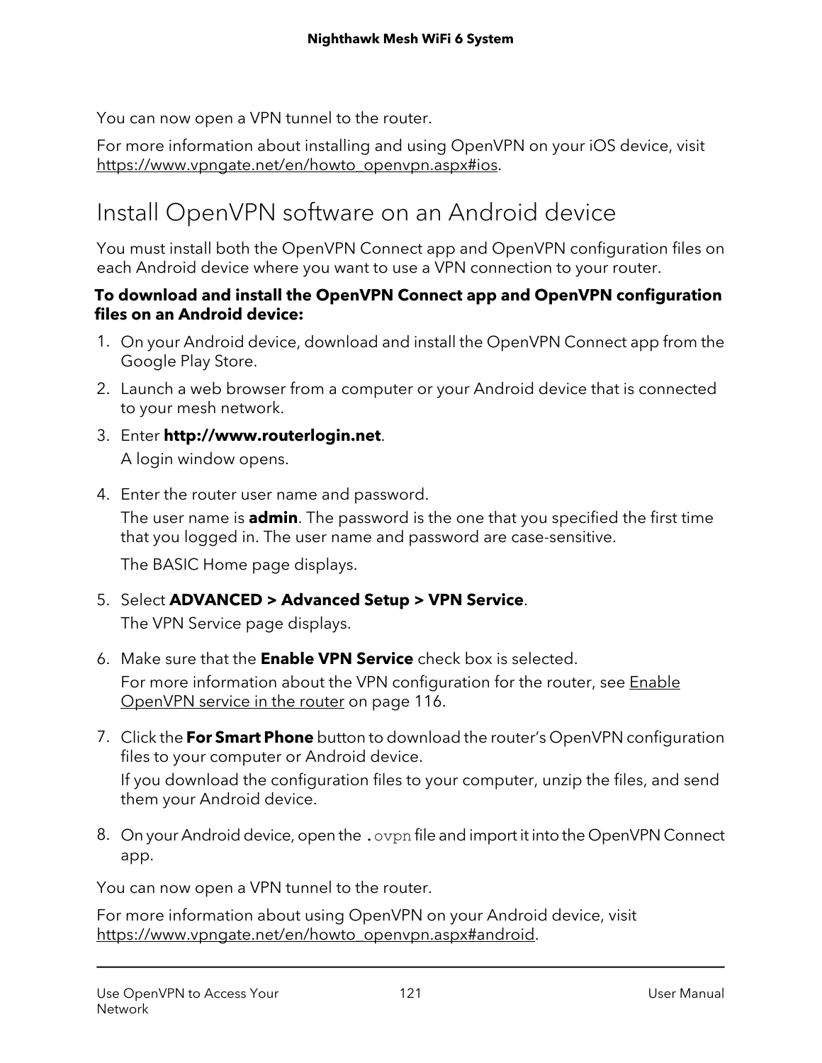You can now open a VPN tunnel to the router.

For more information about installing and using OpenVPN on your iOS device, visit https://www.vpngate.net/en/howto_openvpn.aspx#ios.

## Install OpenVPN software on an Android device

You must install both the OpenVPN Connect app and OpenVPN configuration files on each Android device where you want to use a VPN connection to your router.

**To download and install the OpenVPN Connect app and OpenVPN configuration files on an Android device:**

1. On your Android device, download and install the OpenVPN Connect app from the Google Play Store.
2. Launch a web browser from a computer or your Android device that is connected to your mesh network.
3. Enter **http://www.routerlogin.net**.

   A login window opens.
4. Enter the router user name and password.

   The user name is **admin**. The password is the one that you specified the first time that you logged in. The user name and password are case-sensitive.

   The BASIC Home page displays.
5. Select **ADVANCED > Advanced Setup > VPN Service**.

   The VPN Service page displays.
6. Make sure that the **Enable VPN Service** check box is selected.

   For more information about the VPN configuration for the router, see Enable OpenVPN service in the router on page 116.
7. Click the **For Smart Phone** button to download the router's OpenVPN configuration files to your computer or Android device.

   If you download the configuration files to your computer, unzip the files, and send them your Android device.
8. On your Android device, open the `.ovpn` file and import it into the OpenVPN Connect app.

You can now open a VPN tunnel to the router.

For more information about using OpenVPN on your Android device, visit https://www.vpngate.net/en/howto_openvpn.aspx#android.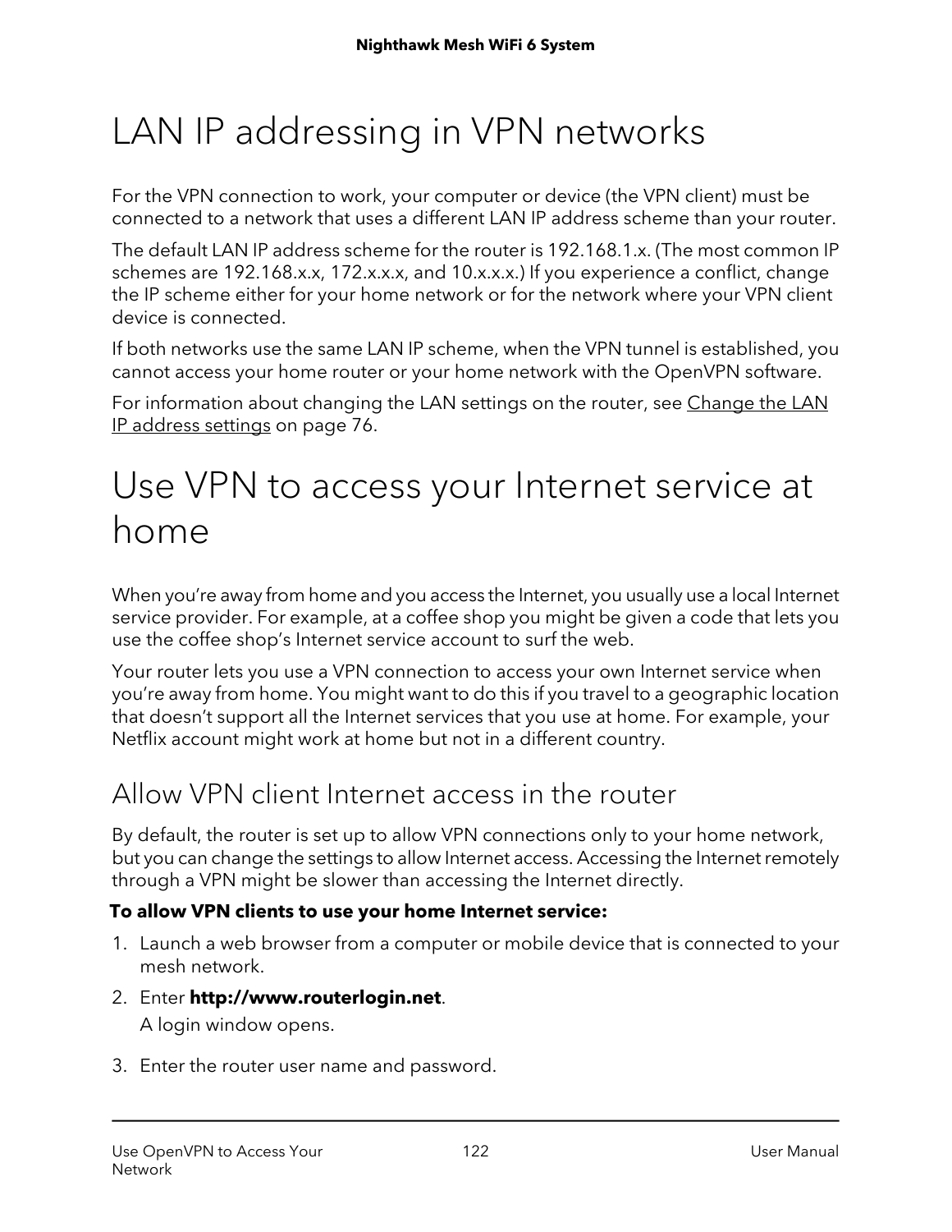# LAN IP addressing in VPN networks

For the VPN connection to work, your computer or device (the VPN client) must be connected to a network that uses a different LAN IP address scheme than your router.

The default LAN IP address scheme for the router is 192.168.1.x. (The most common IP schemes are 192.168.x.x, 172.x.x.x, and 10.x.x.x.) If you experience a conflict, change the IP scheme either for your home network or for the network where your VPN client device is connected.

If both networks use the same LAN IP scheme, when the VPN tunnel is established, you cannot access your home router or your home network with the OpenVPN software.

For information about changing the LAN settings on the router, see Change the LAN IP address settings on page 76.

# Use VPN to access your Internet service at home

When you're away from home and you access the Internet, you usually use a local Internet service provider. For example, at a coffee shop you might be given a code that lets you use the coffee shop's Internet service account to surf the web.

Your router lets you use a VPN connection to access your own Internet service when you're away from home. You might want to do this if you travel to a geographic location that doesn't support all the Internet services that you use at home. For example, your Netflix account might work at home but not in a different country.

## Allow VPN client Internet access in the router

By default, the router is set up to allow VPN connections only to your home network, but you can change the settings to allow Internet access. Accessing the Internet remotely through a VPN might be slower than accessing the Internet directly.

**To allow VPN clients to use your home Internet service:**

1. Launch a web browser from a computer or mobile device that is connected to your mesh network.
2. Enter **http://www.routerlogin.net**.
   A login window opens.
3. Enter the router user name and password.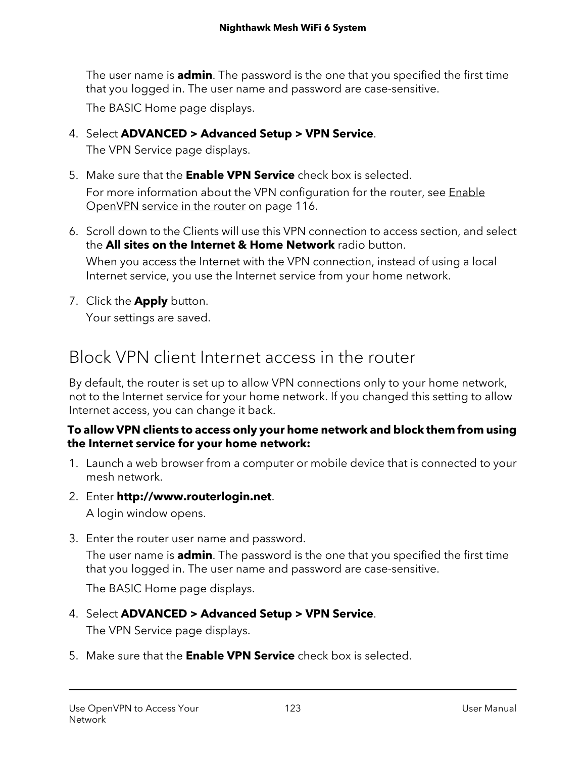The user name is **admin**. The password is the one that you specified the first time that you logged in. The user name and password are case-sensitive.

The BASIC Home page displays.

4. Select **ADVANCED > Advanced Setup > VPN Service**.

   The VPN Service page displays.

5. Make sure that the **Enable VPN Service** check box is selected.

   For more information about the VPN configuration for the router, see Enable OpenVPN service in the router on page 116.

6. Scroll down to the Clients will use this VPN connection to access section, and select the **All sites on the Internet & Home Network** radio button.

   When you access the Internet with the VPN connection, instead of using a local Internet service, you use the Internet service from your home network.

7. Click the **Apply** button.

   Your settings are saved.

## Block VPN client Internet access in the router

By default, the router is set up to allow VPN connections only to your home network, not to the Internet service for your home network. If you changed this setting to allow Internet access, you can change it back.

**To allow VPN clients to access only your home network and block them from using the Internet service for your home network:**

1. Launch a web browser from a computer or mobile device that is connected to your mesh network.
2. Enter **http://www.routerlogin.net**.

   A login window opens.

3. Enter the router user name and password.

   The user name is **admin**. The password is the one that you specified the first time that you logged in. The user name and password are case-sensitive.

   The BASIC Home page displays.

4. Select **ADVANCED > Advanced Setup > VPN Service**.

   The VPN Service page displays.

5. Make sure that the **Enable VPN Service** check box is selected.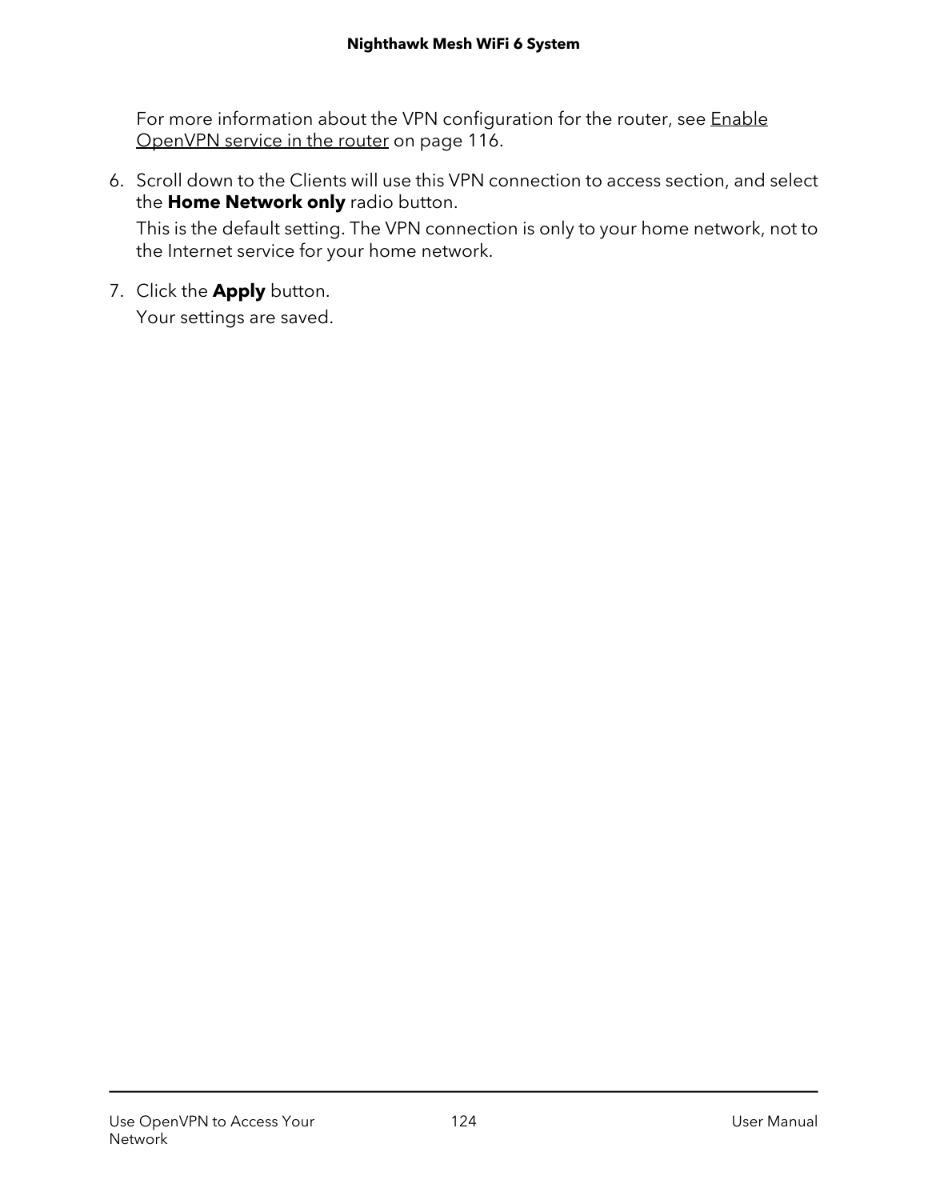For more information about the VPN configuration for the router, see Enable OpenVPN service in the router on page 116.

6. Scroll down to the Clients will use this VPN connection to access section, and select the **Home Network only** radio button.

   This is the default setting. The VPN connection is only to your home network, not to the Internet service for your home network.

7. Click the **Apply** button.

   Your settings are saved.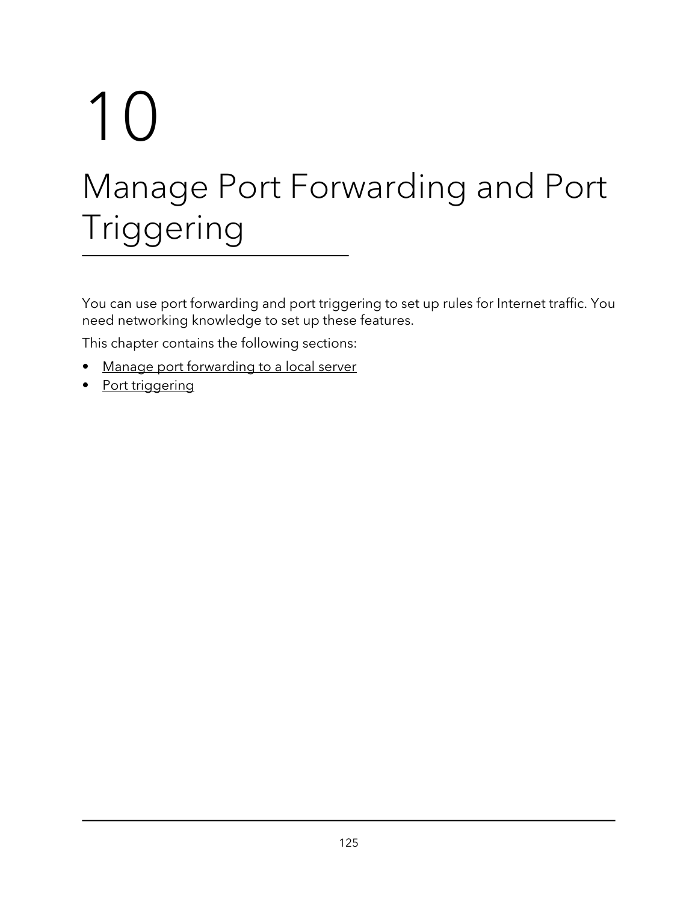# 10

# Manage Port Forwarding and Port Triggering

You can use port forwarding and port triggering to set up rules for Internet traffic. You need networking knowledge to set up these features.

This chapter contains the following sections:

- Manage port forwarding to a local server
- Port triggering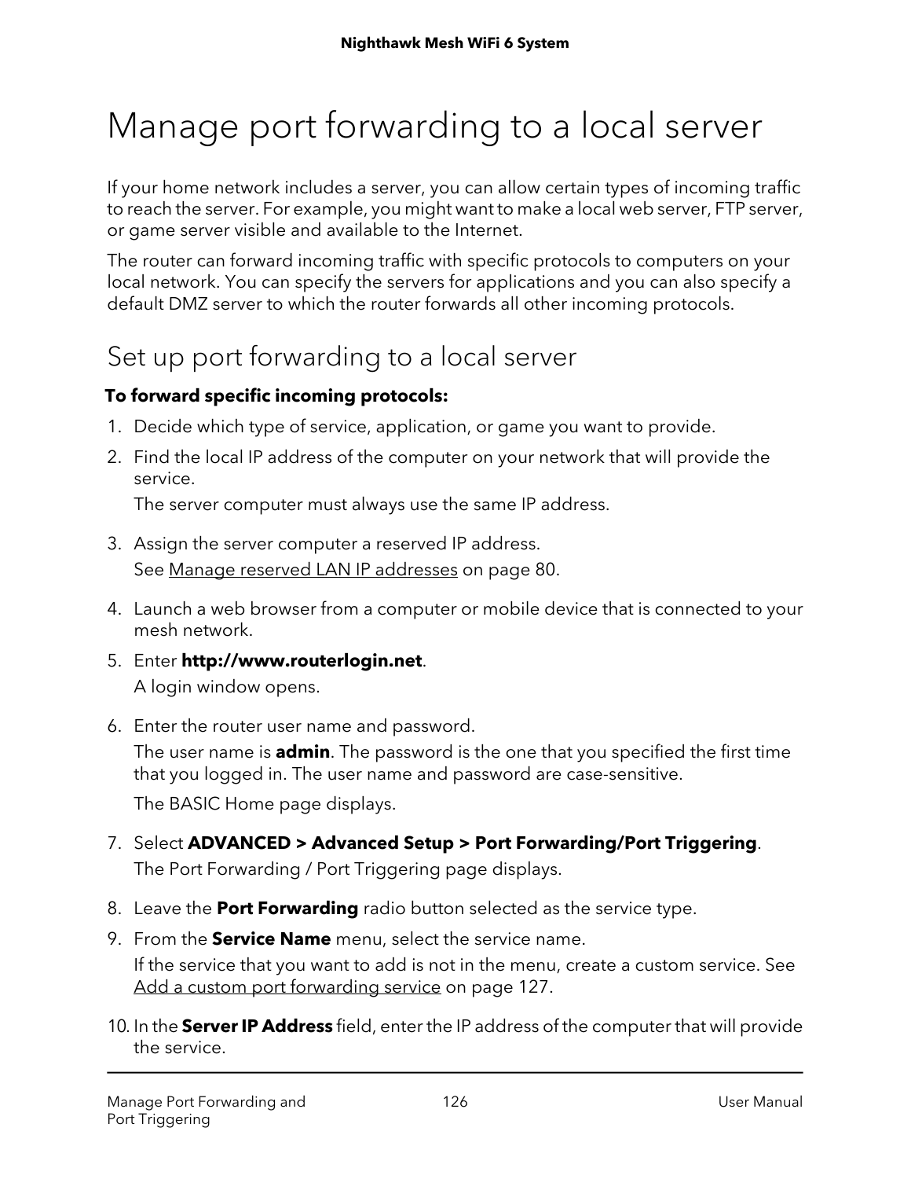# Manage port forwarding to a local server

If your home network includes a server, you can allow certain types of incoming traffic to reach the server. For example, you might want to make a local web server, FTP server, or game server visible and available to the Internet.

The router can forward incoming traffic with specific protocols to computers on your local network. You can specify the servers for applications and you can also specify a default DMZ server to which the router forwards all other incoming protocols.

## Set up port forwarding to a local server

**To forward specific incoming protocols:**

1. Decide which type of service, application, or game you want to provide.
2. Find the local IP address of the computer on your network that will provide the service.

   The server computer must always use the same IP address.

3. Assign the server computer a reserved IP address.

   See Manage reserved LAN IP addresses on page 80.

4. Launch a web browser from a computer or mobile device that is connected to your mesh network.
5. Enter **http://www.routerlogin.net**.

   A login window opens.

6. Enter the router user name and password.

   The user name is **admin**. The password is the one that you specified the first time that you logged in. The user name and password are case-sensitive.

   The BASIC Home page displays.

7. Select **ADVANCED > Advanced Setup > Port Forwarding/Port Triggering**.

   The Port Forwarding / Port Triggering page displays.

8. Leave the **Port Forwarding** radio button selected as the service type.
9. From the **Service Name** menu, select the service name.

   If the service that you want to add is not in the menu, create a custom service. See Add a custom port forwarding service on page 127.

10. In the **Server IP Address** field, enter the IP address of the computer that will provide the service.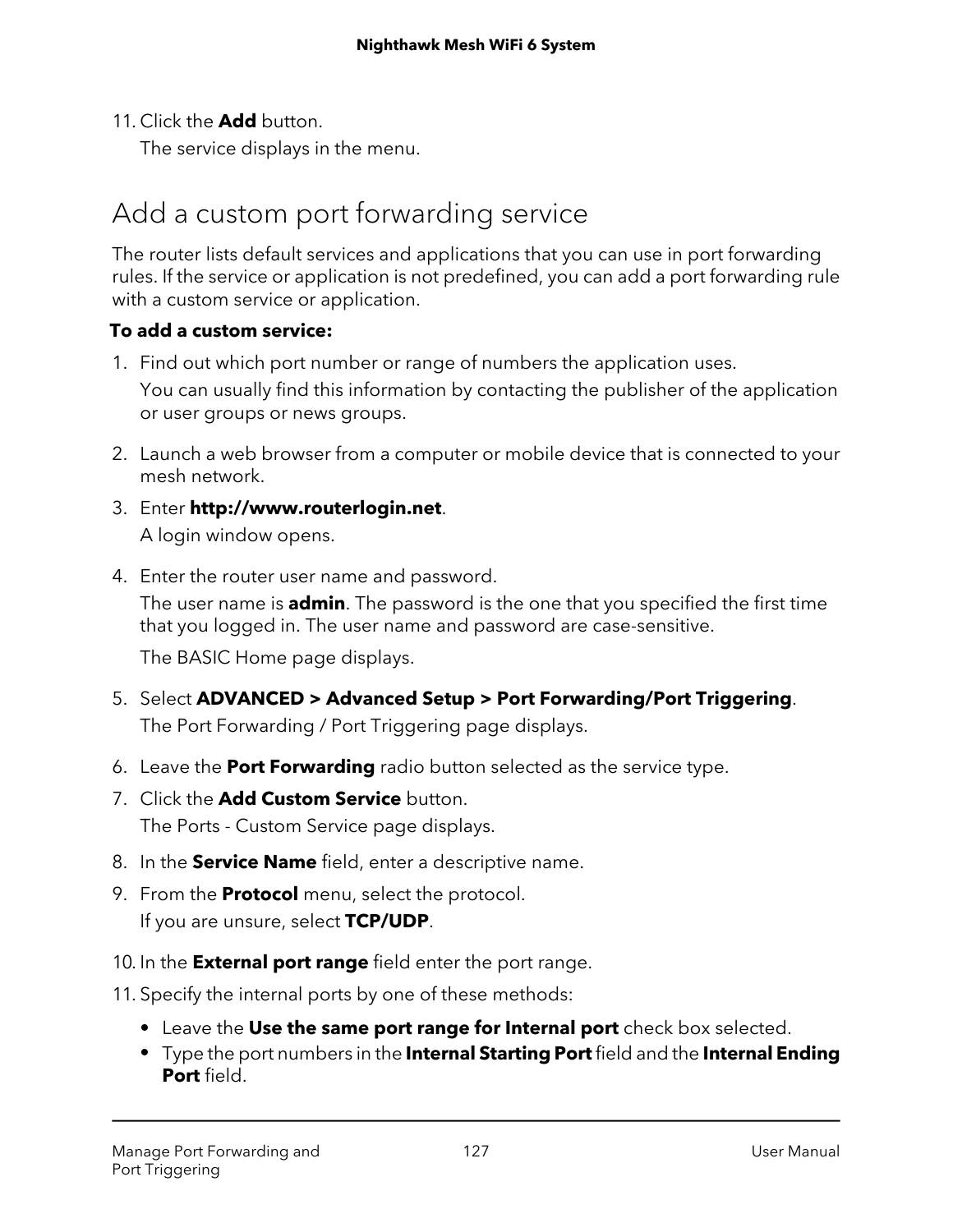11. Click the **Add** button.

    The service displays in the menu.

## Add a custom port forwarding service

The router lists default services and applications that you can use in port forwarding rules. If the service or application is not predefined, you can add a port forwarding rule with a custom service or application.

**To add a custom service:**

1. Find out which port number or range of numbers the application uses.

   You can usually find this information by contacting the publisher of the application or user groups or news groups.

2. Launch a web browser from a computer or mobile device that is connected to your mesh network.
3. Enter **http://www.routerlogin.net**.

   A login window opens.

4. Enter the router user name and password.

   The user name is **admin**. The password is the one that you specified the first time that you logged in. The user name and password are case-sensitive.

   The BASIC Home page displays.

5. Select **ADVANCED > Advanced Setup > Port Forwarding/Port Triggering**.

   The Port Forwarding / Port Triggering page displays.

6. Leave the **Port Forwarding** radio button selected as the service type.
7. Click the **Add Custom Service** button.

   The Ports - Custom Service page displays.

8. In the **Service Name** field, enter a descriptive name.
9. From the **Protocol** menu, select the protocol.

   If you are unsure, select **TCP/UDP**.

10. In the **External port range** field enter the port range.
11. Specify the internal ports by one of these methods:
    - Leave the **Use the same port range for Internal port** check box selected.
    - Type the port numbers in the **Internal Starting Port** field and the **Internal Ending Port** field.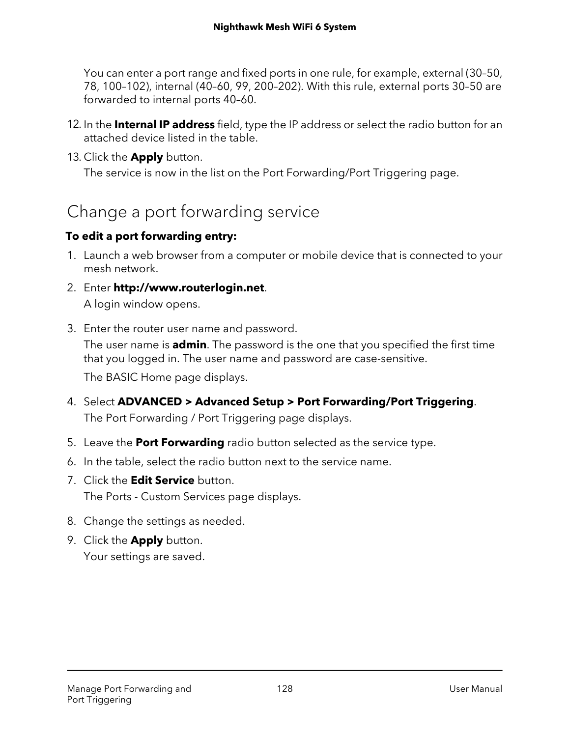You can enter a port range and fixed ports in one rule, for example, external (30–50, 78, 100–102), internal (40–60, 99, 200–202). With this rule, external ports 30–50 are forwarded to internal ports 40–60.

12. In the **Internal IP address** field, type the IP address or select the radio button for an attached device listed in the table.
13. Click the **Apply** button.

    The service is now in the list on the Port Forwarding/Port Triggering page.

## Change a port forwarding service

**To edit a port forwarding entry:**

1. Launch a web browser from a computer or mobile device that is connected to your mesh network.
2. Enter **http://www.routerlogin.net**.

   A login window opens.
3. Enter the router user name and password.

   The user name is **admin**. The password is the one that you specified the first time that you logged in. The user name and password are case-sensitive.

   The BASIC Home page displays.
4. Select **ADVANCED > Advanced Setup > Port Forwarding/Port Triggering**.

   The Port Forwarding / Port Triggering page displays.
5. Leave the **Port Forwarding** radio button selected as the service type.
6. In the table, select the radio button next to the service name.
7. Click the **Edit Service** button.

   The Ports - Custom Services page displays.
8. Change the settings as needed.
9. Click the **Apply** button.

   Your settings are saved.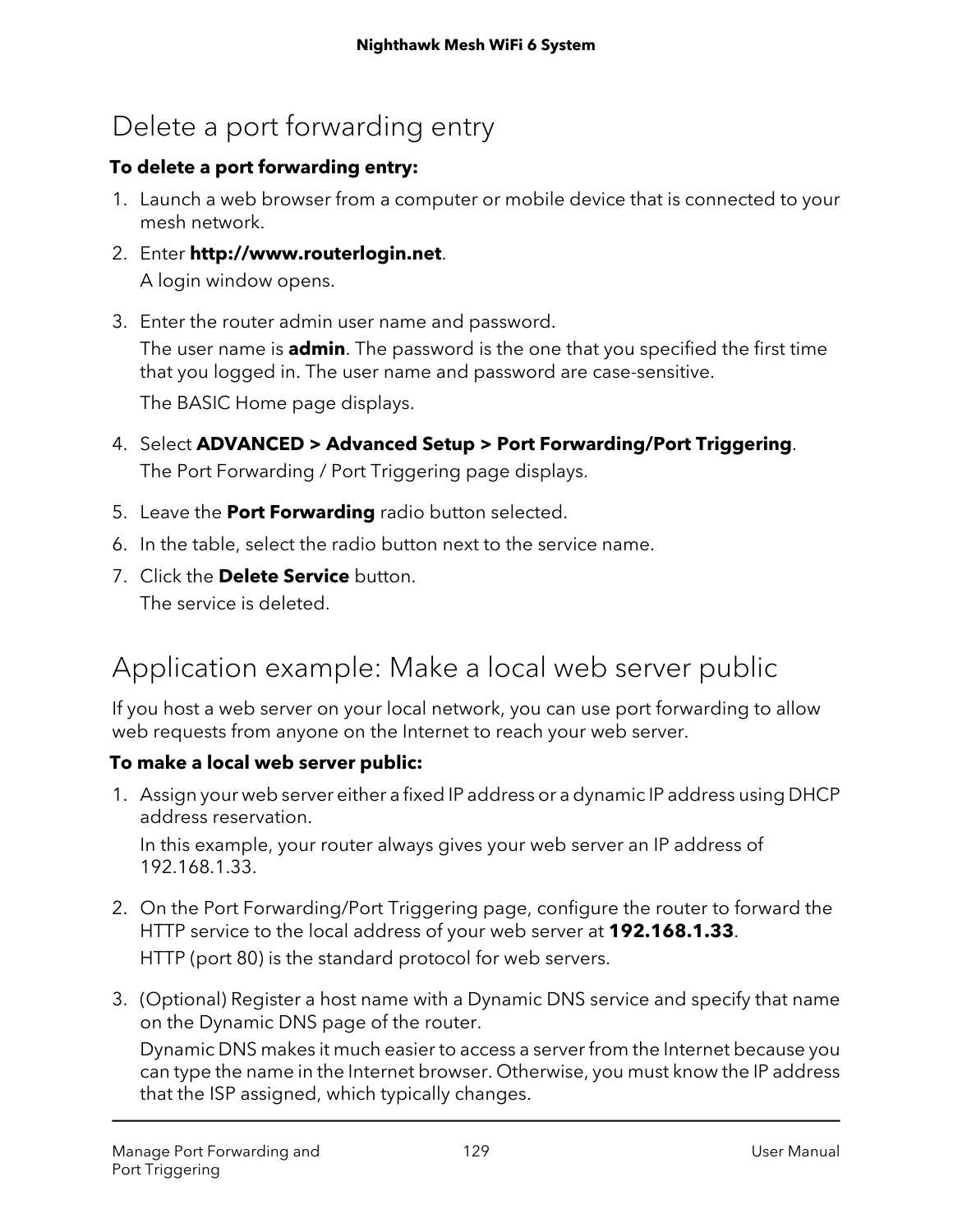## Delete a port forwarding entry

**To delete a port forwarding entry:**

1. Launch a web browser from a computer or mobile device that is connected to your mesh network.
2. Enter **http://www.routerlogin.net**.

   A login window opens.
3. Enter the router admin user name and password.

   The user name is **admin**. The password is the one that you specified the first time that you logged in. The user name and password are case-sensitive.

   The BASIC Home page displays.
4. Select **ADVANCED > Advanced Setup > Port Forwarding/Port Triggering**.

   The Port Forwarding / Port Triggering page displays.
5. Leave the **Port Forwarding** radio button selected.
6. In the table, select the radio button next to the service name.
7. Click the **Delete Service** button.

   The service is deleted.

## Application example: Make a local web server public

If you host a web server on your local network, you can use port forwarding to allow web requests from anyone on the Internet to reach your web server.

**To make a local web server public:**

1. Assign your web server either a fixed IP address or a dynamic IP address using DHCP address reservation.

   In this example, your router always gives your web server an IP address of 192.168.1.33.
2. On the Port Forwarding/Port Triggering page, configure the router to forward the HTTP service to the local address of your web server at **192.168.1.33**.

   HTTP (port 80) is the standard protocol for web servers.
3. (Optional) Register a host name with a Dynamic DNS service and specify that name on the Dynamic DNS page of the router.

   Dynamic DNS makes it much easier to access a server from the Internet because you can type the name in the Internet browser. Otherwise, you must know the IP address that the ISP assigned, which typically changes.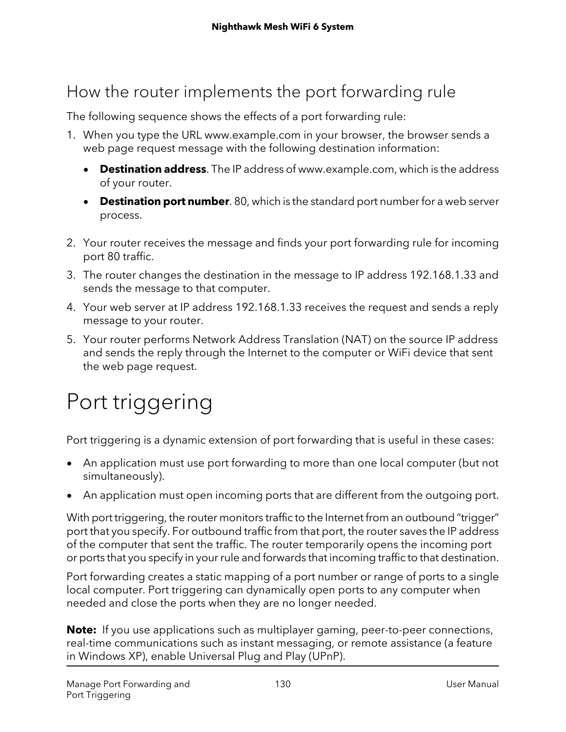## How the router implements the port forwarding rule

The following sequence shows the effects of a port forwarding rule:

1. When you type the URL www.example.com in your browser, the browser sends a web page request message with the following destination information:
   - **Destination address**. The IP address of www.example.com, which is the address of your router.
   - **Destination port number**. 80, which is the standard port number for a web server process.
2. Your router receives the message and finds your port forwarding rule for incoming port 80 traffic.
3. The router changes the destination in the message to IP address 192.168.1.33 and sends the message to that computer.
4. Your web server at IP address 192.168.1.33 receives the request and sends a reply message to your router.
5. Your router performs Network Address Translation (NAT) on the source IP address and sends the reply through the Internet to the computer or WiFi device that sent the web page request.

# Port triggering

Port triggering is a dynamic extension of port forwarding that is useful in these cases:

- An application must use port forwarding to more than one local computer (but not simultaneously).
- An application must open incoming ports that are different from the outgoing port.

With port triggering, the router monitors traffic to the Internet from an outbound "trigger" port that you specify. For outbound traffic from that port, the router saves the IP address of the computer that sent the traffic. The router temporarily opens the incoming port or ports that you specify in your rule and forwards that incoming traffic to that destination.

Port forwarding creates a static mapping of a port number or range of ports to a single local computer. Port triggering can dynamically open ports to any computer when needed and close the ports when they are no longer needed.

**Note:** If you use applications such as multiplayer gaming, peer-to-peer connections, real-time communications such as instant messaging, or remote assistance (a feature in Windows XP), enable Universal Plug and Play (UPnP).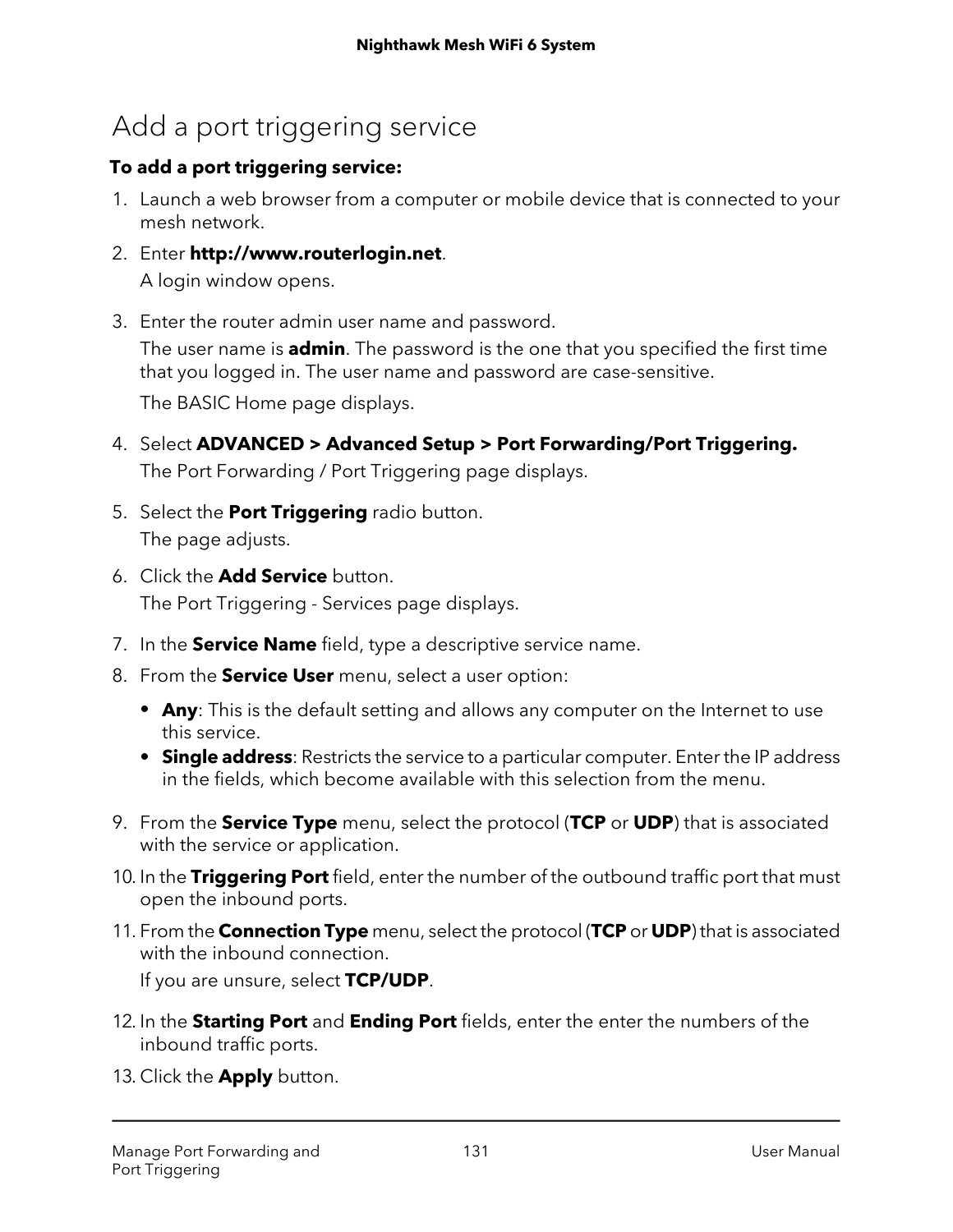# Add a port triggering service

**To add a port triggering service:**

1. Launch a web browser from a computer or mobile device that is connected to your mesh network.
2. Enter **http://www.routerlogin.net**.

   A login window opens.
3. Enter the router admin user name and password.

   The user name is **admin**. The password is the one that you specified the first time that you logged in. The user name and password are case-sensitive.

   The BASIC Home page displays.
4. Select **ADVANCED > Advanced Setup > Port Forwarding/Port Triggering.**

   The Port Forwarding / Port Triggering page displays.
5. Select the **Port Triggering** radio button.

   The page adjusts.
6. Click the **Add Service** button.

   The Port Triggering - Services page displays.
7. In the **Service Name** field, type a descriptive service name.
8. From the **Service User** menu, select a user option:
   - **Any**: This is the default setting and allows any computer on the Internet to use this service.
   - **Single address**: Restricts the service to a particular computer. Enter the IP address in the fields, which become available with this selection from the menu.
9. From the **Service Type** menu, select the protocol (**TCP** or **UDP**) that is associated with the service or application.
10. In the **Triggering Port** field, enter the number of the outbound traffic port that must open the inbound ports.
11. From the **Connection Type** menu, select the protocol (**TCP** or **UDP**) that is associated with the inbound connection.

    If you are unsure, select **TCP/UDP**.
12. In the **Starting Port** and **Ending Port** fields, enter the enter the numbers of the inbound traffic ports.
13. Click the **Apply** button.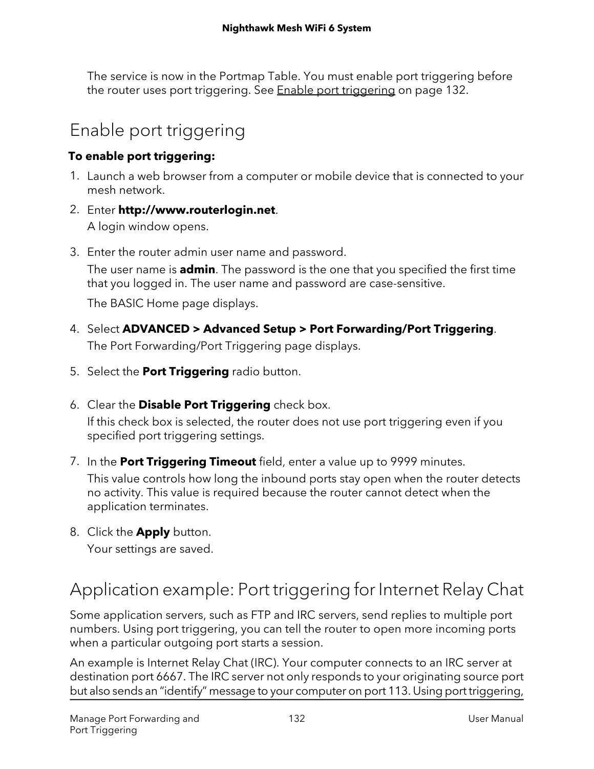The service is now in the Portmap Table. You must enable port triggering before the router uses port triggering. See Enable port triggering on page 132.

## Enable port triggering

**To enable port triggering:**

1. Launch a web browser from a computer or mobile device that is connected to your mesh network.
2. Enter **http://www.routerlogin.net**.

   A login window opens.
3. Enter the router admin user name and password.

   The user name is **admin**. The password is the one that you specified the first time that you logged in. The user name and password are case-sensitive.

   The BASIC Home page displays.
4. Select **ADVANCED > Advanced Setup > Port Forwarding/Port Triggering**.

   The Port Forwarding/Port Triggering page displays.
5. Select the **Port Triggering** radio button.
6. Clear the **Disable Port Triggering** check box.

   If this check box is selected, the router does not use port triggering even if you specified port triggering settings.
7. In the **Port Triggering Timeout** field, enter a value up to 9999 minutes.

   This value controls how long the inbound ports stay open when the router detects no activity. This value is required because the router cannot detect when the application terminates.
8. Click the **Apply** button.

   Your settings are saved.

## Application example: Port triggering for Internet Relay Chat

Some application servers, such as FTP and IRC servers, send replies to multiple port numbers. Using port triggering, you can tell the router to open more incoming ports when a particular outgoing port starts a session.

An example is Internet Relay Chat (IRC). Your computer connects to an IRC server at destination port 6667. The IRC server not only responds to your originating source port but also sends an "identify" message to your computer on port 113. Using port triggering,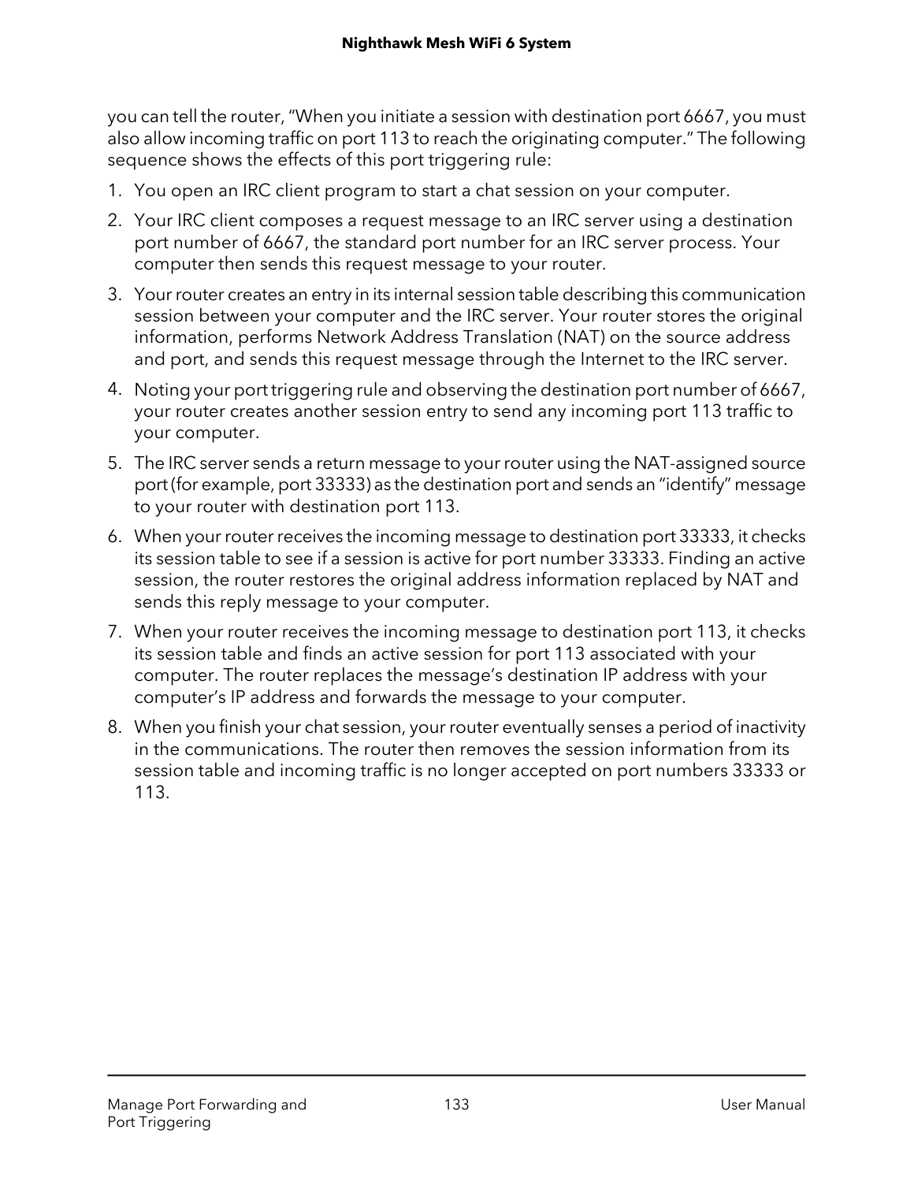you can tell the router, “When you initiate a session with destination port 6667, you must also allow incoming traffic on port 113 to reach the originating computer.” The following sequence shows the effects of this port triggering rule:

1. You open an IRC client program to start a chat session on your computer.
2. Your IRC client composes a request message to an IRC server using a destination port number of 6667, the standard port number for an IRC server process. Your computer then sends this request message to your router.
3. Your router creates an entry in its internal session table describing this communication session between your computer and the IRC server. Your router stores the original information, performs Network Address Translation (NAT) on the source address and port, and sends this request message through the Internet to the IRC server.
4. Noting your port triggering rule and observing the destination port number of 6667, your router creates another session entry to send any incoming port 113 traffic to your computer.
5. The IRC server sends a return message to your router using the NAT-assigned source port (for example, port 33333) as the destination port and sends an “identify” message to your router with destination port 113.
6. When your router receives the incoming message to destination port 33333, it checks its session table to see if a session is active for port number 33333. Finding an active session, the router restores the original address information replaced by NAT and sends this reply message to your computer.
7. When your router receives the incoming message to destination port 113, it checks its session table and finds an active session for port 113 associated with your computer. The router replaces the message’s destination IP address with your computer’s IP address and forwards the message to your computer.
8. When you finish your chat session, your router eventually senses a period of inactivity in the communications. The router then removes the session information from its session table and incoming traffic is no longer accepted on port numbers 33333 or 113.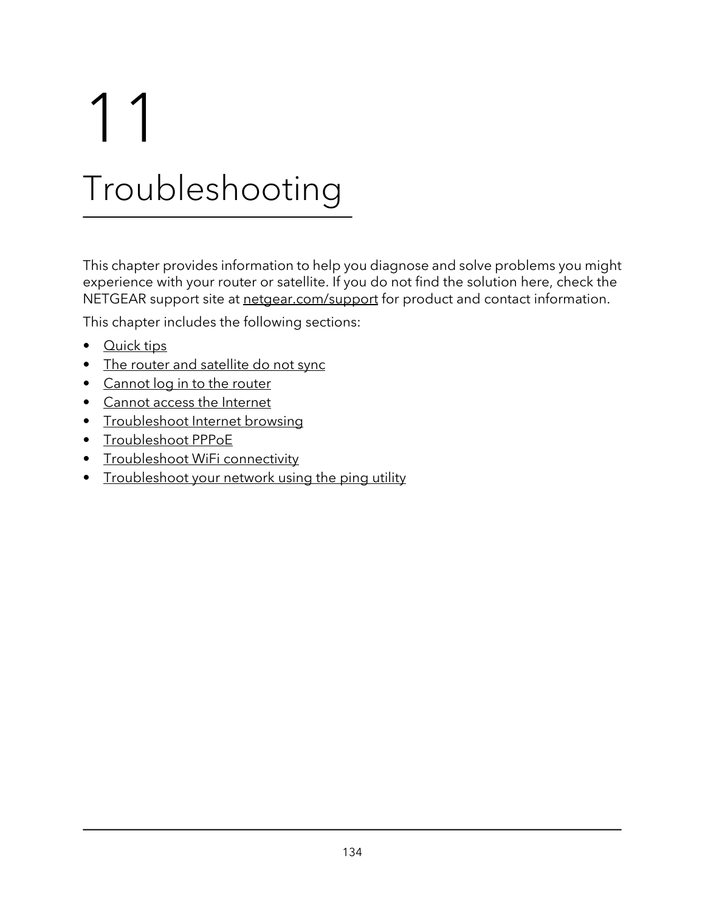# 11 Troubleshooting

This chapter provides information to help you diagnose and solve problems you might experience with your router or satellite. If you do not find the solution here, check the NETGEAR support site at netgear.com/support for product and contact information.

This chapter includes the following sections:

- Quick tips
- The router and satellite do not sync
- Cannot log in to the router
- Cannot access the Internet
- Troubleshoot Internet browsing
- Troubleshoot PPPoE
- Troubleshoot WiFi connectivity
- Troubleshoot your network using the ping utility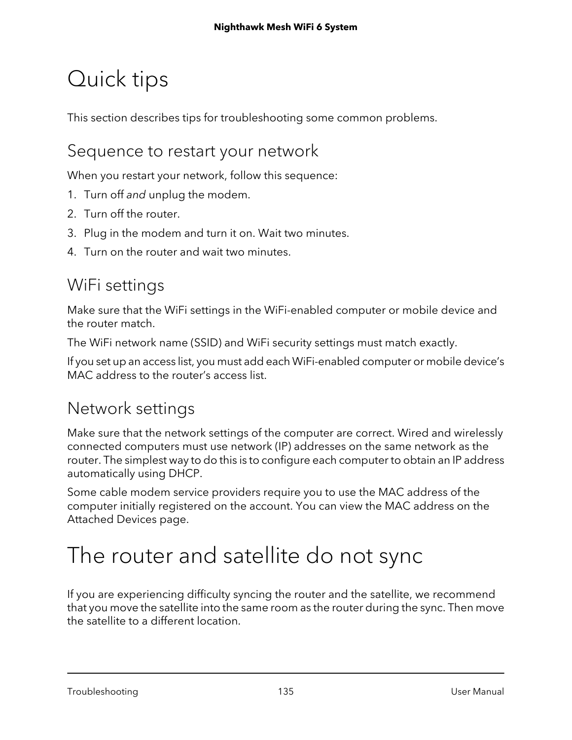# Quick tips

This section describes tips for troubleshooting some common problems.

## Sequence to restart your network

When you restart your network, follow this sequence:

1. Turn off *and* unplug the modem.
2. Turn off the router.
3. Plug in the modem and turn it on. Wait two minutes.
4. Turn on the router and wait two minutes.

## WiFi settings

Make sure that the WiFi settings in the WiFi-enabled computer or mobile device and the router match.

The WiFi network name (SSID) and WiFi security settings must match exactly.

If you set up an access list, you must add each WiFi-enabled computer or mobile device's MAC address to the router's access list.

## Network settings

Make sure that the network settings of the computer are correct. Wired and wirelessly connected computers must use network (IP) addresses on the same network as the router. The simplest way to do this is to configure each computer to obtain an IP address automatically using DHCP.

Some cable modem service providers require you to use the MAC address of the computer initially registered on the account. You can view the MAC address on the Attached Devices page.

# The router and satellite do not sync

If you are experiencing difficulty syncing the router and the satellite, we recommend that you move the satellite into the same room as the router during the sync. Then move the satellite to a different location.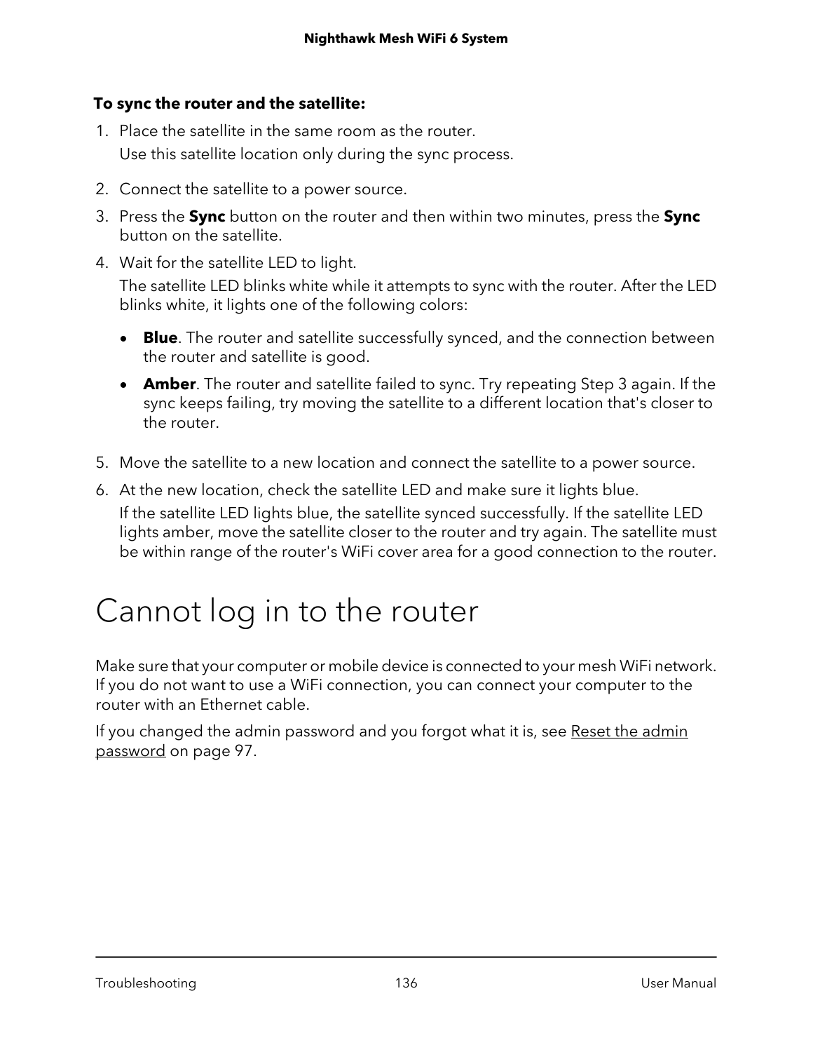**To sync the router and the satellite:**

1. Place the satellite in the same room as the router.

   Use this satellite location only during the sync process.

2. Connect the satellite to a power source.
3. Press the **Sync** button on the router and then within two minutes, press the **Sync** button on the satellite.
4. Wait for the satellite LED to light.

   The satellite LED blinks white while it attempts to sync with the router. After the LED blinks white, it lights one of the following colors:

   - **Blue**. The router and satellite successfully synced, and the connection between the router and satellite is good.
   - **Amber**. The router and satellite failed to sync. Try repeating Step 3 again. If the sync keeps failing, try moving the satellite to a different location that's closer to the router.

5. Move the satellite to a new location and connect the satellite to a power source.
6. At the new location, check the satellite LED and make sure it lights blue.

   If the satellite LED lights blue, the satellite synced successfully. If the satellite LED lights amber, move the satellite closer to the router and try again. The satellite must be within range of the router's WiFi cover area for a good connection to the router.

# Cannot log in to the router

Make sure that your computer or mobile device is connected to your mesh WiFi network. If you do not want to use a WiFi connection, you can connect your computer to the router with an Ethernet cable.

If you changed the admin password and you forgot what it is, see Reset the admin password on page 97.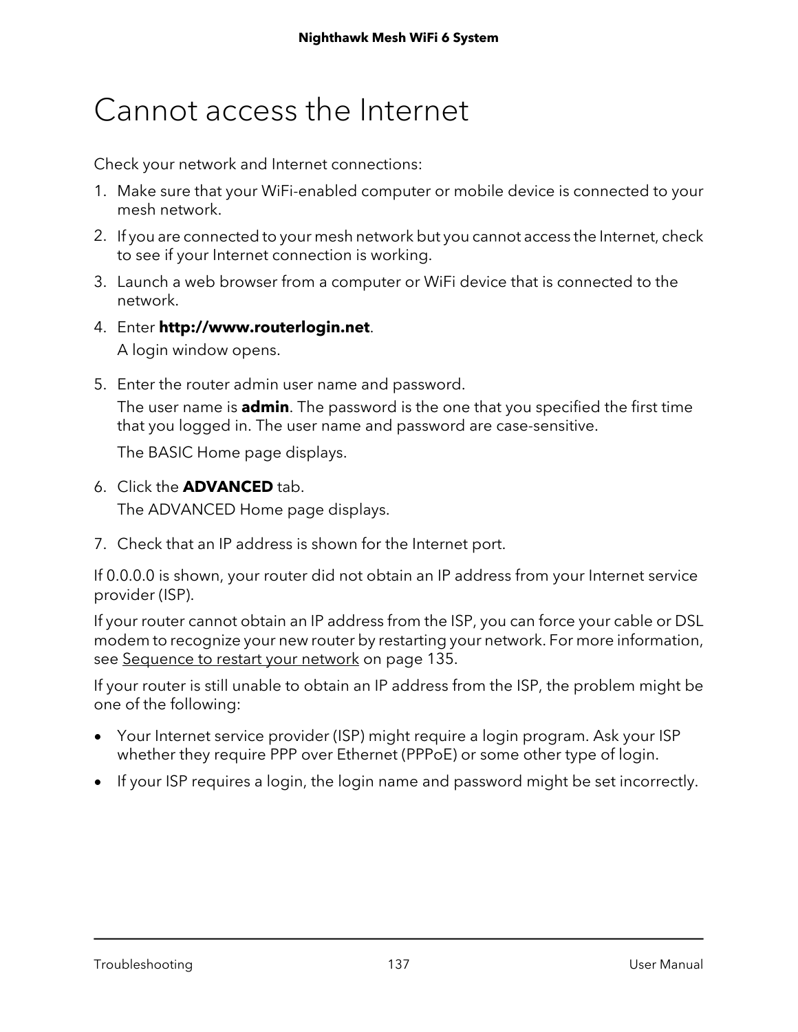# Cannot access the Internet

Check your network and Internet connections:

1. Make sure that your WiFi-enabled computer or mobile device is connected to your mesh network.
2. If you are connected to your mesh network but you cannot access the Internet, check to see if your Internet connection is working.
3. Launch a web browser from a computer or WiFi device that is connected to the network.
4. Enter **http://www.routerlogin.net**.

   A login window opens.

5. Enter the router admin user name and password.

   The user name is **admin**. The password is the one that you specified the first time that you logged in. The user name and password are case-sensitive.

   The BASIC Home page displays.

6. Click the **ADVANCED** tab.

   The ADVANCED Home page displays.

7. Check that an IP address is shown for the Internet port.

If 0.0.0.0 is shown, your router did not obtain an IP address from your Internet service provider (ISP).

If your router cannot obtain an IP address from the ISP, you can force your cable or DSL modem to recognize your new router by restarting your network. For more information, see Sequence to restart your network on page 135.

If your router is still unable to obtain an IP address from the ISP, the problem might be one of the following:

- Your Internet service provider (ISP) might require a login program. Ask your ISP whether they require PPP over Ethernet (PPPoE) or some other type of login.
- If your ISP requires a login, the login name and password might be set incorrectly.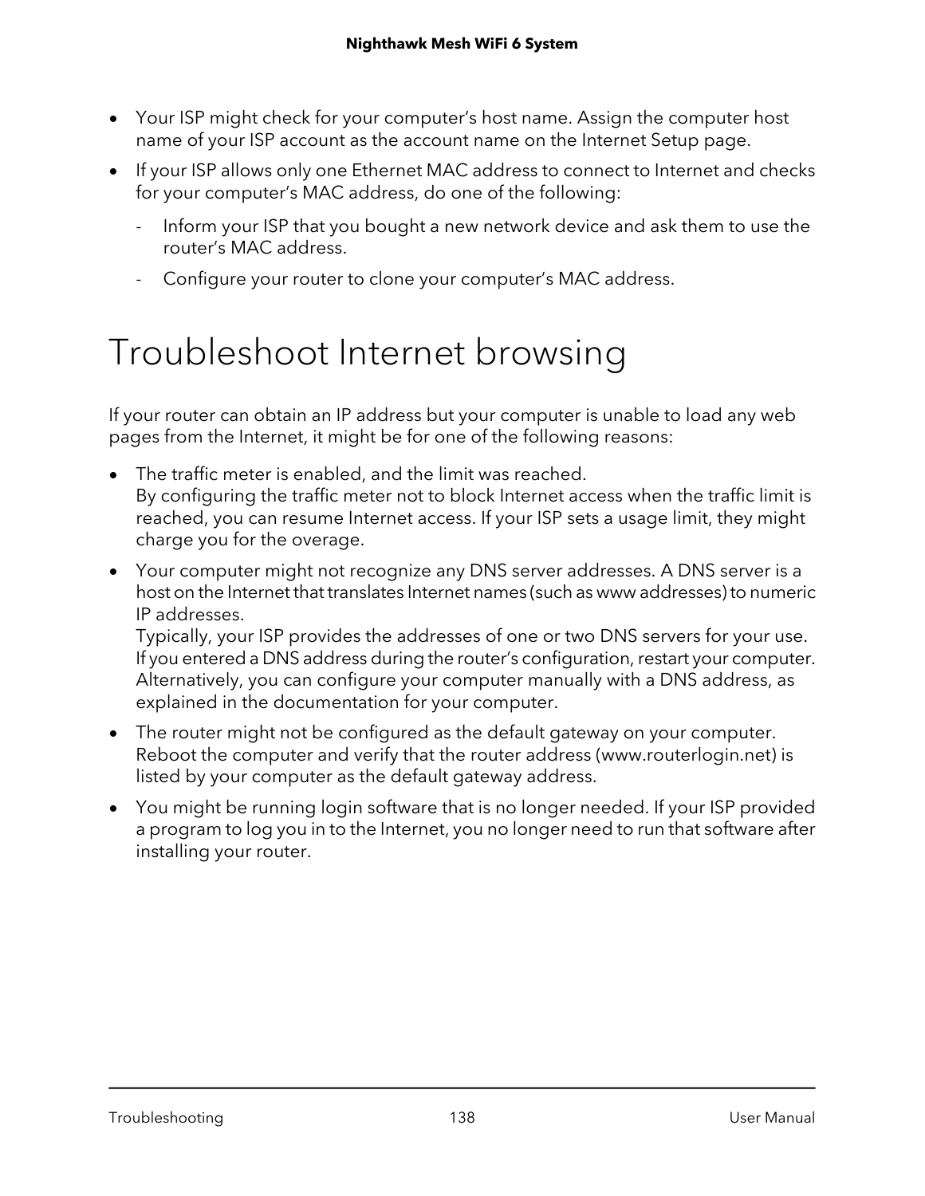- Your ISP might check for your computer's host name. Assign the computer host name of your ISP account as the account name on the Internet Setup page.
- If your ISP allows only one Ethernet MAC address to connect to Internet and checks for your computer's MAC address, do one of the following:
  - Inform your ISP that you bought a new network device and ask them to use the router's MAC address.
  - Configure your router to clone your computer's MAC address.

# Troubleshoot Internet browsing

If your router can obtain an IP address but your computer is unable to load any web pages from the Internet, it might be for one of the following reasons:

- The traffic meter is enabled, and the limit was reached.
  By configuring the traffic meter not to block Internet access when the traffic limit is reached, you can resume Internet access. If your ISP sets a usage limit, they might charge you for the overage.
- Your computer might not recognize any DNS server addresses. A DNS server is a host on the Internet that translates Internet names (such as www addresses) to numeric IP addresses.
  Typically, your ISP provides the addresses of one or two DNS servers for your use. If you entered a DNS address during the router's configuration, restart your computer. Alternatively, you can configure your computer manually with a DNS address, as explained in the documentation for your computer.
- The router might not be configured as the default gateway on your computer. Reboot the computer and verify that the router address (www.routerlogin.net) is listed by your computer as the default gateway address.
- You might be running login software that is no longer needed. If your ISP provided a program to log you in to the Internet, you no longer need to run that software after installing your router.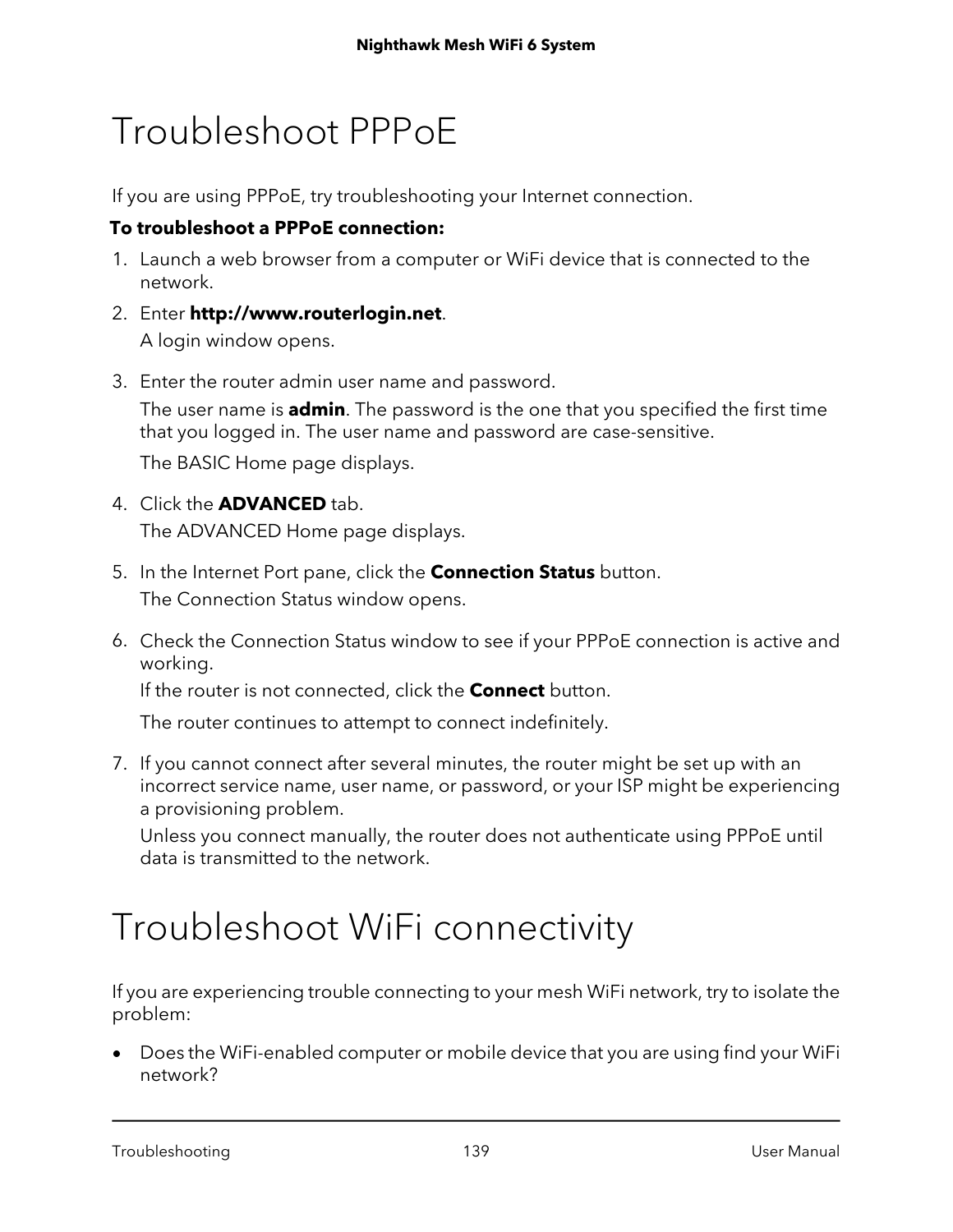# Troubleshoot PPPoE

If you are using PPPoE, try troubleshooting your Internet connection.

**To troubleshoot a PPPoE connection:**

1. Launch a web browser from a computer or WiFi device that is connected to the network.
2. Enter **http://www.routerlogin.net**.

   A login window opens.

3. Enter the router admin user name and password.

   The user name is **admin**. The password is the one that you specified the first time that you logged in. The user name and password are case-sensitive.

   The BASIC Home page displays.

4. Click the **ADVANCED** tab.

   The ADVANCED Home page displays.

5. In the Internet Port pane, click the **Connection Status** button.

   The Connection Status window opens.

6. Check the Connection Status window to see if your PPPoE connection is active and working.

   If the router is not connected, click the **Connect** button.

   The router continues to attempt to connect indefinitely.

7. If you cannot connect after several minutes, the router might be set up with an incorrect service name, user name, or password, or your ISP might be experiencing a provisioning problem.

   Unless you connect manually, the router does not authenticate using PPPoE until data is transmitted to the network.

# Troubleshoot WiFi connectivity

If you are experiencing trouble connecting to your mesh WiFi network, try to isolate the problem:

- Does the WiFi-enabled computer or mobile device that you are using find your WiFi network?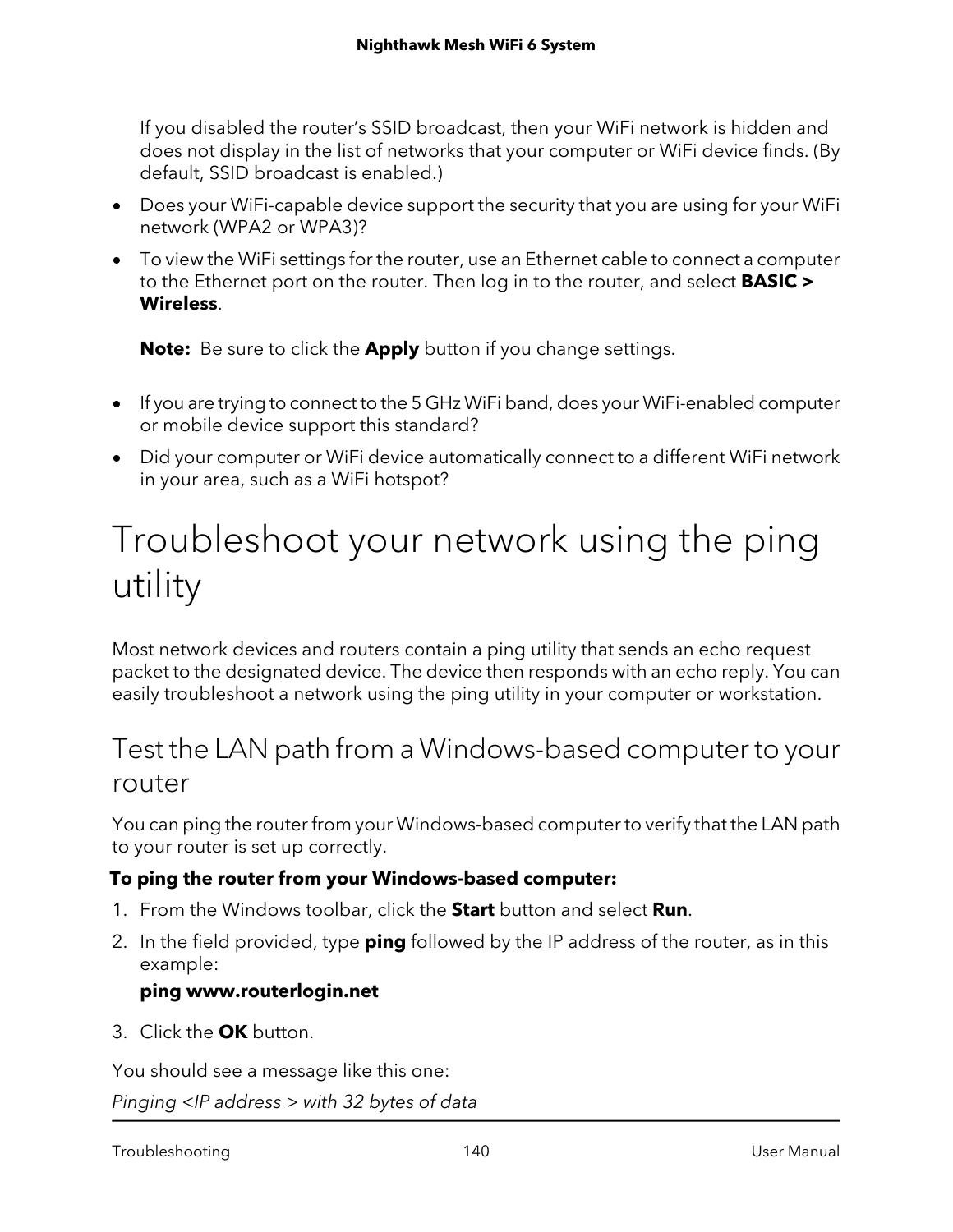If you disabled the router's SSID broadcast, then your WiFi network is hidden and does not display in the list of networks that your computer or WiFi device finds. (By default, SSID broadcast is enabled.)

- Does your WiFi-capable device support the security that you are using for your WiFi network (WPA2 or WPA3)?
- To view the WiFi settings for the router, use an Ethernet cable to connect a computer to the Ethernet port on the router. Then log in to the router, and select **BASIC > Wireless**.

  **Note:** Be sure to click the **Apply** button if you change settings.

- If you are trying to connect to the 5 GHz WiFi band, does your WiFi-enabled computer or mobile device support this standard?
- Did your computer or WiFi device automatically connect to a different WiFi network in your area, such as a WiFi hotspot?

# Troubleshoot your network using the ping utility

Most network devices and routers contain a ping utility that sends an echo request packet to the designated device. The device then responds with an echo reply. You can easily troubleshoot a network using the ping utility in your computer or workstation.

## Test the LAN path from a Windows-based computer to your router

You can ping the router from your Windows-based computer to verify that the LAN path to your router is set up correctly.

**To ping the router from your Windows-based computer:**

1. From the Windows toolbar, click the **Start** button and select **Run**.
2. In the field provided, type **ping** followed by the IP address of the router, as in this example:

   **ping www.routerlogin.net**

3. Click the **OK** button.

You should see a message like this one:

*Pinging <IP address > with 32 bytes of data*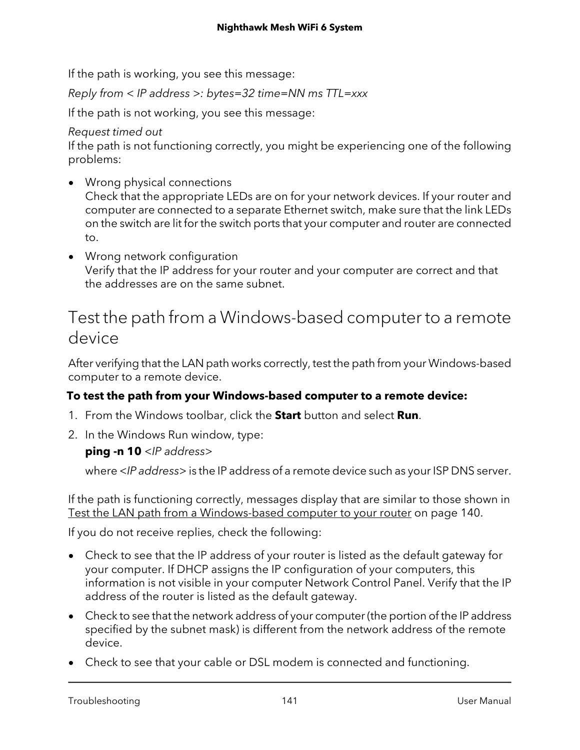If the path is working, you see this message:

*Reply from < IP address >: bytes=32 time=NN ms TTL=xxx*

If the path is not working, you see this message:

*Request timed out*
If the path is not functioning correctly, you might be experiencing one of the following problems:

- Wrong physical connections
  Check that the appropriate LEDs are on for your network devices. If your router and computer are connected to a separate Ethernet switch, make sure that the link LEDs on the switch are lit for the switch ports that your computer and router are connected to.
- Wrong network configuration
  Verify that the IP address for your router and your computer are correct and that the addresses are on the same subnet.

## Test the path from a Windows-based computer to a remote device

After verifying that the LAN path works correctly, test the path from your Windows-based computer to a remote device.

**To test the path from your Windows-based computer to a remote device:**

1. From the Windows toolbar, click the **Start** button and select **Run**.
2. In the Windows Run window, type:
   **ping -n 10** *<IP address>*
   where *<IP address>* is the IP address of a remote device such as your ISP DNS server.

If the path is functioning correctly, messages display that are similar to those shown in Test the LAN path from a Windows-based computer to your router on page 140.

If you do not receive replies, check the following:

- Check to see that the IP address of your router is listed as the default gateway for your computer. If DHCP assigns the IP configuration of your computers, this information is not visible in your computer Network Control Panel. Verify that the IP address of the router is listed as the default gateway.
- Check to see that the network address of your computer (the portion of the IP address specified by the subnet mask) is different from the network address of the remote device.
- Check to see that your cable or DSL modem is connected and functioning.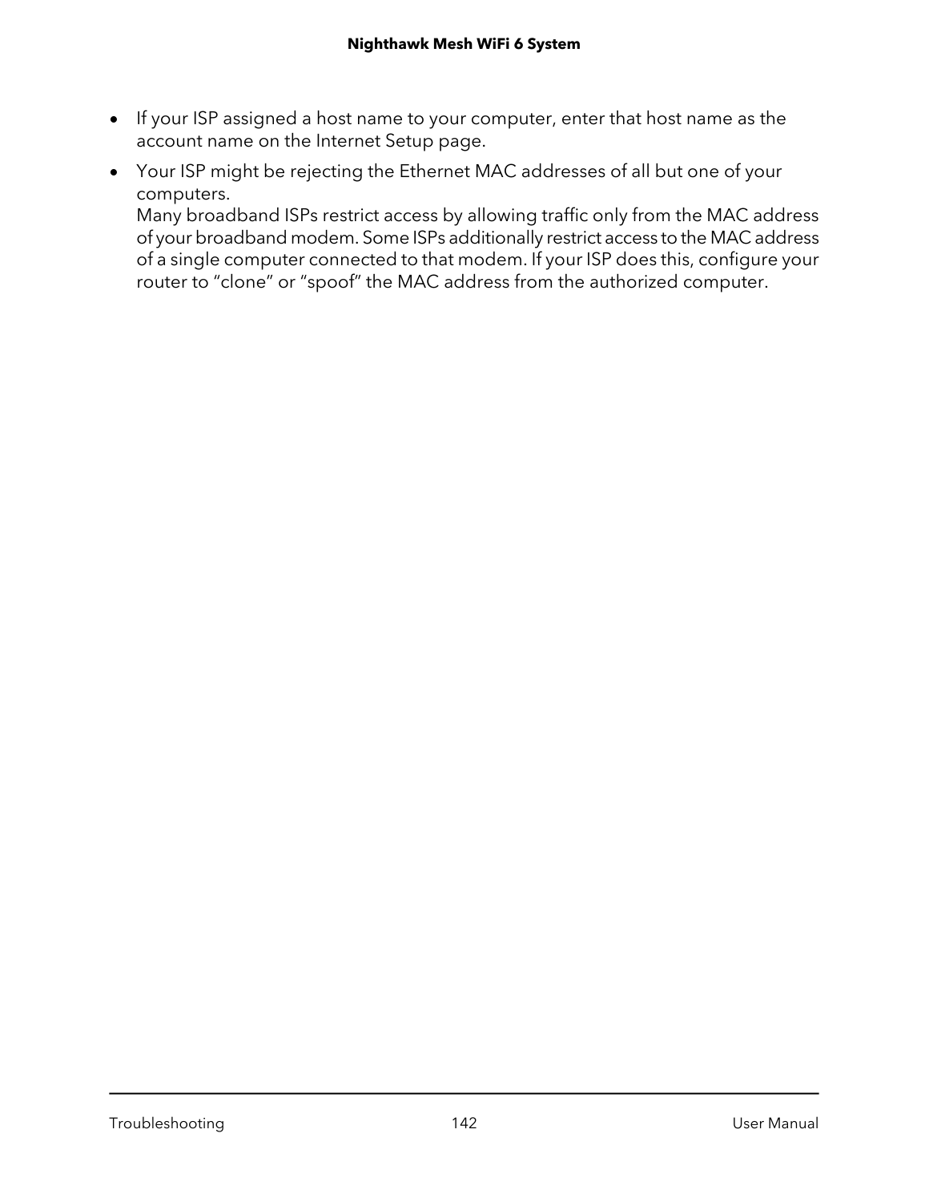- If your ISP assigned a host name to your computer, enter that host name as the account name on the Internet Setup page.
- Your ISP might be rejecting the Ethernet MAC addresses of all but one of your computers.
  Many broadband ISPs restrict access by allowing traffic only from the MAC address of your broadband modem. Some ISPs additionally restrict access to the MAC address of a single computer connected to that modem. If your ISP does this, configure your router to “clone” or “spoof” the MAC address from the authorized computer.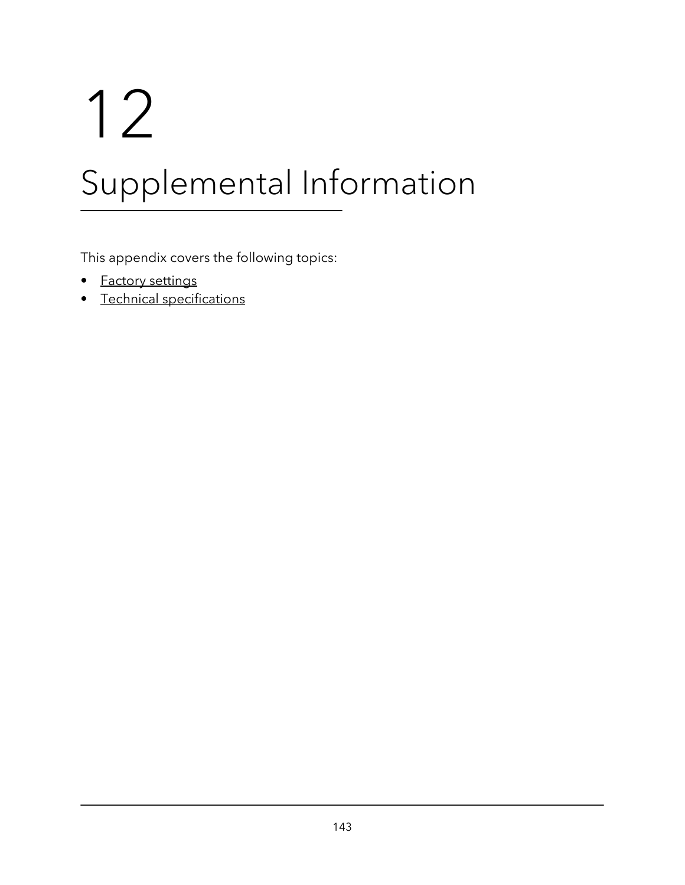# 12
# Supplemental Information

This appendix covers the following topics:

- Factory settings
- Technical specifications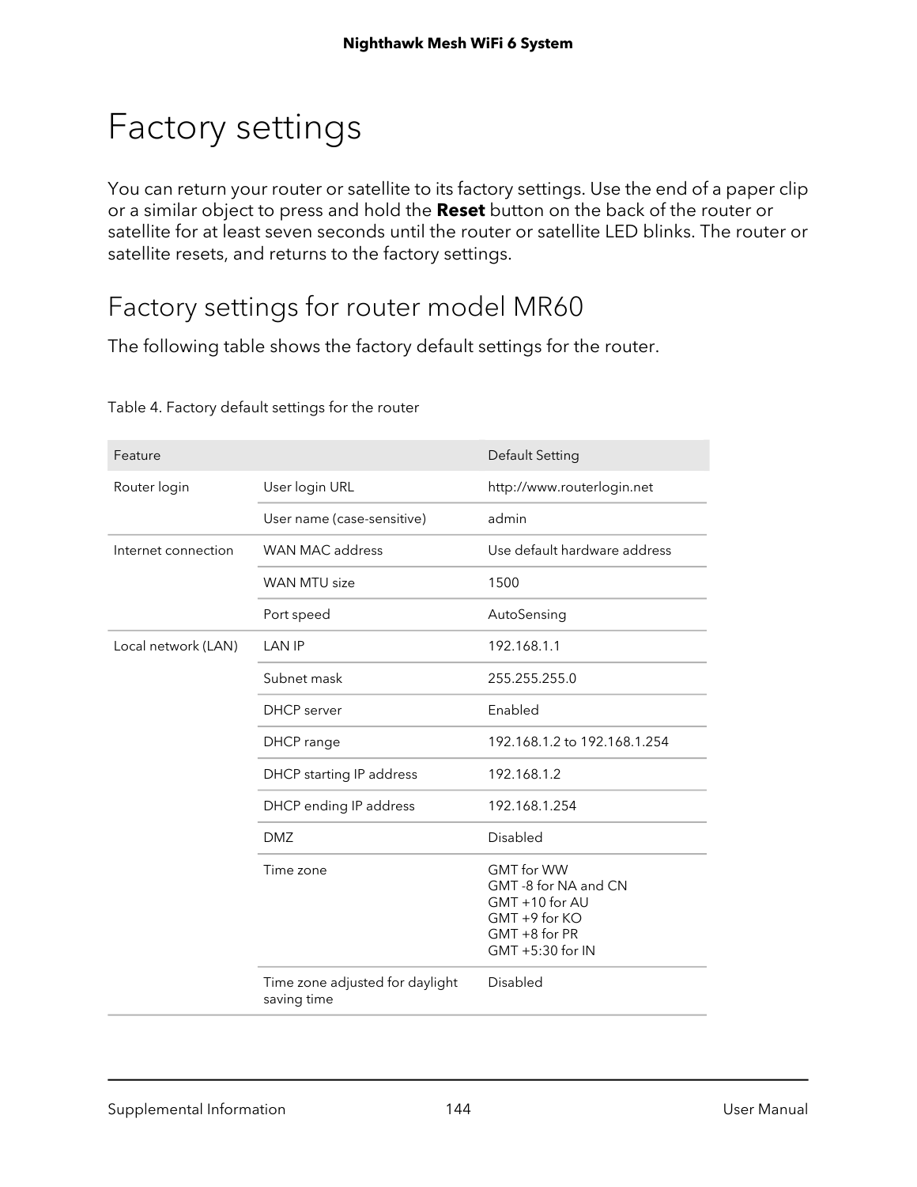# Factory settings

You can return your router or satellite to its factory settings. Use the end of a paper clip or a similar object to press and hold the **Reset** button on the back of the router or satellite for at least seven seconds until the router or satellite LED blinks. The router or satellite resets, and returns to the factory settings.

## Factory settings for router model MR60

The following table shows the factory default settings for the router.

Table 4. Factory default settings for the router

| Feature | | Default Setting |
|---|---|---|
| Router login | User login URL | http://www.routerlogin.net |
| | User name (case-sensitive) | admin |
| Internet connection | WAN MAC address | Use default hardware address |
| | WAN MTU size | 1500 |
| | Port speed | AutoSensing |
| Local network (LAN) | LAN IP | 192.168.1.1 |
| | Subnet mask | 255.255.255.0 |
| | DHCP server | Enabled |
| | DHCP range | 192.168.1.2 to 192.168.1.254 |
| | DHCP starting IP address | 192.168.1.2 |
| | DHCP ending IP address | 192.168.1.254 |
| | DMZ | Disabled |
| | Time zone | GMT for WW<br>GMT -8 for NA and CN<br>GMT +10 for AU<br>GMT +9 for KO<br>GMT +8 for PR<br>GMT +5:30 for IN |
| | Time zone adjusted for daylight saving time | Disabled |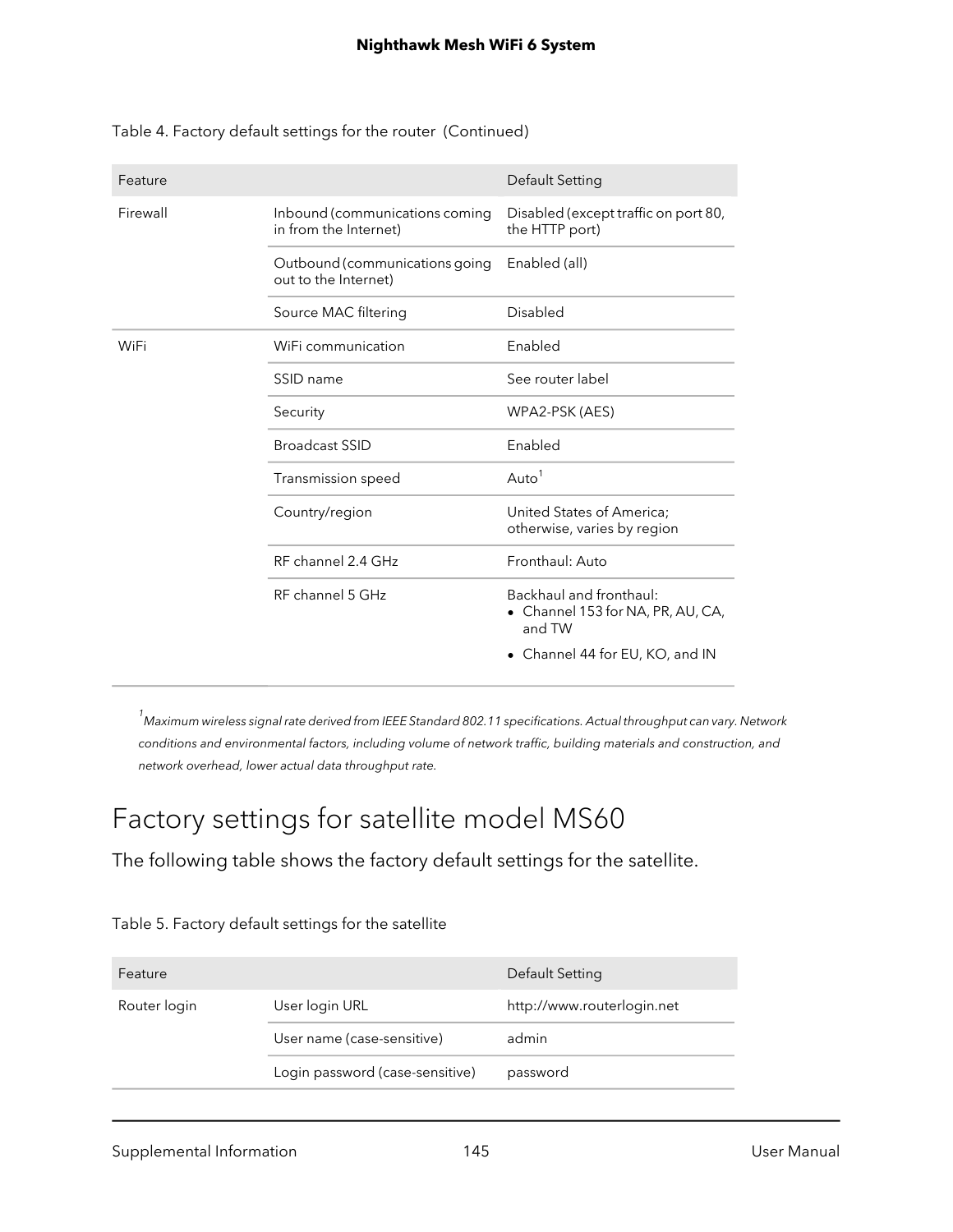Table 4. Factory default settings for the router (Continued)

| Feature | | Default Setting |
| --- | --- | --- |
| Firewall | Inbound (communications coming in from the Internet) | Disabled (except traffic on port 80, the HTTP port) |
| | Outbound (communications going out to the Internet) | Enabled (all) |
| | Source MAC filtering | Disabled |
| WiFi | WiFi communication | Enabled |
| | SSID name | See router label |
| | Security | WPA2-PSK (AES) |
| | Broadcast SSID | Enabled |
| | Transmission speed | Auto[1] |
| | Country/region | United States of America; otherwise, varies by region |
| | RF channel 2.4 GHz | Fronthaul: Auto |
| | RF channel 5 GHz | Backhaul and fronthaul: • Channel 153 for NA, PR, AU, CA, and TW • Channel 44 for EU, KO, and IN |

*[1] Maximum wireless signal rate derived from IEEE Standard 802.11 specifications. Actual throughput can vary. Network conditions and environmental factors, including volume of network traffic, building materials and construction, and network overhead, lower actual data throughput rate.*

# Factory settings for satellite model MS60

The following table shows the factory default settings for the satellite.

Table 5. Factory default settings for the satellite

| Feature | | Default Setting |
| --- | --- | --- |
| Router login | User login URL | http://www.routerlogin.net |
| | User name (case-sensitive) | admin |
| | Login password (case-sensitive) | password |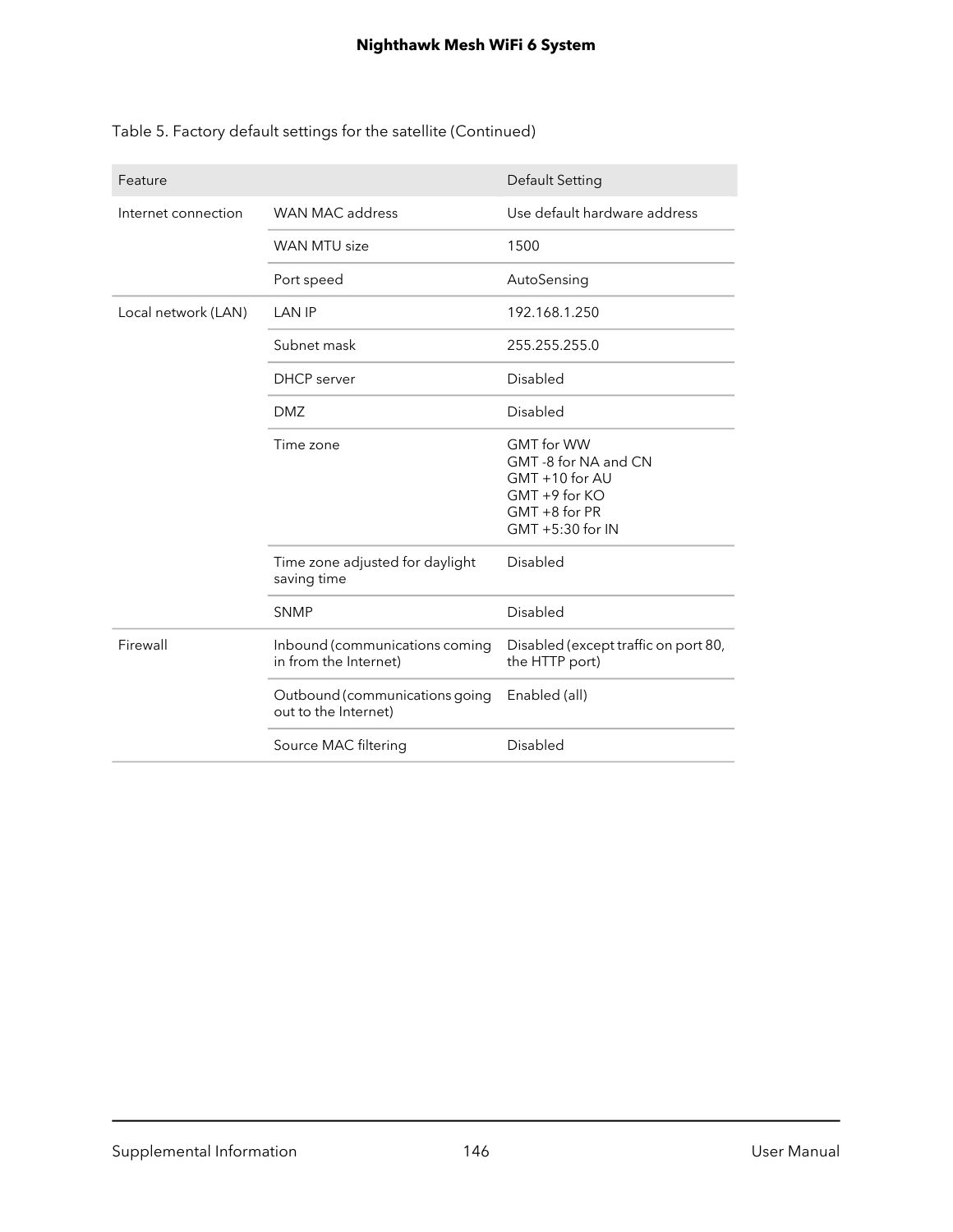Table 5. Factory default settings for the satellite (Continued)

| Feature | | Default Setting |
|---|---|---|
| Internet connection | WAN MAC address | Use default hardware address |
| | WAN MTU size | 1500 |
| | Port speed | AutoSensing |
| Local network (LAN) | LAN IP | 192.168.1.250 |
| | Subnet mask | 255.255.255.0 |
| | DHCP server | Disabled |
| | DMZ | Disabled |
| | Time zone | GMT for WW<br>GMT -8 for NA and CN<br>GMT +10 for AU<br>GMT +9 for KO<br>GMT +8 for PR<br>GMT +5:30 for IN |
| | Time zone adjusted for daylight saving time | Disabled |
| | SNMP | Disabled |
| Firewall | Inbound (communications coming in from the Internet) | Disabled (except traffic on port 80, the HTTP port) |
| | Outbound (communications going out to the Internet) | Enabled (all) |
| | Source MAC filtering | Disabled |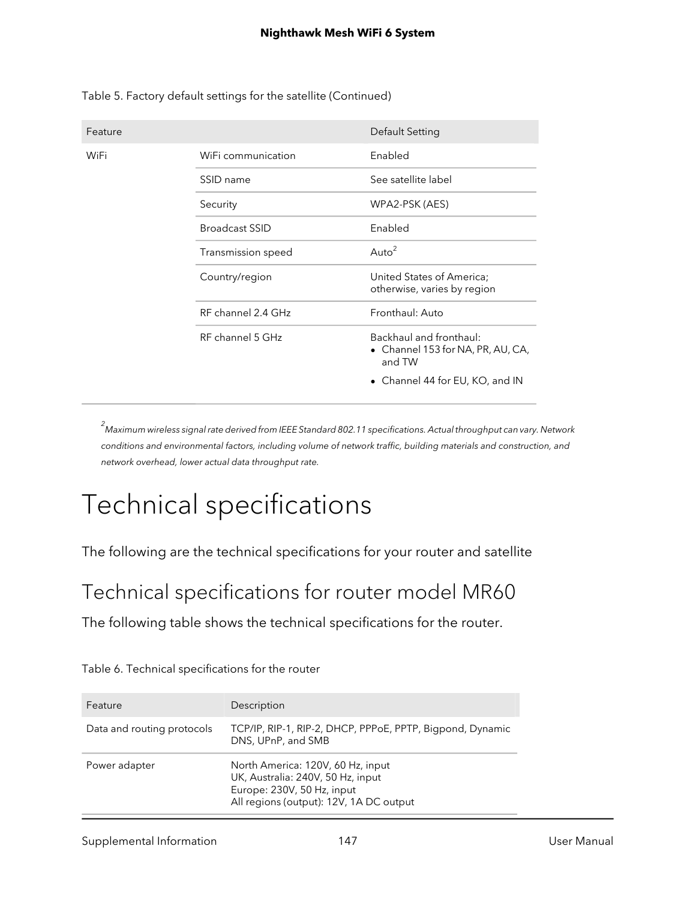Table 5. Factory default settings for the satellite (Continued)

| Feature | | Default Setting |
|---|---|---|
| WiFi | WiFi communication | Enabled |
| | SSID name | See satellite label |
| | Security | WPA2-PSK (AES) |
| | Broadcast SSID | Enabled |
| | Transmission speed | Auto[2] |
| | Country/region | United States of America; otherwise, varies by region |
| | RF channel 2.4 GHz | Fronthaul: Auto |
| | RF channel 5 GHz | Backhaul and fronthaul:<br>• Channel 153 for NA, PR, AU, CA, and TW<br>• Channel 44 for EU, KO, and IN |

*[2] Maximum wireless signal rate derived from IEEE Standard 802.11 specifications. Actual throughput can vary. Network conditions and environmental factors, including volume of network traffic, building materials and construction, and network overhead, lower actual data throughput rate.*

# Technical specifications

The following are the technical specifications for your router and satellite

## Technical specifications for router model MR60

The following table shows the technical specifications for the router.

Table 6. Technical specifications for the router

| Feature | Description |
|---|---|
| Data and routing protocols | TCP/IP, RIP-1, RIP-2, DHCP, PPPoE, PPTP, Bigpond, Dynamic DNS, UPnP, and SMB |
| Power adapter | North America: 120V, 60 Hz, input<br>UK, Australia: 240V, 50 Hz, input<br>Europe: 230V, 50 Hz, input<br>All regions (output): 12V, 1A DC output |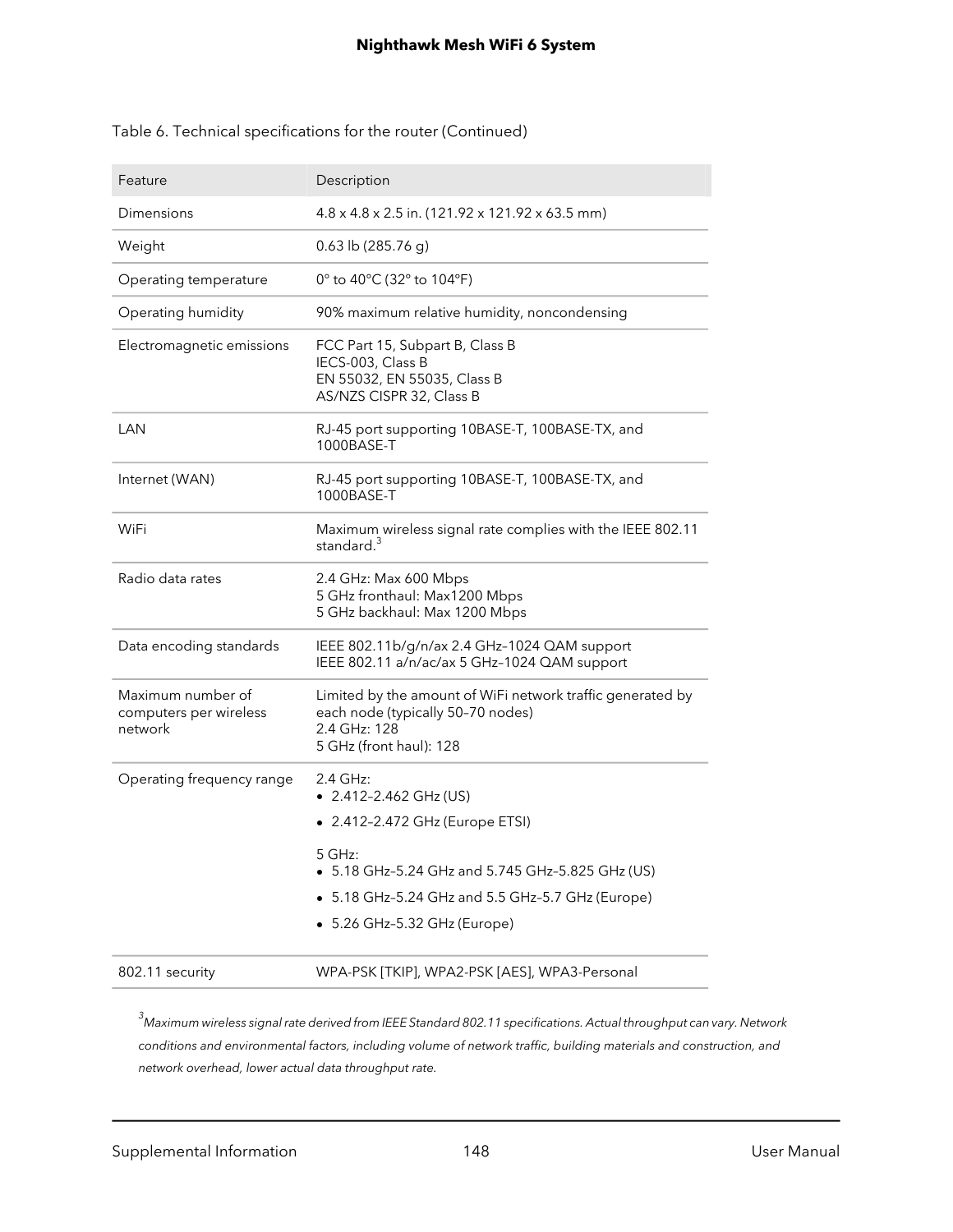Table 6. Technical specifications for the router (Continued)

| Feature | Description |
|---|---|
| Dimensions | 4.8 x 4.8 x 2.5 in. (121.92 x 121.92 x 63.5 mm) |
| Weight | 0.63 lb (285.76 g) |
| Operating temperature | 0° to 40°C (32° to 104°F) |
| Operating humidity | 90% maximum relative humidity, noncondensing |
| Electromagnetic emissions | FCC Part 15, Subpart B, Class B<br>IECS-003, Class B<br>EN 55032, EN 55035, Class B<br>AS/NZS CISPR 32, Class B |
| LAN | RJ-45 port supporting 10BASE-T, 100BASE-TX, and 1000BASE-T |
| Internet (WAN) | RJ-45 port supporting 10BASE-T, 100BASE-TX, and 1000BASE-T |
| WiFi | Maximum wireless signal rate complies with the IEEE 802.11 standard.[3] |
| Radio data rates | 2.4 GHz: Max 600 Mbps<br>5 GHz fronthaul: Max1200 Mbps<br>5 GHz backhaul: Max 1200 Mbps |
| Data encoding standards | IEEE 802.11b/g/n/ax 2.4 GHz–1024 QAM support<br>IEEE 802.11 a/n/ac/ax 5 GHz–1024 QAM support |
| Maximum number of computers per wireless network | Limited by the amount of WiFi network traffic generated by each node (typically 50–70 nodes)<br>2.4 GHz: 128<br>5 GHz (front haul): 128 |
| Operating frequency range | 2.4 GHz:<br>• 2.412–2.462 GHz (US)<br>• 2.412–2.472 GHz (Europe ETSI)<br>5 GHz:<br>• 5.18 GHz–5.24 GHz and 5.745 GHz–5.825 GHz (US)<br>• 5.18 GHz–5.24 GHz and 5.5 GHz–5.7 GHz (Europe)<br>• 5.26 GHz–5.32 GHz (Europe) |
| 802.11 security | WPA-PSK [TKIP], WPA2-PSK [AES], WPA3-Personal |

*[3] Maximum wireless signal rate derived from IEEE Standard 802.11 specifications. Actual throughput can vary. Network conditions and environmental factors, including volume of network traffic, building materials and construction, and network overhead, lower actual data throughput rate.*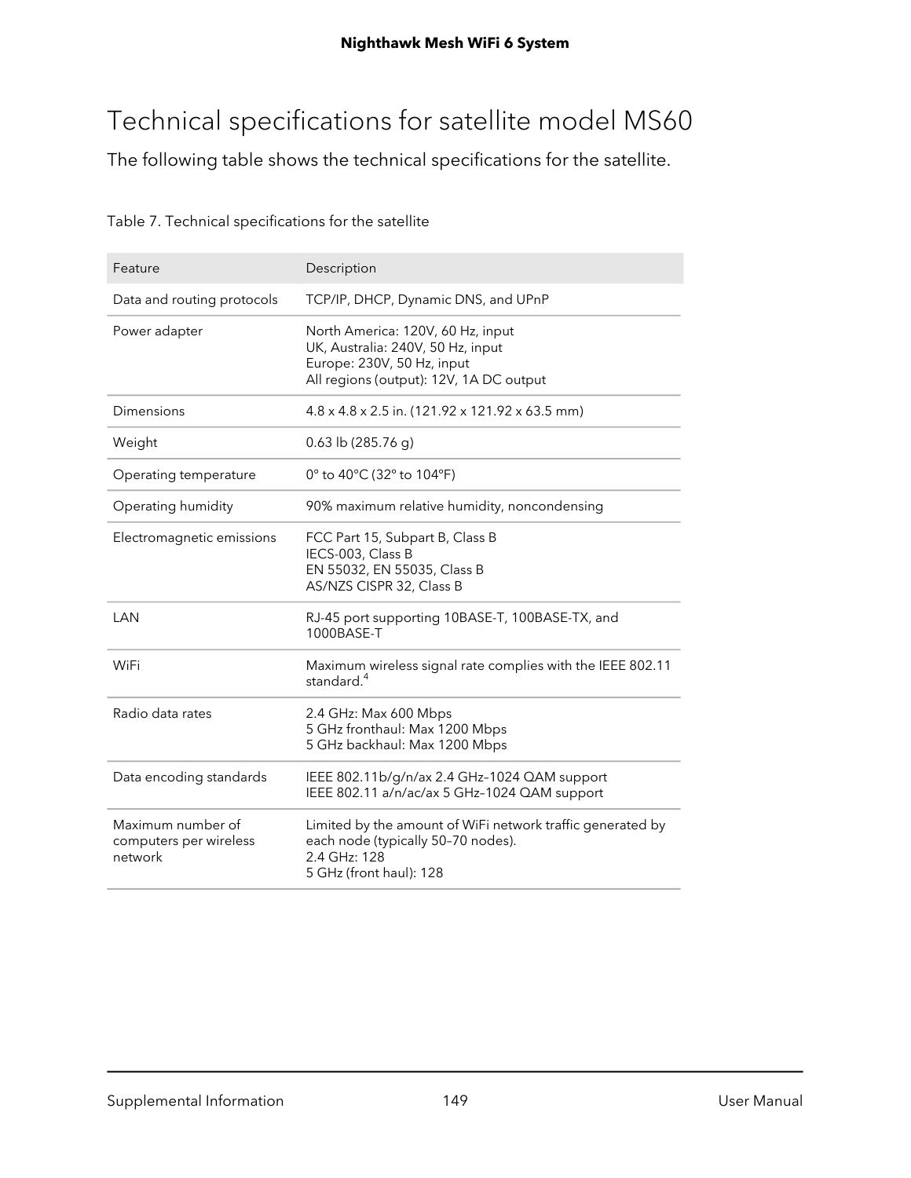# Technical specifications for satellite model MS60

The following table shows the technical specifications for the satellite.

Table 7. Technical specifications for the satellite

| Feature | Description |
|---|---|
| Data and routing protocols | TCP/IP, DHCP, Dynamic DNS, and UPnP |
| Power adapter | North America: 120V, 60 Hz, input<br>UK, Australia: 240V, 50 Hz, input<br>Europe: 230V, 50 Hz, input<br>All regions (output): 12V, 1A DC output |
| Dimensions | 4.8 x 4.8 x 2.5 in. (121.92 x 121.92 x 63.5 mm) |
| Weight | 0.63 lb (285.76 g) |
| Operating temperature | 0° to 40°C (32° to 104°F) |
| Operating humidity | 90% maximum relative humidity, noncondensing |
| Electromagnetic emissions | FCC Part 15, Subpart B, Class B<br>IECS-003, Class B<br>EN 55032, EN 55035, Class B<br>AS/NZS CISPR 32, Class B |
| LAN | RJ-45 port supporting 10BASE-T, 100BASE-TX, and 1000BASE-T |
| WiFi | Maximum wireless signal rate complies with the IEEE 802.11 standard.[4] |
| Radio data rates | 2.4 GHz: Max 600 Mbps<br>5 GHz fronthaul: Max 1200 Mbps<br>5 GHz backhaul: Max 1200 Mbps |
| Data encoding standards | IEEE 802.11b/g/n/ax 2.4 GHz–1024 QAM support<br>IEEE 802.11 a/n/ac/ax 5 GHz–1024 QAM support |
| Maximum number of computers per wireless network | Limited by the amount of WiFi network traffic generated by each node (typically 50–70 nodes).<br>2.4 GHz: 128<br>5 GHz (front haul): 128 |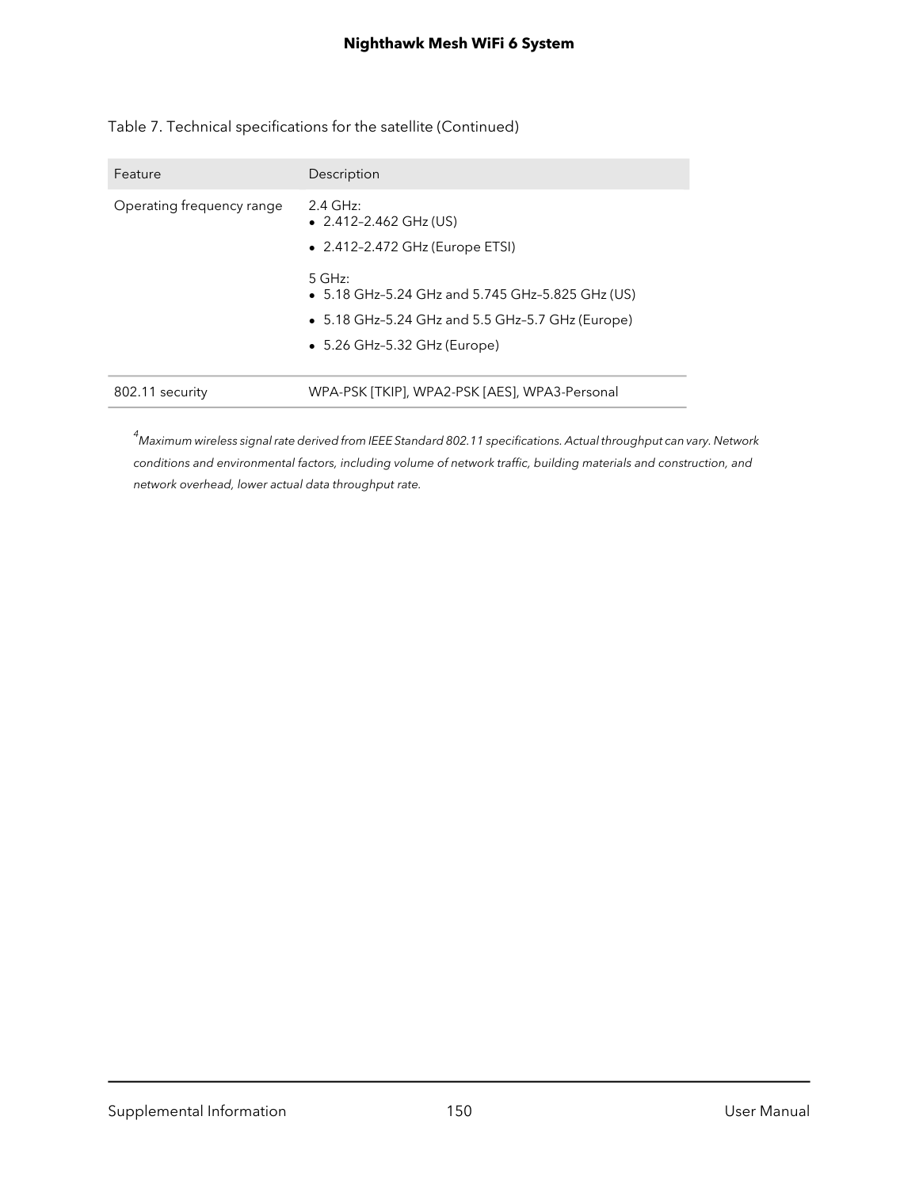Table 7. Technical specifications for the satellite (Continued)

| Feature | Description |
|---|---|
| Operating frequency range | 2.4 GHz:<br>• 2.412–2.462 GHz (US)<br>• 2.412–2.472 GHz (Europe ETSI)<br><br>5 GHz:<br>• 5.18 GHz–5.24 GHz and 5.745 GHz–5.825 GHz (US)<br>• 5.18 GHz–5.24 GHz and 5.5 GHz–5.7 GHz (Europe)<br>• 5.26 GHz–5.32 GHz (Europe) |
| 802.11 security | WPA-PSK [TKIP], WPA2-PSK [AES], WPA3-Personal |

[4] *Maximum wireless signal rate derived from IEEE Standard 802.11 specifications. Actual throughput can vary. Network conditions and environmental factors, including volume of network traffic, building materials and construction, and network overhead, lower actual data throughput rate.*